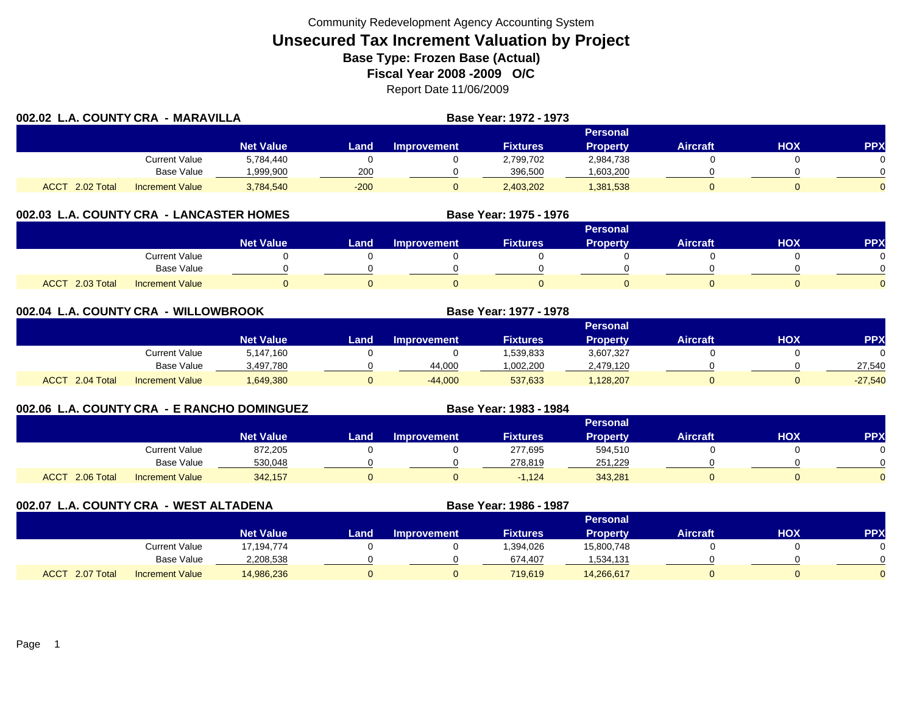Community Redevelopment Agency Accounting System

# Unsecured Tax Increment Valuation by Project

**Base Type: Frozen Base (Actual)**

**Fiscal Year 2008 -2009 O/C**

Report Date 11/06/2009

## 002.02 L.A. COUNTY CRA - MARAVILLA

**Base Year: 1972 - 1973**

| | | Net Value | Land | Improvement | Fixtures | Personal Property | Aircraft | HOX | PPX |
|---|---|---|---|---|---|---|---|---|---|
| | Current Value | 5,784,440 | 0 | 0 | 2,799,702 | 2,984,738 | 0 | 0 | 0 |
| | Base Value | 1,999,900 | 200 | 0 | 396,500 | 1,603,200 | 0 | 0 | 0 |
| ACCT 2.02 Total | Increment Value | 3,784,540 | -200 | 0 | 2,403,202 | 1,381,538 | 0 | 0 | 0 |

## 002.03 L.A. COUNTY CRA - LANCASTER HOMES

**Base Year: 1975 - 1976**

| | | Net Value | Land | Improvement | Fixtures | Personal Property | Aircraft | HOX | PPX |
|---|---|---|---|---|---|---|---|---|---|
| | Current Value | 0 | 0 | 0 | 0 | 0 | 0 | 0 | 0 |
| | Base Value | 0 | 0 | 0 | 0 | 0 | 0 | 0 | 0 |
| ACCT 2.03 Total | Increment Value | 0 | 0 | 0 | 0 | 0 | 0 | 0 | 0 |

## 002.04 L.A. COUNTY CRA - WILLOWBROOK

**Base Year: 1977 - 1978**

| | | Net Value | Land | Improvement | Fixtures | Personal Property | Aircraft | HOX | PPX |
|---|---|---|---|---|---|---|---|---|---|
| | Current Value | 5,147,160 | 0 | 0 | 1,539,833 | 3,607,327 | 0 | 0 | 0 |
| | Base Value | 3,497,780 | 0 | 44,000 | 1,002,200 | 2,479,120 | 0 | 0 | 27,540 |
| ACCT 2.04 Total | Increment Value | 1,649,380 | 0 | -44,000 | 537,633 | 1,128,207 | 0 | 0 | -27,540 |

## 002.06 L.A. COUNTY CRA - E RANCHO DOMINGUEZ

**Base Year: 1983 - 1984**

| | | Net Value | Land | Improvement | Fixtures | Personal Property | Aircraft | HOX | PPX |
|---|---|---|---|---|---|---|---|---|---|
| | Current Value | 872,205 | 0 | 0 | 277,695 | 594,510 | 0 | 0 | 0 |
| | Base Value | 530,048 | 0 | 0 | 278,819 | 251,229 | 0 | 0 | 0 |
| ACCT 2.06 Total | Increment Value | 342,157 | 0 | 0 | -1,124 | 343,281 | 0 | 0 | 0 |

## 002.07 L.A. COUNTY CRA - WEST ALTADENA

**Base Year: 1986 - 1987**

| | | Net Value | Land | Improvement | Fixtures | Personal Property | Aircraft | HOX | PPX |
|---|---|---|---|---|---|---|---|---|---|
| | Current Value | 17,194,774 | 0 | 0 | 1,394,026 | 15,800,748 | 0 | 0 | 0 |
| | Base Value | 2,208,538 | 0 | 0 | 674,407 | 1,534,131 | 0 | 0 | 0 |
| ACCT 2.07 Total | Increment Value | 14,986,236 | 0 | 0 | 719,619 | 14,266,617 | 0 | 0 | 0 |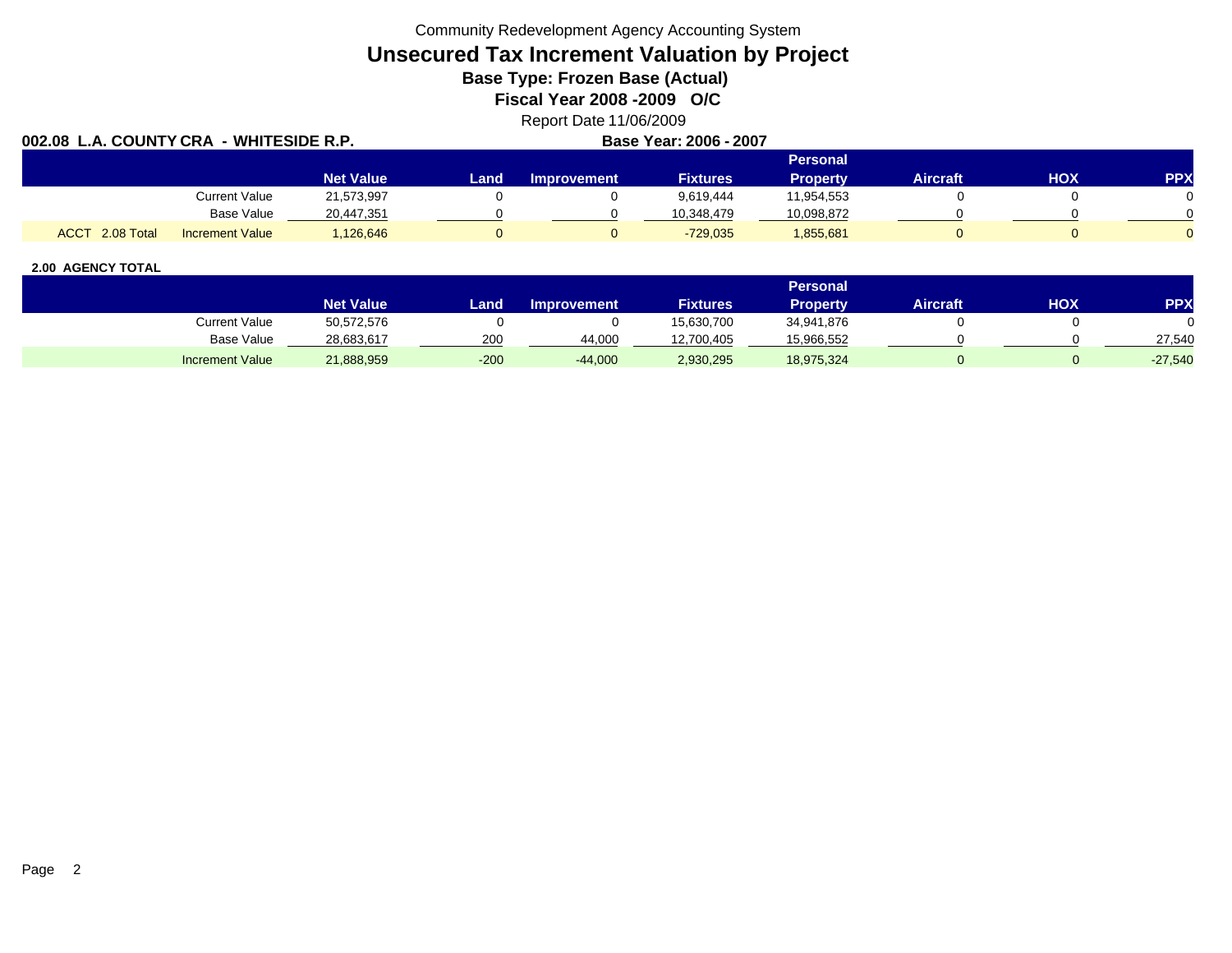Community Redevelopment Agency Accounting System

# Unsecured Tax Increment Valuation by Project

### Base Type: Frozen Base (Actual)

### Fiscal Year 2008 -2009 O/C

Report Date 11/06/2009

**002.08 L.A. COUNTY CRA - WHITESIDE R.P.** **Base Year: 2006 - 2007**

| | | Net Value | Land | Improvement | Fixtures | Personal Property | Aircraft | HOX | PPX |
|---|---|---|---|---|---|---|---|---|---|
| | Current Value | 21,573,997 | 0 | 0 | 9,619,444 | 11,954,553 | 0 | 0 | 0 |
| | Base Value | 20,447,351 | 0 | 0 | 10,348,479 | 10,098,872 | 0 | 0 | 0 |
| ACCT 2.08 Total | Increment Value | 1,126,646 | 0 | 0 | -729,035 | 1,855,681 | 0 | 0 | 0 |

**2.00 AGENCY TOTAL**

| | Net Value | Land | Improvement | Fixtures | Personal Property | Aircraft | HOX | PPX |
|---|---|---|---|---|---|---|---|---|
| Current Value | 50,572,576 | 0 | 0 | 15,630,700 | 34,941,876 | 0 | 0 | 0 |
| Base Value | 28,683,617 | 200 | 44,000 | 12,700,405 | 15,966,552 | 0 | 0 | 27,540 |
| Increment Value | 21,888,959 | -200 | -44,000 | 2,930,295 | 18,975,324 | 0 | 0 | -27,540 |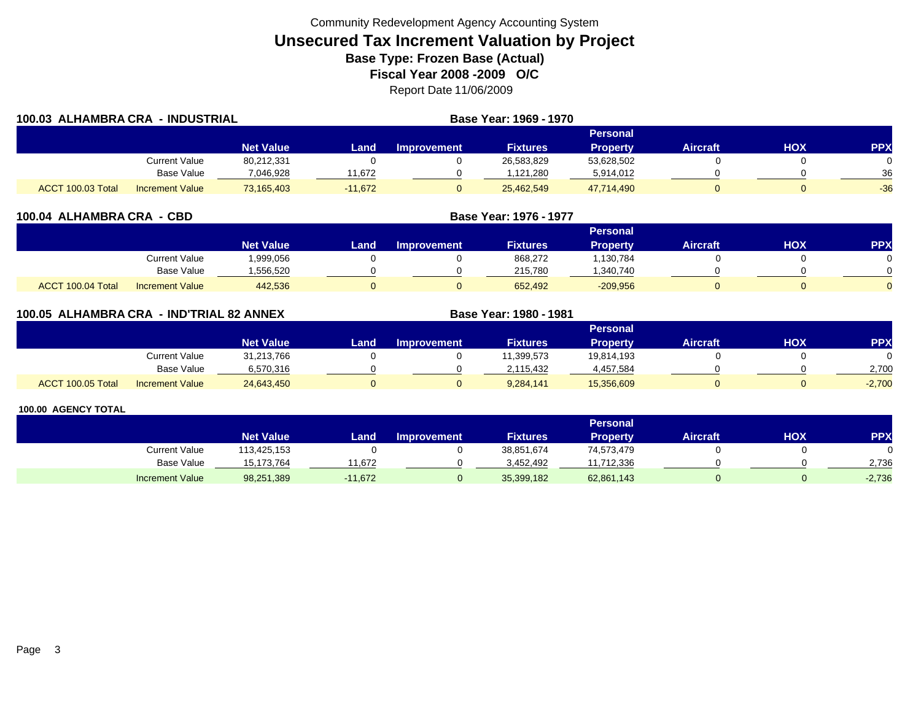Community Redevelopment Agency Accounting System

# Unsecured Tax Increment Valuation by Project

## Base Type: Frozen Base (Actual)

## Fiscal Year 2008 -2009 O/C

Report Date 11/06/2009

### 100.03 ALHAMBRA CRA - INDUSTRIAL

**Base Year: 1969 - 1970**

| | | Net Value | Land | Improvement | Fixtures | Personal Property | Aircraft | HOX | PPX |
|---|---|---|---|---|---|---|---|---|---|
| | Current Value | 80,212,331 | 0 | 0 | 26,583,829 | 53,628,502 | 0 | 0 | 0 |
| | Base Value | 7,046,928 | 11,672 | 0 | 1,121,280 | 5,914,012 | 0 | 0 | 36 |
| ACCT 100.03 Total | Increment Value | 73,165,403 | -11,672 | 0 | 25,462,549 | 47,714,490 | 0 | 0 | -36 |

### 100.04 ALHAMBRA CRA - CBD

**Base Year: 1976 - 1977**

| | | Net Value | Land | Improvement | Fixtures | Personal Property | Aircraft | HOX | PPX |
|---|---|---|---|---|---|---|---|---|---|
| | Current Value | 1,999,056 | 0 | 0 | 868,272 | 1,130,784 | 0 | 0 | 0 |
| | Base Value | 1,556,520 | 0 | 0 | 215,780 | 1,340,740 | 0 | 0 | 0 |
| ACCT 100.04 Total | Increment Value | 442,536 | 0 | 0 | 652,492 | -209,956 | 0 | 0 | 0 |

### 100.05 ALHAMBRA CRA - IND'TRIAL 82 ANNEX

**Base Year: 1980 - 1981**

| | | Net Value | Land | Improvement | Fixtures | Personal Property | Aircraft | HOX | PPX |
|---|---|---|---|---|---|---|---|---|---|
| | Current Value | 31,213,766 | 0 | 0 | 11,399,573 | 19,814,193 | 0 | 0 | 0 |
| | Base Value | 6,570,316 | 0 | 0 | 2,115,432 | 4,457,584 | 0 | 0 | 2,700 |
| ACCT 100.05 Total | Increment Value | 24,643,450 | 0 | 0 | 9,284,141 | 15,356,609 | 0 | 0 | -2,700 |

### 100.00 AGENCY TOTAL

| | | Net Value | Land | Improvement | Fixtures | Personal Property | Aircraft | HOX | PPX |
|---|---|---|---|---|---|---|---|---|---|
| | Current Value | 113,425,153 | 0 | 0 | 38,851,674 | 74,573,479 | 0 | 0 | 0 |
| | Base Value | 15,173,764 | 11,672 | 0 | 3,452,492 | 11,712,336 | 0 | 0 | 2,736 |
| | Increment Value | 98,251,389 | -11,672 | 0 | 35,399,182 | 62,861,143 | 0 | 0 | -2,736 |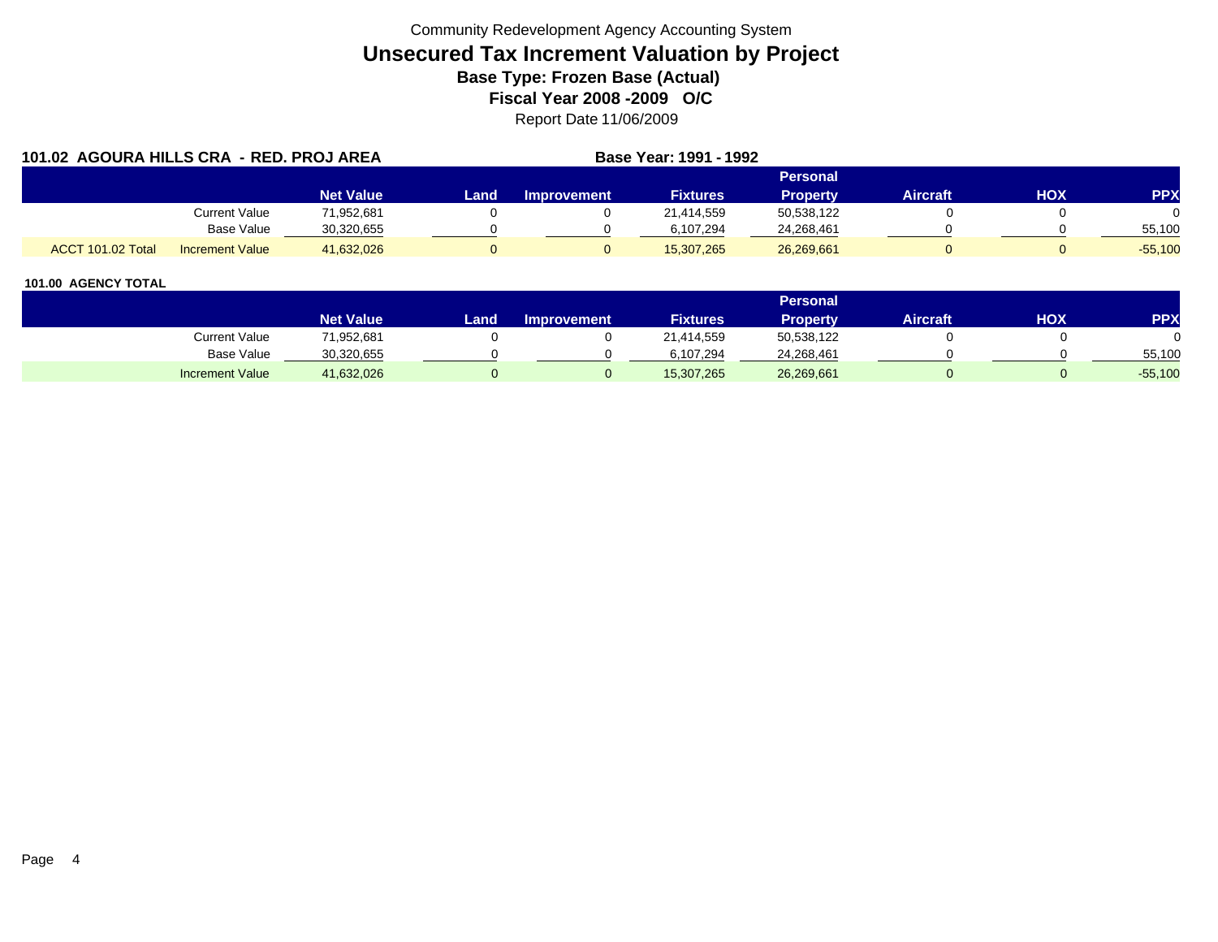Community Redevelopment Agency Accounting System

# Unsecured Tax Increment Valuation by Project

**Base Type: Frozen Base (Actual)**

**Fiscal Year 2008 -2009 O/C**

Report Date 11/06/2009

**101.02 AGOURA HILLS CRA - RED. PROJ AREA** **Base Year: 1991 - 1992**

| | | Net Value | Land | Improvement | Fixtures | Personal Property | Aircraft | HOX | PPX |
|---|---|---|---|---|---|---|---|---|---|
| | Current Value | 71,952,681 | 0 | 0 | 21,414,559 | 50,538,122 | 0 | 0 | 0 |
| | Base Value | 30,320,655 | 0 | 0 | 6,107,294 | 24,268,461 | 0 | 0 | 55,100 |
| ACCT 101.02 Total | Increment Value | 41,632,026 | 0 | 0 | 15,307,265 | 26,269,661 | 0 | 0 | -55,100 |

**101.00 AGENCY TOTAL**

| | Net Value | Land | Improvement | Fixtures | Personal Property | Aircraft | HOX | PPX |
|---|---|---|---|---|---|---|---|---|
| Current Value | 71,952,681 | 0 | 0 | 21,414,559 | 50,538,122 | 0 | 0 | 0 |
| Base Value | 30,320,655 | 0 | 0 | 6,107,294 | 24,268,461 | 0 | 0 | 55,100 |
| Increment Value | 41,632,026 | 0 | 0 | 15,307,265 | 26,269,661 | 0 | 0 | -55,100 |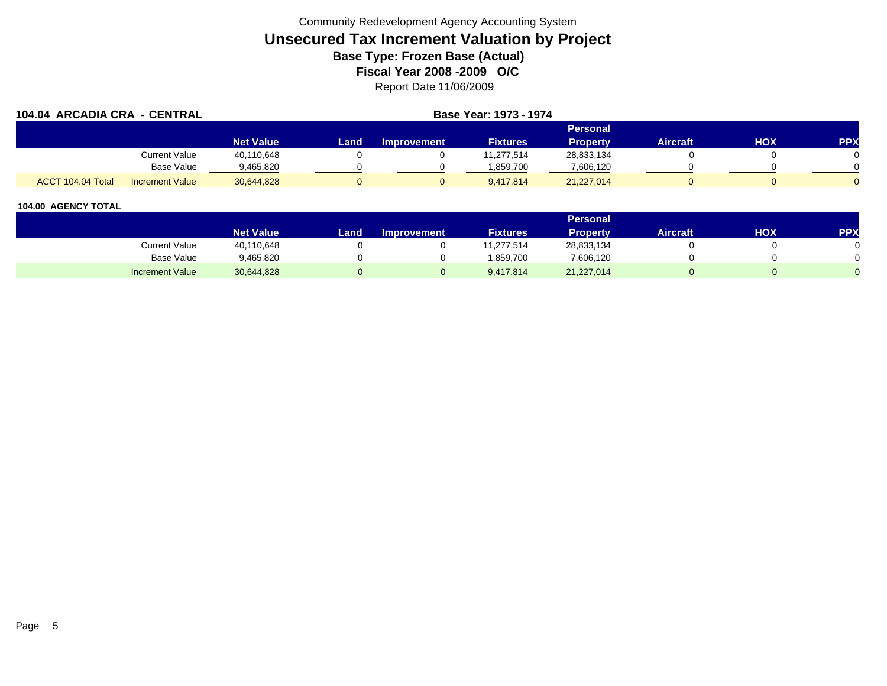Community Redevelopment Agency Accounting System

# Unsecured Tax Increment Valuation by Project

### Base Type: Frozen Base (Actual)

### Fiscal Year 2008 -2009 O/C

Report Date 11/06/2009

**104.04 ARCADIA CRA - CENTRAL** **Base Year: 1973 - 1974**

| | | Net Value | Land | Improvement | Fixtures | Personal Property | Aircraft | HOX | PPX |
|---|---|---|---|---|---|---|---|---|---|
| | Current Value | 40,110,648 | 0 | 0 | 11,277,514 | 28,833,134 | 0 | 0 | 0 |
| | Base Value | 9,465,820 | 0 | 0 | 1,859,700 | 7,606,120 | 0 | 0 | 0 |
| ACCT 104.04 Total | Increment Value | 30,644,828 | 0 | 0 | 9,417,814 | 21,227,014 | 0 | 0 | 0 |

**104.00 AGENCY TOTAL**

| | Net Value | Land | Improvement | Fixtures | Personal Property | Aircraft | HOX | PPX |
|---|---|---|---|---|---|---|---|---|
| Current Value | 40,110,648 | 0 | 0 | 11,277,514 | 28,833,134 | 0 | 0 | 0 |
| Base Value | 9,465,820 | 0 | 0 | 1,859,700 | 7,606,120 | 0 | 0 | 0 |
| Increment Value | 30,644,828 | 0 | 0 | 9,417,814 | 21,227,014 | 0 | 0 | 0 |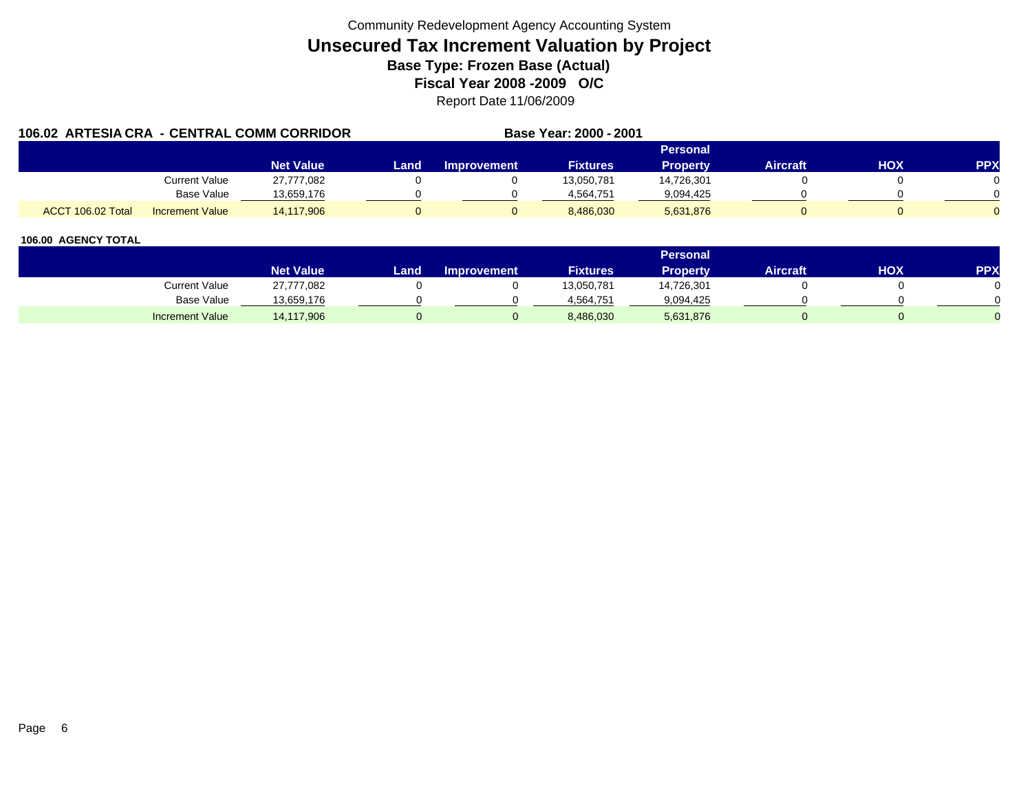Community Redevelopment Agency Accounting System

# Unsecured Tax Increment Valuation by Project

### Base Type: Frozen Base (Actual)

### Fiscal Year 2008 -2009 O/C

Report Date 11/06/2009

**106.02 ARTESIA CRA - CENTRAL COMM CORRIDOR** **Base Year: 2000 - 2001**

| | | Net Value | Land | Improvement | Fixtures | Personal Property | Aircraft | HOX | PPX |
|---|---|---|---|---|---|---|---|---|---|
| | Current Value | 27,777,082 | 0 | 0 | 13,050,781 | 14,726,301 | 0 | 0 | 0 |
| | Base Value | 13,659,176 | 0 | 0 | 4,564,751 | 9,094,425 | 0 | 0 | 0 |
| ACCT 106.02 Total | Increment Value | 14,117,906 | 0 | 0 | 8,486,030 | 5,631,876 | 0 | 0 | 0 |

**106.00 AGENCY TOTAL**

| | Net Value | Land | Improvement | Fixtures | Personal Property | Aircraft | HOX | PPX |
|---|---|---|---|---|---|---|---|---|
| Current Value | 27,777,082 | 0 | 0 | 13,050,781 | 14,726,301 | 0 | 0 | 0 |
| Base Value | 13,659,176 | 0 | 0 | 4,564,751 | 9,094,425 | 0 | 0 | 0 |
| Increment Value | 14,117,906 | 0 | 0 | 8,486,030 | 5,631,876 | 0 | 0 | 0 |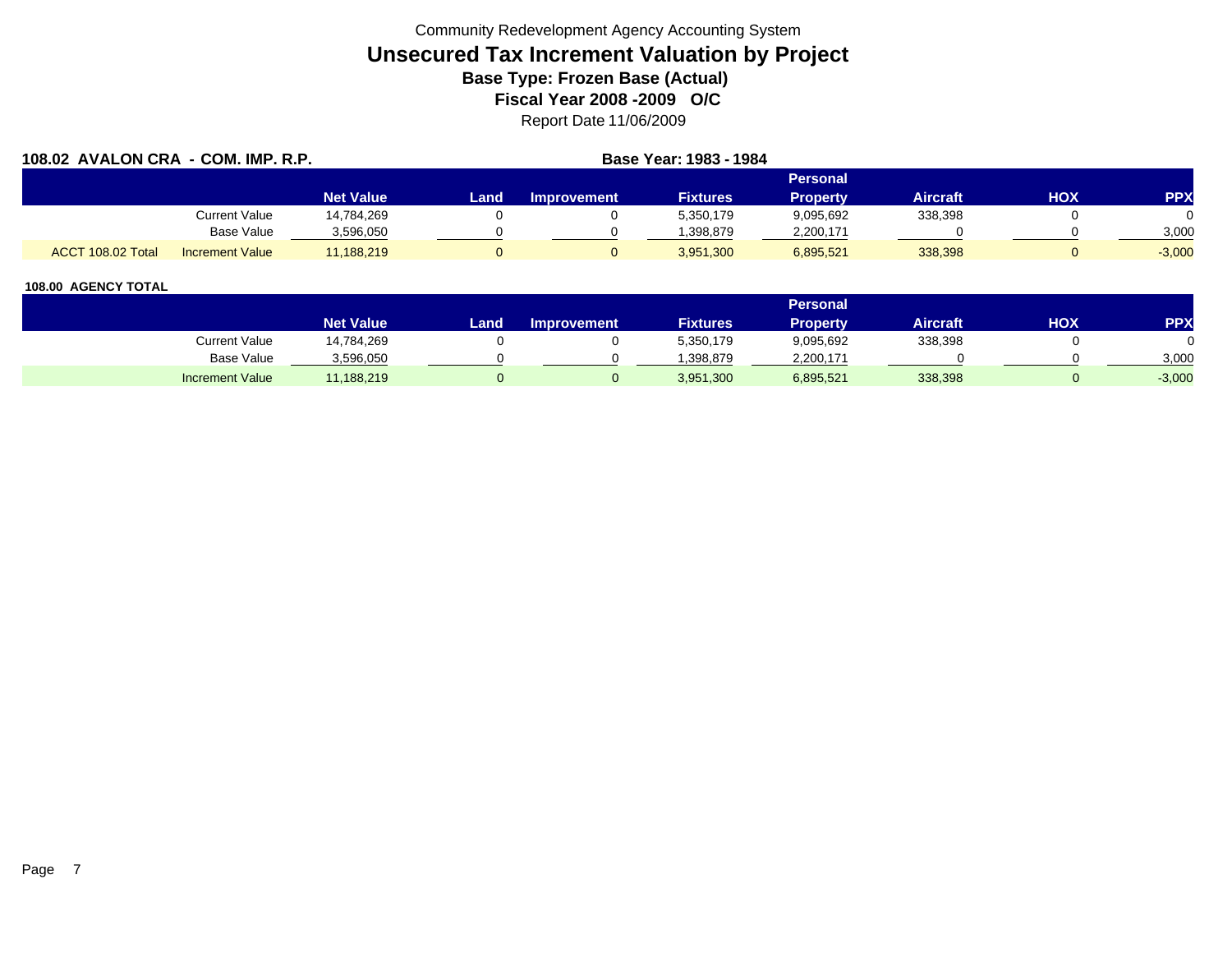Community Redevelopment Agency Accounting System

# Unsecured Tax Increment Valuation by Project

## Base Type: Frozen Base (Actual)

## Fiscal Year 2008 -2009 O/C

Report Date 11/06/2009

**108.02 AVALON CRA - COM. IMP. R.P.** **Base Year: 1983 - 1984**

| | | Net Value | Land | Improvement | Fixtures | Personal Property | Aircraft | HOX | PPX |
|---|---|---|---|---|---|---|---|---|---|
| | Current Value | 14,784,269 | 0 | 0 | 5,350,179 | 9,095,692 | 338,398 | 0 | 0 |
| | Base Value | 3,596,050 | 0 | 0 | 1,398,879 | 2,200,171 | 0 | 0 | 3,000 |
| ACCT 108.02 Total | Increment Value | 11,188,219 | 0 | 0 | 3,951,300 | 6,895,521 | 338,398 | 0 | -3,000 |

**108.00 AGENCY TOTAL**

| | Net Value | Land | Improvement | Fixtures | Personal Property | Aircraft | HOX | PPX |
|---|---|---|---|---|---|---|---|---|
| Current Value | 14,784,269 | 0 | 0 | 5,350,179 | 9,095,692 | 338,398 | 0 | 0 |
| Base Value | 3,596,050 | 0 | 0 | 1,398,879 | 2,200,171 | 0 | 0 | 3,000 |
| Increment Value | 11,188,219 | 0 | 0 | 3,951,300 | 6,895,521 | 338,398 | 0 | -3,000 |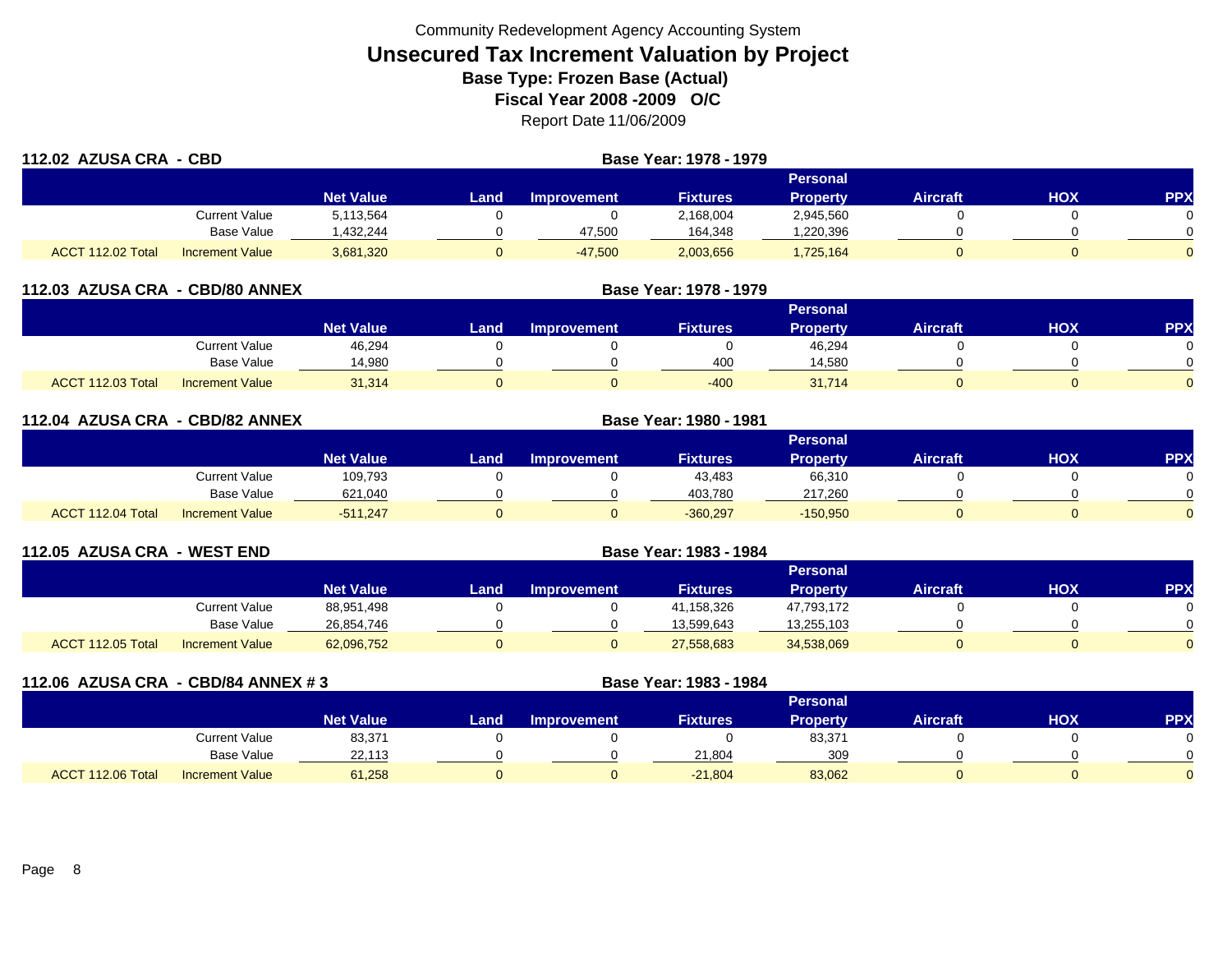Community Redevelopment Agency Accounting System

# Unsecured Tax Increment Valuation by Project

## Base Type: Frozen Base (Actual)

## Fiscal Year 2008 -2009 O/C

Report Date 11/06/2009

### 112.02 AZUSA CRA - CBD

**Base Year: 1978 - 1979**

| | | Net Value | Land | Improvement | Fixtures | Personal Property | Aircraft | HOX | PPX |
|---|---|---|---|---|---|---|---|---|---|
| | Current Value | 5,113,564 | 0 | 0 | 2,168,004 | 2,945,560 | 0 | 0 | 0 |
| | Base Value | 1,432,244 | 0 | 47,500 | 164,348 | 1,220,396 | 0 | 0 | 0 |
| ACCT 112.02 Total | Increment Value | 3,681,320 | 0 | -47,500 | 2,003,656 | 1,725,164 | 0 | 0 | 0 |

### 112.03 AZUSA CRA - CBD/80 ANNEX

**Base Year: 1978 - 1979**

| | | Net Value | Land | Improvement | Fixtures | Personal Property | Aircraft | HOX | PPX |
|---|---|---|---|---|---|---|---|---|---|
| | Current Value | 46,294 | 0 | 0 | 0 | 46,294 | 0 | 0 | 0 |
| | Base Value | 14,980 | 0 | 0 | 400 | 14,580 | 0 | 0 | 0 |
| ACCT 112.03 Total | Increment Value | 31,314 | 0 | 0 | -400 | 31,714 | 0 | 0 | 0 |

### 112.04 AZUSA CRA - CBD/82 ANNEX

**Base Year: 1980 - 1981**

| | | Net Value | Land | Improvement | Fixtures | Personal Property | Aircraft | HOX | PPX |
|---|---|---|---|---|---|---|---|---|---|
| | Current Value | 109,793 | 0 | 0 | 43,483 | 66,310 | 0 | 0 | 0 |
| | Base Value | 621,040 | 0 | 0 | 403,780 | 217,260 | 0 | 0 | 0 |
| ACCT 112.04 Total | Increment Value | -511,247 | 0 | 0 | -360,297 | -150,950 | 0 | 0 | 0 |

### 112.05 AZUSA CRA - WEST END

**Base Year: 1983 - 1984**

| | | Net Value | Land | Improvement | Fixtures | Personal Property | Aircraft | HOX | PPX |
|---|---|---|---|---|---|---|---|---|---|
| | Current Value | 88,951,498 | 0 | 0 | 41,158,326 | 47,793,172 | 0 | 0 | 0 |
| | Base Value | 26,854,746 | 0 | 0 | 13,599,643 | 13,255,103 | 0 | 0 | 0 |
| ACCT 112.05 Total | Increment Value | 62,096,752 | 0 | 0 | 27,558,683 | 34,538,069 | 0 | 0 | 0 |

### 112.06 AZUSA CRA - CBD/84 ANNEX # 3

**Base Year: 1983 - 1984**

| | | Net Value | Land | Improvement | Fixtures | Personal Property | Aircraft | HOX | PPX |
|---|---|---|---|---|---|---|---|---|---|
| | Current Value | 83,371 | 0 | 0 | 0 | 83,371 | 0 | 0 | 0 |
| | Base Value | 22,113 | 0 | 0 | 21,804 | 309 | 0 | 0 | 0 |
| ACCT 112.06 Total | Increment Value | 61,258 | 0 | 0 | -21,804 | 83,062 | 0 | 0 | 0 |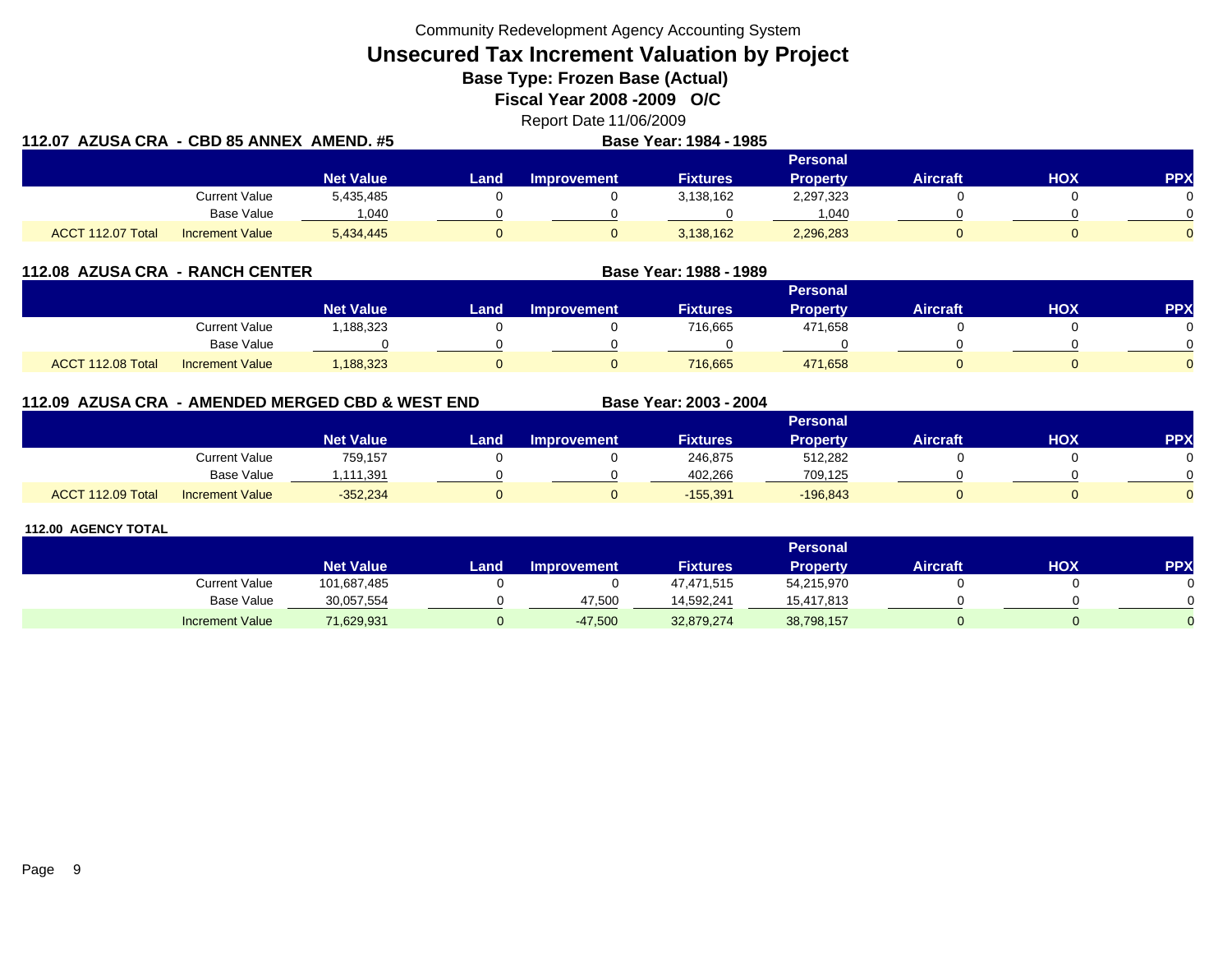Community Redevelopment Agency Accounting System

# Unsecured Tax Increment Valuation by Project

**Base Type: Frozen Base (Actual)**

**Fiscal Year 2008 -2009 O/C**

Report Date 11/06/2009

## 112.07 AZUSA CRA - CBD 85 ANNEX AMEND. #5

**Base Year: 1984 - 1985**

| | | Net Value | Land | Improvement | Fixtures | Personal Property | Aircraft | HOX | PPX |
|---|---|---|---|---|---|---|---|---|---|
| | Current Value | 5,435,485 | 0 | 0 | 3,138,162 | 2,297,323 | 0 | 0 | 0 |
| | Base Value | 1,040 | 0 | 0 | 0 | 1,040 | 0 | 0 | 0 |
| ACCT 112.07 Total | Increment Value | 5,434,445 | 0 | 0 | 3,138,162 | 2,296,283 | 0 | 0 | 0 |

## 112.08 AZUSA CRA - RANCH CENTER

**Base Year: 1988 - 1989**

| | | Net Value | Land | Improvement | Fixtures | Personal Property | Aircraft | HOX | PPX |
|---|---|---|---|---|---|---|---|---|---|
| | Current Value | 1,188,323 | 0 | 0 | 716,665 | 471,658 | 0 | 0 | 0 |
| | Base Value | 0 | 0 | 0 | 0 | 0 | 0 | 0 | 0 |
| ACCT 112.08 Total | Increment Value | 1,188,323 | 0 | 0 | 716,665 | 471,658 | 0 | 0 | 0 |

## 112.09 AZUSA CRA - AMENDED MERGED CBD & WEST END

**Base Year: 2003 - 2004**

| | | Net Value | Land | Improvement | Fixtures | Personal Property | Aircraft | HOX | PPX |
|---|---|---|---|---|---|---|---|---|---|
| | Current Value | 759,157 | 0 | 0 | 246,875 | 512,282 | 0 | 0 | 0 |
| | Base Value | 1,111,391 | 0 | 0 | 402,266 | 709,125 | 0 | 0 | 0 |
| ACCT 112.09 Total | Increment Value | -352,234 | 0 | 0 | -155,391 | -196,843 | 0 | 0 | 0 |

## 112.00 AGENCY TOTAL

| | | Net Value | Land | Improvement | Fixtures | Personal Property | Aircraft | HOX | PPX |
|---|---|---|---|---|---|---|---|---|---|
| | Current Value | 101,687,485 | 0 | 0 | 47,471,515 | 54,215,970 | 0 | 0 | 0 |
| | Base Value | 30,057,554 | 0 | 47,500 | 14,592,241 | 15,417,813 | 0 | 0 | 0 |
| | Increment Value | 71,629,931 | 0 | -47,500 | 32,879,274 | 38,798,157 | 0 | 0 | 0 |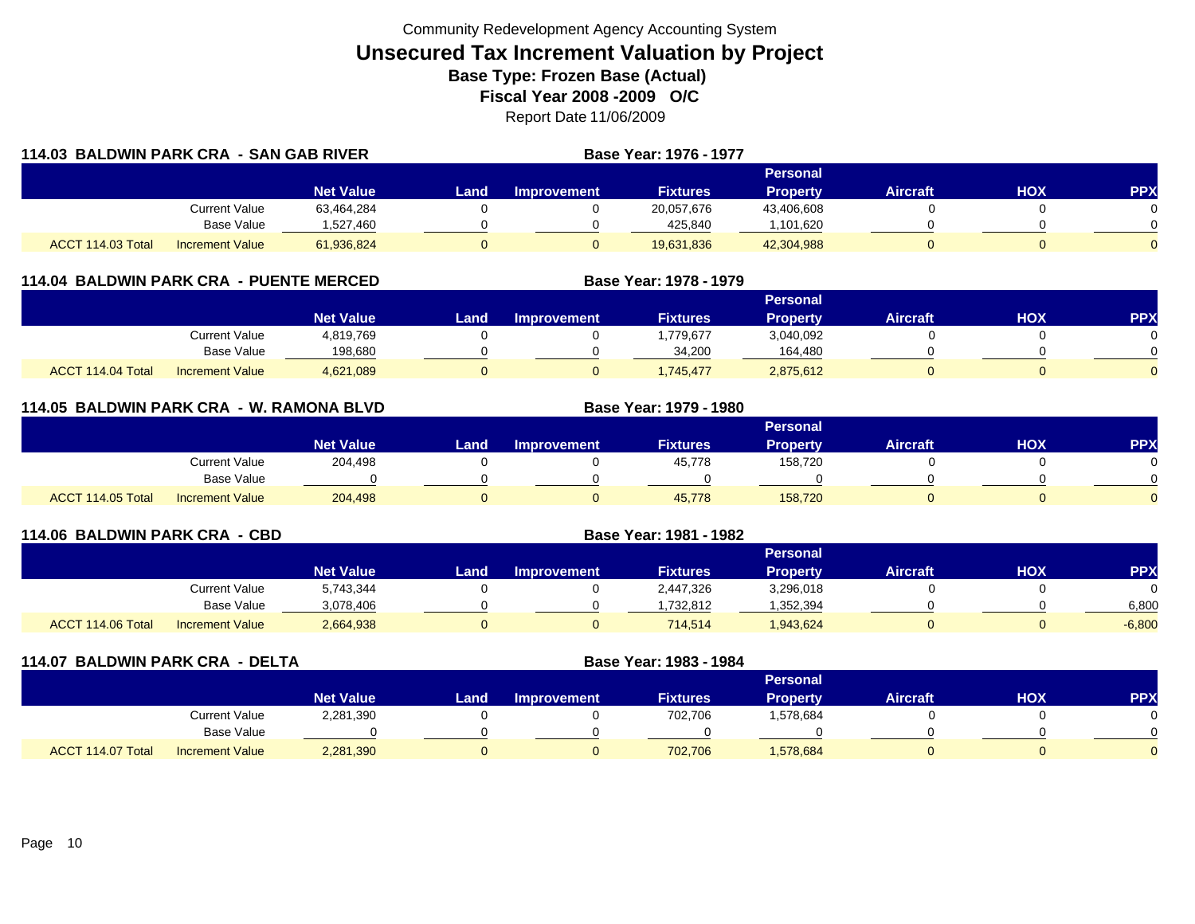Community Redevelopment Agency Accounting System

# Unsecured Tax Increment Valuation by Project

**Base Type: Frozen Base (Actual)**

**Fiscal Year 2008 -2009 O/C**

Report Date 11/06/2009

## 114.03 BALDWIN PARK CRA - SAN GAB RIVER

**Base Year: 1976 - 1977**

| | | Net Value | Land | Improvement | Fixtures | Personal Property | Aircraft | HOX | PPX |
|---|---|---|---|---|---|---|---|---|---|
| | Current Value | 63,464,284 | 0 | 0 | 20,057,676 | 43,406,608 | 0 | 0 | 0 |
| | Base Value | 1,527,460 | 0 | 0 | 425,840 | 1,101,620 | 0 | 0 | 0 |
| ACCT 114.03 Total | Increment Value | 61,936,824 | 0 | 0 | 19,631,836 | 42,304,988 | 0 | 0 | 0 |

## 114.04 BALDWIN PARK CRA - PUENTE MERCED

**Base Year: 1978 - 1979**

| | | Net Value | Land | Improvement | Fixtures | Personal Property | Aircraft | HOX | PPX |
|---|---|---|---|---|---|---|---|---|---|
| | Current Value | 4,819,769 | 0 | 0 | 1,779,677 | 3,040,092 | 0 | 0 | 0 |
| | Base Value | 198,680 | 0 | 0 | 34,200 | 164,480 | 0 | 0 | 0 |
| ACCT 114.04 Total | Increment Value | 4,621,089 | 0 | 0 | 1,745,477 | 2,875,612 | 0 | 0 | 0 |

## 114.05 BALDWIN PARK CRA - W. RAMONA BLVD

**Base Year: 1979 - 1980**

| | | Net Value | Land | Improvement | Fixtures | Personal Property | Aircraft | HOX | PPX |
|---|---|---|---|---|---|---|---|---|---|
| | Current Value | 204,498 | 0 | 0 | 45,778 | 158,720 | 0 | 0 | 0 |
| | Base Value | 0 | 0 | 0 | 0 | 0 | 0 | 0 | 0 |
| ACCT 114.05 Total | Increment Value | 204,498 | 0 | 0 | 45,778 | 158,720 | 0 | 0 | 0 |

## 114.06 BALDWIN PARK CRA - CBD

**Base Year: 1981 - 1982**

| | | Net Value | Land | Improvement | Fixtures | Personal Property | Aircraft | HOX | PPX |
|---|---|---|---|---|---|---|---|---|---|
| | Current Value | 5,743,344 | 0 | 0 | 2,447,326 | 3,296,018 | 0 | 0 | 0 |
| | Base Value | 3,078,406 | 0 | 0 | 1,732,812 | 1,352,394 | 0 | 0 | 6,800 |
| ACCT 114.06 Total | Increment Value | 2,664,938 | 0 | 0 | 714,514 | 1,943,624 | 0 | 0 | -6,800 |

## 114.07 BALDWIN PARK CRA - DELTA

**Base Year: 1983 - 1984**

| | | Net Value | Land | Improvement | Fixtures | Personal Property | Aircraft | HOX | PPX |
|---|---|---|---|---|---|---|---|---|---|
| | Current Value | 2,281,390 | 0 | 0 | 702,706 | 1,578,684 | 0 | 0 | 0 |
| | Base Value | 0 | 0 | 0 | 0 | 0 | 0 | 0 | 0 |
| ACCT 114.07 Total | Increment Value | 2,281,390 | 0 | 0 | 702,706 | 1,578,684 | 0 | 0 | 0 |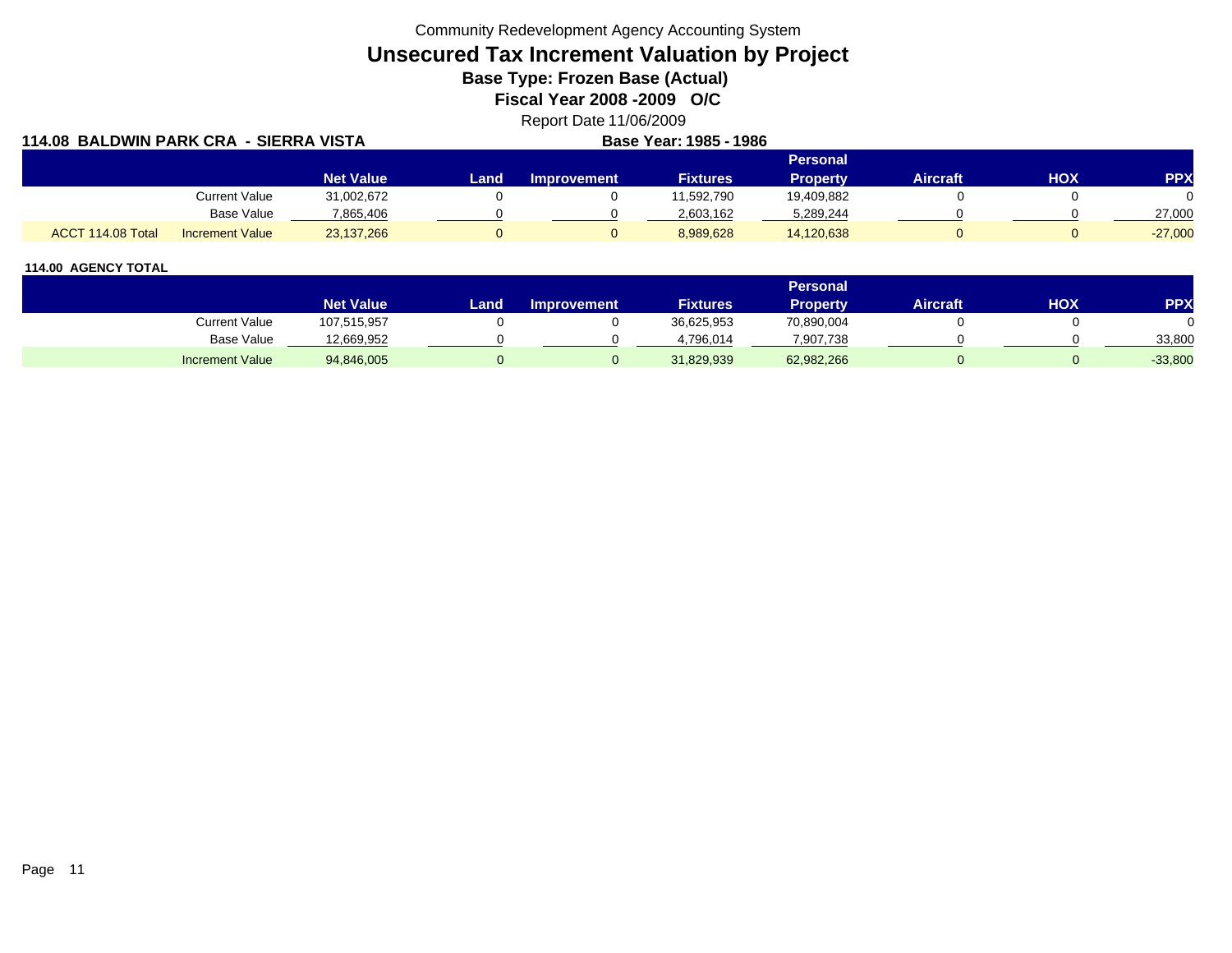Community Redevelopment Agency Accounting System

# Unsecured Tax Increment Valuation by Project

**Base Type: Frozen Base (Actual)**

**Fiscal Year 2008 -2009 O/C**

Report Date 11/06/2009

**114.08 BALDWIN PARK CRA - SIERRA VISTA** **Base Year: 1985 - 1986**

| | | Net Value | Land | Improvement | Fixtures | Personal Property | Aircraft | HOX | PPX |
|---|---|---|---|---|---|---|---|---|---|
| | Current Value | 31,002,672 | 0 | 0 | 11,592,790 | 19,409,882 | 0 | 0 | 0 |
| | Base Value | 7,865,406 | 0 | 0 | 2,603,162 | 5,289,244 | 0 | 0 | 27,000 |
| ACCT 114.08 Total | Increment Value | 23,137,266 | 0 | 0 | 8,989,628 | 14,120,638 | 0 | 0 | -27,000 |

**114.00 AGENCY TOTAL**

| | Net Value | Land | Improvement | Fixtures | Personal Property | Aircraft | HOX | PPX |
|---|---|---|---|---|---|---|---|---|
| Current Value | 107,515,957 | 0 | 0 | 36,625,953 | 70,890,004 | 0 | 0 | 0 |
| Base Value | 12,669,952 | 0 | 0 | 4,796,014 | 7,907,738 | 0 | 0 | 33,800 |
| Increment Value | 94,846,005 | 0 | 0 | 31,829,939 | 62,982,266 | 0 | 0 | -33,800 |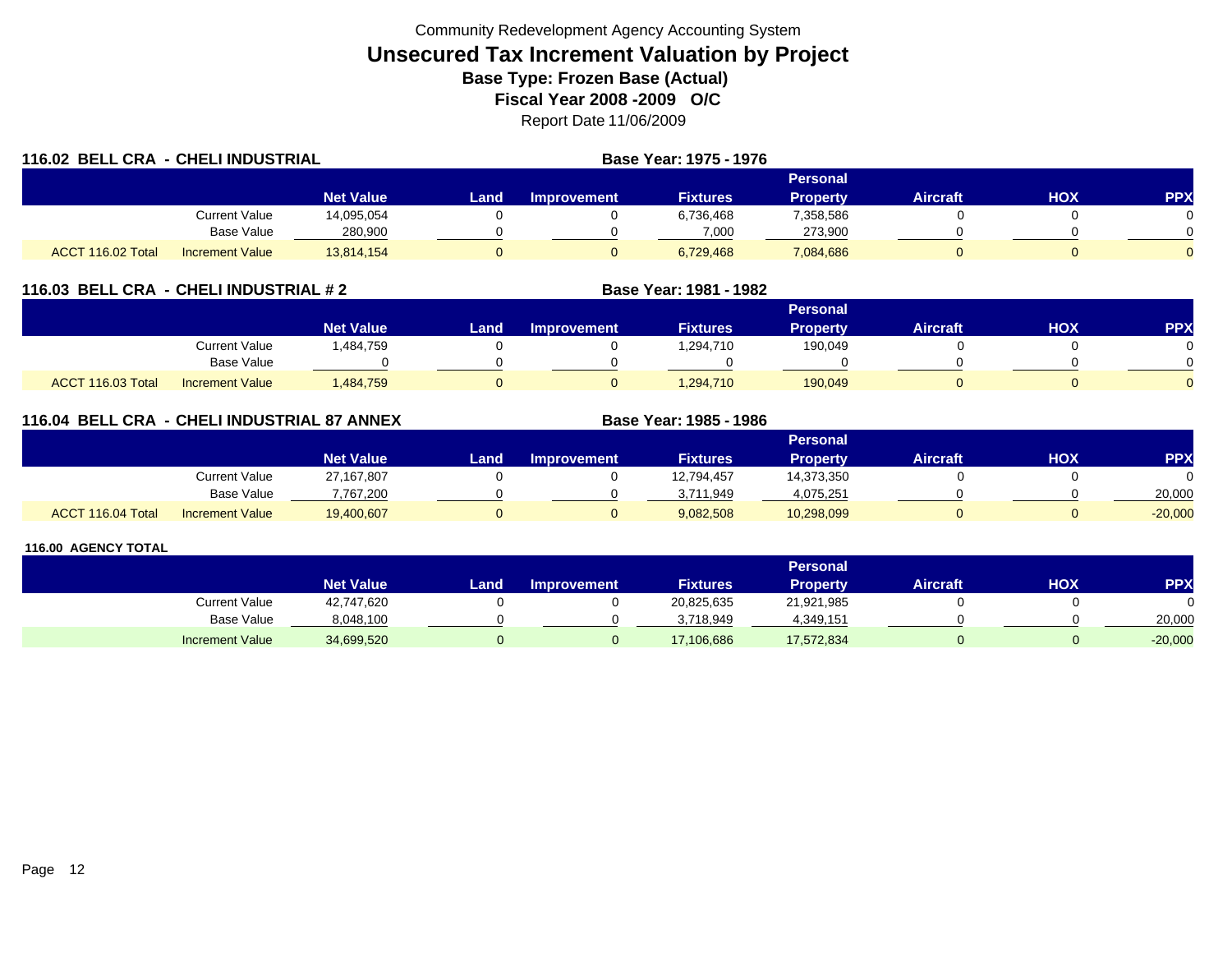Community Redevelopment Agency Accounting System

# Unsecured Tax Increment Valuation by Project

**Base Type: Frozen Base (Actual)**

**Fiscal Year 2008 -2009 O/C**

Report Date 11/06/2009

## 116.02 BELL CRA - CHELI INDUSTRIAL

**Base Year: 1975 - 1976**

| | | Net Value | Land | Improvement | Fixtures | Personal Property | Aircraft | HOX | PPX |
|---|---|---|---|---|---|---|---|---|---|
| | Current Value | 14,095,054 | 0 | 0 | 6,736,468 | 7,358,586 | 0 | 0 | 0 |
| | Base Value | 280,900 | 0 | 0 | 7,000 | 273,900 | 0 | 0 | 0 |
| ACCT 116.02 Total | Increment Value | 13,814,154 | 0 | 0 | 6,729,468 | 7,084,686 | 0 | 0 | 0 |

## 116.03 BELL CRA - CHELI INDUSTRIAL # 2

**Base Year: 1981 - 1982**

| | | Net Value | Land | Improvement | Fixtures | Personal Property | Aircraft | HOX | PPX |
|---|---|---|---|---|---|---|---|---|---|
| | Current Value | 1,484,759 | 0 | 0 | 1,294,710 | 190,049 | 0 | 0 | 0 |
| | Base Value | 0 | 0 | 0 | 0 | 0 | 0 | 0 | 0 |
| ACCT 116.03 Total | Increment Value | 1,484,759 | 0 | 0 | 1,294,710 | 190,049 | 0 | 0 | 0 |

## 116.04 BELL CRA - CHELI INDUSTRIAL 87 ANNEX

**Base Year: 1985 - 1986**

| | | Net Value | Land | Improvement | Fixtures | Personal Property | Aircraft | HOX | PPX |
|---|---|---|---|---|---|---|---|---|---|
| | Current Value | 27,167,807 | 0 | 0 | 12,794,457 | 14,373,350 | 0 | 0 | 0 |
| | Base Value | 7,767,200 | 0 | 0 | 3,711,949 | 4,075,251 | 0 | 0 | 20,000 |
| ACCT 116.04 Total | Increment Value | 19,400,607 | 0 | 0 | 9,082,508 | 10,298,099 | 0 | 0 | -20,000 |

## 116.00 AGENCY TOTAL

| | | Net Value | Land | Improvement | Fixtures | Personal Property | Aircraft | HOX | PPX |
|---|---|---|---|---|---|---|---|---|---|
| | Current Value | 42,747,620 | 0 | 0 | 20,825,635 | 21,921,985 | 0 | 0 | 0 |
| | Base Value | 8,048,100 | 0 | 0 | 3,718,949 | 4,349,151 | 0 | 0 | 20,000 |
| | Increment Value | 34,699,520 | 0 | 0 | 17,106,686 | 17,572,834 | 0 | 0 | -20,000 |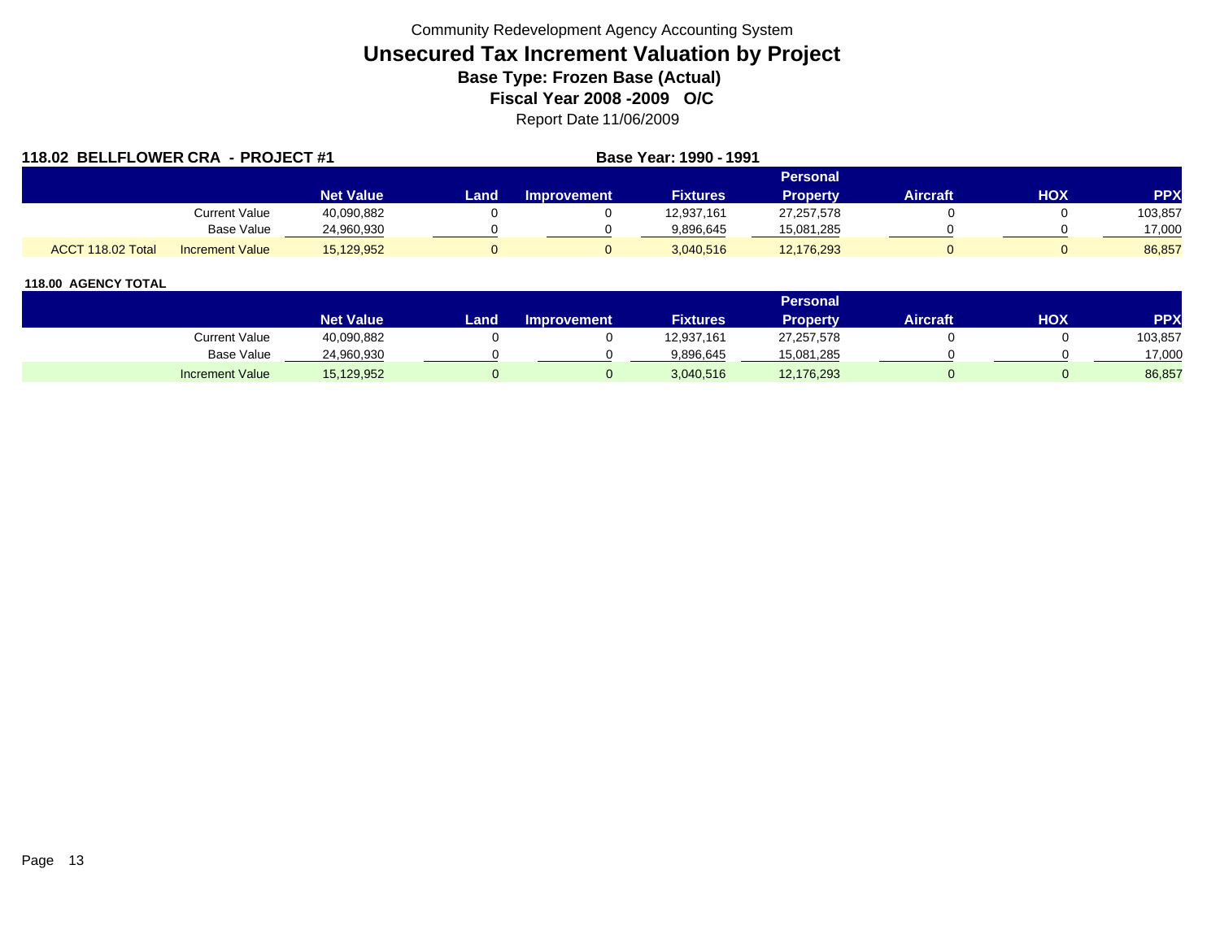Community Redevelopment Agency Accounting System

# Unsecured Tax Increment Valuation by Project

## Base Type: Frozen Base (Actual)

## Fiscal Year 2008 -2009 O/C

Report Date 11/06/2009

### 118.02 BELLFLOWER CRA - PROJECT #1

**Base Year: 1990 - 1991**

| | | Net Value | Land | Improvement | Fixtures | Personal Property | Aircraft | HOX | PPX |
|---|---|---|---|---|---|---|---|---|---|
| | Current Value | 40,090,882 | 0 | 0 | 12,937,161 | 27,257,578 | 0 | 0 | 103,857 |
| | Base Value | 24,960,930 | 0 | 0 | 9,896,645 | 15,081,285 | 0 | 0 | 17,000 |
| ACCT 118.02 Total | Increment Value | 15,129,952 | 0 | 0 | 3,040,516 | 12,176,293 | 0 | 0 | 86,857 |

### 118.00 AGENCY TOTAL

| | Net Value | Land | Improvement | Fixtures | Personal Property | Aircraft | HOX | PPX |
|---|---|---|---|---|---|---|---|---|
| Current Value | 40,090,882 | 0 | 0 | 12,937,161 | 27,257,578 | 0 | 0 | 103,857 |
| Base Value | 24,960,930 | 0 | 0 | 9,896,645 | 15,081,285 | 0 | 0 | 17,000 |
| Increment Value | 15,129,952 | 0 | 0 | 3,040,516 | 12,176,293 | 0 | 0 | 86,857 |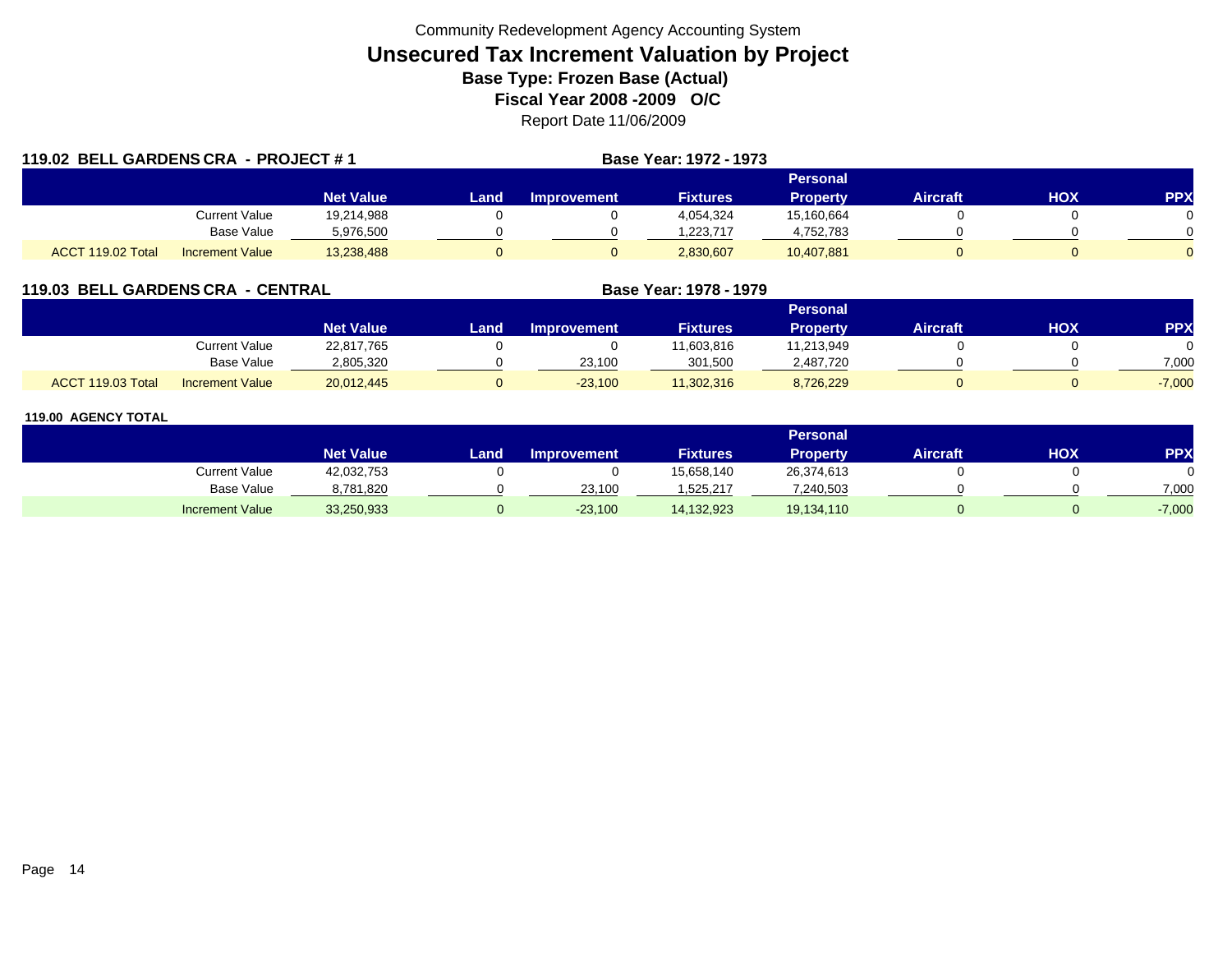Community Redevelopment Agency Accounting System

# Unsecured Tax Increment Valuation by Project

**Base Type: Frozen Base (Actual)**

**Fiscal Year 2008 -2009 O/C**

Report Date 11/06/2009

## 119.02 BELL GARDENS CRA - PROJECT # 1

**Base Year: 1972 - 1973**

| | | Net Value | Land | Improvement | Fixtures | Personal Property | Aircraft | HOX | PPX |
|---|---|---|---|---|---|---|---|---|---|
| | Current Value | 19,214,988 | 0 | 0 | 4,054,324 | 15,160,664 | 0 | 0 | 0 |
| | Base Value | 5,976,500 | 0 | 0 | 1,223,717 | 4,752,783 | 0 | 0 | 0 |
| ACCT 119.02 Total | Increment Value | 13,238,488 | 0 | 0 | 2,830,607 | 10,407,881 | 0 | 0 | 0 |

## 119.03 BELL GARDENS CRA - CENTRAL

**Base Year: 1978 - 1979**

| | | Net Value | Land | Improvement | Fixtures | Personal Property | Aircraft | HOX | PPX |
|---|---|---|---|---|---|---|---|---|---|
| | Current Value | 22,817,765 | 0 | 0 | 11,603,816 | 11,213,949 | 0 | 0 | 0 |
| | Base Value | 2,805,320 | 0 | 23,100 | 301,500 | 2,487,720 | 0 | 0 | 7,000 |
| ACCT 119.03 Total | Increment Value | 20,012,445 | 0 | -23,100 | 11,302,316 | 8,726,229 | 0 | 0 | -7,000 |

## 119.00 AGENCY TOTAL

| | | Net Value | Land | Improvement | Fixtures | Personal Property | Aircraft | HOX | PPX |
|---|---|---|---|---|---|---|---|---|---|
| | Current Value | 42,032,753 | 0 | 0 | 15,658,140 | 26,374,613 | 0 | 0 | 0 |
| | Base Value | 8,781,820 | 0 | 23,100 | 1,525,217 | 7,240,503 | 0 | 0 | 7,000 |
| | Increment Value | 33,250,933 | 0 | -23,100 | 14,132,923 | 19,134,110 | 0 | 0 | -7,000 |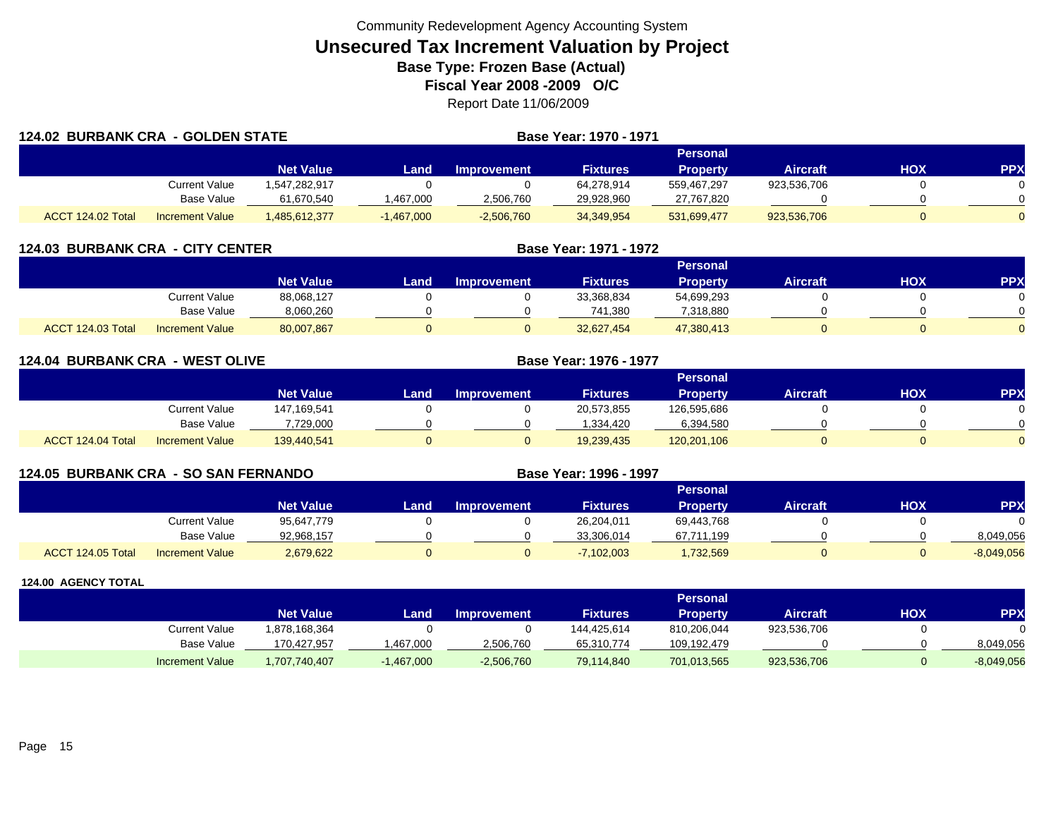Community Redevelopment Agency Accounting System

# Unsecured Tax Increment Valuation by Project

## Base Type: Frozen Base (Actual)

## Fiscal Year 2008 -2009 O/C

Report Date 11/06/2009

### 124.02 BURBANK CRA - GOLDEN STATE

**Base Year: 1970 - 1971**

| | | Net Value | Land | Improvement | Fixtures | Personal Property | Aircraft | HOX | PPX |
|---|---|---|---|---|---|---|---|---|---|
| | Current Value | 1,547,282,917 | 0 | 0 | 64,278,914 | 559,467,297 | 923,536,706 | 0 | 0 |
| | Base Value | 61,670,540 | 1,467,000 | 2,506,760 | 29,928,960 | 27,767,820 | 0 | 0 | 0 |
| ACCT 124.02 Total | Increment Value | 1,485,612,377 | -1,467,000 | -2,506,760 | 34,349,954 | 531,699,477 | 923,536,706 | 0 | 0 |

### 124.03 BURBANK CRA - CITY CENTER

**Base Year: 1971 - 1972**

| | | Net Value | Land | Improvement | Fixtures | Personal Property | Aircraft | HOX | PPX |
|---|---|---|---|---|---|---|---|---|---|
| | Current Value | 88,068,127 | 0 | 0 | 33,368,834 | 54,699,293 | 0 | 0 | 0 |
| | Base Value | 8,060,260 | 0 | 0 | 741,380 | 7,318,880 | 0 | 0 | 0 |
| ACCT 124.03 Total | Increment Value | 80,007,867 | 0 | 0 | 32,627,454 | 47,380,413 | 0 | 0 | 0 |

### 124.04 BURBANK CRA - WEST OLIVE

**Base Year: 1976 - 1977**

| | | Net Value | Land | Improvement | Fixtures | Personal Property | Aircraft | HOX | PPX |
|---|---|---|---|---|---|---|---|---|---|
| | Current Value | 147,169,541 | 0 | 0 | 20,573,855 | 126,595,686 | 0 | 0 | 0 |
| | Base Value | 7,729,000 | 0 | 0 | 1,334,420 | 6,394,580 | 0 | 0 | 0 |
| ACCT 124.04 Total | Increment Value | 139,440,541 | 0 | 0 | 19,239,435 | 120,201,106 | 0 | 0 | 0 |

### 124.05 BURBANK CRA - SO SAN FERNANDO

**Base Year: 1996 - 1997**

| | | Net Value | Land | Improvement | Fixtures | Personal Property | Aircraft | HOX | PPX |
|---|---|---|---|---|---|---|---|---|---|
| | Current Value | 95,647,779 | 0 | 0 | 26,204,011 | 69,443,768 | 0 | 0 | 0 |
| | Base Value | 92,968,157 | 0 | 0 | 33,306,014 | 67,711,199 | 0 | 0 | 8,049,056 |
| ACCT 124.05 Total | Increment Value | 2,679,622 | 0 | 0 | -7,102,003 | 1,732,569 | 0 | 0 | -8,049,056 |

### 124.00 AGENCY TOTAL

| | | Net Value | Land | Improvement | Fixtures | Personal Property | Aircraft | HOX | PPX |
|---|---|---|---|---|---|---|---|---|---|
| | Current Value | 1,878,168,364 | 0 | 0 | 144,425,614 | 810,206,044 | 923,536,706 | 0 | 0 |
| | Base Value | 170,427,957 | 1,467,000 | 2,506,760 | 65,310,774 | 109,192,479 | 0 | 0 | 8,049,056 |
| | Increment Value | 1,707,740,407 | -1,467,000 | -2,506,760 | 79,114,840 | 701,013,565 | 923,536,706 | 0 | -8,049,056 |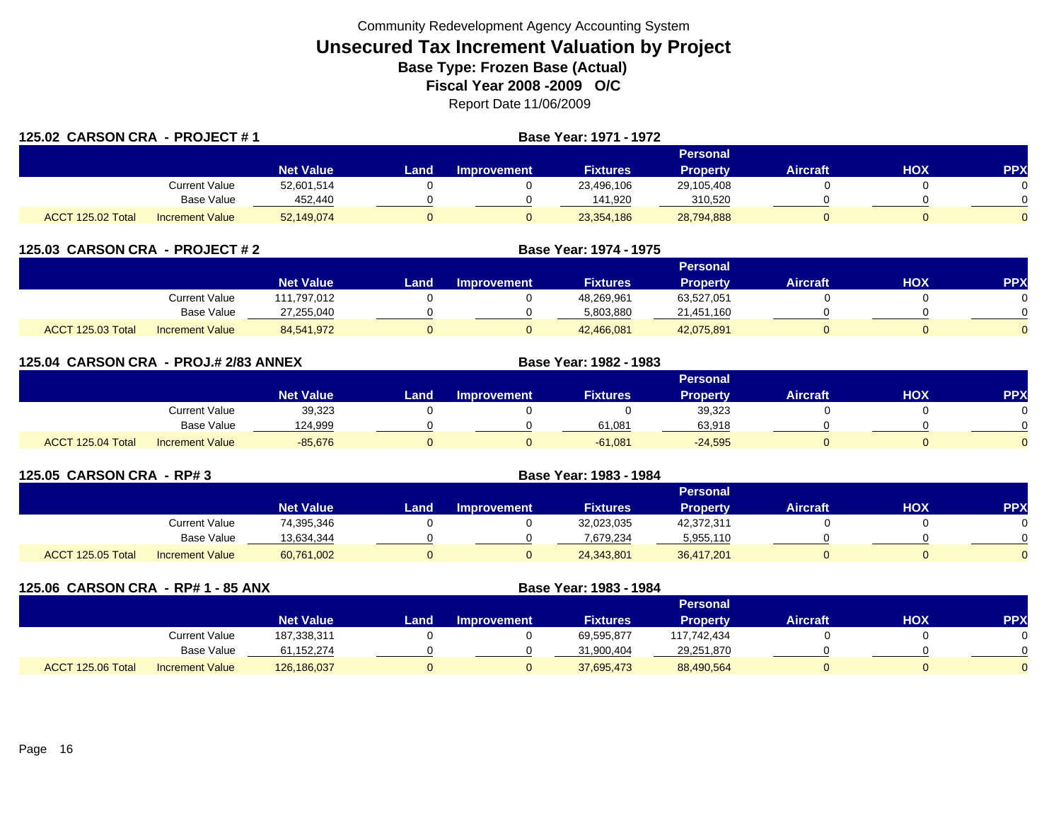Community Redevelopment Agency Accounting System

# Unsecured Tax Increment Valuation by Project

**Base Type: Frozen Base (Actual)**

**Fiscal Year 2008 -2009 O/C**

Report Date 11/06/2009

## 125.02 CARSON CRA - PROJECT # 1

**Base Year: 1971 - 1972**

| | | Net Value | Land | Improvement | Fixtures | Personal Property | Aircraft | HOX | PPX |
|---|---|---|---|---|---|---|---|---|---|
| | Current Value | 52,601,514 | 0 | 0 | 23,496,106 | 29,105,408 | 0 | 0 | 0 |
| | Base Value | 452,440 | 0 | 0 | 141,920 | 310,520 | 0 | 0 | 0 |
| ACCT 125.02 Total | Increment Value | 52,149,074 | 0 | 0 | 23,354,186 | 28,794,888 | 0 | 0 | 0 |

## 125.03 CARSON CRA - PROJECT # 2

**Base Year: 1974 - 1975**

| | | Net Value | Land | Improvement | Fixtures | Personal Property | Aircraft | HOX | PPX |
|---|---|---|---|---|---|---|---|---|---|
| | Current Value | 111,797,012 | 0 | 0 | 48,269,961 | 63,527,051 | 0 | 0 | 0 |
| | Base Value | 27,255,040 | 0 | 0 | 5,803,880 | 21,451,160 | 0 | 0 | 0 |
| ACCT 125.03 Total | Increment Value | 84,541,972 | 0 | 0 | 42,466,081 | 42,075,891 | 0 | 0 | 0 |

## 125.04 CARSON CRA - PROJ.# 2/83 ANNEX

**Base Year: 1982 - 1983**

| | | Net Value | Land | Improvement | Fixtures | Personal Property | Aircraft | HOX | PPX |
|---|---|---|---|---|---|---|---|---|---|
| | Current Value | 39,323 | 0 | 0 | 0 | 39,323 | 0 | 0 | 0 |
| | Base Value | 124,999 | 0 | 0 | 61,081 | 63,918 | 0 | 0 | 0 |
| ACCT 125.04 Total | Increment Value | -85,676 | 0 | 0 | -61,081 | -24,595 | 0 | 0 | 0 |

## 125.05 CARSON CRA - RP# 3

**Base Year: 1983 - 1984**

| | | Net Value | Land | Improvement | Fixtures | Personal Property | Aircraft | HOX | PPX |
|---|---|---|---|---|---|---|---|---|---|
| | Current Value | 74,395,346 | 0 | 0 | 32,023,035 | 42,372,311 | 0 | 0 | 0 |
| | Base Value | 13,634,344 | 0 | 0 | 7,679,234 | 5,955,110 | 0 | 0 | 0 |
| ACCT 125.05 Total | Increment Value | 60,761,002 | 0 | 0 | 24,343,801 | 36,417,201 | 0 | 0 | 0 |

## 125.06 CARSON CRA - RP# 1 - 85 ANX

**Base Year: 1983 - 1984**

| | | Net Value | Land | Improvement | Fixtures | Personal Property | Aircraft | HOX | PPX |
|---|---|---|---|---|---|---|---|---|---|
| | Current Value | 187,338,311 | 0 | 0 | 69,595,877 | 117,742,434 | 0 | 0 | 0 |
| | Base Value | 61,152,274 | 0 | 0 | 31,900,404 | 29,251,870 | 0 | 0 | 0 |
| ACCT 125.06 Total | Increment Value | 126,186,037 | 0 | 0 | 37,695,473 | 88,490,564 | 0 | 0 | 0 |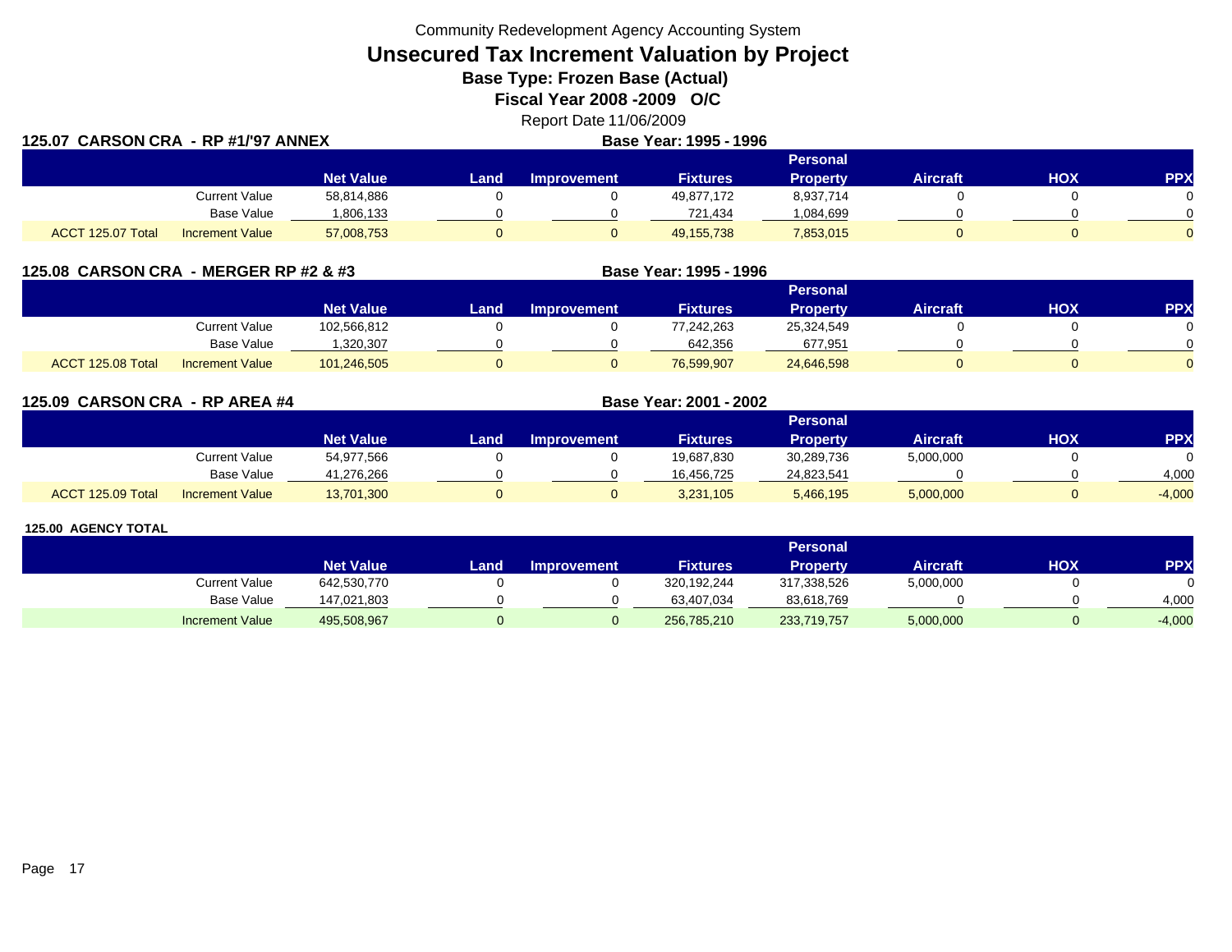Community Redevelopment Agency Accounting System

# Unsecured Tax Increment Valuation by Project

## Base Type: Frozen Base (Actual)

## Fiscal Year 2008 -2009 O/C

Report Date 11/06/2009

### 125.07 CARSON CRA - RP #1/'97 ANNEX

**Base Year: 1995 - 1996**

| | | Net Value | Land | Improvement | Fixtures | Personal Property | Aircraft | HOX | PPX |
|---|---|---|---|---|---|---|---|---|---|
| | Current Value | 58,814,886 | 0 | 0 | 49,877,172 | 8,937,714 | 0 | 0 | 0 |
| | Base Value | 1,806,133 | 0 | 0 | 721,434 | 1,084,699 | 0 | 0 | 0 |
| ACCT 125.07 Total | Increment Value | 57,008,753 | 0 | 0 | 49,155,738 | 7,853,015 | 0 | 0 | 0 |

### 125.08 CARSON CRA - MERGER RP #2 & #3

**Base Year: 1995 - 1996**

| | | Net Value | Land | Improvement | Fixtures | Personal Property | Aircraft | HOX | PPX |
|---|---|---|---|---|---|---|---|---|---|
| | Current Value | 102,566,812 | 0 | 0 | 77,242,263 | 25,324,549 | 0 | 0 | 0 |
| | Base Value | 1,320,307 | 0 | 0 | 642,356 | 677,951 | 0 | 0 | 0 |
| ACCT 125.08 Total | Increment Value | 101,246,505 | 0 | 0 | 76,599,907 | 24,646,598 | 0 | 0 | 0 |

### 125.09 CARSON CRA - RP AREA #4

**Base Year: 2001 - 2002**

| | | Net Value | Land | Improvement | Fixtures | Personal Property | Aircraft | HOX | PPX |
|---|---|---|---|---|---|---|---|---|---|
| | Current Value | 54,977,566 | 0 | 0 | 19,687,830 | 30,289,736 | 5,000,000 | 0 | 0 |
| | Base Value | 41,276,266 | 0 | 0 | 16,456,725 | 24,823,541 | 0 | 0 | 4,000 |
| ACCT 125.09 Total | Increment Value | 13,701,300 | 0 | 0 | 3,231,105 | 5,466,195 | 5,000,000 | 0 | -4,000 |

### 125.00 AGENCY TOTAL

| | Net Value | Land | Improvement | Fixtures | Personal Property | Aircraft | HOX | PPX |
|---|---|---|---|---|---|---|---|---|
| Current Value | 642,530,770 | 0 | 0 | 320,192,244 | 317,338,526 | 5,000,000 | 0 | 0 |
| Base Value | 147,021,803 | 0 | 0 | 63,407,034 | 83,618,769 | 0 | 0 | 4,000 |
| Increment Value | 495,508,967 | 0 | 0 | 256,785,210 | 233,719,757 | 5,000,000 | 0 | -4,000 |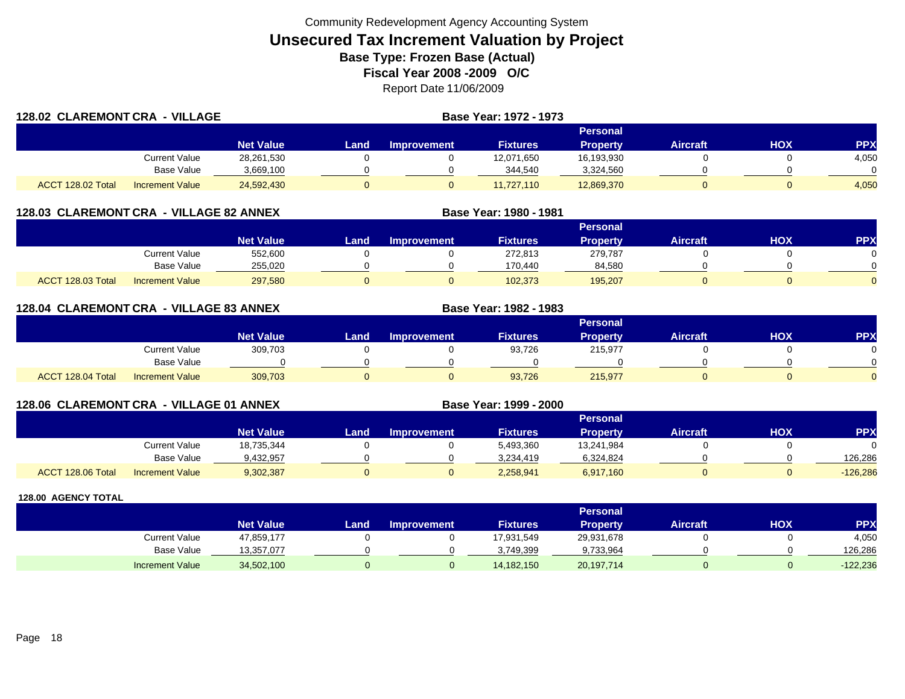Community Redevelopment Agency Accounting System

# Unsecured Tax Increment Valuation by Project

## Base Type: Frozen Base (Actual)

## Fiscal Year 2008 -2009 O/C

Report Date 11/06/2009

### 128.02 CLAREMONT CRA - VILLAGE

Base Year: 1972 - 1973

| | | Net Value | Land | Improvement | Fixtures | Personal Property | Aircraft | HOX | PPX |
|---|---|---|---|---|---|---|---|---|---|
| | Current Value | 28,261,530 | 0 | 0 | 12,071,650 | 16,193,930 | 0 | 0 | 4,050 |
| | Base Value | 3,669,100 | 0 | 0 | 344,540 | 3,324,560 | 0 | 0 | 0 |
| ACCT 128.02 Total | Increment Value | 24,592,430 | 0 | 0 | 11,727,110 | 12,869,370 | 0 | 0 | 4,050 |

### 128.03 CLAREMONT CRA - VILLAGE 82 ANNEX

Base Year: 1980 - 1981

| | | Net Value | Land | Improvement | Fixtures | Personal Property | Aircraft | HOX | PPX |
|---|---|---|---|---|---|---|---|---|---|
| | Current Value | 552,600 | 0 | 0 | 272,813 | 279,787 | 0 | 0 | 0 |
| | Base Value | 255,020 | 0 | 0 | 170,440 | 84,580 | 0 | 0 | 0 |
| ACCT 128.03 Total | Increment Value | 297,580 | 0 | 0 | 102,373 | 195,207 | 0 | 0 | 0 |

### 128.04 CLAREMONT CRA - VILLAGE 83 ANNEX

Base Year: 1982 - 1983

| | | Net Value | Land | Improvement | Fixtures | Personal Property | Aircraft | HOX | PPX |
|---|---|---|---|---|---|---|---|---|---|
| | Current Value | 309,703 | 0 | 0 | 93,726 | 215,977 | 0 | 0 | 0 |
| | Base Value | 0 | 0 | 0 | 0 | 0 | 0 | 0 | 0 |
| ACCT 128.04 Total | Increment Value | 309,703 | 0 | 0 | 93,726 | 215,977 | 0 | 0 | 0 |

### 128.06 CLAREMONT CRA - VILLAGE 01 ANNEX

Base Year: 1999 - 2000

| | | Net Value | Land | Improvement | Fixtures | Personal Property | Aircraft | HOX | PPX |
|---|---|---|---|---|---|---|---|---|---|
| | Current Value | 18,735,344 | 0 | 0 | 5,493,360 | 13,241,984 | 0 | 0 | 0 |
| | Base Value | 9,432,957 | 0 | 0 | 3,234,419 | 6,324,824 | 0 | 0 | 126,286 |
| ACCT 128.06 Total | Increment Value | 9,302,387 | 0 | 0 | 2,258,941 | 6,917,160 | 0 | 0 | -126,286 |

### 128.00 AGENCY TOTAL

| | Net Value | Land | Improvement | Fixtures | Personal Property | Aircraft | HOX | PPX |
|---|---|---|---|---|---|---|---|---|
| Current Value | 47,859,177 | 0 | 0 | 17,931,549 | 29,931,678 | 0 | 0 | 4,050 |
| Base Value | 13,357,077 | 0 | 0 | 3,749,399 | 9,733,964 | 0 | 0 | 126,286 |
| Increment Value | 34,502,100 | 0 | 0 | 14,182,150 | 20,197,714 | 0 | 0 | -122,236 |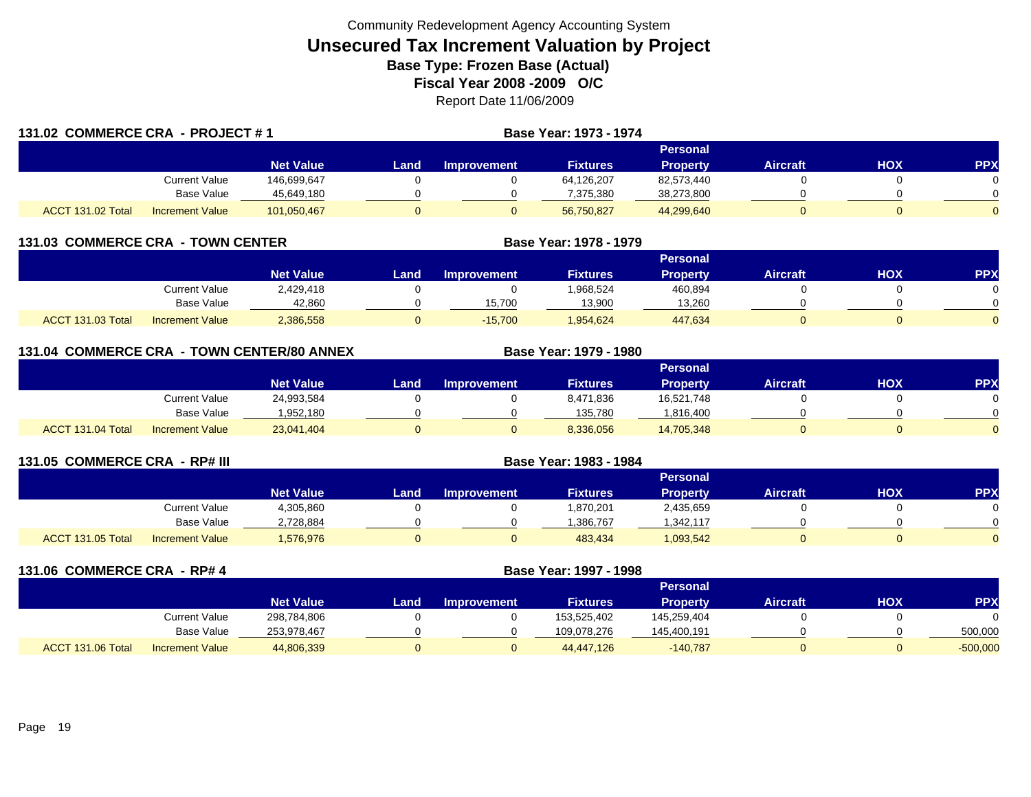Community Redevelopment Agency Accounting System

# Unsecured Tax Increment Valuation by Project

## Base Type: Frozen Base (Actual)

## Fiscal Year 2008 -2009 O/C

Report Date 11/06/2009

### 131.02 COMMERCE CRA - PROJECT # 1

Base Year: 1973 - 1974

| | | Net Value | Land | Improvement | Fixtures | Personal Property | Aircraft | HOX | PPX |
|---|---|---|---|---|---|---|---|---|---|
| | Current Value | 146,699,647 | 0 | 0 | 64,126,207 | 82,573,440 | 0 | 0 | 0 |
| | Base Value | 45,649,180 | 0 | 0 | 7,375,380 | 38,273,800 | 0 | 0 | 0 |
| ACCT 131.02 Total | Increment Value | 101,050,467 | 0 | 0 | 56,750,827 | 44,299,640 | 0 | 0 | 0 |

### 131.03 COMMERCE CRA - TOWN CENTER

Base Year: 1978 - 1979

| | | Net Value | Land | Improvement | Fixtures | Personal Property | Aircraft | HOX | PPX |
|---|---|---|---|---|---|---|---|---|---|
| | Current Value | 2,429,418 | 0 | 0 | 1,968,524 | 460,894 | 0 | 0 | 0 |
| | Base Value | 42,860 | 0 | 15,700 | 13,900 | 13,260 | 0 | 0 | 0 |
| ACCT 131.03 Total | Increment Value | 2,386,558 | 0 | -15,700 | 1,954,624 | 447,634 | 0 | 0 | 0 |

### 131.04 COMMERCE CRA - TOWN CENTER/80 ANNEX

Base Year: 1979 - 1980

| | | Net Value | Land | Improvement | Fixtures | Personal Property | Aircraft | HOX | PPX |
|---|---|---|---|---|---|---|---|---|---|
| | Current Value | 24,993,584 | 0 | 0 | 8,471,836 | 16,521,748 | 0 | 0 | 0 |
| | Base Value | 1,952,180 | 0 | 0 | 135,780 | 1,816,400 | 0 | 0 | 0 |
| ACCT 131.04 Total | Increment Value | 23,041,404 | 0 | 0 | 8,336,056 | 14,705,348 | 0 | 0 | 0 |

### 131.05 COMMERCE CRA - RP# III

Base Year: 1983 - 1984

| | | Net Value | Land | Improvement | Fixtures | Personal Property | Aircraft | HOX | PPX |
|---|---|---|---|---|---|---|---|---|---|
| | Current Value | 4,305,860 | 0 | 0 | 1,870,201 | 2,435,659 | 0 | 0 | 0 |
| | Base Value | 2,728,884 | 0 | 0 | 1,386,767 | 1,342,117 | 0 | 0 | 0 |
| ACCT 131.05 Total | Increment Value | 1,576,976 | 0 | 0 | 483,434 | 1,093,542 | 0 | 0 | 0 |

### 131.06 COMMERCE CRA - RP# 4

Base Year: 1997 - 1998

| | | Net Value | Land | Improvement | Fixtures | Personal Property | Aircraft | HOX | PPX |
|---|---|---|---|---|---|---|---|---|---|
| | Current Value | 298,784,806 | 0 | 0 | 153,525,402 | 145,259,404 | 0 | 0 | 0 |
| | Base Value | 253,978,467 | 0 | 0 | 109,078,276 | 145,400,191 | 0 | 0 | 500,000 |
| ACCT 131.06 Total | Increment Value | 44,806,339 | 0 | 0 | 44,447,126 | -140,787 | 0 | 0 | -500,000 |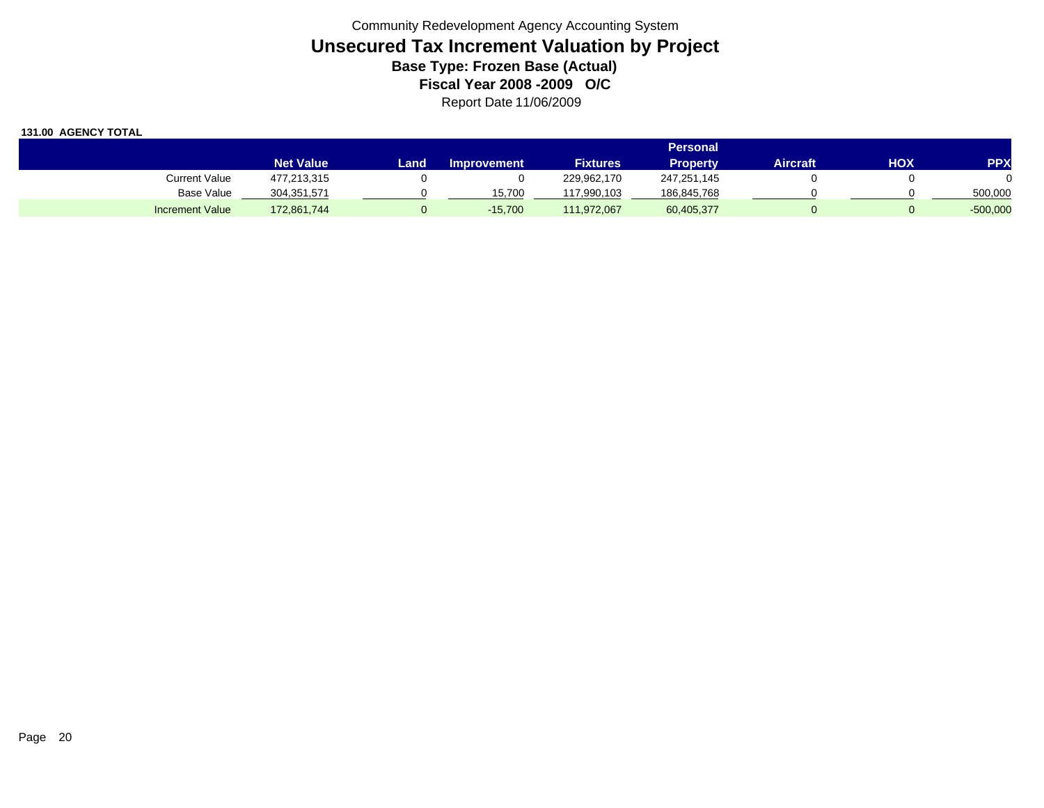Community Redevelopment Agency Accounting System

# Unsecured Tax Increment Valuation by Project

**Base Type: Frozen Base (Actual)**

**Fiscal Year 2008 -2009 O/C**

Report Date 11/06/2009

**131.00 AGENCY TOTAL**

| | Net Value | Land | Improvement | Fixtures | Personal Property | Aircraft | HOX | PPX |
|---|---|---|---|---|---|---|---|---|
| Current Value | 477,213,315 | 0 | 0 | 229,962,170 | 247,251,145 | 0 | 0 | 0 |
| Base Value | 304,351,571 | 0 | 15,700 | 117,990,103 | 186,845,768 | 0 | 0 | 500,000 |
| Increment Value | 172,861,744 | 0 | -15,700 | 111,972,067 | 60,405,377 | 0 | 0 | -500,000 |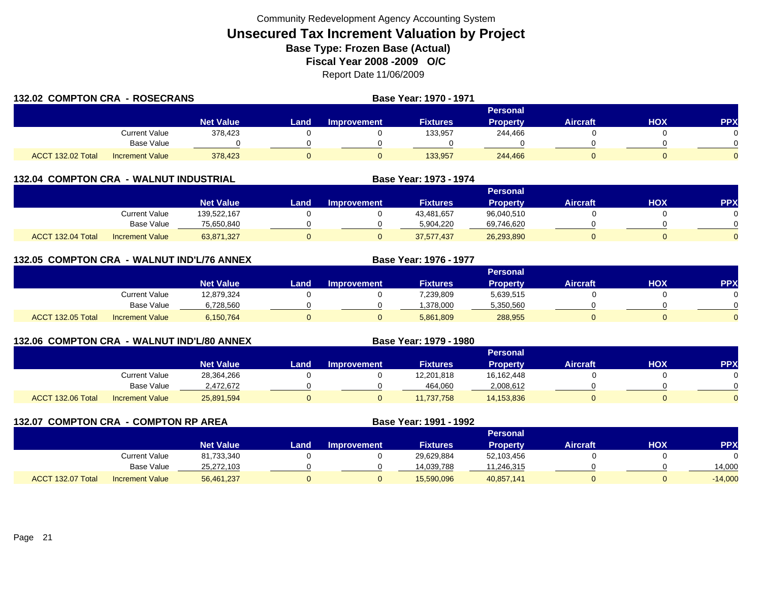Community Redevelopment Agency Accounting System

# Unsecured Tax Increment Valuation by Project

**Base Type: Frozen Base (Actual)**

**Fiscal Year 2008 -2009 O/C**

Report Date 11/06/2009

## 132.02 COMPTON CRA - ROSECRANS

**Base Year: 1970 - 1971**

| | | Net Value | Land | Improvement | Fixtures | Personal Property | Aircraft | HOX | PPX |
|---|---|---|---|---|---|---|---|---|---|
| | Current Value | 378,423 | 0 | 0 | 133,957 | 244,466 | 0 | 0 | 0 |
| | Base Value | 0 | 0 | 0 | 0 | 0 | 0 | 0 | 0 |
| ACCT 132.02 Total | Increment Value | 378,423 | 0 | 0 | 133,957 | 244,466 | 0 | 0 | 0 |

## 132.04 COMPTON CRA - WALNUT INDUSTRIAL

**Base Year: 1973 - 1974**

| | | Net Value | Land | Improvement | Fixtures | Personal Property | Aircraft | HOX | PPX |
|---|---|---|---|---|---|---|---|---|---|
| | Current Value | 139,522,167 | 0 | 0 | 43,481,657 | 96,040,510 | 0 | 0 | 0 |
| | Base Value | 75,650,840 | 0 | 0 | 5,904,220 | 69,746,620 | 0 | 0 | 0 |
| ACCT 132.04 Total | Increment Value | 63,871,327 | 0 | 0 | 37,577,437 | 26,293,890 | 0 | 0 | 0 |

## 132.05 COMPTON CRA - WALNUT IND'L/76 ANNEX

**Base Year: 1976 - 1977**

| | | Net Value | Land | Improvement | Fixtures | Personal Property | Aircraft | HOX | PPX |
|---|---|---|---|---|---|---|---|---|---|
| | Current Value | 12,879,324 | 0 | 0 | 7,239,809 | 5,639,515 | 0 | 0 | 0 |
| | Base Value | 6,728,560 | 0 | 0 | 1,378,000 | 5,350,560 | 0 | 0 | 0 |
| ACCT 132.05 Total | Increment Value | 6,150,764 | 0 | 0 | 5,861,809 | 288,955 | 0 | 0 | 0 |

## 132.06 COMPTON CRA - WALNUT IND'L/80 ANNEX

**Base Year: 1979 - 1980**

| | | Net Value | Land | Improvement | Fixtures | Personal Property | Aircraft | HOX | PPX |
|---|---|---|---|---|---|---|---|---|---|
| | Current Value | 28,364,266 | 0 | 0 | 12,201,818 | 16,162,448 | 0 | 0 | 0 |
| | Base Value | 2,472,672 | 0 | 0 | 464,060 | 2,008,612 | 0 | 0 | 0 |
| ACCT 132.06 Total | Increment Value | 25,891,594 | 0 | 0 | 11,737,758 | 14,153,836 | 0 | 0 | 0 |

## 132.07 COMPTON CRA - COMPTON RP AREA

**Base Year: 1991 - 1992**

| | | Net Value | Land | Improvement | Fixtures | Personal Property | Aircraft | HOX | PPX |
|---|---|---|---|---|---|---|---|---|---|
| | Current Value | 81,733,340 | 0 | 0 | 29,629,884 | 52,103,456 | 0 | 0 | 0 |
| | Base Value | 25,272,103 | 0 | 0 | 14,039,788 | 11,246,315 | 0 | 0 | 14,000 |
| ACCT 132.07 Total | Increment Value | 56,461,237 | 0 | 0 | 15,590,096 | 40,857,141 | 0 | 0 | -14,000 |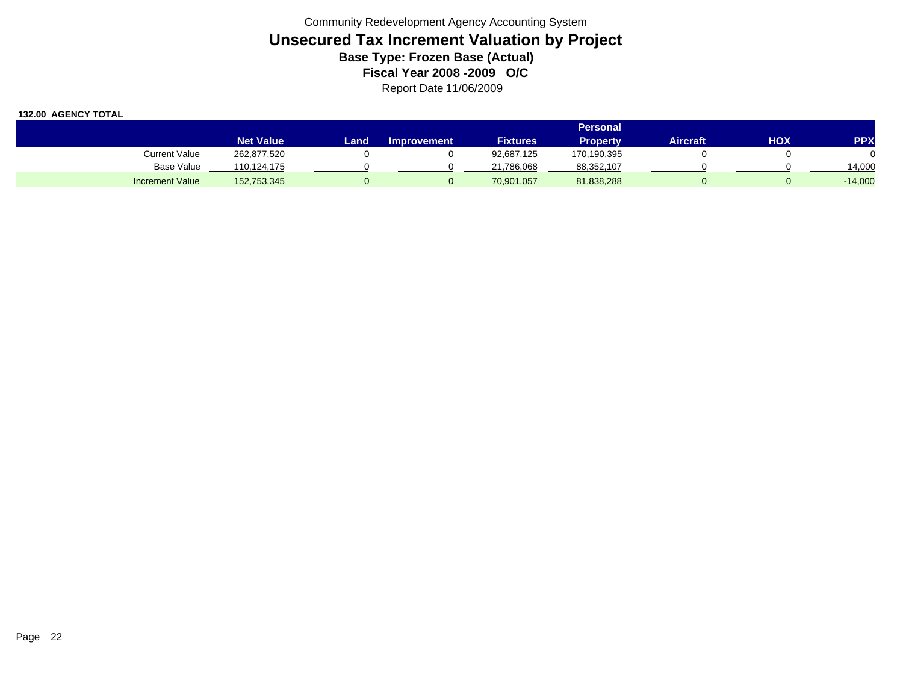Community Redevelopment Agency Accounting System

# Unsecured Tax Increment Valuation by Project

## Base Type: Frozen Base (Actual)

## Fiscal Year 2008 -2009 O/C

Report Date 11/06/2009

**132.00 AGENCY TOTAL**

| | Net Value | Land | Improvement | Fixtures | Personal Property | Aircraft | HOX | PPX |
|---|---|---|---|---|---|---|---|---|
| Current Value | 262,877,520 | 0 | 0 | 92,687,125 | 170,190,395 | 0 | 0 | 0 |
| Base Value | 110,124,175 | 0 | 0 | 21,786,068 | 88,352,107 | 0 | 0 | 14,000 |
| Increment Value | 152,753,345 | 0 | 0 | 70,901,057 | 81,838,288 | 0 | 0 | -14,000 |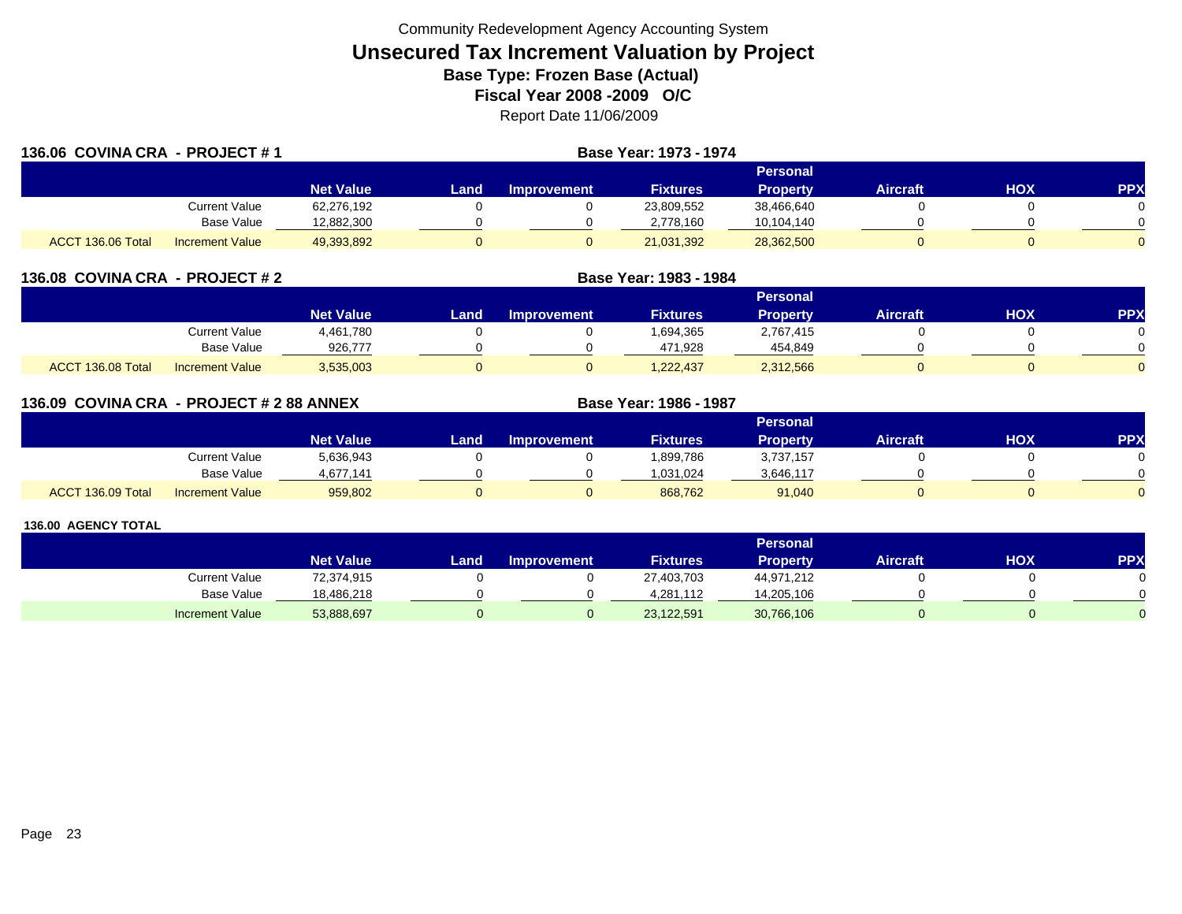Community Redevelopment Agency Accounting System

# Unsecured Tax Increment Valuation by Project

**Base Type: Frozen Base (Actual)**

**Fiscal Year 2008 -2009 O/C**

Report Date 11/06/2009

## 136.06 COVINA CRA - PROJECT # 1

**Base Year: 1973 - 1974**

| | | Net Value | Land | Improvement | Fixtures | Personal Property | Aircraft | HOX | PPX |
|---|---|---|---|---|---|---|---|---|---|
| | Current Value | 62,276,192 | 0 | 0 | 23,809,552 | 38,466,640 | 0 | 0 | 0 |
| | Base Value | 12,882,300 | 0 | 0 | 2,778,160 | 10,104,140 | 0 | 0 | 0 |
| ACCT 136.06 Total | Increment Value | 49,393,892 | 0 | 0 | 21,031,392 | 28,362,500 | 0 | 0 | 0 |

## 136.08 COVINA CRA - PROJECT # 2

**Base Year: 1983 - 1984**

| | | Net Value | Land | Improvement | Fixtures | Personal Property | Aircraft | HOX | PPX |
|---|---|---|---|---|---|---|---|---|---|
| | Current Value | 4,461,780 | 0 | 0 | 1,694,365 | 2,767,415 | 0 | 0 | 0 |
| | Base Value | 926,777 | 0 | 0 | 471,928 | 454,849 | 0 | 0 | 0 |
| ACCT 136.08 Total | Increment Value | 3,535,003 | 0 | 0 | 1,222,437 | 2,312,566 | 0 | 0 | 0 |

## 136.09 COVINA CRA - PROJECT # 2 88 ANNEX

**Base Year: 1986 - 1987**

| | | Net Value | Land | Improvement | Fixtures | Personal Property | Aircraft | HOX | PPX |
|---|---|---|---|---|---|---|---|---|---|
| | Current Value | 5,636,943 | 0 | 0 | 1,899,786 | 3,737,157 | 0 | 0 | 0 |
| | Base Value | 4,677,141 | 0 | 0 | 1,031,024 | 3,646,117 | 0 | 0 | 0 |
| ACCT 136.09 Total | Increment Value | 959,802 | 0 | 0 | 868,762 | 91,040 | 0 | 0 | 0 |

## 136.00 AGENCY TOTAL

| | Net Value | Land | Improvement | Fixtures | Personal Property | Aircraft | HOX | PPX |
|---|---|---|---|---|---|---|---|---|
| Current Value | 72,374,915 | 0 | 0 | 27,403,703 | 44,971,212 | 0 | 0 | 0 |
| Base Value | 18,486,218 | 0 | 0 | 4,281,112 | 14,205,106 | 0 | 0 | 0 |
| Increment Value | 53,888,697 | 0 | 0 | 23,122,591 | 30,766,106 | 0 | 0 | 0 |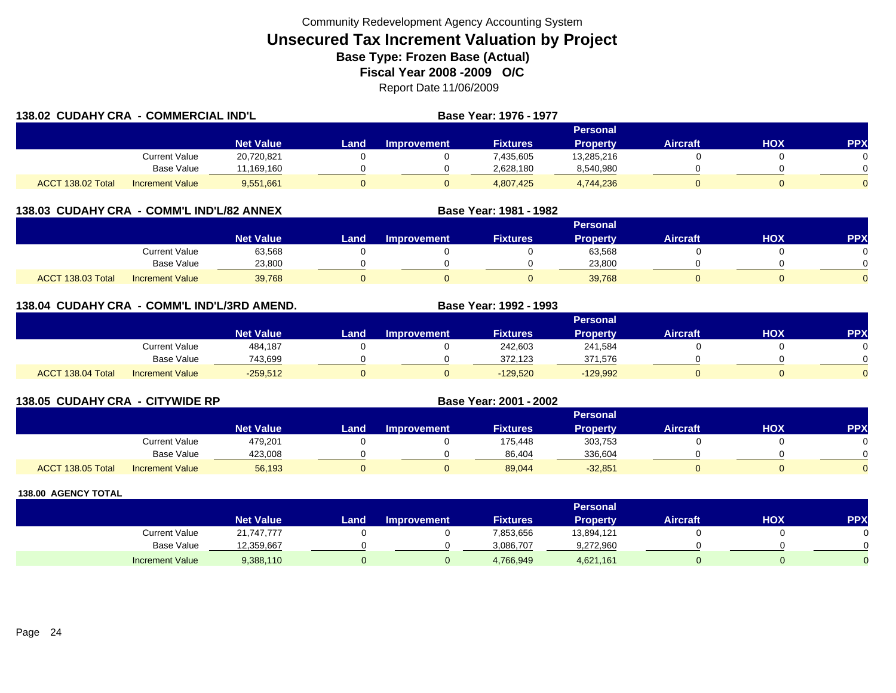Community Redevelopment Agency Accounting System

# Unsecured Tax Increment Valuation by Project

**Base Type: Frozen Base (Actual)**

**Fiscal Year 2008 -2009 O/C**

Report Date 11/06/2009

## 138.02 CUDAHY CRA - COMMERCIAL IND'L

**Base Year: 1976 - 1977**

| | | Net Value | Land | Improvement | Fixtures | Personal Property | Aircraft | HOX | PPX |
|---|---|---|---|---|---|---|---|---|---|
| | Current Value | 20,720,821 | 0 | 0 | 7,435,605 | 13,285,216 | 0 | 0 | 0 |
| | Base Value | 11,169,160 | 0 | 0 | 2,628,180 | 8,540,980 | 0 | 0 | 0 |
| ACCT 138.02 Total | Increment Value | 9,551,661 | 0 | 0 | 4,807,425 | 4,744,236 | 0 | 0 | 0 |

## 138.03 CUDAHY CRA - COMM'L IND'L/82 ANNEX

**Base Year: 1981 - 1982**

| | | Net Value | Land | Improvement | Fixtures | Personal Property | Aircraft | HOX | PPX |
|---|---|---|---|---|---|---|---|---|---|
| | Current Value | 63,568 | 0 | 0 | 0 | 63,568 | 0 | 0 | 0 |
| | Base Value | 23,800 | 0 | 0 | 0 | 23,800 | 0 | 0 | 0 |
| ACCT 138.03 Total | Increment Value | 39,768 | 0 | 0 | 0 | 39,768 | 0 | 0 | 0 |

## 138.04 CUDAHY CRA - COMM'L IND'L/3RD AMEND.

**Base Year: 1992 - 1993**

| | | Net Value | Land | Improvement | Fixtures | Personal Property | Aircraft | HOX | PPX |
|---|---|---|---|---|---|---|---|---|---|
| | Current Value | 484,187 | 0 | 0 | 242,603 | 241,584 | 0 | 0 | 0 |
| | Base Value | 743,699 | 0 | 0 | 372,123 | 371,576 | 0 | 0 | 0 |
| ACCT 138.04 Total | Increment Value | -259,512 | 0 | 0 | -129,520 | -129,992 | 0 | 0 | 0 |

## 138.05 CUDAHY CRA - CITYWIDE RP

**Base Year: 2001 - 2002**

| | | Net Value | Land | Improvement | Fixtures | Personal Property | Aircraft | HOX | PPX |
|---|---|---|---|---|---|---|---|---|---|
| | Current Value | 479,201 | 0 | 0 | 175,448 | 303,753 | 0 | 0 | 0 |
| | Base Value | 423,008 | 0 | 0 | 86,404 | 336,604 | 0 | 0 | 0 |
| ACCT 138.05 Total | Increment Value | 56,193 | 0 | 0 | 89,044 | -32,851 | 0 | 0 | 0 |

## 138.00 AGENCY TOTAL

| | | Net Value | Land | Improvement | Fixtures | Personal Property | Aircraft | HOX | PPX |
|---|---|---|---|---|---|---|---|---|---|
| | Current Value | 21,747,777 | 0 | 0 | 7,853,656 | 13,894,121 | 0 | 0 | 0 |
| | Base Value | 12,359,667 | 0 | 0 | 3,086,707 | 9,272,960 | 0 | 0 | 0 |
| | Increment Value | 9,388,110 | 0 | 0 | 4,766,949 | 4,621,161 | 0 | 0 | 0 |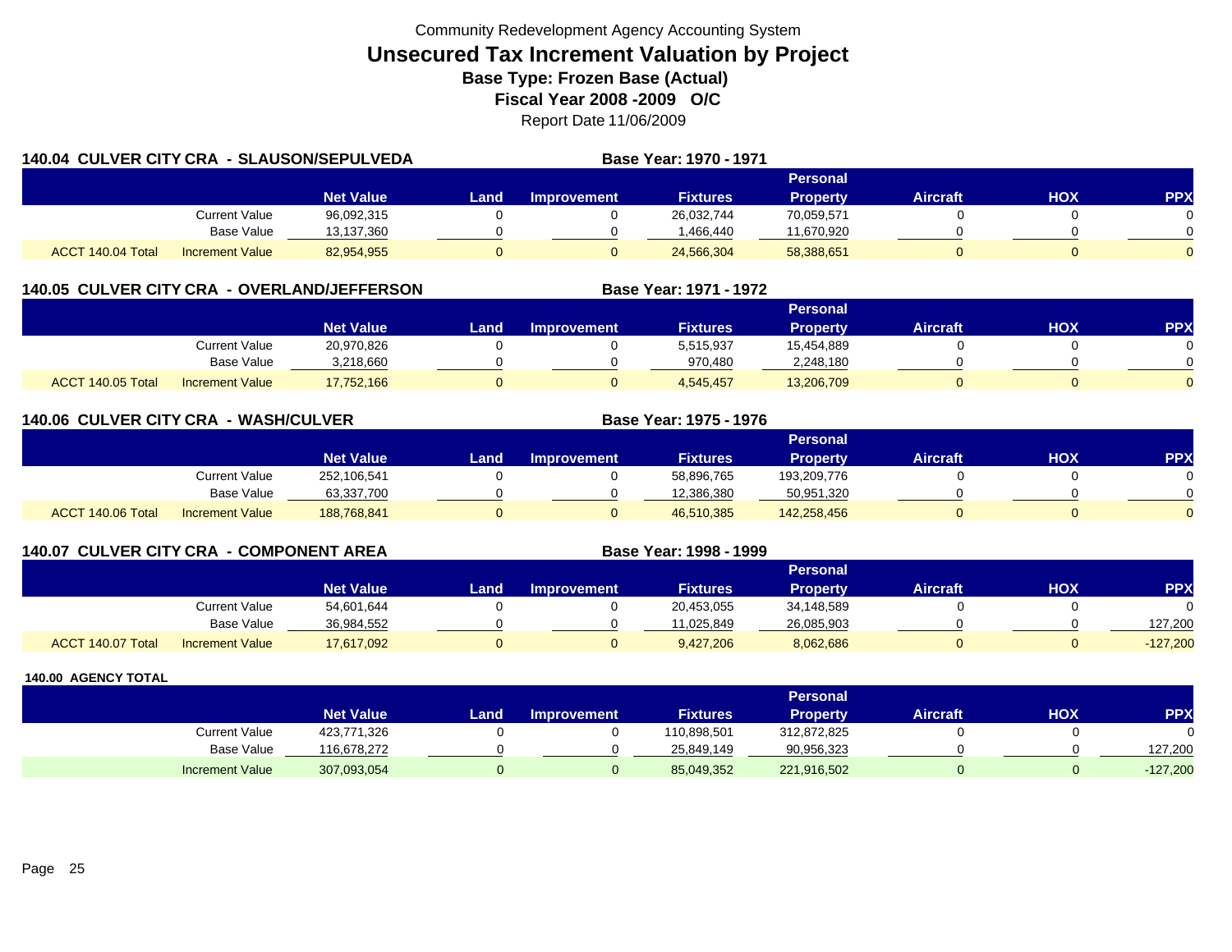Community Redevelopment Agency Accounting System

# Unsecured Tax Increment Valuation by Project

## Base Type: Frozen Base (Actual)

## Fiscal Year 2008 -2009 O/C

Report Date 11/06/2009

### 140.04 CULVER CITY CRA - SLAUSON/SEPULVEDA

**Base Year: 1970 - 1971**

| | | Net Value | Land | Improvement | Fixtures | Personal Property | Aircraft | HOX | PPX |
|---|---|---|---|---|---|---|---|---|---|
| | Current Value | 96,092,315 | 0 | 0 | 26,032,744 | 70,059,571 | 0 | 0 | 0 |
| | Base Value | 13,137,360 | 0 | 0 | 1,466,440 | 11,670,920 | 0 | 0 | 0 |
| ACCT 140.04 Total | Increment Value | 82,954,955 | 0 | 0 | 24,566,304 | 58,388,651 | 0 | 0 | 0 |

### 140.05 CULVER CITY CRA - OVERLAND/JEFFERSON

**Base Year: 1971 - 1972**

| | | Net Value | Land | Improvement | Fixtures | Personal Property | Aircraft | HOX | PPX |
|---|---|---|---|---|---|---|---|---|---|
| | Current Value | 20,970,826 | 0 | 0 | 5,515,937 | 15,454,889 | 0 | 0 | 0 |
| | Base Value | 3,218,660 | 0 | 0 | 970,480 | 2,248,180 | 0 | 0 | 0 |
| ACCT 140.05 Total | Increment Value | 17,752,166 | 0 | 0 | 4,545,457 | 13,206,709 | 0 | 0 | 0 |

### 140.06 CULVER CITY CRA - WASH/CULVER

**Base Year: 1975 - 1976**

| | | Net Value | Land | Improvement | Fixtures | Personal Property | Aircraft | HOX | PPX |
|---|---|---|---|---|---|---|---|---|---|
| | Current Value | 252,106,541 | 0 | 0 | 58,896,765 | 193,209,776 | 0 | 0 | 0 |
| | Base Value | 63,337,700 | 0 | 0 | 12,386,380 | 50,951,320 | 0 | 0 | 0 |
| ACCT 140.06 Total | Increment Value | 188,768,841 | 0 | 0 | 46,510,385 | 142,258,456 | 0 | 0 | 0 |

### 140.07 CULVER CITY CRA - COMPONENT AREA

**Base Year: 1998 - 1999**

| | | Net Value | Land | Improvement | Fixtures | Personal Property | Aircraft | HOX | PPX |
|---|---|---|---|---|---|---|---|---|---|
| | Current Value | 54,601,644 | 0 | 0 | 20,453,055 | 34,148,589 | 0 | 0 | 0 |
| | Base Value | 36,984,552 | 0 | 0 | 11,025,849 | 26,085,903 | 0 | 0 | 127,200 |
| ACCT 140.07 Total | Increment Value | 17,617,092 | 0 | 0 | 9,427,206 | 8,062,686 | 0 | 0 | -127,200 |

### 140.00 AGENCY TOTAL

| | | Net Value | Land | Improvement | Fixtures | Personal Property | Aircraft | HOX | PPX |
|---|---|---|---|---|---|---|---|---|---|
| | Current Value | 423,771,326 | 0 | 0 | 110,898,501 | 312,872,825 | 0 | 0 | 0 |
| | Base Value | 116,678,272 | 0 | 0 | 25,849,149 | 90,956,323 | 0 | 0 | 127,200 |
| | Increment Value | 307,093,054 | 0 | 0 | 85,049,352 | 221,916,502 | 0 | 0 | -127,200 |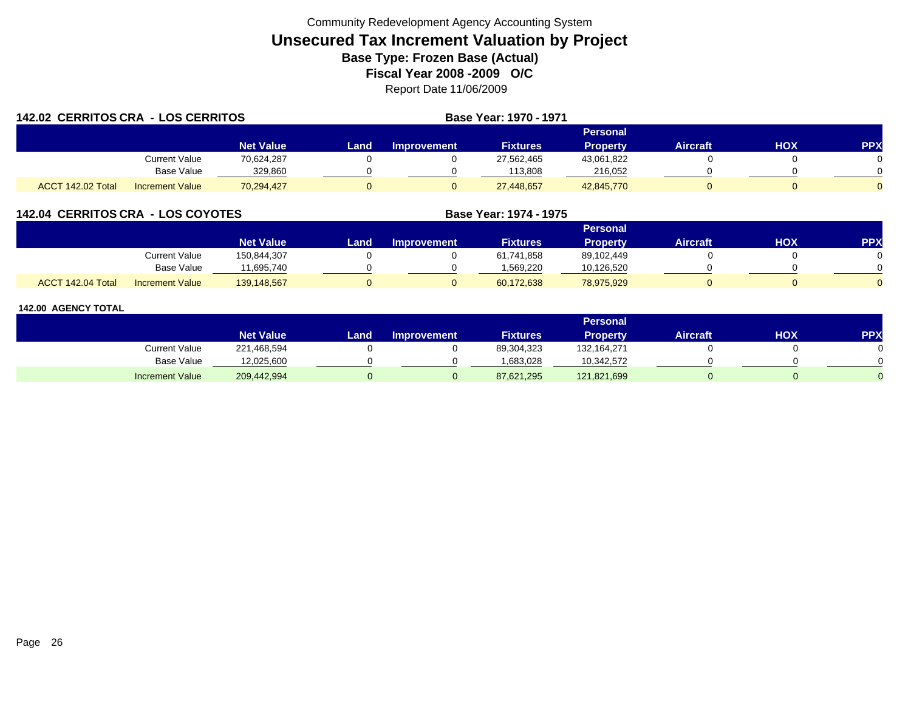Community Redevelopment Agency Accounting System

# Unsecured Tax Increment Valuation by Project

**Base Type: Frozen Base (Actual)**

**Fiscal Year 2008 -2009 O/C**

Report Date 11/06/2009

## 142.02 CERRITOS CRA - LOS CERRITOS

**Base Year: 1970 - 1971**

| | | Net Value | Land | Improvement | Fixtures | Personal Property | Aircraft | HOX | PPX |
|---|---|---|---|---|---|---|---|---|---|
| | Current Value | 70,624,287 | 0 | 0 | 27,562,465 | 43,061,822 | 0 | 0 | 0 |
| | Base Value | 329,860 | 0 | 0 | 113,808 | 216,052 | 0 | 0 | 0 |
| ACCT 142.02 Total | Increment Value | 70,294,427 | 0 | 0 | 27,448,657 | 42,845,770 | 0 | 0 | 0 |

## 142.04 CERRITOS CRA - LOS COYOTES

**Base Year: 1974 - 1975**

| | | Net Value | Land | Improvement | Fixtures | Personal Property | Aircraft | HOX | PPX |
|---|---|---|---|---|---|---|---|---|---|
| | Current Value | 150,844,307 | 0 | 0 | 61,741,858 | 89,102,449 | 0 | 0 | 0 |
| | Base Value | 11,695,740 | 0 | 0 | 1,569,220 | 10,126,520 | 0 | 0 | 0 |
| ACCT 142.04 Total | Increment Value | 139,148,567 | 0 | 0 | 60,172,638 | 78,975,929 | 0 | 0 | 0 |

## 142.00 AGENCY TOTAL

| | Net Value | Land | Improvement | Fixtures | Personal Property | Aircraft | HOX | PPX |
|---|---|---|---|---|---|---|---|---|
| Current Value | 221,468,594 | 0 | 0 | 89,304,323 | 132,164,271 | 0 | 0 | 0 |
| Base Value | 12,025,600 | 0 | 0 | 1,683,028 | 10,342,572 | 0 | 0 | 0 |
| Increment Value | 209,442,994 | 0 | 0 | 87,621,295 | 121,821,699 | 0 | 0 | 0 |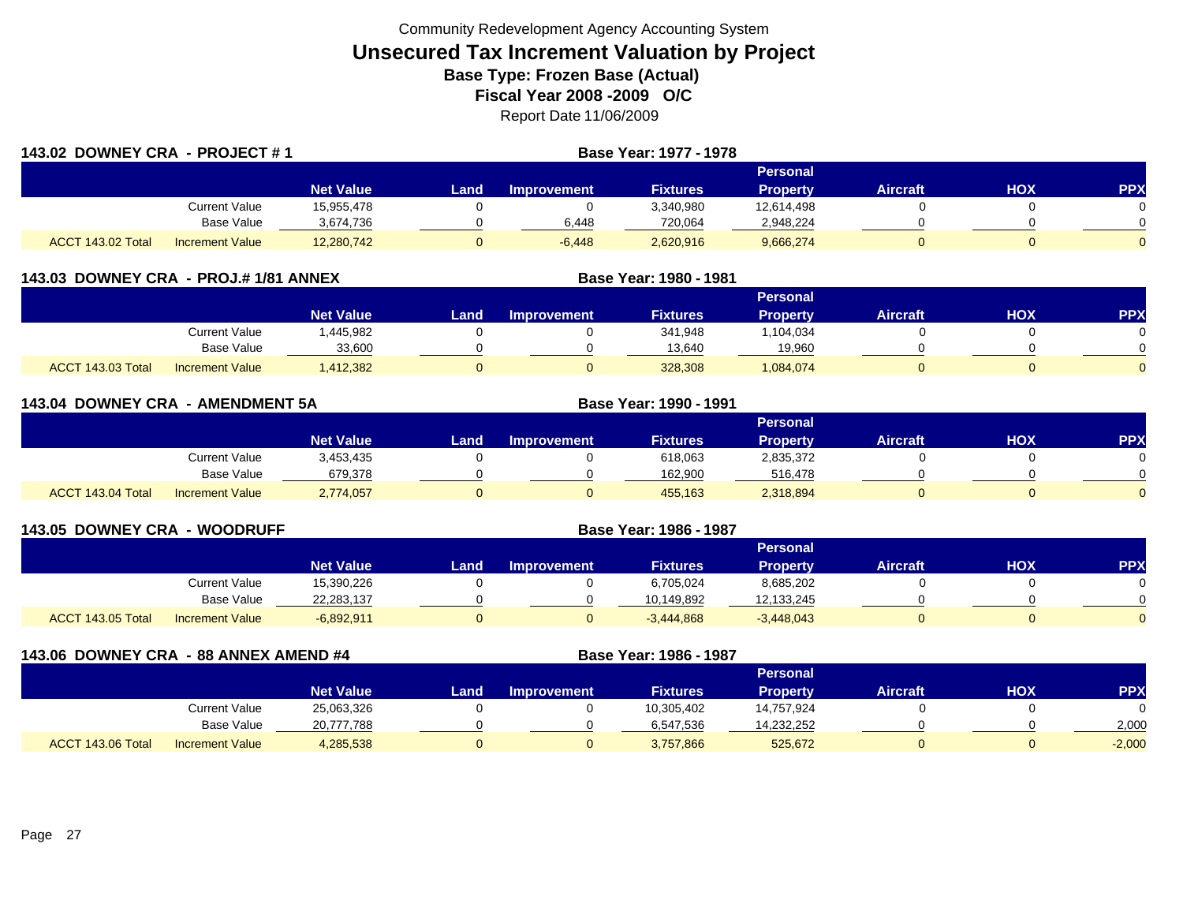Community Redevelopment Agency Accounting System

# Unsecured Tax Increment Valuation by Project

**Base Type: Frozen Base (Actual)**

**Fiscal Year 2008 -2009 O/C**

Report Date 11/06/2009

## 143.02 DOWNEY CRA - PROJECT # 1

**Base Year: 1977 - 1978**

| | | Net Value | Land | Improvement | Fixtures | Personal Property | Aircraft | HOX | PPX |
|---|---|---|---|---|---|---|---|---|---|
| | Current Value | 15,955,478 | 0 | 0 | 3,340,980 | 12,614,498 | 0 | 0 | 0 |
| | Base Value | 3,674,736 | 0 | 6,448 | 720,064 | 2,948,224 | 0 | 0 | 0 |
| ACCT 143.02 Total | Increment Value | 12,280,742 | 0 | -6,448 | 2,620,916 | 9,666,274 | 0 | 0 | 0 |

## 143.03 DOWNEY CRA - PROJ.# 1/81 ANNEX

**Base Year: 1980 - 1981**

| | | Net Value | Land | Improvement | Fixtures | Personal Property | Aircraft | HOX | PPX |
|---|---|---|---|---|---|---|---|---|---|
| | Current Value | 1,445,982 | 0 | 0 | 341,948 | 1,104,034 | 0 | 0 | 0 |
| | Base Value | 33,600 | 0 | 0 | 13,640 | 19,960 | 0 | 0 | 0 |
| ACCT 143.03 Total | Increment Value | 1,412,382 | 0 | 0 | 328,308 | 1,084,074 | 0 | 0 | 0 |

## 143.04 DOWNEY CRA - AMENDMENT 5A

**Base Year: 1990 - 1991**

| | | Net Value | Land | Improvement | Fixtures | Personal Property | Aircraft | HOX | PPX |
|---|---|---|---|---|---|---|---|---|---|
| | Current Value | 3,453,435 | 0 | 0 | 618,063 | 2,835,372 | 0 | 0 | 0 |
| | Base Value | 679,378 | 0 | 0 | 162,900 | 516,478 | 0 | 0 | 0 |
| ACCT 143.04 Total | Increment Value | 2,774,057 | 0 | 0 | 455,163 | 2,318,894 | 0 | 0 | 0 |

## 143.05 DOWNEY CRA - WOODRUFF

**Base Year: 1986 - 1987**

| | | Net Value | Land | Improvement | Fixtures | Personal Property | Aircraft | HOX | PPX |
|---|---|---|---|---|---|---|---|---|---|
| | Current Value | 15,390,226 | 0 | 0 | 6,705,024 | 8,685,202 | 0 | 0 | 0 |
| | Base Value | 22,283,137 | 0 | 0 | 10,149,892 | 12,133,245 | 0 | 0 | 0 |
| ACCT 143.05 Total | Increment Value | -6,892,911 | 0 | 0 | -3,444,868 | -3,448,043 | 0 | 0 | 0 |

## 143.06 DOWNEY CRA - 88 ANNEX AMEND #4

**Base Year: 1986 - 1987**

| | | Net Value | Land | Improvement | Fixtures | Personal Property | Aircraft | HOX | PPX |
|---|---|---|---|---|---|---|---|---|---|
| | Current Value | 25,063,326 | 0 | 0 | 10,305,402 | 14,757,924 | 0 | 0 | 0 |
| | Base Value | 20,777,788 | 0 | 0 | 6,547,536 | 14,232,252 | 0 | 0 | 2,000 |
| ACCT 143.06 Total | Increment Value | 4,285,538 | 0 | 0 | 3,757,866 | 525,672 | 0 | 0 | -2,000 |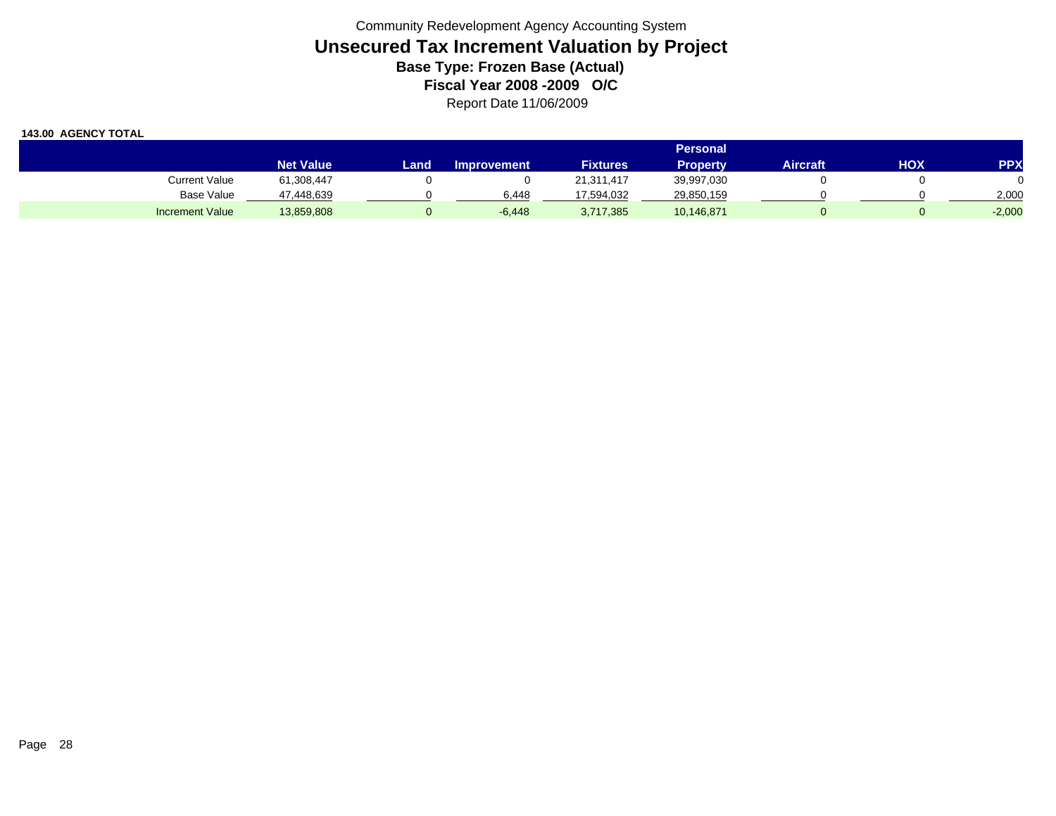Community Redevelopment Agency Accounting System

# Unsecured Tax Increment Valuation by Project

**Base Type: Frozen Base (Actual)**

**Fiscal Year 2008 -2009 O/C**

Report Date 11/06/2009

**143.00 AGENCY TOTAL**

| | Net Value | Land | Improvement | Fixtures | Personal Property | Aircraft | HOX | PPX |
|---|---|---|---|---|---|---|---|---|
| Current Value | 61,308,447 | 0 | 0 | 21,311,417 | 39,997,030 | 0 | 0 | 0 |
| Base Value | 47,448,639 | 0 | 6,448 | 17,594,032 | 29,850,159 | 0 | 0 | 2,000 |
| Increment Value | 13,859,808 | 0 | -6,448 | 3,717,385 | 10,146,871 | 0 | 0 | -2,000 |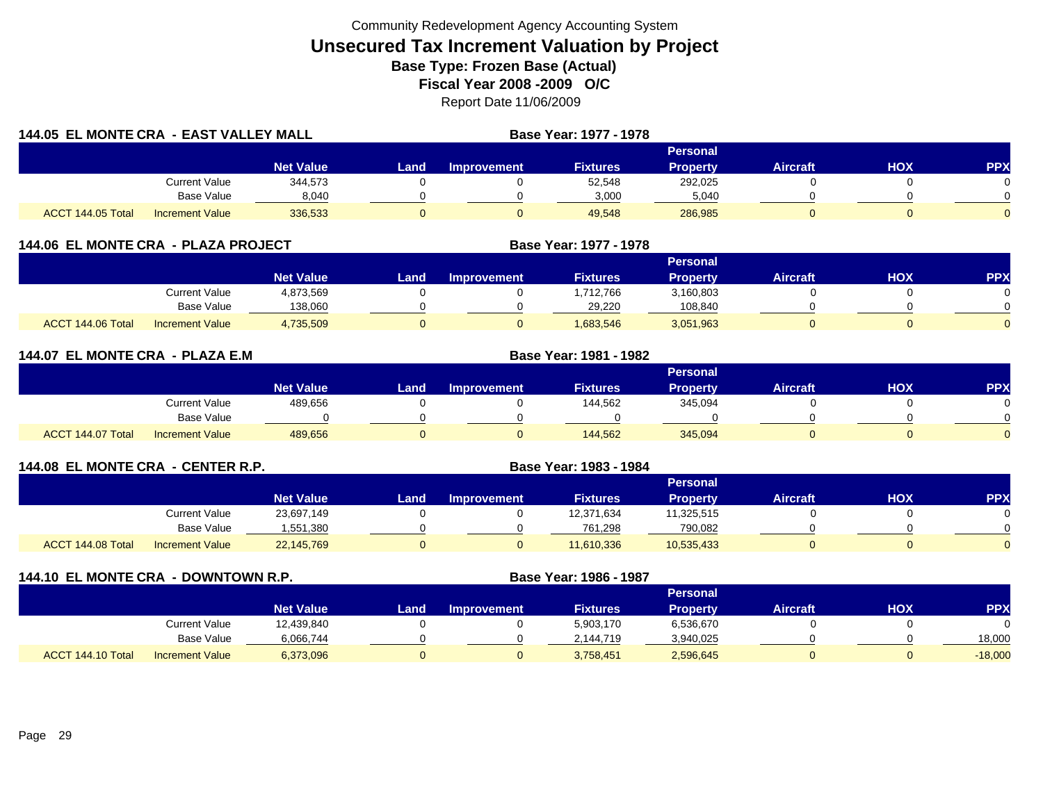Community Redevelopment Agency Accounting System

# Unsecured Tax Increment Valuation by Project

**Base Type: Frozen Base (Actual)**

**Fiscal Year 2008 -2009 O/C**

Report Date 11/06/2009

## 144.05 EL MONTE CRA - EAST VALLEY MALL

**Base Year: 1977 - 1978**

| | | Net Value | Land | Improvement | Fixtures | Personal Property | Aircraft | HOX | PPX |
|---|---|---|---|---|---|---|---|---|---|
| | Current Value | 344,573 | 0 | 0 | 52,548 | 292,025 | 0 | 0 | 0 |
| | Base Value | 8,040 | 0 | 0 | 3,000 | 5,040 | 0 | 0 | 0 |
| ACCT 144.05 Total | Increment Value | 336,533 | 0 | 0 | 49,548 | 286,985 | 0 | 0 | 0 |

## 144.06 EL MONTE CRA - PLAZA PROJECT

**Base Year: 1977 - 1978**

| | | Net Value | Land | Improvement | Fixtures | Personal Property | Aircraft | HOX | PPX |
|---|---|---|---|---|---|---|---|---|---|
| | Current Value | 4,873,569 | 0 | 0 | 1,712,766 | 3,160,803 | 0 | 0 | 0 |
| | Base Value | 138,060 | 0 | 0 | 29,220 | 108,840 | 0 | 0 | 0 |
| ACCT 144.06 Total | Increment Value | 4,735,509 | 0 | 0 | 1,683,546 | 3,051,963 | 0 | 0 | 0 |

## 144.07 EL MONTE CRA - PLAZA E.M

**Base Year: 1981 - 1982**

| | | Net Value | Land | Improvement | Fixtures | Personal Property | Aircraft | HOX | PPX |
|---|---|---|---|---|---|---|---|---|---|
| | Current Value | 489,656 | 0 | 0 | 144,562 | 345,094 | 0 | 0 | 0 |
| | Base Value | 0 | 0 | 0 | 0 | 0 | 0 | 0 | 0 |
| ACCT 144.07 Total | Increment Value | 489,656 | 0 | 0 | 144,562 | 345,094 | 0 | 0 | 0 |

## 144.08 EL MONTE CRA - CENTER R.P.

**Base Year: 1983 - 1984**

| | | Net Value | Land | Improvement | Fixtures | Personal Property | Aircraft | HOX | PPX |
|---|---|---|---|---|---|---|---|---|---|
| | Current Value | 23,697,149 | 0 | 0 | 12,371,634 | 11,325,515 | 0 | 0 | 0 |
| | Base Value | 1,551,380 | 0 | 0 | 761,298 | 790,082 | 0 | 0 | 0 |
| ACCT 144.08 Total | Increment Value | 22,145,769 | 0 | 0 | 11,610,336 | 10,535,433 | 0 | 0 | 0 |

## 144.10 EL MONTE CRA - DOWNTOWN R.P.

**Base Year: 1986 - 1987**

| | | Net Value | Land | Improvement | Fixtures | Personal Property | Aircraft | HOX | PPX |
|---|---|---|---|---|---|---|---|---|---|
| | Current Value | 12,439,840 | 0 | 0 | 5,903,170 | 6,536,670 | 0 | 0 | 0 |
| | Base Value | 6,066,744 | 0 | 0 | 2,144,719 | 3,940,025 | 0 | 0 | 18,000 |
| ACCT 144.10 Total | Increment Value | 6,373,096 | 0 | 0 | 3,758,451 | 2,596,645 | 0 | 0 | -18,000 |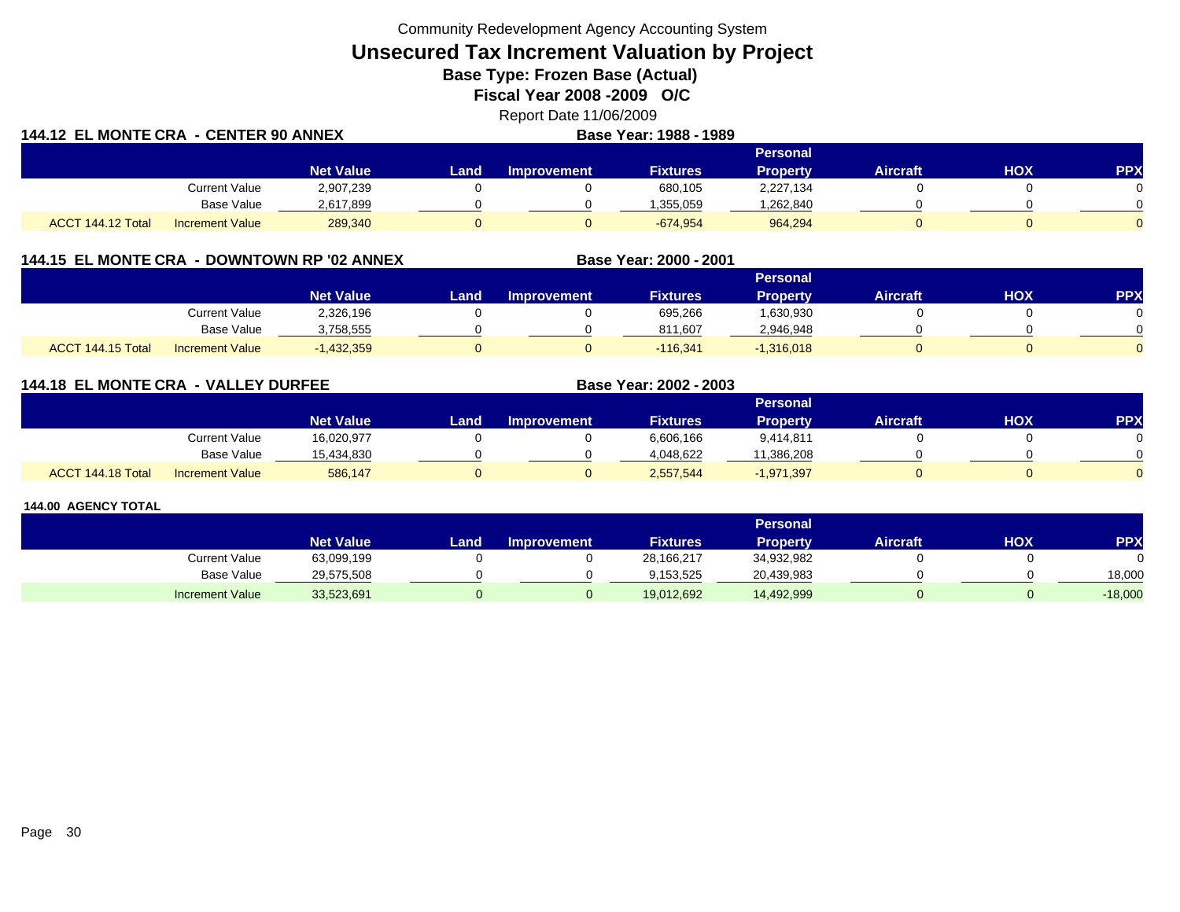Community Redevelopment Agency Accounting System

# Unsecured Tax Increment Valuation by Project

**Base Type: Frozen Base (Actual)**

**Fiscal Year 2008 -2009 O/C**

Report Date 11/06/2009

## 144.12 EL MONTE CRA - CENTER 90 ANNEX

**Base Year: 1988 - 1989**

| | | Net Value | Land | Improvement | Fixtures | Personal Property | Aircraft | HOX | PPX |
|---|---|---|---|---|---|---|---|---|---|
| | Current Value | 2,907,239 | 0 | 0 | 680,105 | 2,227,134 | 0 | 0 | 0 |
| | Base Value | 2,617,899 | 0 | 0 | 1,355,059 | 1,262,840 | 0 | 0 | 0 |
| ACCT 144.12 Total | Increment Value | 289,340 | 0 | 0 | -674,954 | 964,294 | 0 | 0 | 0 |

## 144.15 EL MONTE CRA - DOWNTOWN RP '02 ANNEX

**Base Year: 2000 - 2001**

| | | Net Value | Land | Improvement | Fixtures | Personal Property | Aircraft | HOX | PPX |
|---|---|---|---|---|---|---|---|---|---|
| | Current Value | 2,326,196 | 0 | 0 | 695,266 | 1,630,930 | 0 | 0 | 0 |
| | Base Value | 3,758,555 | 0 | 0 | 811,607 | 2,946,948 | 0 | 0 | 0 |
| ACCT 144.15 Total | Increment Value | -1,432,359 | 0 | 0 | -116,341 | -1,316,018 | 0 | 0 | 0 |

## 144.18 EL MONTE CRA - VALLEY DURFEE

**Base Year: 2002 - 2003**

| | | Net Value | Land | Improvement | Fixtures | Personal Property | Aircraft | HOX | PPX |
|---|---|---|---|---|---|---|---|---|---|
| | Current Value | 16,020,977 | 0 | 0 | 6,606,166 | 9,414,811 | 0 | 0 | 0 |
| | Base Value | 15,434,830 | 0 | 0 | 4,048,622 | 11,386,208 | 0 | 0 | 0 |
| ACCT 144.18 Total | Increment Value | 586,147 | 0 | 0 | 2,557,544 | -1,971,397 | 0 | 0 | 0 |

## 144.00 AGENCY TOTAL

| | Net Value | Land | Improvement | Fixtures | Personal Property | Aircraft | HOX | PPX |
|---|---|---|---|---|---|---|---|---|
| Current Value | 63,099,199 | 0 | 0 | 28,166,217 | 34,932,982 | 0 | 0 | 0 |
| Base Value | 29,575,508 | 0 | 0 | 9,153,525 | 20,439,983 | 0 | 0 | 18,000 |
| Increment Value | 33,523,691 | 0 | 0 | 19,012,692 | 14,492,999 | 0 | 0 | -18,000 |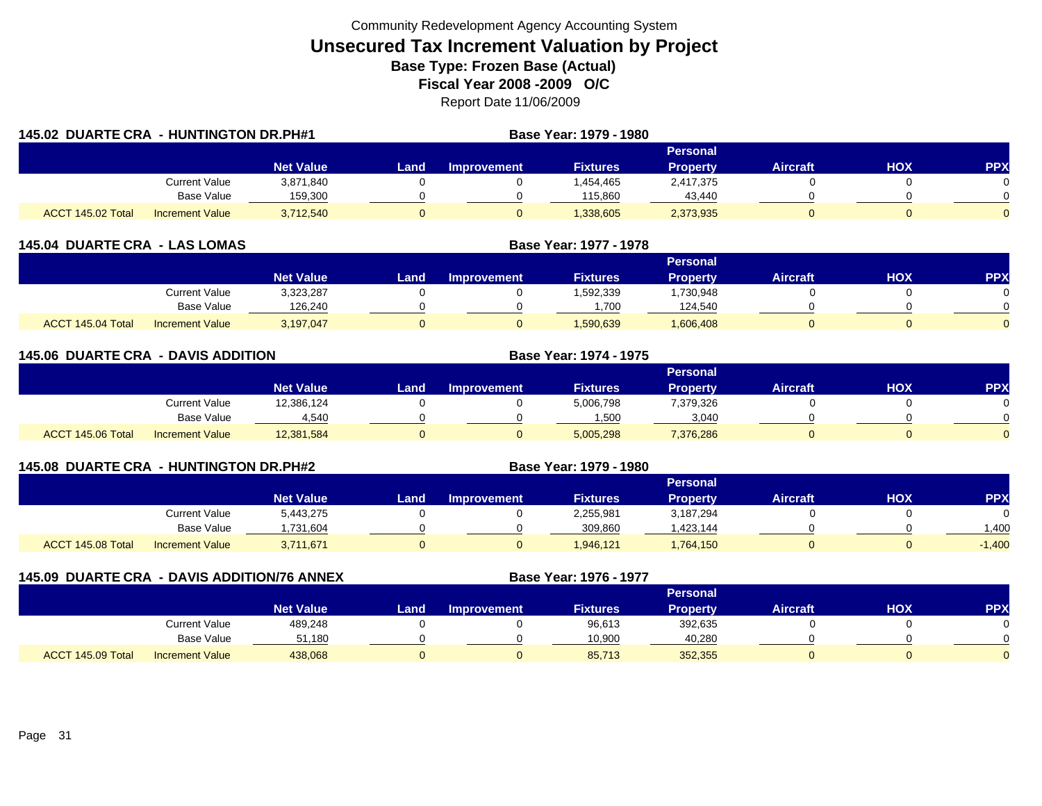Community Redevelopment Agency Accounting System

# Unsecured Tax Increment Valuation by Project

**Base Type: Frozen Base (Actual)**

**Fiscal Year 2008 -2009 O/C**

Report Date 11/06/2009

## 145.02 DUARTE CRA - HUNTINGTON DR.PH#1

**Base Year: 1979 - 1980**

| | | Net Value | Land | Improvement | Fixtures | Personal Property | Aircraft | HOX | PPX |
|---|---|---|---|---|---|---|---|---|---|
| | Current Value | 3,871,840 | 0 | 0 | 1,454,465 | 2,417,375 | 0 | 0 | 0 |
| | Base Value | 159,300 | 0 | 0 | 115,860 | 43,440 | 0 | 0 | 0 |
| ACCT 145.02 Total | Increment Value | 3,712,540 | 0 | 0 | 1,338,605 | 2,373,935 | 0 | 0 | 0 |

## 145.04 DUARTE CRA - LAS LOMAS

**Base Year: 1977 - 1978**

| | | Net Value | Land | Improvement | Fixtures | Personal Property | Aircraft | HOX | PPX |
|---|---|---|---|---|---|---|---|---|---|
| | Current Value | 3,323,287 | 0 | 0 | 1,592,339 | 1,730,948 | 0 | 0 | 0 |
| | Base Value | 126,240 | 0 | 0 | 1,700 | 124,540 | 0 | 0 | 0 |
| ACCT 145.04 Total | Increment Value | 3,197,047 | 0 | 0 | 1,590,639 | 1,606,408 | 0 | 0 | 0 |

## 145.06 DUARTE CRA - DAVIS ADDITION

**Base Year: 1974 - 1975**

| | | Net Value | Land | Improvement | Fixtures | Personal Property | Aircraft | HOX | PPX |
|---|---|---|---|---|---|---|---|---|---|
| | Current Value | 12,386,124 | 0 | 0 | 5,006,798 | 7,379,326 | 0 | 0 | 0 |
| | Base Value | 4,540 | 0 | 0 | 1,500 | 3,040 | 0 | 0 | 0 |
| ACCT 145.06 Total | Increment Value | 12,381,584 | 0 | 0 | 5,005,298 | 7,376,286 | 0 | 0 | 0 |

## 145.08 DUARTE CRA - HUNTINGTON DR.PH#2

**Base Year: 1979 - 1980**

| | | Net Value | Land | Improvement | Fixtures | Personal Property | Aircraft | HOX | PPX |
|---|---|---|---|---|---|---|---|---|---|
| | Current Value | 5,443,275 | 0 | 0 | 2,255,981 | 3,187,294 | 0 | 0 | 0 |
| | Base Value | 1,731,604 | 0 | 0 | 309,860 | 1,423,144 | 0 | 0 | 1,400 |
| ACCT 145.08 Total | Increment Value | 3,711,671 | 0 | 0 | 1,946,121 | 1,764,150 | 0 | 0 | -1,400 |

## 145.09 DUARTE CRA - DAVIS ADDITION/76 ANNEX

**Base Year: 1976 - 1977**

| | | Net Value | Land | Improvement | Fixtures | Personal Property | Aircraft | HOX | PPX |
|---|---|---|---|---|---|---|---|---|---|
| | Current Value | 489,248 | 0 | 0 | 96,613 | 392,635 | 0 | 0 | 0 |
| | Base Value | 51,180 | 0 | 0 | 10,900 | 40,280 | 0 | 0 | 0 |
| ACCT 145.09 Total | Increment Value | 438,068 | 0 | 0 | 85,713 | 352,355 | 0 | 0 | 0 |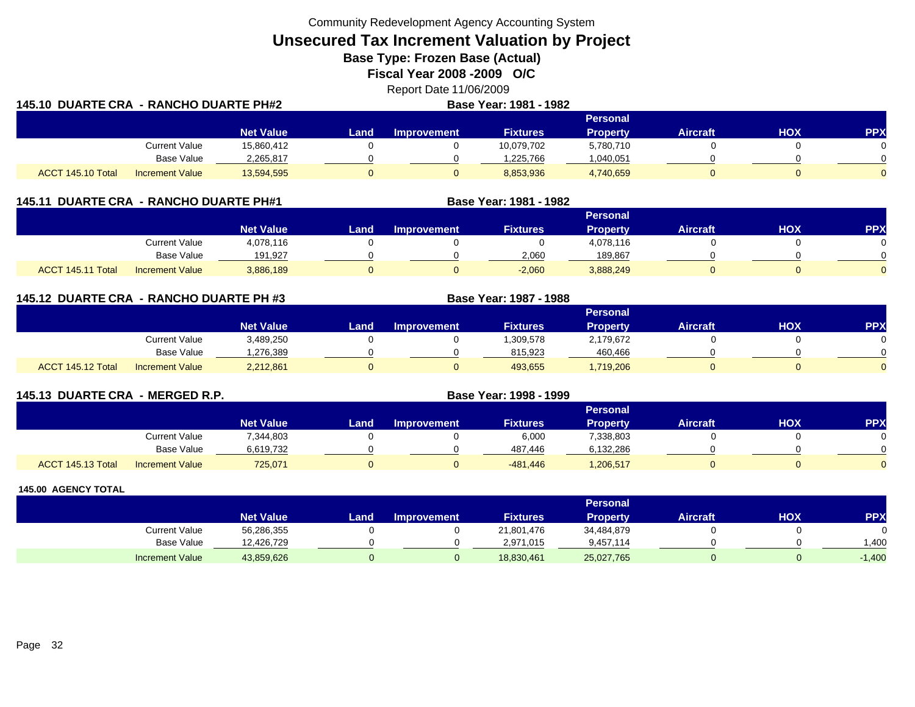Community Redevelopment Agency Accounting System

# Unsecured Tax Increment Valuation by Project

**Base Type: Frozen Base (Actual)**

**Fiscal Year 2008 -2009 O/C**

Report Date 11/06/2009

## 145.10 DUARTE CRA - RANCHO DUARTE PH#2

**Base Year: 1981 - 1982**

| | | Net Value | Land | Improvement | Fixtures | Personal Property | Aircraft | HOX | PPX |
|---|---|---|---|---|---|---|---|---|---|
| | Current Value | 15,860,412 | 0 | 0 | 10,079,702 | 5,780,710 | 0 | 0 | 0 |
| | Base Value | 2,265,817 | 0 | 0 | 1,225,766 | 1,040,051 | 0 | 0 | 0 |
| ACCT 145.10 Total | Increment Value | 13,594,595 | 0 | 0 | 8,853,936 | 4,740,659 | 0 | 0 | 0 |

## 145.11 DUARTE CRA - RANCHO DUARTE PH#1

**Base Year: 1981 - 1982**

| | | Net Value | Land | Improvement | Fixtures | Personal Property | Aircraft | HOX | PPX |
|---|---|---|---|---|---|---|---|---|---|
| | Current Value | 4,078,116 | 0 | 0 | 0 | 4,078,116 | 0 | 0 | 0 |
| | Base Value | 191,927 | 0 | 0 | 2,060 | 189,867 | 0 | 0 | 0 |
| ACCT 145.11 Total | Increment Value | 3,886,189 | 0 | 0 | -2,060 | 3,888,249 | 0 | 0 | 0 |

## 145.12 DUARTE CRA - RANCHO DUARTE PH #3

**Base Year: 1987 - 1988**

| | | Net Value | Land | Improvement | Fixtures | Personal Property | Aircraft | HOX | PPX |
|---|---|---|---|---|---|---|---|---|---|
| | Current Value | 3,489,250 | 0 | 0 | 1,309,578 | 2,179,672 | 0 | 0 | 0 |
| | Base Value | 1,276,389 | 0 | 0 | 815,923 | 460,466 | 0 | 0 | 0 |
| ACCT 145.12 Total | Increment Value | 2,212,861 | 0 | 0 | 493,655 | 1,719,206 | 0 | 0 | 0 |

## 145.13 DUARTE CRA - MERGED R.P.

**Base Year: 1998 - 1999**

| | | Net Value | Land | Improvement | Fixtures | Personal Property | Aircraft | HOX | PPX |
|---|---|---|---|---|---|---|---|---|---|
| | Current Value | 7,344,803 | 0 | 0 | 6,000 | 7,338,803 | 0 | 0 | 0 |
| | Base Value | 6,619,732 | 0 | 0 | 487,446 | 6,132,286 | 0 | 0 | 0 |
| ACCT 145.13 Total | Increment Value | 725,071 | 0 | 0 | -481,446 | 1,206,517 | 0 | 0 | 0 |

## 145.00 AGENCY TOTAL

| | | Net Value | Land | Improvement | Fixtures | Personal Property | Aircraft | HOX | PPX |
|---|---|---|---|---|---|---|---|---|---|
| | Current Value | 56,286,355 | 0 | 0 | 21,801,476 | 34,484,879 | 0 | 0 | 0 |
| | Base Value | 12,426,729 | 0 | 0 | 2,971,015 | 9,457,114 | 0 | 0 | 1,400 |
| | Increment Value | 43,859,626 | 0 | 0 | 18,830,461 | 25,027,765 | 0 | 0 | -1,400 |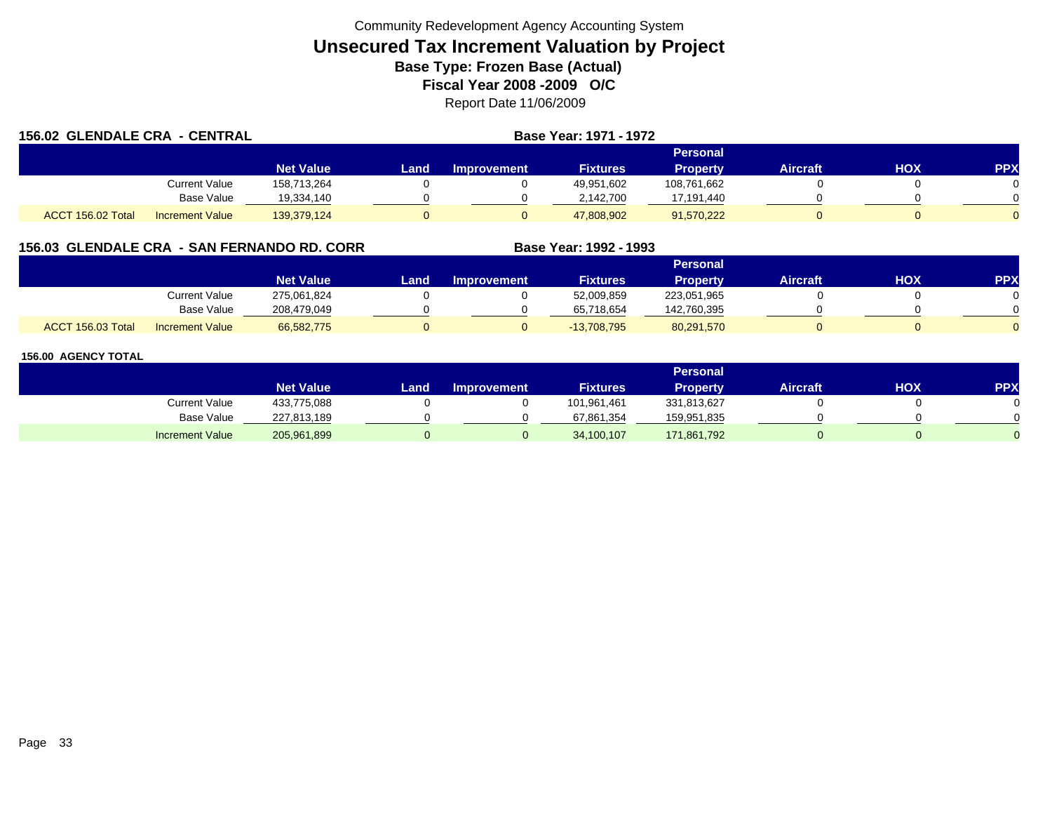Community Redevelopment Agency Accounting System

# Unsecured Tax Increment Valuation by Project

## Base Type: Frozen Base (Actual)

## Fiscal Year 2008 -2009 O/C

Report Date 11/06/2009

### 156.02 GLENDALE CRA - CENTRAL

**Base Year: 1971 - 1972**

| | | Net Value | Land | Improvement | Fixtures | Personal Property | Aircraft | HOX | PPX |
|---|---|---|---|---|---|---|---|---|---|
| | Current Value | 158,713,264 | 0 | 0 | 49,951,602 | 108,761,662 | 0 | 0 | 0 |
| | Base Value | 19,334,140 | 0 | 0 | 2,142,700 | 17,191,440 | 0 | 0 | 0 |
| ACCT 156.02 Total | Increment Value | 139,379,124 | 0 | 0 | 47,808,902 | 91,570,222 | 0 | 0 | 0 |

### 156.03 GLENDALE CRA - SAN FERNANDO RD. CORR

**Base Year: 1992 - 1993**

| | | Net Value | Land | Improvement | Fixtures | Personal Property | Aircraft | HOX | PPX |
|---|---|---|---|---|---|---|---|---|---|
| | Current Value | 275,061,824 | 0 | 0 | 52,009,859 | 223,051,965 | 0 | 0 | 0 |
| | Base Value | 208,479,049 | 0 | 0 | 65,718,654 | 142,760,395 | 0 | 0 | 0 |
| ACCT 156.03 Total | Increment Value | 66,582,775 | 0 | 0 | -13,708,795 | 80,291,570 | 0 | 0 | 0 |

### 156.00 AGENCY TOTAL

| | | Net Value | Land | Improvement | Fixtures | Personal Property | Aircraft | HOX | PPX |
|---|---|---|---|---|---|---|---|---|---|
| | Current Value | 433,775,088 | 0 | 0 | 101,961,461 | 331,813,627 | 0 | 0 | 0 |
| | Base Value | 227,813,189 | 0 | 0 | 67,861,354 | 159,951,835 | 0 | 0 | 0 |
| | Increment Value | 205,961,899 | 0 | 0 | 34,100,107 | 171,861,792 | 0 | 0 | 0 |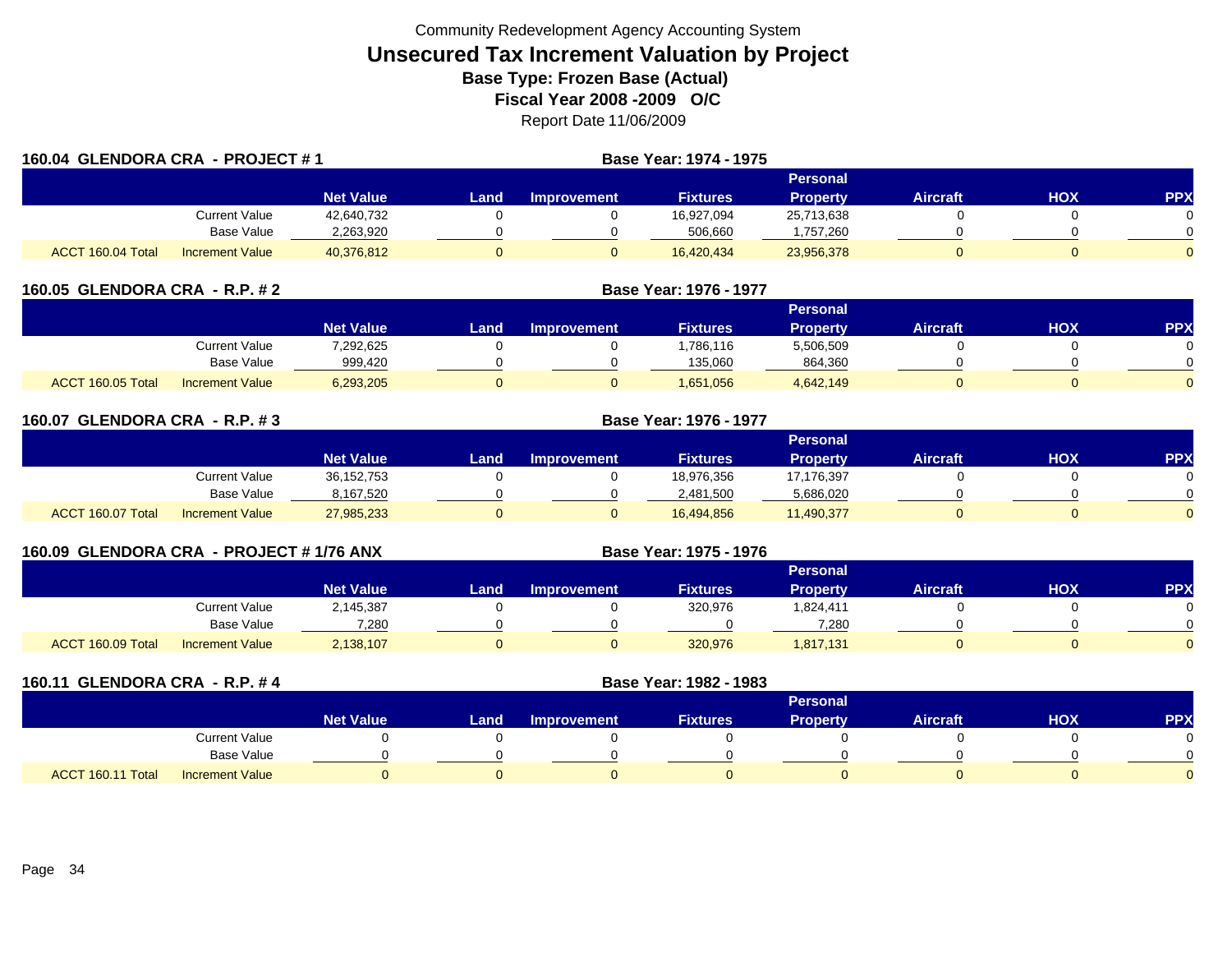Community Redevelopment Agency Accounting System

# Unsecured Tax Increment Valuation by Project

**Base Type: Frozen Base (Actual)**

**Fiscal Year 2008 -2009 O/C**

Report Date 11/06/2009

**160.04 GLENDORA CRA - PROJECT # 1** — **Base Year: 1974 - 1975**

| | | Net Value | Land | Improvement | Fixtures | Personal Property | Aircraft | HOX | PPX |
|---|---|---|---|---|---|---|---|---|---|
| | Current Value | 42,640,732 | 0 | 0 | 16,927,094 | 25,713,638 | 0 | 0 | 0 |
| | Base Value | 2,263,920 | 0 | 0 | 506,660 | 1,757,260 | 0 | 0 | 0 |
| ACCT 160.04 Total | Increment Value | 40,376,812 | 0 | 0 | 16,420,434 | 23,956,378 | 0 | 0 | 0 |

**160.05 GLENDORA CRA - R.P. # 2** — **Base Year: 1976 - 1977**

| | | Net Value | Land | Improvement | Fixtures | Personal Property | Aircraft | HOX | PPX |
|---|---|---|---|---|---|---|---|---|---|
| | Current Value | 7,292,625 | 0 | 0 | 1,786,116 | 5,506,509 | 0 | 0 | 0 |
| | Base Value | 999,420 | 0 | 0 | 135,060 | 864,360 | 0 | 0 | 0 |
| ACCT 160.05 Total | Increment Value | 6,293,205 | 0 | 0 | 1,651,056 | 4,642,149 | 0 | 0 | 0 |

**160.07 GLENDORA CRA - R.P. # 3** — **Base Year: 1976 - 1977**

| | | Net Value | Land | Improvement | Fixtures | Personal Property | Aircraft | HOX | PPX |
|---|---|---|---|---|---|---|---|---|---|
| | Current Value | 36,152,753 | 0 | 0 | 18,976,356 | 17,176,397 | 0 | 0 | 0 |
| | Base Value | 8,167,520 | 0 | 0 | 2,481,500 | 5,686,020 | 0 | 0 | 0 |
| ACCT 160.07 Total | Increment Value | 27,985,233 | 0 | 0 | 16,494,856 | 11,490,377 | 0 | 0 | 0 |

**160.09 GLENDORA CRA - PROJECT # 1/76 ANX** — **Base Year: 1975 - 1976**

| | | Net Value | Land | Improvement | Fixtures | Personal Property | Aircraft | HOX | PPX |
|---|---|---|---|---|---|---|---|---|---|
| | Current Value | 2,145,387 | 0 | 0 | 320,976 | 1,824,411 | 0 | 0 | 0 |
| | Base Value | 7,280 | 0 | 0 | 0 | 7,280 | 0 | 0 | 0 |
| ACCT 160.09 Total | Increment Value | 2,138,107 | 0 | 0 | 320,976 | 1,817,131 | 0 | 0 | 0 |

**160.11 GLENDORA CRA - R.P. # 4** — **Base Year: 1982 - 1983**

| | | Net Value | Land | Improvement | Fixtures | Personal Property | Aircraft | HOX | PPX |
|---|---|---|---|---|---|---|---|---|---|
| | Current Value | 0 | 0 | 0 | 0 | 0 | 0 | 0 | 0 |
| | Base Value | 0 | 0 | 0 | 0 | 0 | 0 | 0 | 0 |
| ACCT 160.11 Total | Increment Value | 0 | 0 | 0 | 0 | 0 | 0 | 0 | 0 |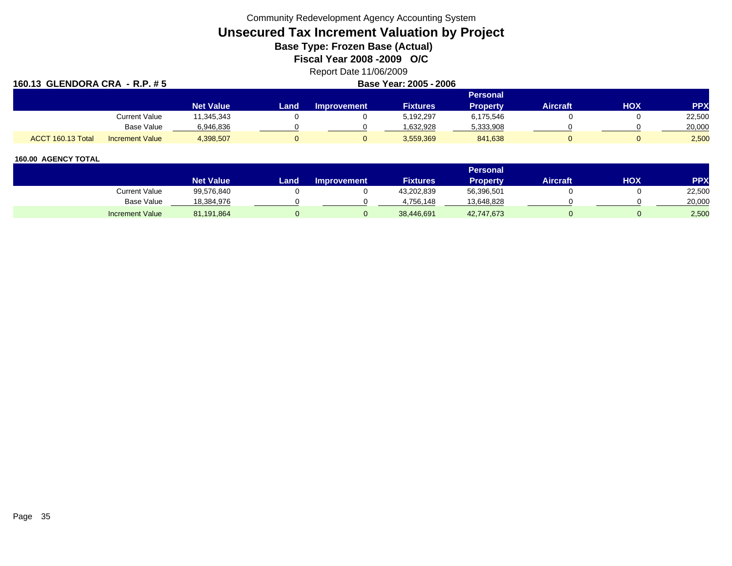Community Redevelopment Agency Accounting System

# Unsecured Tax Increment Valuation by Project

## Base Type: Frozen Base (Actual)

## Fiscal Year 2008 -2009 O/C

Report Date 11/06/2009

**160.13 GLENDORA CRA - R.P. # 5** **Base Year: 2005 - 2006**

| | | Net Value | Land | Improvement | Fixtures | Personal Property | Aircraft | HOX | PPX |
|---|---|---|---|---|---|---|---|---|---|
| | Current Value | 11,345,343 | 0 | 0 | 5,192,297 | 6,175,546 | 0 | 0 | 22,500 |
| | Base Value | 6,946,836 | 0 | 0 | 1,632,928 | 5,333,908 | 0 | 0 | 20,000 |
| ACCT 160.13 Total | Increment Value | 4,398,507 | 0 | 0 | 3,559,369 | 841,638 | 0 | 0 | 2,500 |

**160.00 AGENCY TOTAL**

| | Net Value | Land | Improvement | Fixtures | Personal Property | Aircraft | HOX | PPX |
|---|---|---|---|---|---|---|---|---|
| Current Value | 99,576,840 | 0 | 0 | 43,202,839 | 56,396,501 | 0 | 0 | 22,500 |
| Base Value | 18,384,976 | 0 | 0 | 4,756,148 | 13,648,828 | 0 | 0 | 20,000 |
| Increment Value | 81,191,864 | 0 | 0 | 38,446,691 | 42,747,673 | 0 | 0 | 2,500 |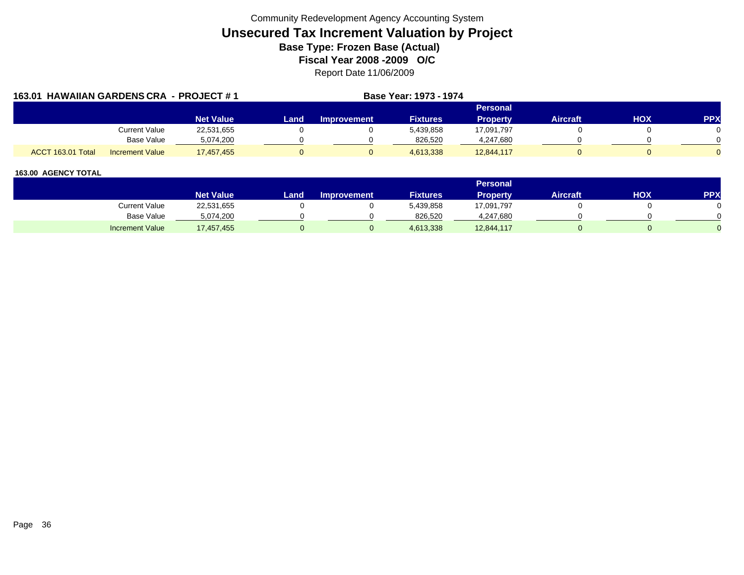Community Redevelopment Agency Accounting System

# Unsecured Tax Increment Valuation by Project

## Base Type: Frozen Base (Actual)

## Fiscal Year 2008 -2009 O/C

Report Date 11/06/2009

**163.01 HAWAIIAN GARDENS CRA - PROJECT # 1** **Base Year: 1973 - 1974**

| | | Net Value | Land | Improvement | Fixtures | Personal Property | Aircraft | HOX | PPX |
|---|---|---|---|---|---|---|---|---|---|
| | Current Value | 22,531,655 | 0 | 0 | 5,439,858 | 17,091,797 | 0 | 0 | 0 |
| | Base Value | 5,074,200 | 0 | 0 | 826,520 | 4,247,680 | 0 | 0 | 0 |
| ACCT 163.01 Total | Increment Value | 17,457,455 | 0 | 0 | 4,613,338 | 12,844,117 | 0 | 0 | 0 |

**163.00 AGENCY TOTAL**

| | Net Value | Land | Improvement | Fixtures | Personal Property | Aircraft | HOX | PPX |
|---|---|---|---|---|---|---|---|---|
| Current Value | 22,531,655 | 0 | 0 | 5,439,858 | 17,091,797 | 0 | 0 | 0 |
| Base Value | 5,074,200 | 0 | 0 | 826,520 | 4,247,680 | 0 | 0 | 0 |
| Increment Value | 17,457,455 | 0 | 0 | 4,613,338 | 12,844,117 | 0 | 0 | 0 |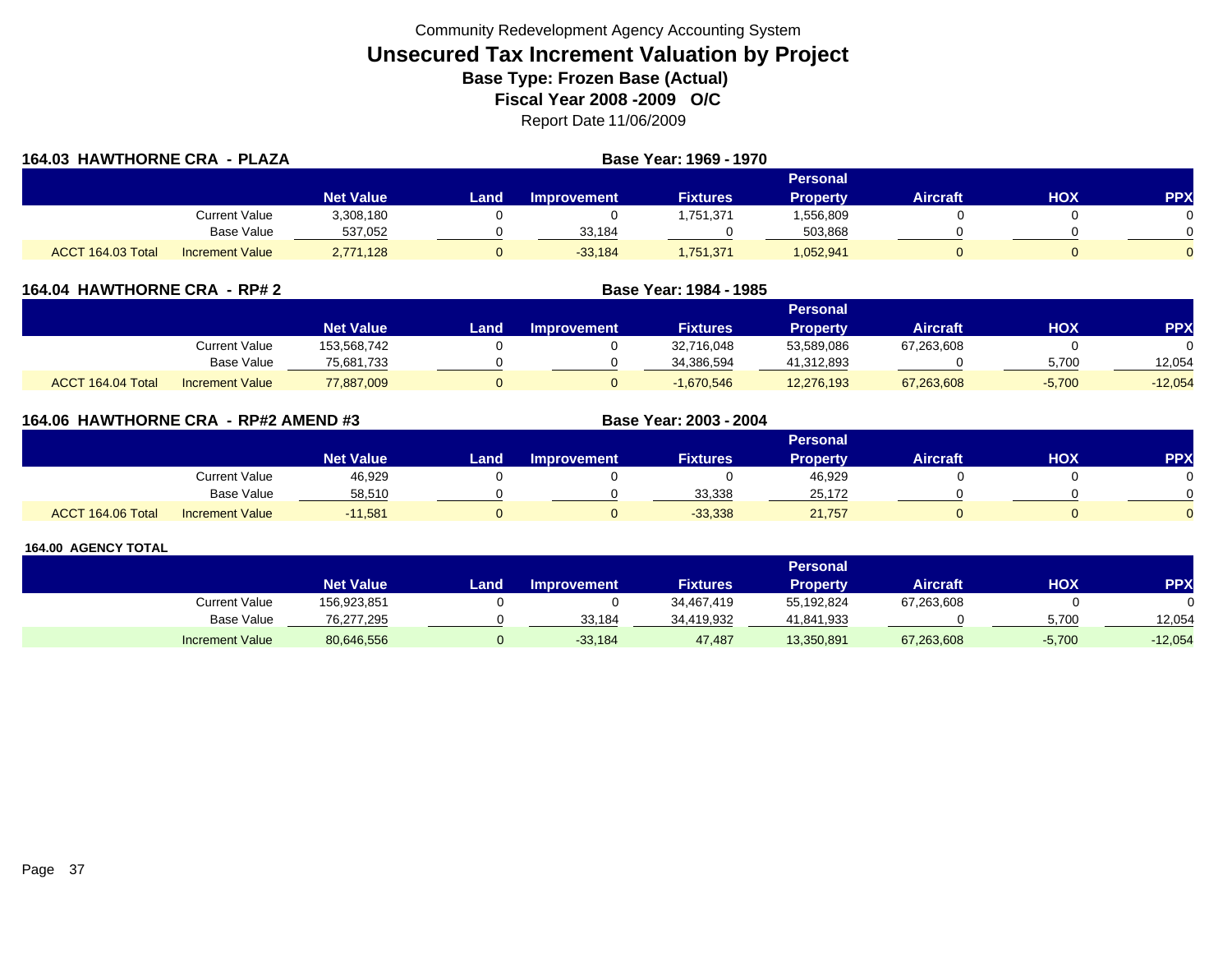Community Redevelopment Agency Accounting System

# Unsecured Tax Increment Valuation by Project

## Base Type: Frozen Base (Actual)

## Fiscal Year 2008 -2009 O/C

Report Date 11/06/2009

### 164.03 HAWTHORNE CRA - PLAZA

**Base Year: 1969 - 1970**

| | | Net Value | Land | Improvement | Fixtures | Personal Property | Aircraft | HOX | PPX |
|---|---|---|---|---|---|---|---|---|---|
| | Current Value | 3,308,180 | 0 | 0 | 1,751,371 | 1,556,809 | 0 | 0 | 0 |
| | Base Value | 537,052 | 0 | 33,184 | 0 | 503,868 | 0 | 0 | 0 |
| ACCT 164.03 Total | Increment Value | 2,771,128 | 0 | -33,184 | 1,751,371 | 1,052,941 | 0 | 0 | 0 |

### 164.04 HAWTHORNE CRA - RP# 2

**Base Year: 1984 - 1985**

| | | Net Value | Land | Improvement | Fixtures | Personal Property | Aircraft | HOX | PPX |
|---|---|---|---|---|---|---|---|---|---|
| | Current Value | 153,568,742 | 0 | 0 | 32,716,048 | 53,589,086 | 67,263,608 | 0 | 0 |
| | Base Value | 75,681,733 | 0 | 0 | 34,386,594 | 41,312,893 | 0 | 5,700 | 12,054 |
| ACCT 164.04 Total | Increment Value | 77,887,009 | 0 | 0 | -1,670,546 | 12,276,193 | 67,263,608 | -5,700 | -12,054 |

### 164.06 HAWTHORNE CRA - RP#2 AMEND #3

**Base Year: 2003 - 2004**

| | | Net Value | Land | Improvement | Fixtures | Personal Property | Aircraft | HOX | PPX |
|---|---|---|---|---|---|---|---|---|---|
| | Current Value | 46,929 | 0 | 0 | 0 | 46,929 | 0 | 0 | 0 |
| | Base Value | 58,510 | 0 | 0 | 33,338 | 25,172 | 0 | 0 | 0 |
| ACCT 164.06 Total | Increment Value | -11,581 | 0 | 0 | -33,338 | 21,757 | 0 | 0 | 0 |

### 164.00 AGENCY TOTAL

| | | Net Value | Land | Improvement | Fixtures | Personal Property | Aircraft | HOX | PPX |
|---|---|---|---|---|---|---|---|---|---|
| | Current Value | 156,923,851 | 0 | 0 | 34,467,419 | 55,192,824 | 67,263,608 | 0 | 0 |
| | Base Value | 76,277,295 | 0 | 33,184 | 34,419,932 | 41,841,933 | 0 | 5,700 | 12,054 |
| | Increment Value | 80,646,556 | 0 | -33,184 | 47,487 | 13,350,891 | 67,263,608 | -5,700 | -12,054 |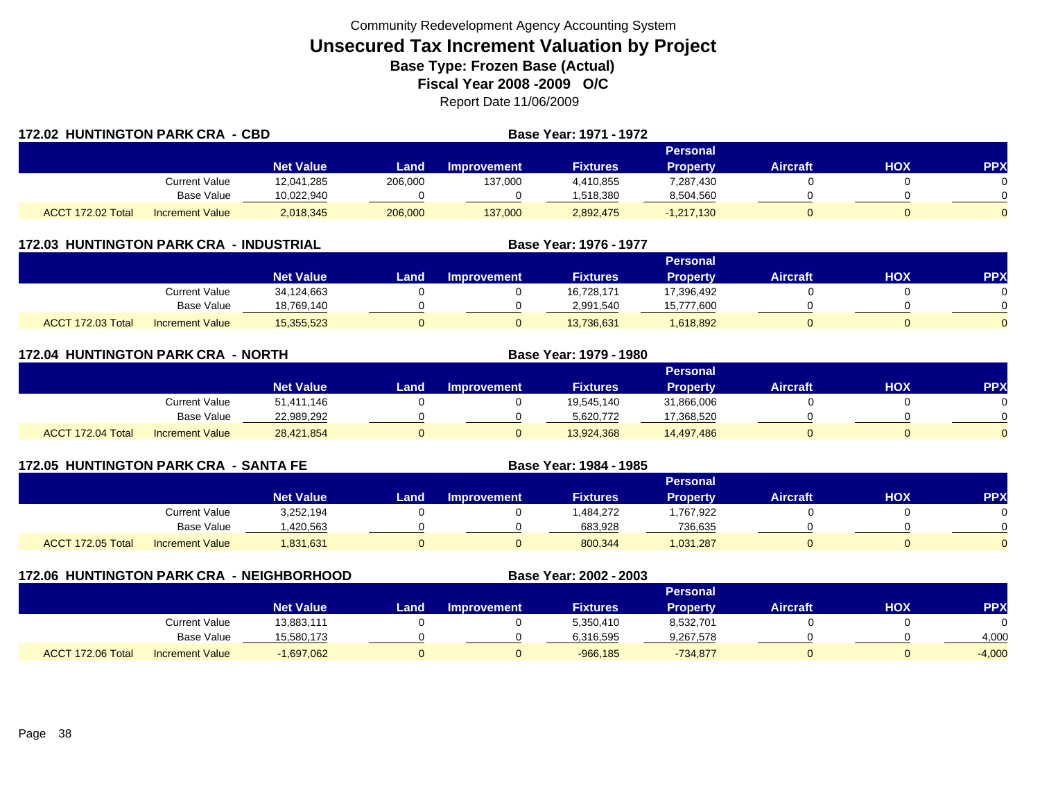Community Redevelopment Agency Accounting System

# Unsecured Tax Increment Valuation by Project

**Base Type: Frozen Base (Actual)**

**Fiscal Year 2008 -2009 O/C**

Report Date 11/06/2009

## 172.02 HUNTINGTON PARK CRA - CBD

**Base Year: 1971 - 1972**

| | | Net Value | Land | Improvement | Fixtures | Personal Property | Aircraft | HOX | PPX |
|---|---|---|---|---|---|---|---|---|---|
| | Current Value | 12,041,285 | 206,000 | 137,000 | 4,410,855 | 7,287,430 | 0 | 0 | 0 |
| | Base Value | 10,022,940 | 0 | 0 | 1,518,380 | 8,504,560 | 0 | 0 | 0 |
| ACCT 172.02 Total | Increment Value | 2,018,345 | 206,000 | 137,000 | 2,892,475 | -1,217,130 | 0 | 0 | 0 |

## 172.03 HUNTINGTON PARK CRA - INDUSTRIAL

**Base Year: 1976 - 1977**

| | | Net Value | Land | Improvement | Fixtures | Personal Property | Aircraft | HOX | PPX |
|---|---|---|---|---|---|---|---|---|---|
| | Current Value | 34,124,663 | 0 | 0 | 16,728,171 | 17,396,492 | 0 | 0 | 0 |
| | Base Value | 18,769,140 | 0 | 0 | 2,991,540 | 15,777,600 | 0 | 0 | 0 |
| ACCT 172.03 Total | Increment Value | 15,355,523 | 0 | 0 | 13,736,631 | 1,618,892 | 0 | 0 | 0 |

## 172.04 HUNTINGTON PARK CRA - NORTH

**Base Year: 1979 - 1980**

| | | Net Value | Land | Improvement | Fixtures | Personal Property | Aircraft | HOX | PPX |
|---|---|---|---|---|---|---|---|---|---|
| | Current Value | 51,411,146 | 0 | 0 | 19,545,140 | 31,866,006 | 0 | 0 | 0 |
| | Base Value | 22,989,292 | 0 | 0 | 5,620,772 | 17,368,520 | 0 | 0 | 0 |
| ACCT 172.04 Total | Increment Value | 28,421,854 | 0 | 0 | 13,924,368 | 14,497,486 | 0 | 0 | 0 |

## 172.05 HUNTINGTON PARK CRA - SANTA FE

**Base Year: 1984 - 1985**

| | | Net Value | Land | Improvement | Fixtures | Personal Property | Aircraft | HOX | PPX |
|---|---|---|---|---|---|---|---|---|---|
| | Current Value | 3,252,194 | 0 | 0 | 1,484,272 | 1,767,922 | 0 | 0 | 0 |
| | Base Value | 1,420,563 | 0 | 0 | 683,928 | 736,635 | 0 | 0 | 0 |
| ACCT 172.05 Total | Increment Value | 1,831,631 | 0 | 0 | 800,344 | 1,031,287 | 0 | 0 | 0 |

## 172.06 HUNTINGTON PARK CRA - NEIGHBORHOOD

**Base Year: 2002 - 2003**

| | | Net Value | Land | Improvement | Fixtures | Personal Property | Aircraft | HOX | PPX |
|---|---|---|---|---|---|---|---|---|---|
| | Current Value | 13,883,111 | 0 | 0 | 5,350,410 | 8,532,701 | 0 | 0 | 0 |
| | Base Value | 15,580,173 | 0 | 0 | 6,316,595 | 9,267,578 | 0 | 0 | 4,000 |
| ACCT 172.06 Total | Increment Value | -1,697,062 | 0 | 0 | -966,185 | -734,877 | 0 | 0 | -4,000 |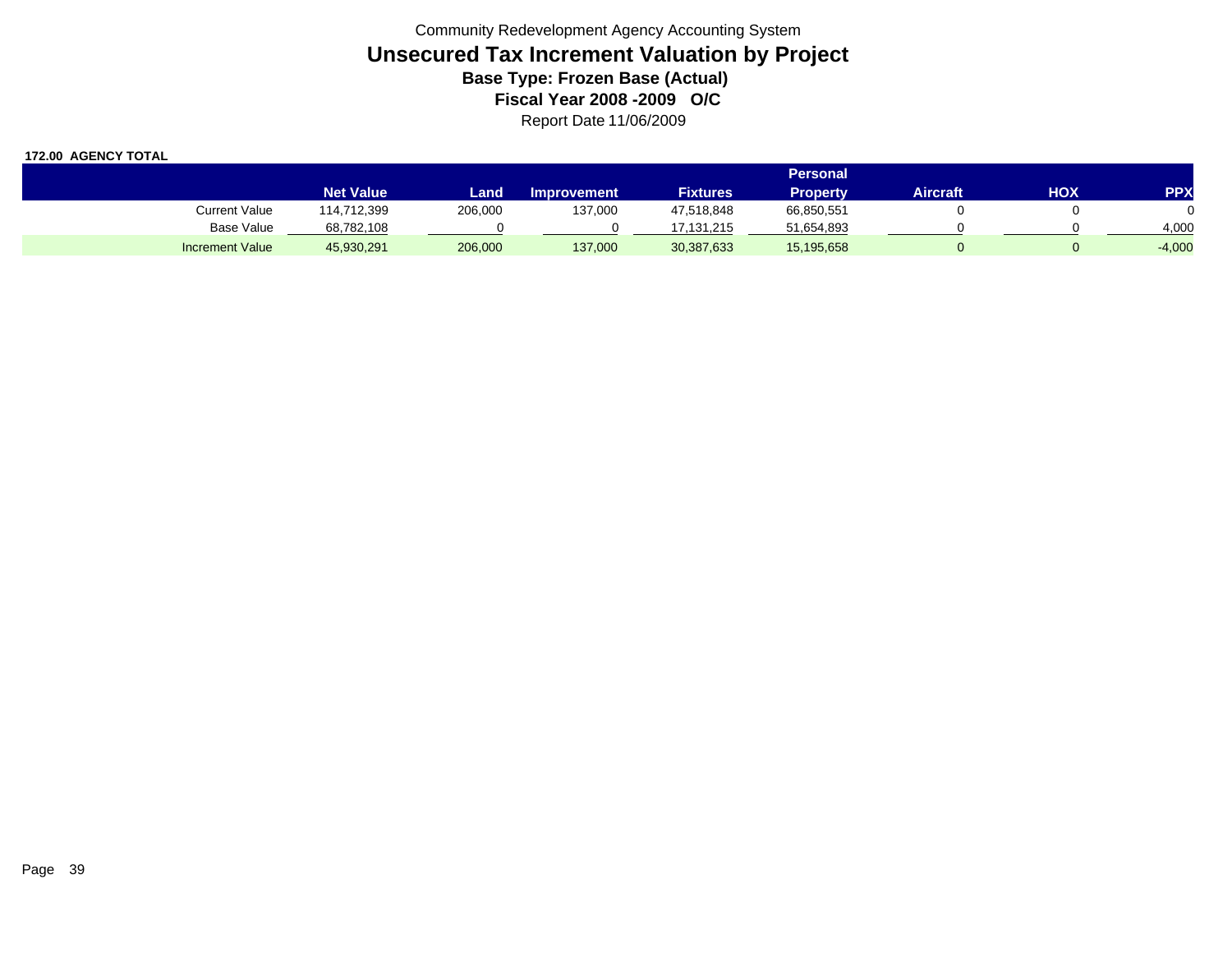Community Redevelopment Agency Accounting System

# Unsecured Tax Increment Valuation by Project

**Base Type: Frozen Base (Actual)**

**Fiscal Year 2008 -2009 O/C**

Report Date 11/06/2009

**172.00 AGENCY TOTAL**

| | Net Value | Land | Improvement | Fixtures | Personal Property | Aircraft | HOX | PPX |
|---|---|---|---|---|---|---|---|---|
| Current Value | 114,712,399 | 206,000 | 137,000 | 47,518,848 | 66,850,551 | 0 | 0 | 0 |
| Base Value | 68,782,108 | 0 | 0 | 17,131,215 | 51,654,893 | 0 | 0 | 4,000 |
| Increment Value | 45,930,291 | 206,000 | 137,000 | 30,387,633 | 15,195,658 | 0 | 0 | -4,000 |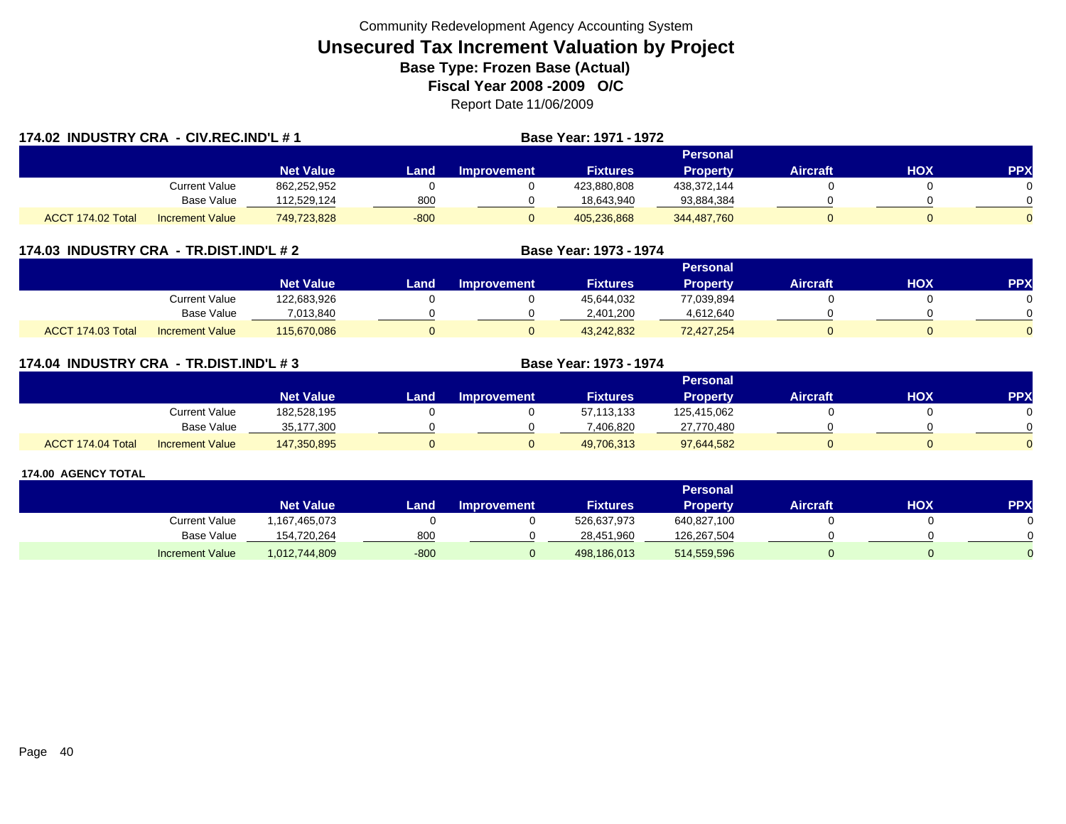Community Redevelopment Agency Accounting System

# Unsecured Tax Increment Valuation by Project

**Base Type: Frozen Base (Actual)**

**Fiscal Year 2008 -2009 O/C**

Report Date 11/06/2009

## 174.02 INDUSTRY CRA - CIV.REC.IND'L # 1

**Base Year: 1971 - 1972**

| | | Net Value | Land | Improvement | Fixtures | Personal Property | Aircraft | HOX | PPX |
|---|---|---|---|---|---|---|---|---|---|
| | Current Value | 862,252,952 | 0 | 0 | 423,880,808 | 438,372,144 | 0 | 0 | 0 |
| | Base Value | 112,529,124 | 800 | 0 | 18,643,940 | 93,884,384 | 0 | 0 | 0 |
| ACCT 174.02 Total | Increment Value | 749,723,828 | -800 | 0 | 405,236,868 | 344,487,760 | 0 | 0 | 0 |

## 174.03 INDUSTRY CRA - TR.DIST.IND'L # 2

**Base Year: 1973 - 1974**

| | | Net Value | Land | Improvement | Fixtures | Personal Property | Aircraft | HOX | PPX |
|---|---|---|---|---|---|---|---|---|---|
| | Current Value | 122,683,926 | 0 | 0 | 45,644,032 | 77,039,894 | 0 | 0 | 0 |
| | Base Value | 7,013,840 | 0 | 0 | 2,401,200 | 4,612,640 | 0 | 0 | 0 |
| ACCT 174.03 Total | Increment Value | 115,670,086 | 0 | 0 | 43,242,832 | 72,427,254 | 0 | 0 | 0 |

## 174.04 INDUSTRY CRA - TR.DIST.IND'L # 3

**Base Year: 1973 - 1974**

| | | Net Value | Land | Improvement | Fixtures | Personal Property | Aircraft | HOX | PPX |
|---|---|---|---|---|---|---|---|---|---|
| | Current Value | 182,528,195 | 0 | 0 | 57,113,133 | 125,415,062 | 0 | 0 | 0 |
| | Base Value | 35,177,300 | 0 | 0 | 7,406,820 | 27,770,480 | 0 | 0 | 0 |
| ACCT 174.04 Total | Increment Value | 147,350,895 | 0 | 0 | 49,706,313 | 97,644,582 | 0 | 0 | 0 |

## 174.00 AGENCY TOTAL

| | | Net Value | Land | Improvement | Fixtures | Personal Property | Aircraft | HOX | PPX |
|---|---|---|---|---|---|---|---|---|---|
| | Current Value | 1,167,465,073 | 0 | 0 | 526,637,973 | 640,827,100 | 0 | 0 | 0 |
| | Base Value | 154,720,264 | 800 | 0 | 28,451,960 | 126,267,504 | 0 | 0 | 0 |
| | Increment Value | 1,012,744,809 | -800 | 0 | 498,186,013 | 514,559,596 | 0 | 0 | 0 |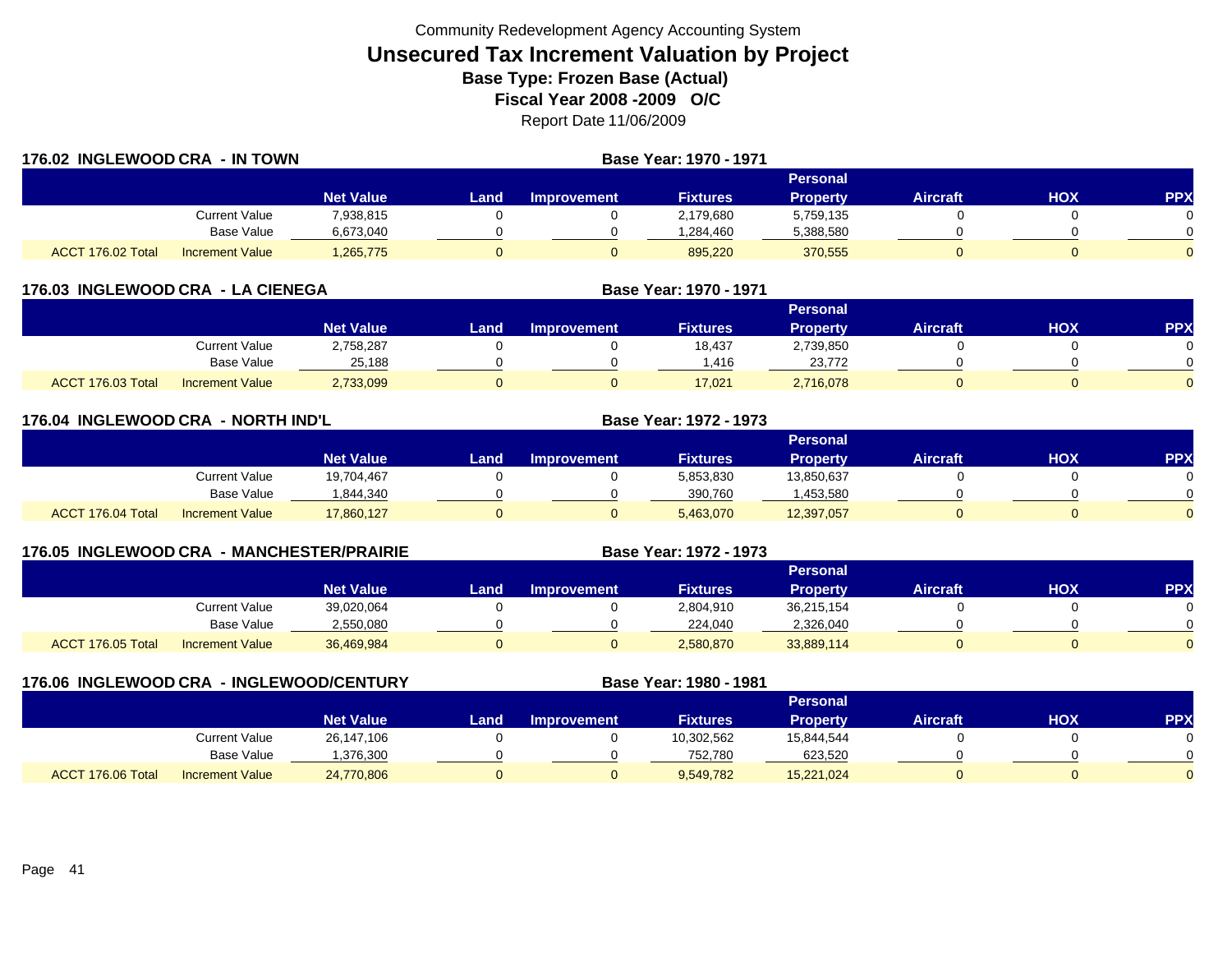Community Redevelopment Agency Accounting System

# Unsecured Tax Increment Valuation by Project

## Base Type: Frozen Base (Actual)

## Fiscal Year 2008 -2009 O/C

Report Date 11/06/2009

### 176.02 INGLEWOOD CRA - IN TOWN

Base Year: 1970 - 1971

| | | Net Value | Land | Improvement | Fixtures | Personal Property | Aircraft | HOX | PPX |
|---|---|---|---|---|---|---|---|---|---|
| | Current Value | 7,938,815 | 0 | 0 | 2,179,680 | 5,759,135 | 0 | 0 | 0 |
| | Base Value | 6,673,040 | 0 | 0 | 1,284,460 | 5,388,580 | 0 | 0 | 0 |
| ACCT 176.02 Total | Increment Value | 1,265,775 | 0 | 0 | 895,220 | 370,555 | 0 | 0 | 0 |

### 176.03 INGLEWOOD CRA - LA CIENEGA

Base Year: 1970 - 1971

| | | Net Value | Land | Improvement | Fixtures | Personal Property | Aircraft | HOX | PPX |
|---|---|---|---|---|---|---|---|---|---|
| | Current Value | 2,758,287 | 0 | 0 | 18,437 | 2,739,850 | 0 | 0 | 0 |
| | Base Value | 25,188 | 0 | 0 | 1,416 | 23,772 | 0 | 0 | 0 |
| ACCT 176.03 Total | Increment Value | 2,733,099 | 0 | 0 | 17,021 | 2,716,078 | 0 | 0 | 0 |

### 176.04 INGLEWOOD CRA - NORTH IND'L

Base Year: 1972 - 1973

| | | Net Value | Land | Improvement | Fixtures | Personal Property | Aircraft | HOX | PPX |
|---|---|---|---|---|---|---|---|---|---|
| | Current Value | 19,704,467 | 0 | 0 | 5,853,830 | 13,850,637 | 0 | 0 | 0 |
| | Base Value | 1,844,340 | 0 | 0 | 390,760 | 1,453,580 | 0 | 0 | 0 |
| ACCT 176.04 Total | Increment Value | 17,860,127 | 0 | 0 | 5,463,070 | 12,397,057 | 0 | 0 | 0 |

### 176.05 INGLEWOOD CRA - MANCHESTER/PRAIRIE

Base Year: 1972 - 1973

| | | Net Value | Land | Improvement | Fixtures | Personal Property | Aircraft | HOX | PPX |
|---|---|---|---|---|---|---|---|---|---|
| | Current Value | 39,020,064 | 0 | 0 | 2,804,910 | 36,215,154 | 0 | 0 | 0 |
| | Base Value | 2,550,080 | 0 | 0 | 224,040 | 2,326,040 | 0 | 0 | 0 |
| ACCT 176.05 Total | Increment Value | 36,469,984 | 0 | 0 | 2,580,870 | 33,889,114 | 0 | 0 | 0 |

### 176.06 INGLEWOOD CRA - INGLEWOOD/CENTURY

Base Year: 1980 - 1981

| | | Net Value | Land | Improvement | Fixtures | Personal Property | Aircraft | HOX | PPX |
|---|---|---|---|---|---|---|---|---|---|
| | Current Value | 26,147,106 | 0 | 0 | 10,302,562 | 15,844,544 | 0 | 0 | 0 |
| | Base Value | 1,376,300 | 0 | 0 | 752,780 | 623,520 | 0 | 0 | 0 |
| ACCT 176.06 Total | Increment Value | 24,770,806 | 0 | 0 | 9,549,782 | 15,221,024 | 0 | 0 | 0 |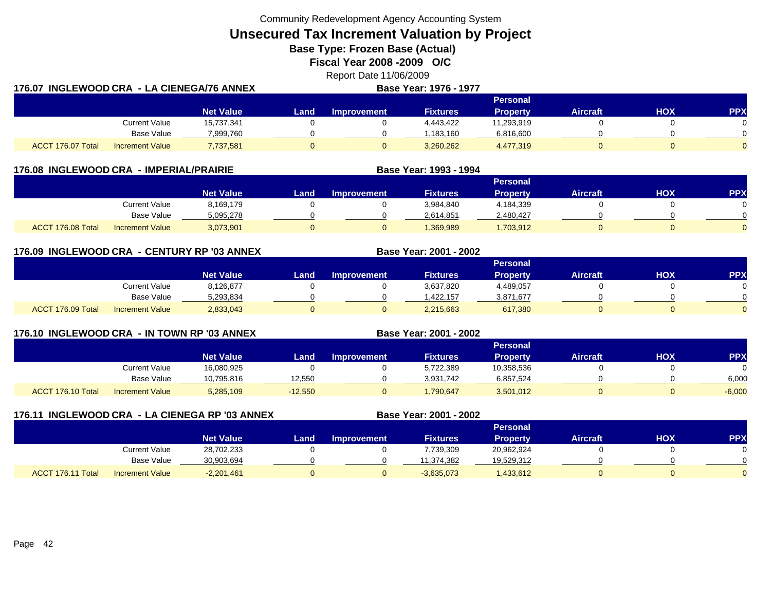Community Redevelopment Agency Accounting System

# Unsecured Tax Increment Valuation by Project

**Base Type: Frozen Base (Actual)**

**Fiscal Year 2008 -2009 O/C**

Report Date 11/06/2009

## 176.07 INGLEWOOD CRA - LA CIENEGA/76 ANNEX

**Base Year: 1976 - 1977**

| | | Net Value | Land | Improvement | Fixtures | Personal Property | Aircraft | HOX | PPX |
|---|---|---|---|---|---|---|---|---|---|
| | Current Value | 15,737,341 | 0 | 0 | 4,443,422 | 11,293,919 | 0 | 0 | 0 |
| | Base Value | 7,999,760 | 0 | 0 | 1,183,160 | 6,816,600 | 0 | 0 | 0 |
| ACCT 176.07 Total | Increment Value | 7,737,581 | 0 | 0 | 3,260,262 | 4,477,319 | 0 | 0 | 0 |

## 176.08 INGLEWOOD CRA - IMPERIAL/PRAIRIE

**Base Year: 1993 - 1994**

| | | Net Value | Land | Improvement | Fixtures | Personal Property | Aircraft | HOX | PPX |
|---|---|---|---|---|---|---|---|---|---|
| | Current Value | 8,169,179 | 0 | 0 | 3,984,840 | 4,184,339 | 0 | 0 | 0 |
| | Base Value | 5,095,278 | 0 | 0 | 2,614,851 | 2,480,427 | 0 | 0 | 0 |
| ACCT 176.08 Total | Increment Value | 3,073,901 | 0 | 0 | 1,369,989 | 1,703,912 | 0 | 0 | 0 |

## 176.09 INGLEWOOD CRA - CENTURY RP '03 ANNEX

**Base Year: 2001 - 2002**

| | | Net Value | Land | Improvement | Fixtures | Personal Property | Aircraft | HOX | PPX |
|---|---|---|---|---|---|---|---|---|---|
| | Current Value | 8,126,877 | 0 | 0 | 3,637,820 | 4,489,057 | 0 | 0 | 0 |
| | Base Value | 5,293,834 | 0 | 0 | 1,422,157 | 3,871,677 | 0 | 0 | 0 |
| ACCT 176.09 Total | Increment Value | 2,833,043 | 0 | 0 | 2,215,663 | 617,380 | 0 | 0 | 0 |

## 176.10 INGLEWOOD CRA - IN TOWN RP '03 ANNEX

**Base Year: 2001 - 2002**

| | | Net Value | Land | Improvement | Fixtures | Personal Property | Aircraft | HOX | PPX |
|---|---|---|---|---|---|---|---|---|---|
| | Current Value | 16,080,925 | 0 | 0 | 5,722,389 | 10,358,536 | 0 | 0 | 0 |
| | Base Value | 10,795,816 | 12,550 | 0 | 3,931,742 | 6,857,524 | 0 | 0 | 6,000 |
| ACCT 176.10 Total | Increment Value | 5,285,109 | -12,550 | 0 | 1,790,647 | 3,501,012 | 0 | 0 | -6,000 |

## 176.11 INGLEWOOD CRA - LA CIENEGA RP '03 ANNEX

**Base Year: 2001 - 2002**

| | | Net Value | Land | Improvement | Fixtures | Personal Property | Aircraft | HOX | PPX |
|---|---|---|---|---|---|---|---|---|---|
| | Current Value | 28,702,233 | 0 | 0 | 7,739,309 | 20,962,924 | 0 | 0 | 0 |
| | Base Value | 30,903,694 | 0 | 0 | 11,374,382 | 19,529,312 | 0 | 0 | 0 |
| ACCT 176.11 Total | Increment Value | -2,201,461 | 0 | 0 | -3,635,073 | 1,433,612 | 0 | 0 | 0 |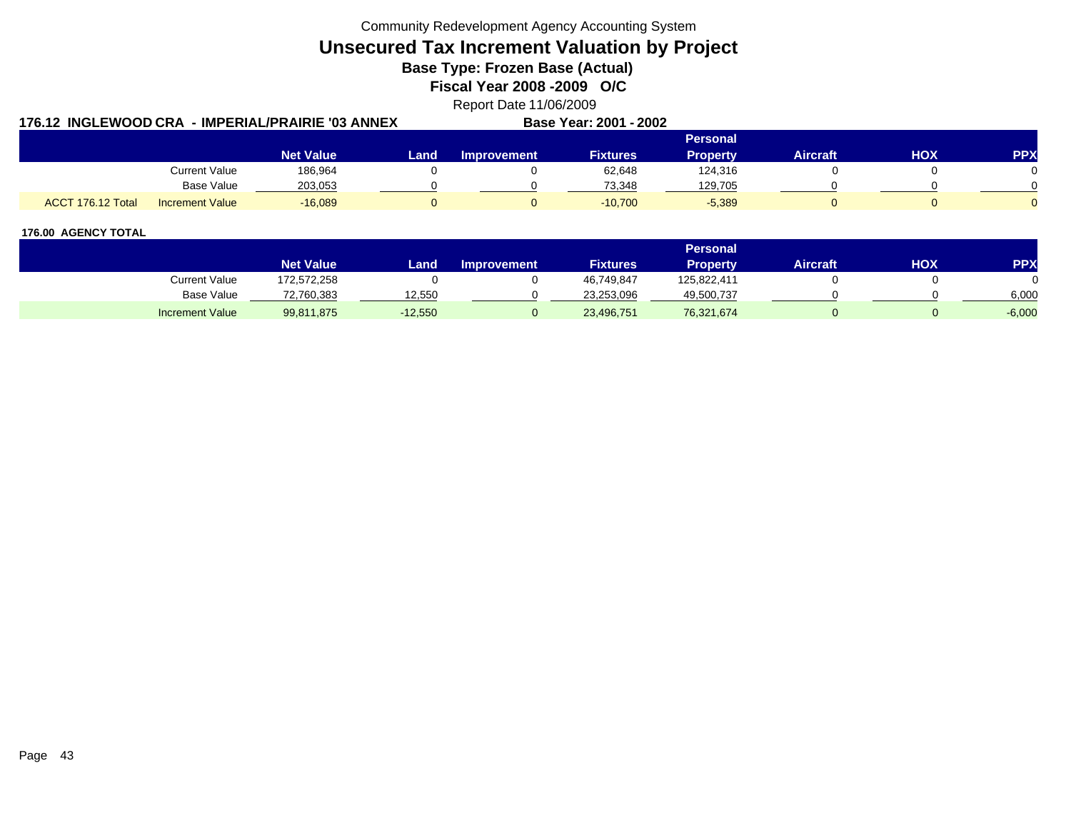Community Redevelopment Agency Accounting System

# Unsecured Tax Increment Valuation by Project

## Base Type: Frozen Base (Actual)

## Fiscal Year 2008 -2009 O/C

Report Date 11/06/2009

**176.12 INGLEWOOD CRA - IMPERIAL/PRAIRIE '03 ANNEX** **Base Year: 2001 - 2002**

| | | Net Value | Land | Improvement | Fixtures | Personal Property | Aircraft | HOX | PPX |
|---|---|---|---|---|---|---|---|---|---|
| | Current Value | 186,964 | 0 | 0 | 62,648 | 124,316 | 0 | 0 | 0 |
| | Base Value | 203,053 | 0 | 0 | 73,348 | 129,705 | 0 | 0 | 0 |
| ACCT 176.12 Total | Increment Value | -16,089 | 0 | 0 | -10,700 | -5,389 | 0 | 0 | 0 |

**176.00 AGENCY TOTAL**

| | Net Value | Land | Improvement | Fixtures | Personal Property | Aircraft | HOX | PPX |
|---|---|---|---|---|---|---|---|---|
| Current Value | 172,572,258 | 0 | 0 | 46,749,847 | 125,822,411 | 0 | 0 | 0 |
| Base Value | 72,760,383 | 12,550 | 0 | 23,253,096 | 49,500,737 | 0 | 0 | 6,000 |
| Increment Value | 99,811,875 | -12,550 | 0 | 23,496,751 | 76,321,674 | 0 | 0 | -6,000 |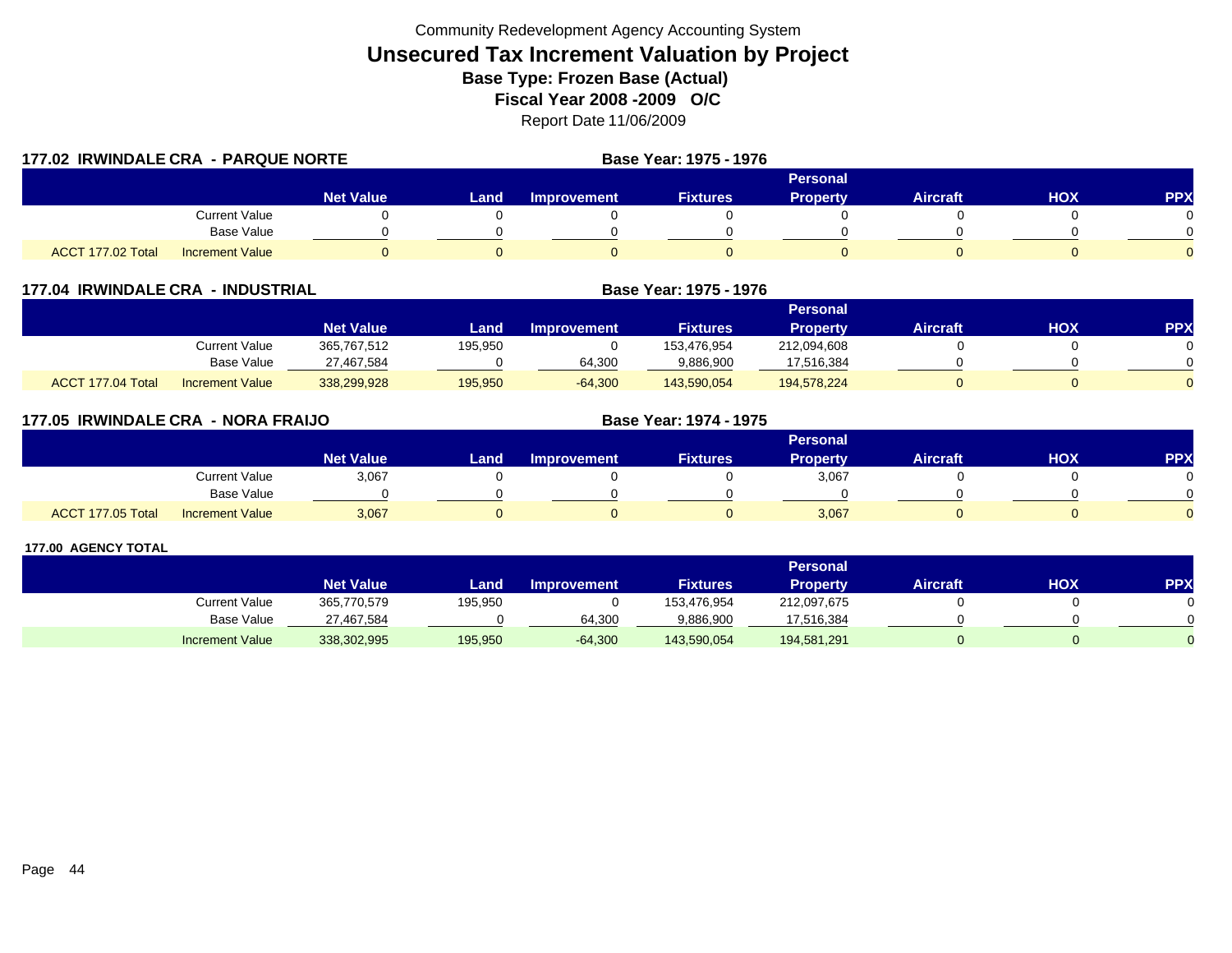Community Redevelopment Agency Accounting System

# Unsecured Tax Increment Valuation by Project

**Base Type: Frozen Base (Actual)**

**Fiscal Year 2008 -2009 O/C**

Report Date 11/06/2009

## 177.02 IRWINDALE CRA - PARQUE NORTE

**Base Year: 1975 - 1976**

| | | Net Value | Land | Improvement | Fixtures | Personal Property | Aircraft | HOX | PPX |
|---|---|---|---|---|---|---|---|---|---|
| | Current Value | 0 | 0 | 0 | 0 | 0 | 0 | 0 | 0 |
| | Base Value | 0 | 0 | 0 | 0 | 0 | 0 | 0 | 0 |
| ACCT 177.02 Total | Increment Value | 0 | 0 | 0 | 0 | 0 | 0 | 0 | 0 |

## 177.04 IRWINDALE CRA - INDUSTRIAL

**Base Year: 1975 - 1976**

| | | Net Value | Land | Improvement | Fixtures | Personal Property | Aircraft | HOX | PPX |
|---|---|---|---|---|---|---|---|---|---|
| | Current Value | 365,767,512 | 195,950 | 0 | 153,476,954 | 212,094,608 | 0 | 0 | 0 |
| | Base Value | 27,467,584 | 0 | 64,300 | 9,886,900 | 17,516,384 | 0 | 0 | 0 |
| ACCT 177.04 Total | Increment Value | 338,299,928 | 195,950 | -64,300 | 143,590,054 | 194,578,224 | 0 | 0 | 0 |

## 177.05 IRWINDALE CRA - NORA FRAIJO

**Base Year: 1974 - 1975**

| | | Net Value | Land | Improvement | Fixtures | Personal Property | Aircraft | HOX | PPX |
|---|---|---|---|---|---|---|---|---|---|
| | Current Value | 3,067 | 0 | 0 | 0 | 3,067 | 0 | 0 | 0 |
| | Base Value | 0 | 0 | 0 | 0 | 0 | 0 | 0 | 0 |
| ACCT 177.05 Total | Increment Value | 3,067 | 0 | 0 | 0 | 3,067 | 0 | 0 | 0 |

## 177.00 AGENCY TOTAL

| | | Net Value | Land | Improvement | Fixtures | Personal Property | Aircraft | HOX | PPX |
|---|---|---|---|---|---|---|---|---|---|
| | Current Value | 365,770,579 | 195,950 | 0 | 153,476,954 | 212,097,675 | 0 | 0 | 0 |
| | Base Value | 27,467,584 | 0 | 64,300 | 9,886,900 | 17,516,384 | 0 | 0 | 0 |
| | Increment Value | 338,302,995 | 195,950 | -64,300 | 143,590,054 | 194,581,291 | 0 | 0 | 0 |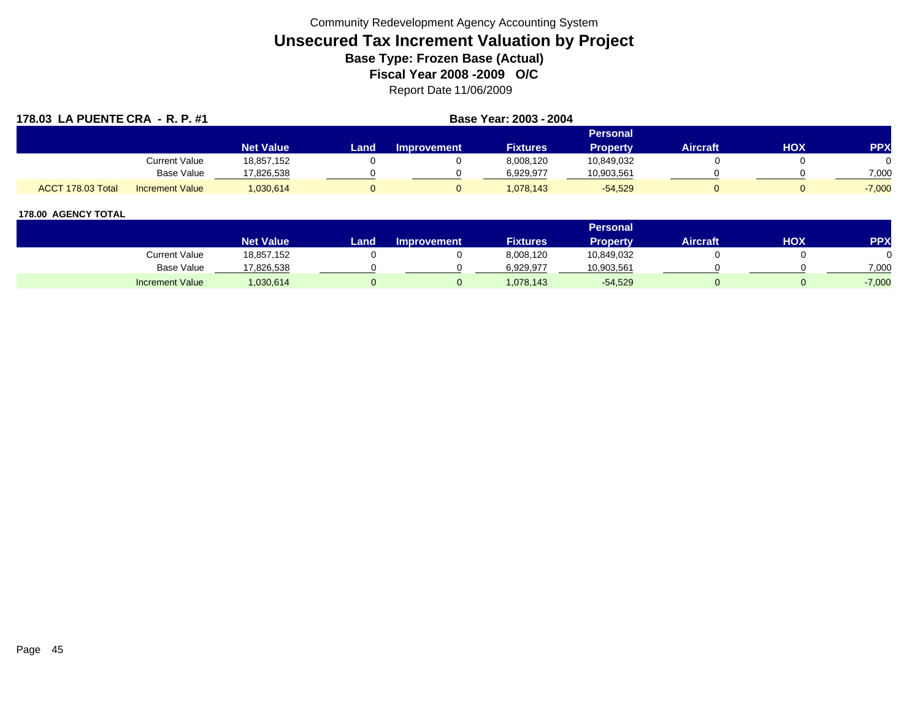Community Redevelopment Agency Accounting System

# Unsecured Tax Increment Valuation by Project

### Base Type: Frozen Base (Actual)

### Fiscal Year 2008 -2009 O/C

Report Date 11/06/2009

**178.03 LA PUENTE CRA - R. P. #1** **Base Year: 2003 - 2004**

| | | Net Value | Land | Improvement | Fixtures | Personal Property | Aircraft | HOX | PPX |
|---|---|---|---|---|---|---|---|---|---|
| | Current Value | 18,857,152 | 0 | 0 | 8,008,120 | 10,849,032 | 0 | 0 | 0 |
| | Base Value | 17,826,538 | 0 | 0 | 6,929,977 | 10,903,561 | 0 | 0 | 7,000 |
| ACCT 178.03 Total | Increment Value | 1,030,614 | 0 | 0 | 1,078,143 | -54,529 | 0 | 0 | -7,000 |

**178.00 AGENCY TOTAL**

| | Net Value | Land | Improvement | Fixtures | Personal Property | Aircraft | HOX | PPX |
|---|---|---|---|---|---|---|---|---|
| Current Value | 18,857,152 | 0 | 0 | 8,008,120 | 10,849,032 | 0 | 0 | 0 |
| Base Value | 17,826,538 | 0 | 0 | 6,929,977 | 10,903,561 | 0 | 0 | 7,000 |
| Increment Value | 1,030,614 | 0 | 0 | 1,078,143 | -54,529 | 0 | 0 | -7,000 |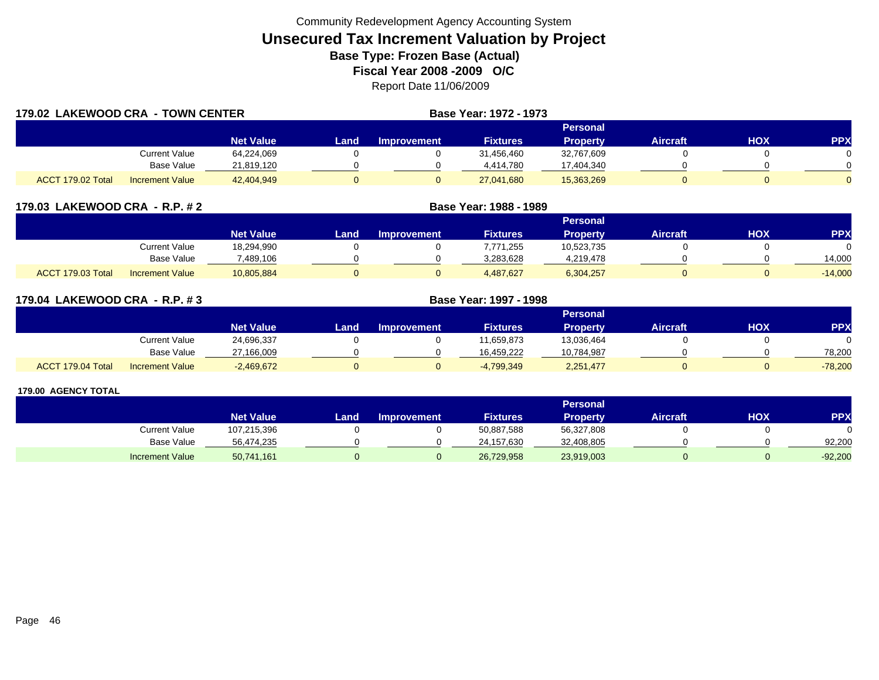Community Redevelopment Agency Accounting System

# Unsecured Tax Increment Valuation by Project

**Base Type: Frozen Base (Actual)**

**Fiscal Year 2008 -2009 O/C**

Report Date 11/06/2009

## 179.02 LAKEWOOD CRA - TOWN CENTER

**Base Year: 1972 - 1973**

| | | Net Value | Land | Improvement | Fixtures | Personal Property | Aircraft | HOX | PPX |
|---|---|---|---|---|---|---|---|---|---|
| | Current Value | 64,224,069 | 0 | 0 | 31,456,460 | 32,767,609 | 0 | 0 | 0 |
| | Base Value | 21,819,120 | 0 | 0 | 4,414,780 | 17,404,340 | 0 | 0 | 0 |
| ACCT 179.02 Total | Increment Value | 42,404,949 | 0 | 0 | 27,041,680 | 15,363,269 | 0 | 0 | 0 |

## 179.03 LAKEWOOD CRA - R.P. # 2

**Base Year: 1988 - 1989**

| | | Net Value | Land | Improvement | Fixtures | Personal Property | Aircraft | HOX | PPX |
|---|---|---|---|---|---|---|---|---|---|
| | Current Value | 18,294,990 | 0 | 0 | 7,771,255 | 10,523,735 | 0 | 0 | 0 |
| | Base Value | 7,489,106 | 0 | 0 | 3,283,628 | 4,219,478 | 0 | 0 | 14,000 |
| ACCT 179.03 Total | Increment Value | 10,805,884 | 0 | 0 | 4,487,627 | 6,304,257 | 0 | 0 | -14,000 |

## 179.04 LAKEWOOD CRA - R.P. # 3

**Base Year: 1997 - 1998**

| | | Net Value | Land | Improvement | Fixtures | Personal Property | Aircraft | HOX | PPX |
|---|---|---|---|---|---|---|---|---|---|
| | Current Value | 24,696,337 | 0 | 0 | 11,659,873 | 13,036,464 | 0 | 0 | 0 |
| | Base Value | 27,166,009 | 0 | 0 | 16,459,222 | 10,784,987 | 0 | 0 | 78,200 |
| ACCT 179.04 Total | Increment Value | -2,469,672 | 0 | 0 | -4,799,349 | 2,251,477 | 0 | 0 | -78,200 |

## 179.00 AGENCY TOTAL

| | Net Value | Land | Improvement | Fixtures | Personal Property | Aircraft | HOX | PPX |
|---|---|---|---|---|---|---|---|---|
| Current Value | 107,215,396 | 0 | 0 | 50,887,588 | 56,327,808 | 0 | 0 | 0 |
| Base Value | 56,474,235 | 0 | 0 | 24,157,630 | 32,408,805 | 0 | 0 | 92,200 |
| Increment Value | 50,741,161 | 0 | 0 | 26,729,958 | 23,919,003 | 0 | 0 | -92,200 |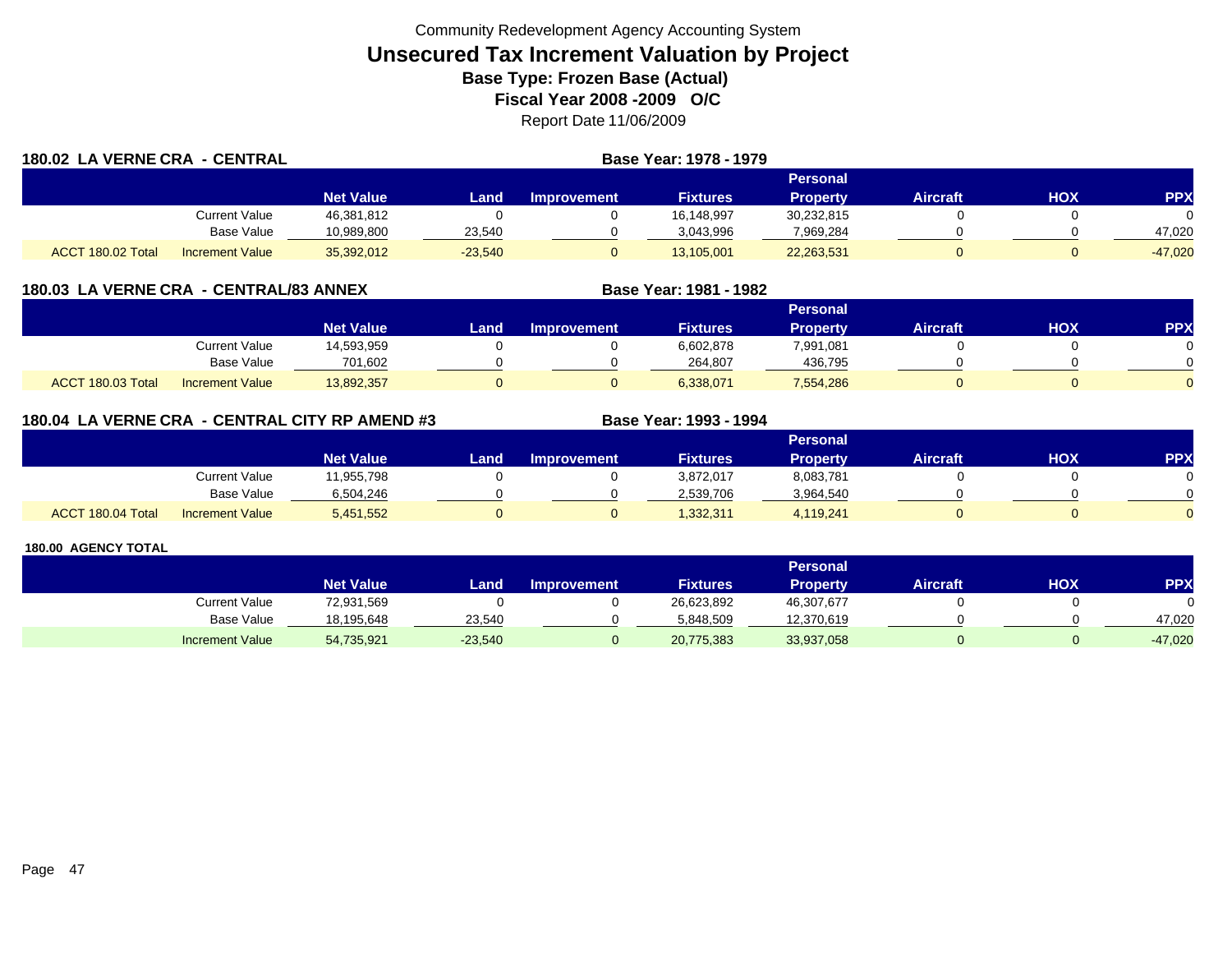Community Redevelopment Agency Accounting System

# Unsecured Tax Increment Valuation by Project

**Base Type: Frozen Base (Actual)**

**Fiscal Year 2008 -2009 O/C**

Report Date 11/06/2009

## 180.02 LA VERNE CRA - CENTRAL

**Base Year: 1978 - 1979**

| | | Net Value | Land | Improvement | Fixtures | Personal Property | Aircraft | HOX | PPX |
|---|---|---|---|---|---|---|---|---|---|
| | Current Value | 46,381,812 | 0 | 0 | 16,148,997 | 30,232,815 | 0 | 0 | 0 |
| | Base Value | 10,989,800 | 23,540 | 0 | 3,043,996 | 7,969,284 | 0 | 0 | 47,020 |
| ACCT 180.02 Total | Increment Value | 35,392,012 | -23,540 | 0 | 13,105,001 | 22,263,531 | 0 | 0 | -47,020 |

## 180.03 LA VERNE CRA - CENTRAL/83 ANNEX

**Base Year: 1981 - 1982**

| | | Net Value | Land | Improvement | Fixtures | Personal Property | Aircraft | HOX | PPX |
|---|---|---|---|---|---|---|---|---|---|
| | Current Value | 14,593,959 | 0 | 0 | 6,602,878 | 7,991,081 | 0 | 0 | 0 |
| | Base Value | 701,602 | 0 | 0 | 264,807 | 436,795 | 0 | 0 | 0 |
| ACCT 180.03 Total | Increment Value | 13,892,357 | 0 | 0 | 6,338,071 | 7,554,286 | 0 | 0 | 0 |

## 180.04 LA VERNE CRA - CENTRAL CITY RP AMEND #3

**Base Year: 1993 - 1994**

| | | Net Value | Land | Improvement | Fixtures | Personal Property | Aircraft | HOX | PPX |
|---|---|---|---|---|---|---|---|---|---|
| | Current Value | 11,955,798 | 0 | 0 | 3,872,017 | 8,083,781 | 0 | 0 | 0 |
| | Base Value | 6,504,246 | 0 | 0 | 2,539,706 | 3,964,540 | 0 | 0 | 0 |
| ACCT 180.04 Total | Increment Value | 5,451,552 | 0 | 0 | 1,332,311 | 4,119,241 | 0 | 0 | 0 |

## 180.00 AGENCY TOTAL

| | Net Value | Land | Improvement | Fixtures | Personal Property | Aircraft | HOX | PPX |
|---|---|---|---|---|---|---|---|---|
| Current Value | 72,931,569 | 0 | 0 | 26,623,892 | 46,307,677 | 0 | 0 | 0 |
| Base Value | 18,195,648 | 23,540 | 0 | 5,848,509 | 12,370,619 | 0 | 0 | 47,020 |
| Increment Value | 54,735,921 | -23,540 | 0 | 20,775,383 | 33,937,058 | 0 | 0 | -47,020 |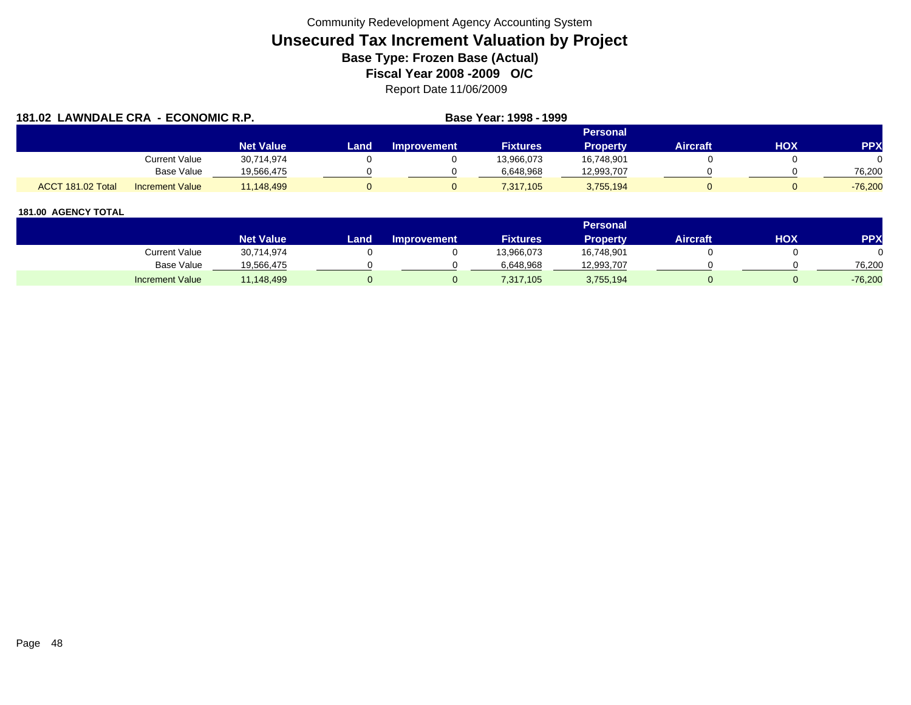Community Redevelopment Agency Accounting System

# Unsecured Tax Increment Valuation by Project

### Base Type: Frozen Base (Actual)

### Fiscal Year 2008 -2009 O/C

Report Date 11/06/2009

**181.02 LAWNDALE CRA - ECONOMIC R.P.** **Base Year: 1998 - 1999**

| | | Net Value | Land | Improvement | Fixtures | Personal Property | Aircraft | HOX | PPX |
|---|---|---|---|---|---|---|---|---|---|
| | Current Value | 30,714,974 | 0 | 0 | 13,966,073 | 16,748,901 | 0 | 0 | 0 |
| | Base Value | 19,566,475 | 0 | 0 | 6,648,968 | 12,993,707 | 0 | 0 | 76,200 |
| ACCT 181.02 Total | Increment Value | 11,148,499 | 0 | 0 | 7,317,105 | 3,755,194 | 0 | 0 | -76,200 |

**181.00 AGENCY TOTAL**

| | Net Value | Land | Improvement | Fixtures | Personal Property | Aircraft | HOX | PPX |
|---|---|---|---|---|---|---|---|---|
| Current Value | 30,714,974 | 0 | 0 | 13,966,073 | 16,748,901 | 0 | 0 | 0 |
| Base Value | 19,566,475 | 0 | 0 | 6,648,968 | 12,993,707 | 0 | 0 | 76,200 |
| Increment Value | 11,148,499 | 0 | 0 | 7,317,105 | 3,755,194 | 0 | 0 | -76,200 |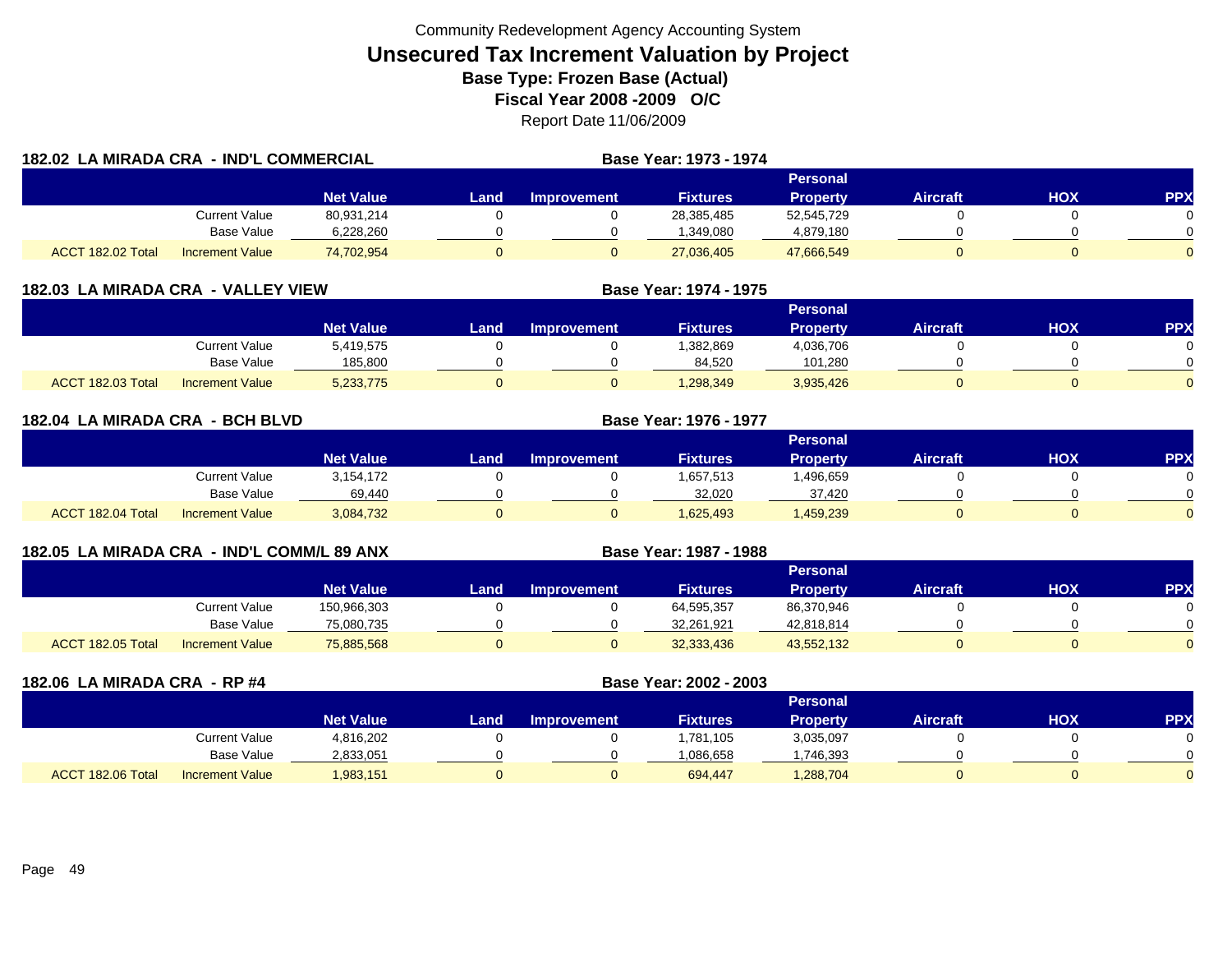Community Redevelopment Agency Accounting System

# Unsecured Tax Increment Valuation by Project

**Base Type: Frozen Base (Actual)**

**Fiscal Year 2008 -2009 O/C**

Report Date 11/06/2009

## 182.02 LA MIRADA CRA - IND'L COMMERCIAL

**Base Year: 1973 - 1974**

| | | Net Value | Land | Improvement | Fixtures | Personal Property | Aircraft | HOX | PPX |
|---|---|---|---|---|---|---|---|---|---|
| | Current Value | 80,931,214 | 0 | 0 | 28,385,485 | 52,545,729 | 0 | 0 | 0 |
| | Base Value | 6,228,260 | 0 | 0 | 1,349,080 | 4,879,180 | 0 | 0 | 0 |
| ACCT 182.02 Total | Increment Value | 74,702,954 | 0 | 0 | 27,036,405 | 47,666,549 | 0 | 0 | 0 |

## 182.03 LA MIRADA CRA - VALLEY VIEW

**Base Year: 1974 - 1975**

| | | Net Value | Land | Improvement | Fixtures | Personal Property | Aircraft | HOX | PPX |
|---|---|---|---|---|---|---|---|---|---|
| | Current Value | 5,419,575 | 0 | 0 | 1,382,869 | 4,036,706 | 0 | 0 | 0 |
| | Base Value | 185,800 | 0 | 0 | 84,520 | 101,280 | 0 | 0 | 0 |
| ACCT 182.03 Total | Increment Value | 5,233,775 | 0 | 0 | 1,298,349 | 3,935,426 | 0 | 0 | 0 |

## 182.04 LA MIRADA CRA - BCH BLVD

**Base Year: 1976 - 1977**

| | | Net Value | Land | Improvement | Fixtures | Personal Property | Aircraft | HOX | PPX |
|---|---|---|---|---|---|---|---|---|---|
| | Current Value | 3,154,172 | 0 | 0 | 1,657,513 | 1,496,659 | 0 | 0 | 0 |
| | Base Value | 69,440 | 0 | 0 | 32,020 | 37,420 | 0 | 0 | 0 |
| ACCT 182.04 Total | Increment Value | 3,084,732 | 0 | 0 | 1,625,493 | 1,459,239 | 0 | 0 | 0 |

## 182.05 LA MIRADA CRA - IND'L COMM/L 89 ANX

**Base Year: 1987 - 1988**

| | | Net Value | Land | Improvement | Fixtures | Personal Property | Aircraft | HOX | PPX |
|---|---|---|---|---|---|---|---|---|---|
| | Current Value | 150,966,303 | 0 | 0 | 64,595,357 | 86,370,946 | 0 | 0 | 0 |
| | Base Value | 75,080,735 | 0 | 0 | 32,261,921 | 42,818,814 | 0 | 0 | 0 |
| ACCT 182.05 Total | Increment Value | 75,885,568 | 0 | 0 | 32,333,436 | 43,552,132 | 0 | 0 | 0 |

## 182.06 LA MIRADA CRA - RP #4

**Base Year: 2002 - 2003**

| | | Net Value | Land | Improvement | Fixtures | Personal Property | Aircraft | HOX | PPX |
|---|---|---|---|---|---|---|---|---|---|
| | Current Value | 4,816,202 | 0 | 0 | 1,781,105 | 3,035,097 | 0 | 0 | 0 |
| | Base Value | 2,833,051 | 0 | 0 | 1,086,658 | 1,746,393 | 0 | 0 | 0 |
| ACCT 182.06 Total | Increment Value | 1,983,151 | 0 | 0 | 694,447 | 1,288,704 | 0 | 0 | 0 |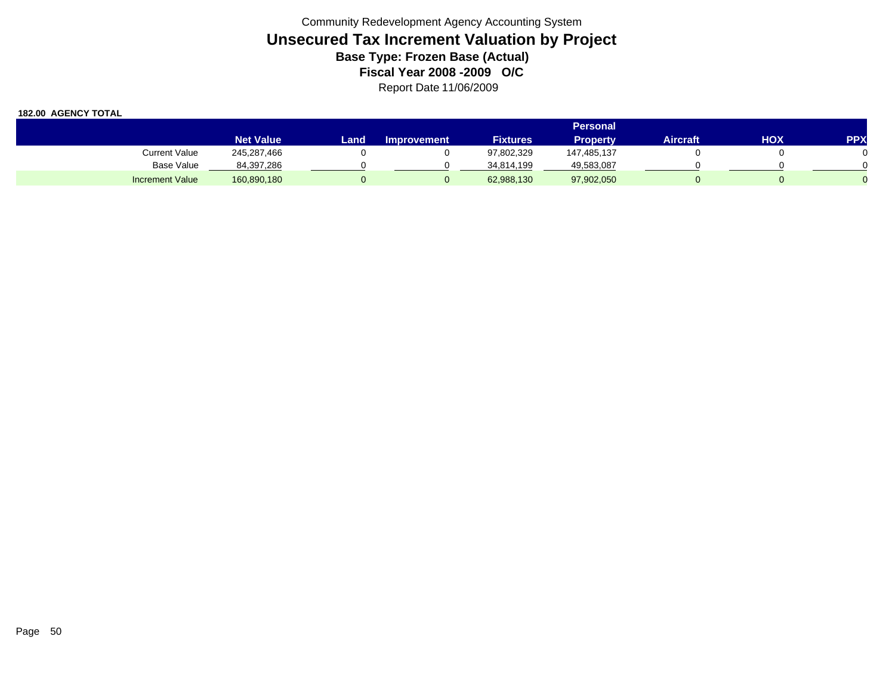Community Redevelopment Agency Accounting System

# Unsecured Tax Increment Valuation by Project

### Base Type: Frozen Base (Actual)

### Fiscal Year 2008 -2009 O/C

Report Date 11/06/2009

**182.00 AGENCY TOTAL**

| | Net Value | Land | Improvement | Fixtures | Personal Property | Aircraft | HOX | PPX |
|---|---|---|---|---|---|---|---|---|
| Current Value | 245,287,466 | 0 | 0 | 97,802,329 | 147,485,137 | 0 | 0 | 0 |
| Base Value | 84,397,286 | 0 | 0 | 34,814,199 | 49,583,087 | 0 | 0 | 0 |
| Increment Value | 160,890,180 | 0 | 0 | 62,988,130 | 97,902,050 | 0 | 0 | 0 |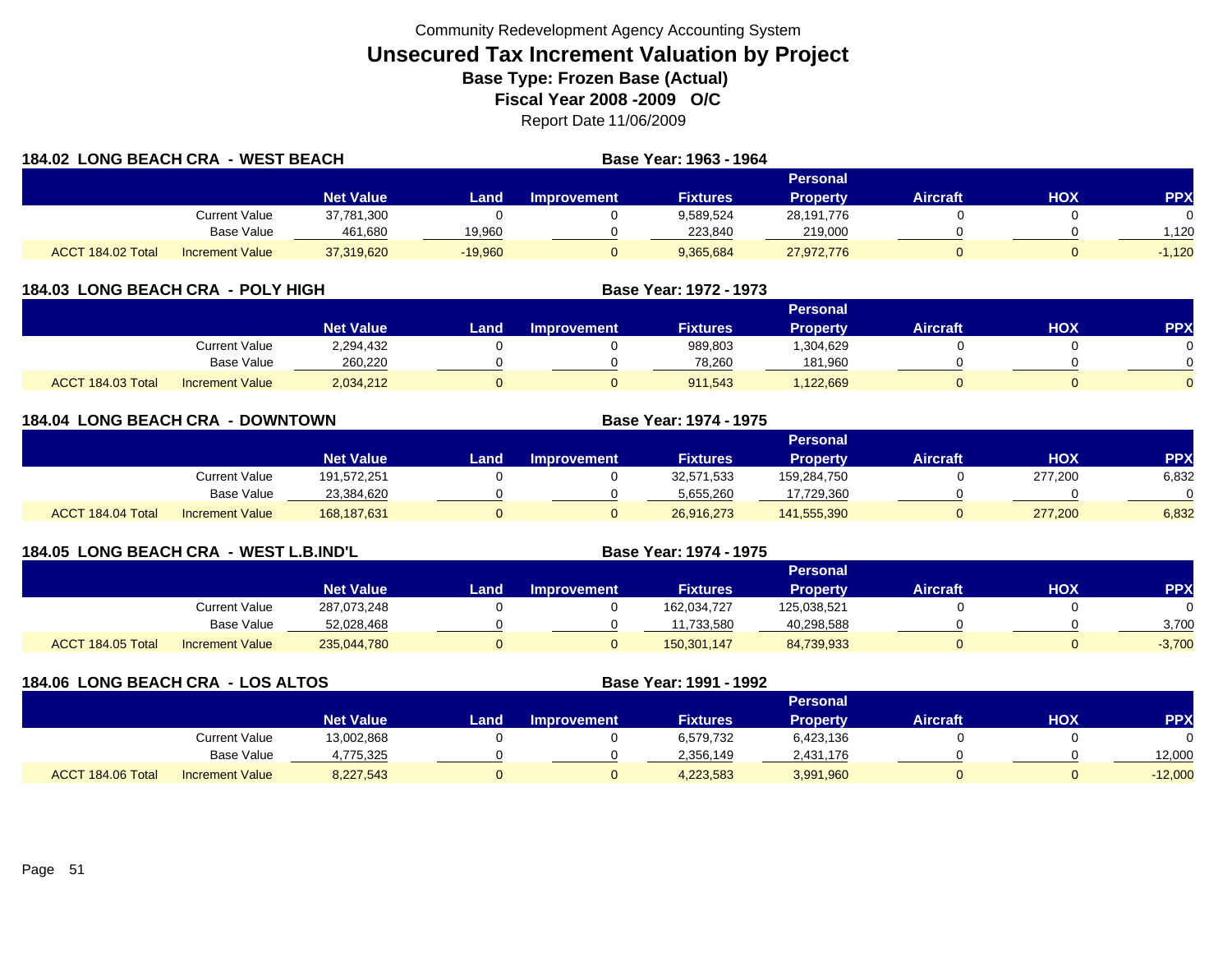Community Redevelopment Agency Accounting System

# Unsecured Tax Increment Valuation by Project

**Base Type: Frozen Base (Actual)**

**Fiscal Year 2008 -2009 O/C**

Report Date 11/06/2009

## 184.02 LONG BEACH CRA - WEST BEACH

**Base Year: 1963 - 1964**

| | | Net Value | Land | Improvement | Fixtures | Personal Property | Aircraft | HOX | PPX |
|---|---|---|---|---|---|---|---|---|---|
| | Current Value | 37,781,300 | 0 | 0 | 9,589,524 | 28,191,776 | 0 | 0 | 0 |
| | Base Value | 461,680 | 19,960 | 0 | 223,840 | 219,000 | 0 | 0 | 1,120 |
| ACCT 184.02 Total | Increment Value | 37,319,620 | -19,960 | 0 | 9,365,684 | 27,972,776 | 0 | 0 | -1,120 |

## 184.03 LONG BEACH CRA - POLY HIGH

**Base Year: 1972 - 1973**

| | | Net Value | Land | Improvement | Fixtures | Personal Property | Aircraft | HOX | PPX |
|---|---|---|---|---|---|---|---|---|---|
| | Current Value | 2,294,432 | 0 | 0 | 989,803 | 1,304,629 | 0 | 0 | 0 |
| | Base Value | 260,220 | 0 | 0 | 78,260 | 181,960 | 0 | 0 | 0 |
| ACCT 184.03 Total | Increment Value | 2,034,212 | 0 | 0 | 911,543 | 1,122,669 | 0 | 0 | 0 |

## 184.04 LONG BEACH CRA - DOWNTOWN

**Base Year: 1974 - 1975**

| | | Net Value | Land | Improvement | Fixtures | Personal Property | Aircraft | HOX | PPX |
|---|---|---|---|---|---|---|---|---|---|
| | Current Value | 191,572,251 | 0 | 0 | 32,571,533 | 159,284,750 | 0 | 277,200 | 6,832 |
| | Base Value | 23,384,620 | 0 | 0 | 5,655,260 | 17,729,360 | 0 | 0 | 0 |
| ACCT 184.04 Total | Increment Value | 168,187,631 | 0 | 0 | 26,916,273 | 141,555,390 | 0 | 277,200 | 6,832 |

## 184.05 LONG BEACH CRA - WEST L.B.IND'L

**Base Year: 1974 - 1975**

| | | Net Value | Land | Improvement | Fixtures | Personal Property | Aircraft | HOX | PPX |
|---|---|---|---|---|---|---|---|---|---|
| | Current Value | 287,073,248 | 0 | 0 | 162,034,727 | 125,038,521 | 0 | 0 | 0 |
| | Base Value | 52,028,468 | 0 | 0 | 11,733,580 | 40,298,588 | 0 | 0 | 3,700 |
| ACCT 184.05 Total | Increment Value | 235,044,780 | 0 | 0 | 150,301,147 | 84,739,933 | 0 | 0 | -3,700 |

## 184.06 LONG BEACH CRA - LOS ALTOS

**Base Year: 1991 - 1992**

| | | Net Value | Land | Improvement | Fixtures | Personal Property | Aircraft | HOX | PPX |
|---|---|---|---|---|---|---|---|---|---|
| | Current Value | 13,002,868 | 0 | 0 | 6,579,732 | 6,423,136 | 0 | 0 | 0 |
| | Base Value | 4,775,325 | 0 | 0 | 2,356,149 | 2,431,176 | 0 | 0 | 12,000 |
| ACCT 184.06 Total | Increment Value | 8,227,543 | 0 | 0 | 4,223,583 | 3,991,960 | 0 | 0 | -12,000 |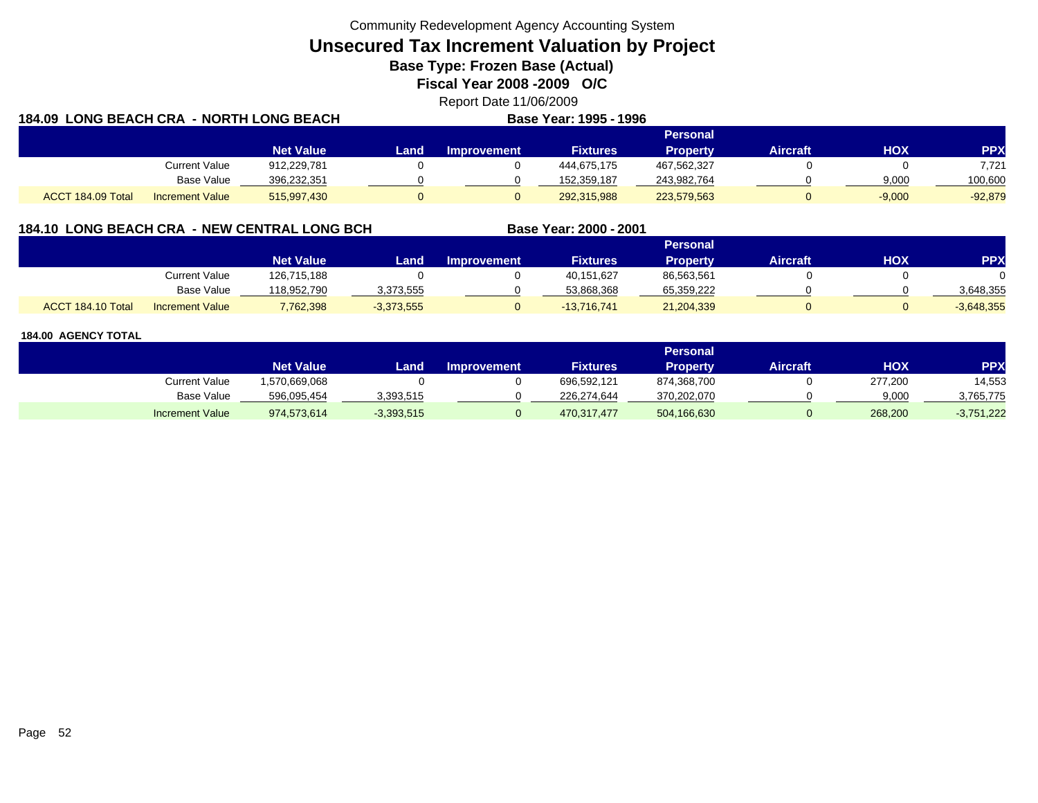Community Redevelopment Agency Accounting System

# Unsecured Tax Increment Valuation by Project

## Base Type: Frozen Base (Actual)

## Fiscal Year 2008 -2009 O/C

Report Date 11/06/2009

### 184.09 LONG BEACH CRA - NORTH LONG BEACH

**Base Year: 1995 - 1996**

| | | Net Value | Land | Improvement | Fixtures | Personal Property | Aircraft | HOX | PPX |
|---|---|---|---|---|---|---|---|---|---|
| | Current Value | 912,229,781 | 0 | 0 | 444,675,175 | 467,562,327 | 0 | 0 | 7,721 |
| | Base Value | 396,232,351 | 0 | 0 | 152,359,187 | 243,982,764 | 0 | 9,000 | 100,600 |
| ACCT 184.09 Total | Increment Value | 515,997,430 | 0 | 0 | 292,315,988 | 223,579,563 | 0 | -9,000 | -92,879 |

### 184.10 LONG BEACH CRA - NEW CENTRAL LONG BCH

**Base Year: 2000 - 2001**

| | | Net Value | Land | Improvement | Fixtures | Personal Property | Aircraft | HOX | PPX |
|---|---|---|---|---|---|---|---|---|---|
| | Current Value | 126,715,188 | 0 | 0 | 40,151,627 | 86,563,561 | 0 | 0 | 0 |
| | Base Value | 118,952,790 | 3,373,555 | 0 | 53,868,368 | 65,359,222 | 0 | 0 | 3,648,355 |
| ACCT 184.10 Total | Increment Value | 7,762,398 | -3,373,555 | 0 | -13,716,741 | 21,204,339 | 0 | 0 | -3,648,355 |

### 184.00 AGENCY TOTAL

| | Net Value | Land | Improvement | Fixtures | Personal Property | Aircraft | HOX | PPX |
|---|---|---|---|---|---|---|---|---|
| Current Value | 1,570,669,068 | 0 | 0 | 696,592,121 | 874,368,700 | 0 | 277,200 | 14,553 |
| Base Value | 596,095,454 | 3,393,515 | 0 | 226,274,644 | 370,202,070 | 0 | 9,000 | 3,765,775 |
| Increment Value | 974,573,614 | -3,393,515 | 0 | 470,317,477 | 504,166,630 | 0 | 268,200 | -3,751,222 |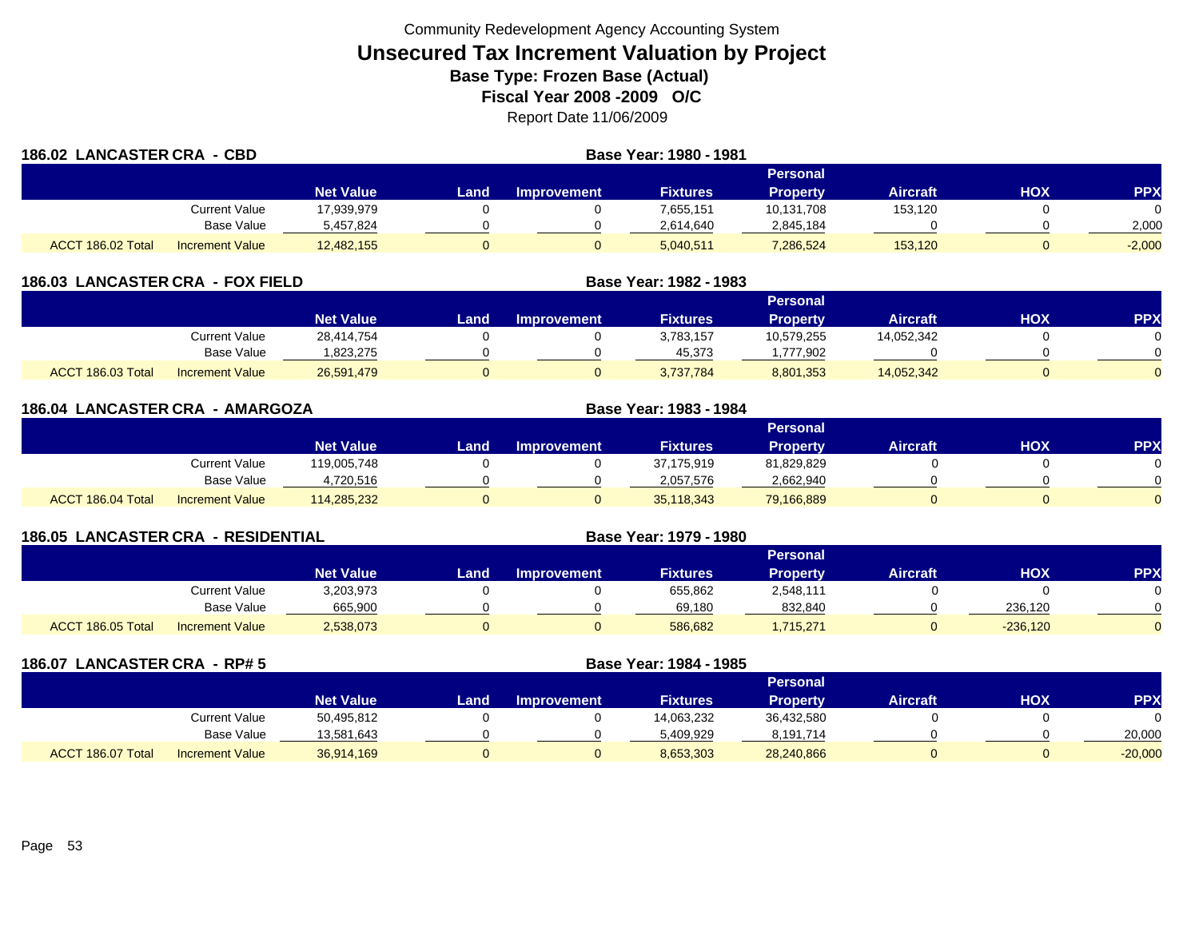Community Redevelopment Agency Accounting System

# Unsecured Tax Increment Valuation by Project

**Base Type: Frozen Base (Actual)**

**Fiscal Year 2008 -2009 O/C**

Report Date 11/06/2009

## 186.02 LANCASTER CRA - CBD

**Base Year: 1980 - 1981**

| | | Net Value | Land | Improvement | Fixtures | Personal Property | Aircraft | HOX | PPX |
|---|---|---|---|---|---|---|---|---|---|
| | Current Value | 17,939,979 | 0 | 0 | 7,655,151 | 10,131,708 | 153,120 | 0 | 0 |
| | Base Value | 5,457,824 | 0 | 0 | 2,614,640 | 2,845,184 | 0 | 0 | 2,000 |
| ACCT 186.02 Total | Increment Value | 12,482,155 | 0 | 0 | 5,040,511 | 7,286,524 | 153,120 | 0 | -2,000 |

## 186.03 LANCASTER CRA - FOX FIELD

**Base Year: 1982 - 1983**

| | | Net Value | Land | Improvement | Fixtures | Personal Property | Aircraft | HOX | PPX |
|---|---|---|---|---|---|---|---|---|---|
| | Current Value | 28,414,754 | 0 | 0 | 3,783,157 | 10,579,255 | 14,052,342 | 0 | 0 |
| | Base Value | 1,823,275 | 0 | 0 | 45,373 | 1,777,902 | 0 | 0 | 0 |
| ACCT 186.03 Total | Increment Value | 26,591,479 | 0 | 0 | 3,737,784 | 8,801,353 | 14,052,342 | 0 | 0 |

## 186.04 LANCASTER CRA - AMARGOZA

**Base Year: 1983 - 1984**

| | | Net Value | Land | Improvement | Fixtures | Personal Property | Aircraft | HOX | PPX |
|---|---|---|---|---|---|---|---|---|---|
| | Current Value | 119,005,748 | 0 | 0 | 37,175,919 | 81,829,829 | 0 | 0 | 0 |
| | Base Value | 4,720,516 | 0 | 0 | 2,057,576 | 2,662,940 | 0 | 0 | 0 |
| ACCT 186.04 Total | Increment Value | 114,285,232 | 0 | 0 | 35,118,343 | 79,166,889 | 0 | 0 | 0 |

## 186.05 LANCASTER CRA - RESIDENTIAL

**Base Year: 1979 - 1980**

| | | Net Value | Land | Improvement | Fixtures | Personal Property | Aircraft | HOX | PPX |
|---|---|---|---|---|---|---|---|---|---|
| | Current Value | 3,203,973 | 0 | 0 | 655,862 | 2,548,111 | 0 | 0 | 0 |
| | Base Value | 665,900 | 0 | 0 | 69,180 | 832,840 | 0 | 236,120 | 0 |
| ACCT 186.05 Total | Increment Value | 2,538,073 | 0 | 0 | 586,682 | 1,715,271 | 0 | -236,120 | 0 |

## 186.07 LANCASTER CRA - RP# 5

**Base Year: 1984 - 1985**

| | | Net Value | Land | Improvement | Fixtures | Personal Property | Aircraft | HOX | PPX |
|---|---|---|---|---|---|---|---|---|---|
| | Current Value | 50,495,812 | 0 | 0 | 14,063,232 | 36,432,580 | 0 | 0 | 0 |
| | Base Value | 13,581,643 | 0 | 0 | 5,409,929 | 8,191,714 | 0 | 0 | 20,000 |
| ACCT 186.07 Total | Increment Value | 36,914,169 | 0 | 0 | 8,653,303 | 28,240,866 | 0 | 0 | -20,000 |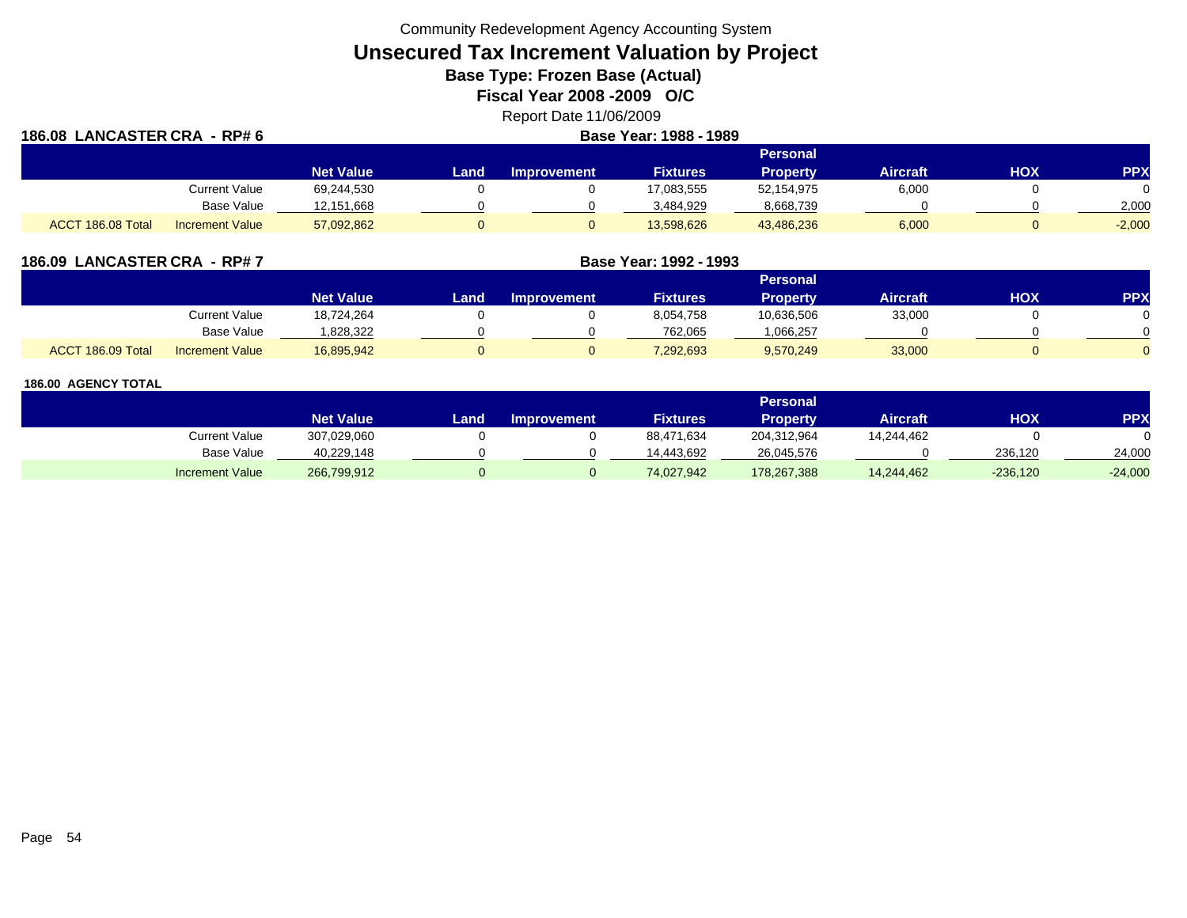Community Redevelopment Agency Accounting System

# Unsecured Tax Increment Valuation by Project

**Base Type: Frozen Base (Actual)**

**Fiscal Year 2008 -2009 O/C**

Report Date 11/06/2009

**186.08 LANCASTER CRA - RP# 6** — **Base Year: 1988 - 1989**

| | | Net Value | Land | Improvement | Fixtures | Personal Property | Aircraft | HOX | PPX |
|---|---|---|---|---|---|---|---|---|---|
| | Current Value | 69,244,530 | 0 | 0 | 17,083,555 | 52,154,975 | 6,000 | 0 | 0 |
| | Base Value | 12,151,668 | 0 | 0 | 3,484,929 | 8,668,739 | 0 | 0 | 2,000 |
| ACCT 186.08 Total | Increment Value | 57,092,862 | 0 | 0 | 13,598,626 | 43,486,236 | 6,000 | 0 | -2,000 |

**186.09 LANCASTER CRA - RP# 7** — **Base Year: 1992 - 1993**

| | | Net Value | Land | Improvement | Fixtures | Personal Property | Aircraft | HOX | PPX |
|---|---|---|---|---|---|---|---|---|---|
| | Current Value | 18,724,264 | 0 | 0 | 8,054,758 | 10,636,506 | 33,000 | 0 | 0 |
| | Base Value | 1,828,322 | 0 | 0 | 762,065 | 1,066,257 | 0 | 0 | 0 |
| ACCT 186.09 Total | Increment Value | 16,895,942 | 0 | 0 | 7,292,693 | 9,570,249 | 33,000 | 0 | 0 |

**186.00 AGENCY TOTAL**

| | Net Value | Land | Improvement | Fixtures | Personal Property | Aircraft | HOX | PPX |
|---|---|---|---|---|---|---|---|---|
| Current Value | 307,029,060 | 0 | 0 | 88,471,634 | 204,312,964 | 14,244,462 | 0 | 0 |
| Base Value | 40,229,148 | 0 | 0 | 14,443,692 | 26,045,576 | 0 | 236,120 | 24,000 |
| Increment Value | 266,799,912 | 0 | 0 | 74,027,942 | 178,267,388 | 14,244,462 | -236,120 | -24,000 |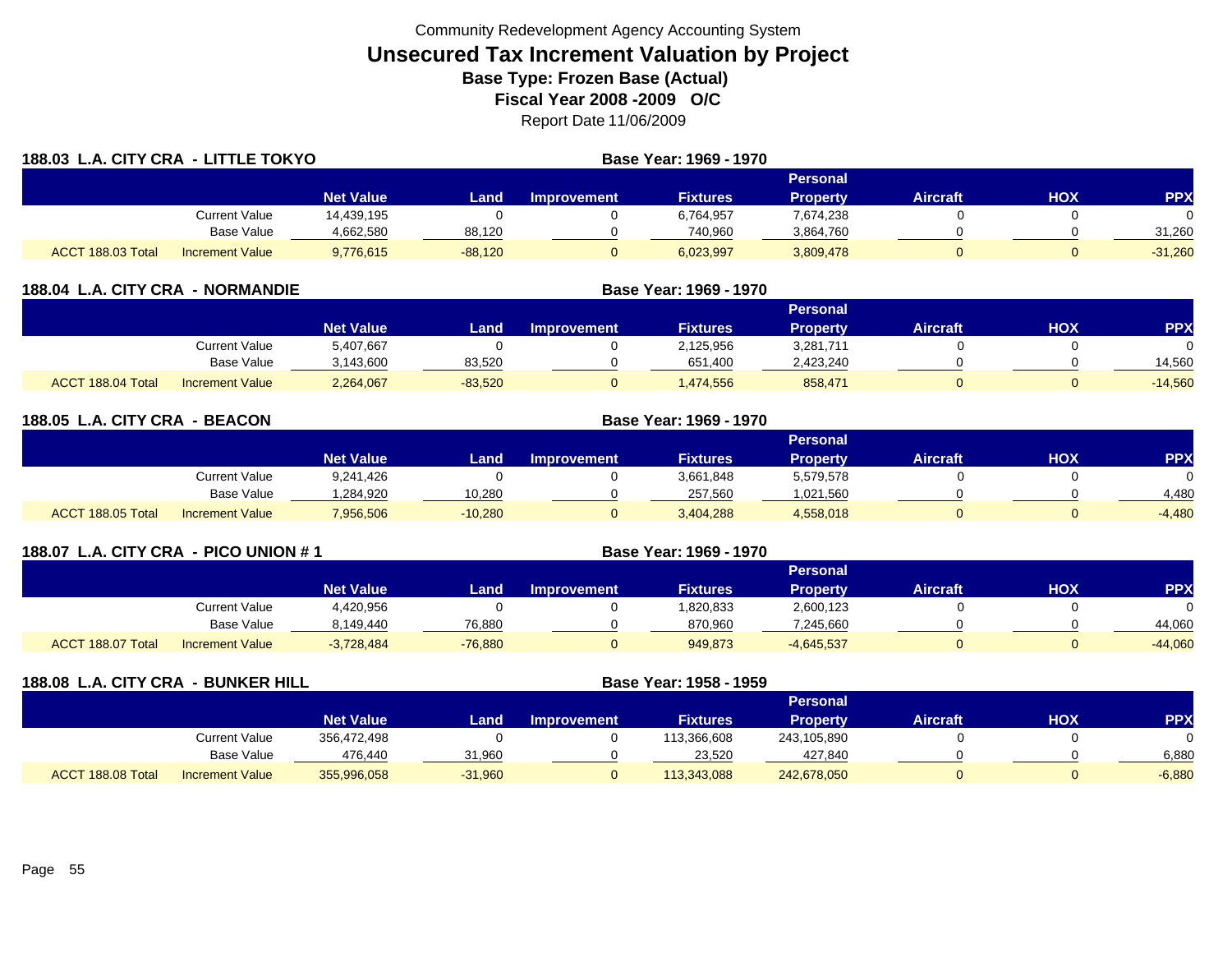Community Redevelopment Agency Accounting System

# Unsecured Tax Increment Valuation by Project

**Base Type: Frozen Base (Actual)**

**Fiscal Year 2008 -2009 O/C**

Report Date 11/06/2009

## 188.03 L.A. CITY CRA - LITTLE TOKYO

**Base Year: 1969 - 1970**

| | | Net Value | Land | Improvement | Fixtures | Personal Property | Aircraft | HOX | PPX |
|---|---|---|---|---|---|---|---|---|---|
| | Current Value | 14,439,195 | 0 | 0 | 6,764,957 | 7,674,238 | 0 | 0 | 0 |
| | Base Value | 4,662,580 | 88,120 | 0 | 740,960 | 3,864,760 | 0 | 0 | 31,260 |
| ACCT 188.03 Total | Increment Value | 9,776,615 | -88,120 | 0 | 6,023,997 | 3,809,478 | 0 | 0 | -31,260 |

## 188.04 L.A. CITY CRA - NORMANDIE

**Base Year: 1969 - 1970**

| | | Net Value | Land | Improvement | Fixtures | Personal Property | Aircraft | HOX | PPX |
|---|---|---|---|---|---|---|---|---|---|
| | Current Value | 5,407,667 | 0 | 0 | 2,125,956 | 3,281,711 | 0 | 0 | 0 |
| | Base Value | 3,143,600 | 83,520 | 0 | 651,400 | 2,423,240 | 0 | 0 | 14,560 |
| ACCT 188.04 Total | Increment Value | 2,264,067 | -83,520 | 0 | 1,474,556 | 858,471 | 0 | 0 | -14,560 |

## 188.05 L.A. CITY CRA - BEACON

**Base Year: 1969 - 1970**

| | | Net Value | Land | Improvement | Fixtures | Personal Property | Aircraft | HOX | PPX |
|---|---|---|---|---|---|---|---|---|---|
| | Current Value | 9,241,426 | 0 | 0 | 3,661,848 | 5,579,578 | 0 | 0 | 0 |
| | Base Value | 1,284,920 | 10,280 | 0 | 257,560 | 1,021,560 | 0 | 0 | 4,480 |
| ACCT 188.05 Total | Increment Value | 7,956,506 | -10,280 | 0 | 3,404,288 | 4,558,018 | 0 | 0 | -4,480 |

## 188.07 L.A. CITY CRA - PICO UNION # 1

**Base Year: 1969 - 1970**

| | | Net Value | Land | Improvement | Fixtures | Personal Property | Aircraft | HOX | PPX |
|---|---|---|---|---|---|---|---|---|---|
| | Current Value | 4,420,956 | 0 | 0 | 1,820,833 | 2,600,123 | 0 | 0 | 0 |
| | Base Value | 8,149,440 | 76,880 | 0 | 870,960 | 7,245,660 | 0 | 0 | 44,060 |
| ACCT 188.07 Total | Increment Value | -3,728,484 | -76,880 | 0 | 949,873 | -4,645,537 | 0 | 0 | -44,060 |

## 188.08 L.A. CITY CRA - BUNKER HILL

**Base Year: 1958 - 1959**

| | | Net Value | Land | Improvement | Fixtures | Personal Property | Aircraft | HOX | PPX |
|---|---|---|---|---|---|---|---|---|---|
| | Current Value | 356,472,498 | 0 | 0 | 113,366,608 | 243,105,890 | 0 | 0 | 0 |
| | Base Value | 476,440 | 31,960 | 0 | 23,520 | 427,840 | 0 | 0 | 6,880 |
| ACCT 188.08 Total | Increment Value | 355,996,058 | -31,960 | 0 | 113,343,088 | 242,678,050 | 0 | 0 | -6,880 |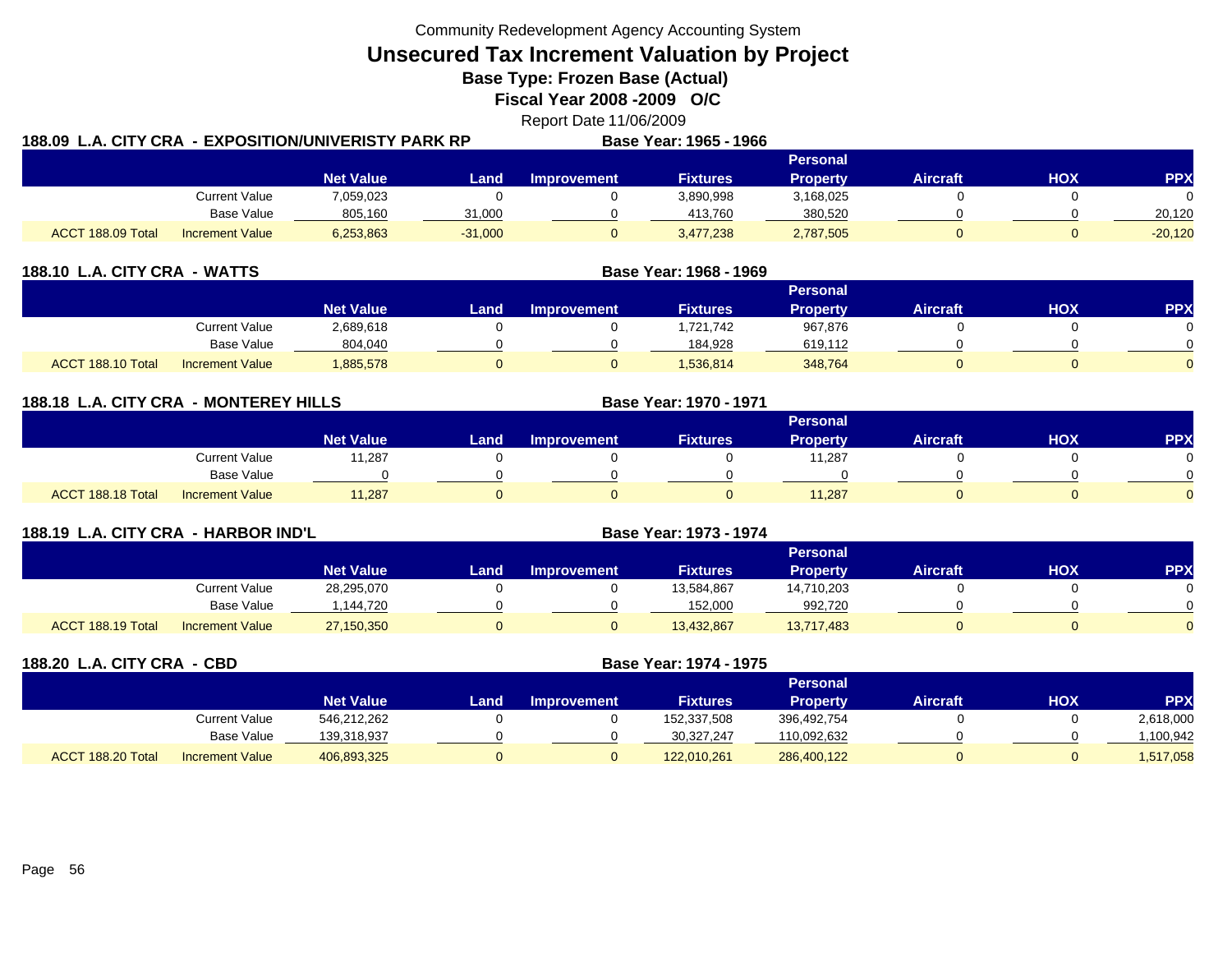Community Redevelopment Agency Accounting System

# Unsecured Tax Increment Valuation by Project

## Base Type: Frozen Base (Actual)

## Fiscal Year 2008 -2009 O/C

Report Date 11/06/2009

### 188.09 L.A. CITY CRA - EXPOSITION/UNIVERISTY PARK RP

**Base Year: 1965 - 1966**

| | | Net Value | Land | Improvement | Fixtures | Personal Property | Aircraft | HOX | PPX |
|---|---|---|---|---|---|---|---|---|---|
| | Current Value | 7,059,023 | 0 | 0 | 3,890,998 | 3,168,025 | 0 | 0 | 0 |
| | Base Value | 805,160 | 31,000 | 0 | 413,760 | 380,520 | 0 | 0 | 20,120 |
| ACCT 188.09 Total | Increment Value | 6,253,863 | -31,000 | 0 | 3,477,238 | 2,787,505 | 0 | 0 | -20,120 |

### 188.10 L.A. CITY CRA - WATTS

**Base Year: 1968 - 1969**

| | | Net Value | Land | Improvement | Fixtures | Personal Property | Aircraft | HOX | PPX |
|---|---|---|---|---|---|---|---|---|---|
| | Current Value | 2,689,618 | 0 | 0 | 1,721,742 | 967,876 | 0 | 0 | 0 |
| | Base Value | 804,040 | 0 | 0 | 184,928 | 619,112 | 0 | 0 | 0 |
| ACCT 188.10 Total | Increment Value | 1,885,578 | 0 | 0 | 1,536,814 | 348,764 | 0 | 0 | 0 |

### 188.18 L.A. CITY CRA - MONTEREY HILLS

**Base Year: 1970 - 1971**

| | | Net Value | Land | Improvement | Fixtures | Personal Property | Aircraft | HOX | PPX |
|---|---|---|---|---|---|---|---|---|---|
| | Current Value | 11,287 | 0 | 0 | 0 | 11,287 | 0 | 0 | 0 |
| | Base Value | 0 | 0 | 0 | 0 | 0 | 0 | 0 | 0 |
| ACCT 188.18 Total | Increment Value | 11,287 | 0 | 0 | 0 | 11,287 | 0 | 0 | 0 |

### 188.19 L.A. CITY CRA - HARBOR IND'L

**Base Year: 1973 - 1974**

| | | Net Value | Land | Improvement | Fixtures | Personal Property | Aircraft | HOX | PPX |
|---|---|---|---|---|---|---|---|---|---|
| | Current Value | 28,295,070 | 0 | 0 | 13,584,867 | 14,710,203 | 0 | 0 | 0 |
| | Base Value | 1,144,720 | 0 | 0 | 152,000 | 992,720 | 0 | 0 | 0 |
| ACCT 188.19 Total | Increment Value | 27,150,350 | 0 | 0 | 13,432,867 | 13,717,483 | 0 | 0 | 0 |

### 188.20 L.A. CITY CRA - CBD

**Base Year: 1974 - 1975**

| | | Net Value | Land | Improvement | Fixtures | Personal Property | Aircraft | HOX | PPX |
|---|---|---|---|---|---|---|---|---|---|
| | Current Value | 546,212,262 | 0 | 0 | 152,337,508 | 396,492,754 | 0 | 0 | 2,618,000 |
| | Base Value | 139,318,937 | 0 | 0 | 30,327,247 | 110,092,632 | 0 | 0 | 1,100,942 |
| ACCT 188.20 Total | Increment Value | 406,893,325 | 0 | 0 | 122,010,261 | 286,400,122 | 0 | 0 | 1,517,058 |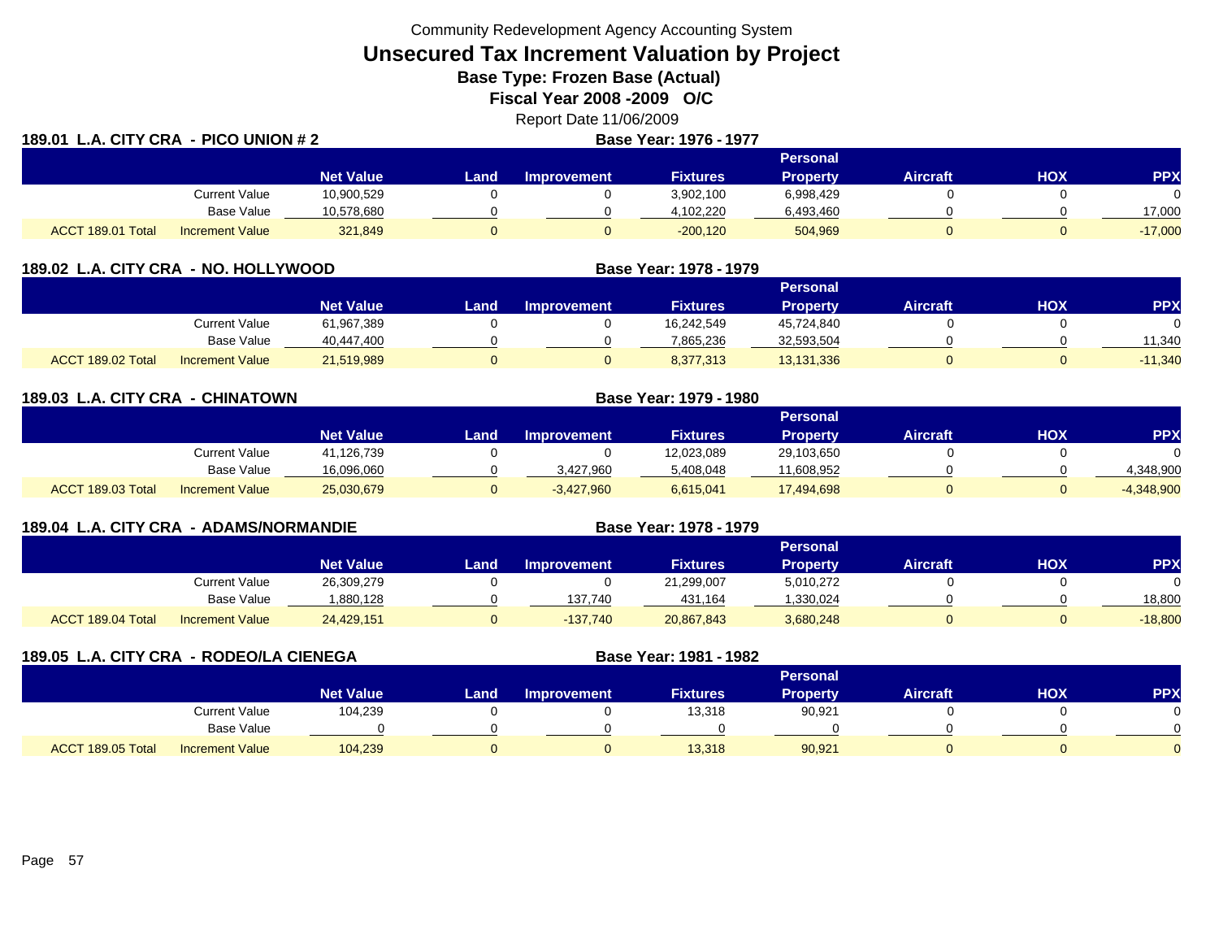Community Redevelopment Agency Accounting System

# Unsecured Tax Increment Valuation by Project

**Base Type: Frozen Base (Actual)**

**Fiscal Year 2008 -2009 O/C**

Report Date 11/06/2009

**189.01 L.A. CITY CRA - PICO UNION # 2** — **Base Year: 1976 - 1977**

| | | Net Value | Land | Improvement | Fixtures | Personal Property | Aircraft | HOX | PPX |
|---|---|---|---|---|---|---|---|---|---|
| | Current Value | 10,900,529 | 0 | 0 | 3,902,100 | 6,998,429 | 0 | 0 | 0 |
| | Base Value | 10,578,680 | 0 | 0 | 4,102,220 | 6,493,460 | 0 | 0 | 17,000 |
| ACCT 189.01 Total | Increment Value | 321,849 | 0 | 0 | -200,120 | 504,969 | 0 | 0 | -17,000 |

**189.02 L.A. CITY CRA - NO. HOLLYWOOD** — **Base Year: 1978 - 1979**

| | | Net Value | Land | Improvement | Fixtures | Personal Property | Aircraft | HOX | PPX |
|---|---|---|---|---|---|---|---|---|---|
| | Current Value | 61,967,389 | 0 | 0 | 16,242,549 | 45,724,840 | 0 | 0 | 0 |
| | Base Value | 40,447,400 | 0 | 0 | 7,865,236 | 32,593,504 | 0 | 0 | 11,340 |
| ACCT 189.02 Total | Increment Value | 21,519,989 | 0 | 0 | 8,377,313 | 13,131,336 | 0 | 0 | -11,340 |

**189.03 L.A. CITY CRA - CHINATOWN** — **Base Year: 1979 - 1980**

| | | Net Value | Land | Improvement | Fixtures | Personal Property | Aircraft | HOX | PPX |
|---|---|---|---|---|---|---|---|---|---|
| | Current Value | 41,126,739 | 0 | 0 | 12,023,089 | 29,103,650 | 0 | 0 | 0 |
| | Base Value | 16,096,060 | 0 | 3,427,960 | 5,408,048 | 11,608,952 | 0 | 0 | 4,348,900 |
| ACCT 189.03 Total | Increment Value | 25,030,679 | 0 | -3,427,960 | 6,615,041 | 17,494,698 | 0 | 0 | -4,348,900 |

**189.04 L.A. CITY CRA - ADAMS/NORMANDIE** — **Base Year: 1978 - 1979**

| | | Net Value | Land | Improvement | Fixtures | Personal Property | Aircraft | HOX | PPX |
|---|---|---|---|---|---|---|---|---|---|
| | Current Value | 26,309,279 | 0 | 0 | 21,299,007 | 5,010,272 | 0 | 0 | 0 |
| | Base Value | 1,880,128 | 0 | 137,740 | 431,164 | 1,330,024 | 0 | 0 | 18,800 |
| ACCT 189.04 Total | Increment Value | 24,429,151 | 0 | -137,740 | 20,867,843 | 3,680,248 | 0 | 0 | -18,800 |

**189.05 L.A. CITY CRA - RODEO/LA CIENEGA** — **Base Year: 1981 - 1982**

| | | Net Value | Land | Improvement | Fixtures | Personal Property | Aircraft | HOX | PPX |
|---|---|---|---|---|---|---|---|---|---|
| | Current Value | 104,239 | 0 | 0 | 13,318 | 90,921 | 0 | 0 | 0 |
| | Base Value | 0 | 0 | 0 | 0 | 0 | 0 | 0 | 0 |
| ACCT 189.05 Total | Increment Value | 104,239 | 0 | 0 | 13,318 | 90,921 | 0 | 0 | 0 |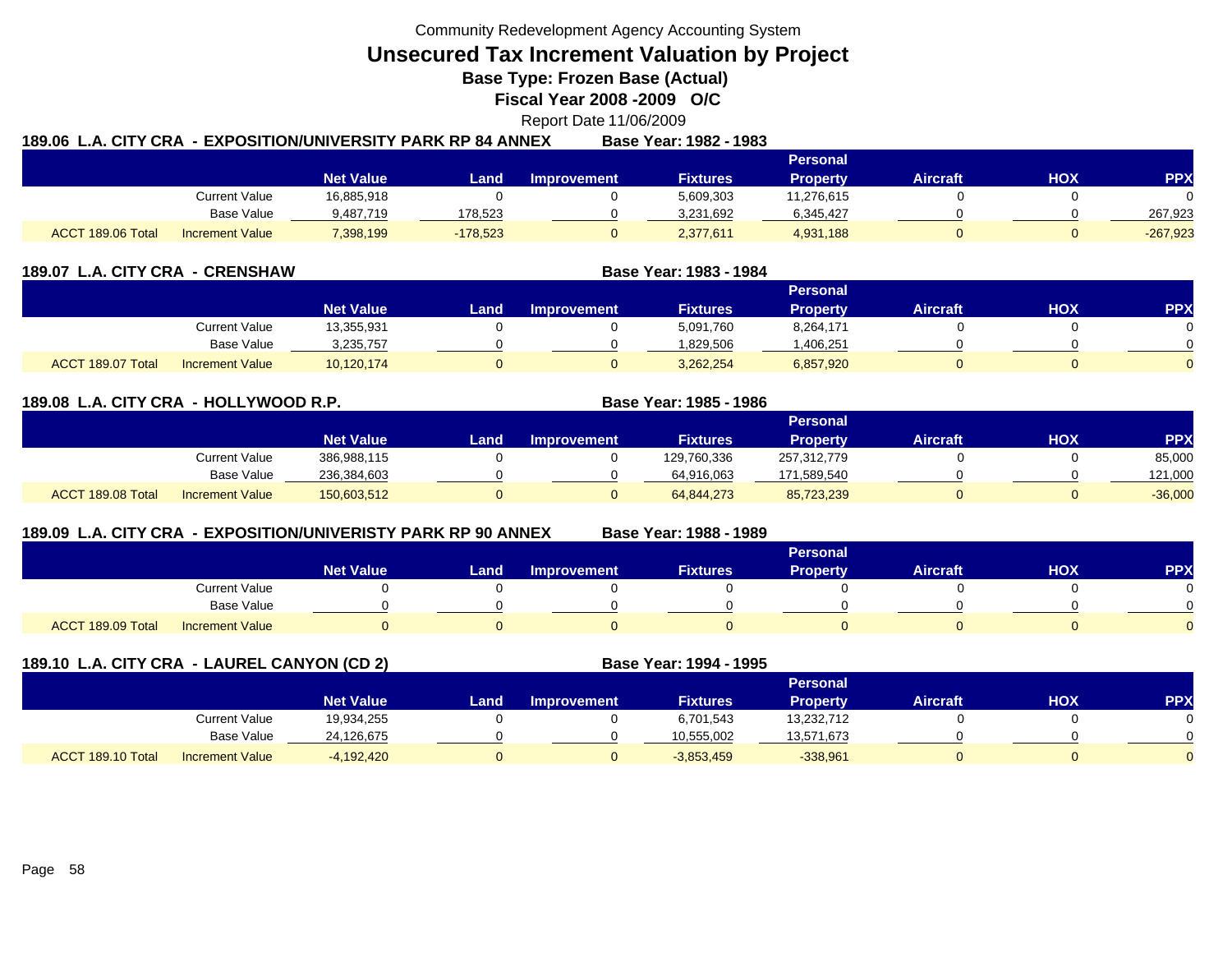Community Redevelopment Agency Accounting System

# Unsecured Tax Increment Valuation by Project

**Base Type: Frozen Base (Actual)**

**Fiscal Year 2008 -2009 O/C**

Report Date 11/06/2009

## 189.06 L.A. CITY CRA - EXPOSITION/UNIVERSITY PARK RP 84 ANNEX — Base Year: 1982 - 1983

| | | Net Value | Land | Improvement | Fixtures | Personal Property | Aircraft | HOX | PPX |
|---|---|---|---|---|---|---|---|---|---|
| | Current Value | 16,885,918 | 0 | 0 | 5,609,303 | 11,276,615 | 0 | 0 | 0 |
| | Base Value | 9,487,719 | 178,523 | 0 | 3,231,692 | 6,345,427 | 0 | 0 | 267,923 |
| ACCT 189.06 Total | Increment Value | 7,398,199 | -178,523 | 0 | 2,377,611 | 4,931,188 | 0 | 0 | -267,923 |

## 189.07 L.A. CITY CRA - CRENSHAW — Base Year: 1983 - 1984

| | | Net Value | Land | Improvement | Fixtures | Personal Property | Aircraft | HOX | PPX |
|---|---|---|---|---|---|---|---|---|---|
| | Current Value | 13,355,931 | 0 | 0 | 5,091,760 | 8,264,171 | 0 | 0 | 0 |
| | Base Value | 3,235,757 | 0 | 0 | 1,829,506 | 1,406,251 | 0 | 0 | 0 |
| ACCT 189.07 Total | Increment Value | 10,120,174 | 0 | 0 | 3,262,254 | 6,857,920 | 0 | 0 | 0 |

## 189.08 L.A. CITY CRA - HOLLYWOOD R.P. — Base Year: 1985 - 1986

| | | Net Value | Land | Improvement | Fixtures | Personal Property | Aircraft | HOX | PPX |
|---|---|---|---|---|---|---|---|---|---|
| | Current Value | 386,988,115 | 0 | 0 | 129,760,336 | 257,312,779 | 0 | 0 | 85,000 |
| | Base Value | 236,384,603 | 0 | 0 | 64,916,063 | 171,589,540 | 0 | 0 | 121,000 |
| ACCT 189.08 Total | Increment Value | 150,603,512 | 0 | 0 | 64,844,273 | 85,723,239 | 0 | 0 | -36,000 |

## 189.09 L.A. CITY CRA - EXPOSITION/UNIVERISTY PARK RP 90 ANNEX — Base Year: 1988 - 1989

| | | Net Value | Land | Improvement | Fixtures | Personal Property | Aircraft | HOX | PPX |
|---|---|---|---|---|---|---|---|---|---|
| | Current Value | 0 | 0 | 0 | 0 | 0 | 0 | 0 | 0 |
| | Base Value | 0 | 0 | 0 | 0 | 0 | 0 | 0 | 0 |
| ACCT 189.09 Total | Increment Value | 0 | 0 | 0 | 0 | 0 | 0 | 0 | 0 |

## 189.10 L.A. CITY CRA - LAUREL CANYON (CD 2) — Base Year: 1994 - 1995

| | | Net Value | Land | Improvement | Fixtures | Personal Property | Aircraft | HOX | PPX |
|---|---|---|---|---|---|---|---|---|---|
| | Current Value | 19,934,255 | 0 | 0 | 6,701,543 | 13,232,712 | 0 | 0 | 0 |
| | Base Value | 24,126,675 | 0 | 0 | 10,555,002 | 13,571,673 | 0 | 0 | 0 |
| ACCT 189.10 Total | Increment Value | -4,192,420 | 0 | 0 | -3,853,459 | -338,961 | 0 | 0 | 0 |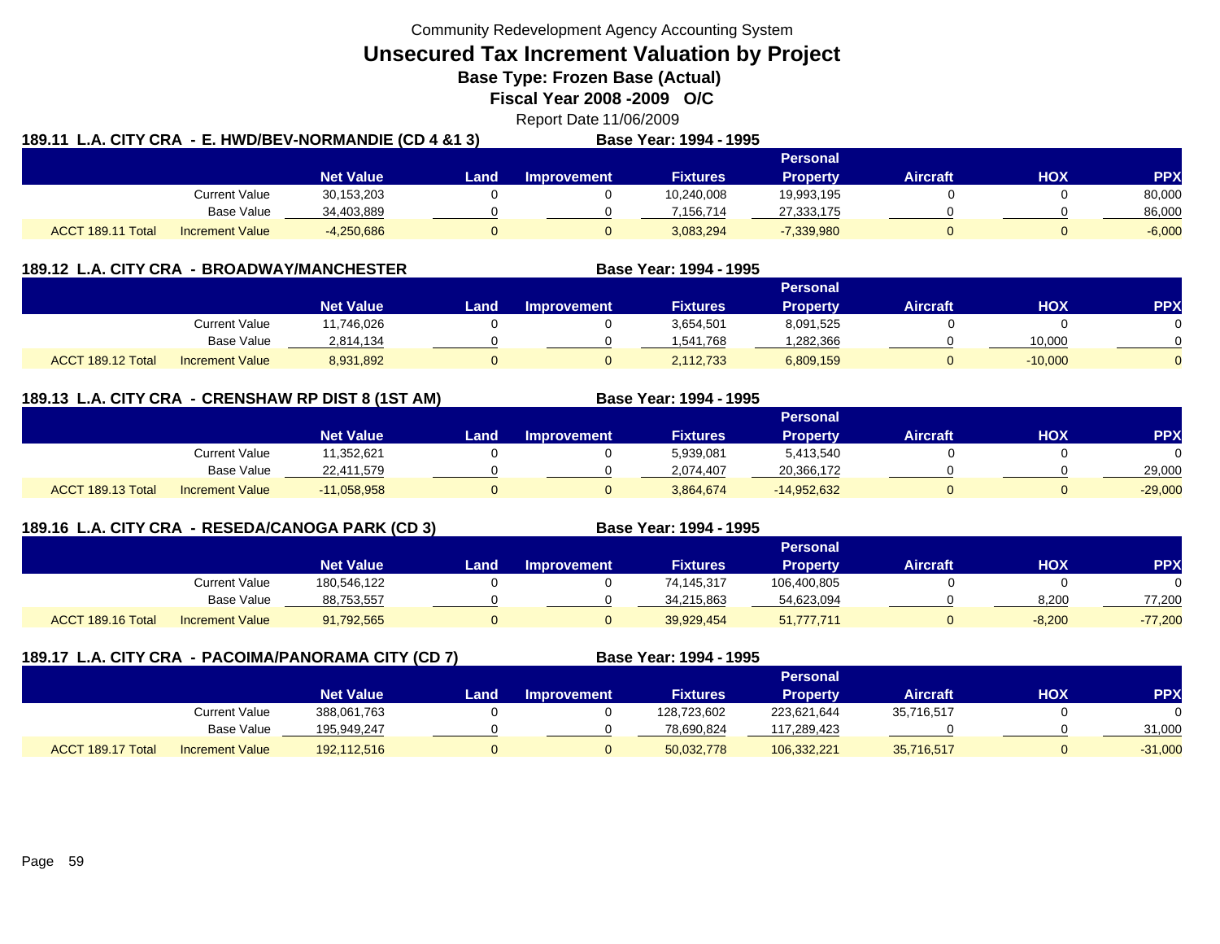Community Redevelopment Agency Accounting System

# Unsecured Tax Increment Valuation by Project

**Base Type: Frozen Base (Actual)**

**Fiscal Year 2008 -2009 O/C**

Report Date 11/06/2009

## 189.11 L.A. CITY CRA - E. HWD/BEV-NORMANDIE (CD 4 &1 3)

**Base Year: 1994 - 1995**

| | | Net Value | Land | Improvement | Fixtures | Personal Property | Aircraft | HOX | PPX |
|---|---|---|---|---|---|---|---|---|---|
| | Current Value | 30,153,203 | 0 | 0 | 10,240,008 | 19,993,195 | 0 | 0 | 80,000 |
| | Base Value | 34,403,889 | 0 | 0 | 7,156,714 | 27,333,175 | 0 | 0 | 86,000 |
| ACCT 189.11 Total | Increment Value | -4,250,686 | 0 | 0 | 3,083,294 | -7,339,980 | 0 | 0 | -6,000 |

## 189.12 L.A. CITY CRA - BROADWAY/MANCHESTER

**Base Year: 1994 - 1995**

| | | Net Value | Land | Improvement | Fixtures | Personal Property | Aircraft | HOX | PPX |
|---|---|---|---|---|---|---|---|---|---|
| | Current Value | 11,746,026 | 0 | 0 | 3,654,501 | 8,091,525 | 0 | 0 | 0 |
| | Base Value | 2,814,134 | 0 | 0 | 1,541,768 | 1,282,366 | 0 | 10,000 | 0 |
| ACCT 189.12 Total | Increment Value | 8,931,892 | 0 | 0 | 2,112,733 | 6,809,159 | 0 | -10,000 | 0 |

## 189.13 L.A. CITY CRA - CRENSHAW RP DIST 8 (1ST AM)

**Base Year: 1994 - 1995**

| | | Net Value | Land | Improvement | Fixtures | Personal Property | Aircraft | HOX | PPX |
|---|---|---|---|---|---|---|---|---|---|
| | Current Value | 11,352,621 | 0 | 0 | 5,939,081 | 5,413,540 | 0 | 0 | 0 |
| | Base Value | 22,411,579 | 0 | 0 | 2,074,407 | 20,366,172 | 0 | 0 | 29,000 |
| ACCT 189.13 Total | Increment Value | -11,058,958 | 0 | 0 | 3,864,674 | -14,952,632 | 0 | 0 | -29,000 |

## 189.16 L.A. CITY CRA - RESEDA/CANOGA PARK (CD 3)

**Base Year: 1994 - 1995**

| | | Net Value | Land | Improvement | Fixtures | Personal Property | Aircraft | HOX | PPX |
|---|---|---|---|---|---|---|---|---|---|
| | Current Value | 180,546,122 | 0 | 0 | 74,145,317 | 106,400,805 | 0 | 0 | 0 |
| | Base Value | 88,753,557 | 0 | 0 | 34,215,863 | 54,623,094 | 0 | 8,200 | 77,200 |
| ACCT 189.16 Total | Increment Value | 91,792,565 | 0 | 0 | 39,929,454 | 51,777,711 | 0 | -8,200 | -77,200 |

## 189.17 L.A. CITY CRA - PACOIMA/PANORAMA CITY (CD 7)

**Base Year: 1994 - 1995**

| | | Net Value | Land | Improvement | Fixtures | Personal Property | Aircraft | HOX | PPX |
|---|---|---|---|---|---|---|---|---|---|
| | Current Value | 388,061,763 | 0 | 0 | 128,723,602 | 223,621,644 | 35,716,517 | 0 | 0 |
| | Base Value | 195,949,247 | 0 | 0 | 78,690,824 | 117,289,423 | 0 | 0 | 31,000 |
| ACCT 189.17 Total | Increment Value | 192,112,516 | 0 | 0 | 50,032,778 | 106,332,221 | 35,716,517 | 0 | -31,000 |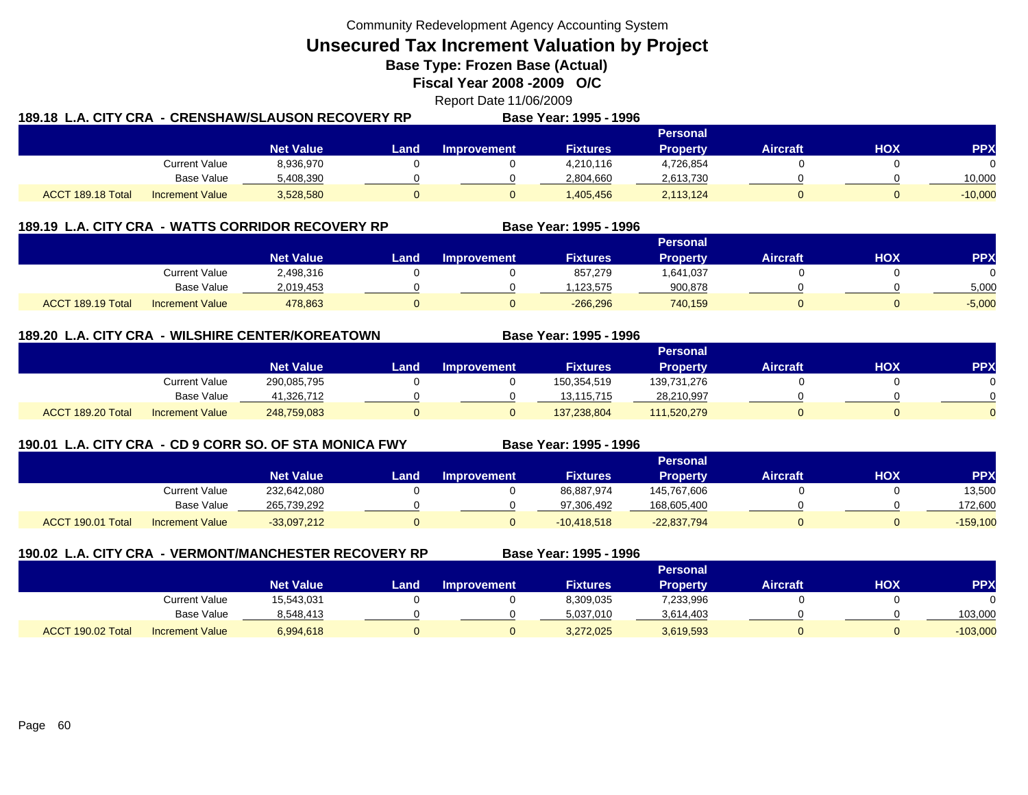Community Redevelopment Agency Accounting System

# Unsecured Tax Increment Valuation by Project

## Base Type: Frozen Base (Actual)

## Fiscal Year 2008 -2009 O/C

Report Date 11/06/2009

### 189.18 L.A. CITY CRA - CRENSHAW/SLAUSON RECOVERY RP — Base Year: 1995 - 1996

| | | Net Value | Land | Improvement | Fixtures | Personal Property | Aircraft | HOX | PPX |
|---|---|---|---|---|---|---|---|---|---|
| | Current Value | 8,936,970 | 0 | 0 | 4,210,116 | 4,726,854 | 0 | 0 | 0 |
| | Base Value | 5,408,390 | 0 | 0 | 2,804,660 | 2,613,730 | 0 | 0 | 10,000 |
| ACCT 189.18 Total | Increment Value | 3,528,580 | 0 | 0 | 1,405,456 | 2,113,124 | 0 | 0 | -10,000 |

### 189.19 L.A. CITY CRA - WATTS CORRIDOR RECOVERY RP — Base Year: 1995 - 1996

| | | Net Value | Land | Improvement | Fixtures | Personal Property | Aircraft | HOX | PPX |
|---|---|---|---|---|---|---|---|---|---|
| | Current Value | 2,498,316 | 0 | 0 | 857,279 | 1,641,037 | 0 | 0 | 0 |
| | Base Value | 2,019,453 | 0 | 0 | 1,123,575 | 900,878 | 0 | 0 | 5,000 |
| ACCT 189.19 Total | Increment Value | 478,863 | 0 | 0 | -266,296 | 740,159 | 0 | 0 | -5,000 |

### 189.20 L.A. CITY CRA - WILSHIRE CENTER/KOREATOWN — Base Year: 1995 - 1996

| | | Net Value | Land | Improvement | Fixtures | Personal Property | Aircraft | HOX | PPX |
|---|---|---|---|---|---|---|---|---|---|
| | Current Value | 290,085,795 | 0 | 0 | 150,354,519 | 139,731,276 | 0 | 0 | 0 |
| | Base Value | 41,326,712 | 0 | 0 | 13,115,715 | 28,210,997 | 0 | 0 | 0 |
| ACCT 189.20 Total | Increment Value | 248,759,083 | 0 | 0 | 137,238,804 | 111,520,279 | 0 | 0 | 0 |

### 190.01 L.A. CITY CRA - CD 9 CORR SO. OF STA MONICA FWY — Base Year: 1995 - 1996

| | | Net Value | Land | Improvement | Fixtures | Personal Property | Aircraft | HOX | PPX |
|---|---|---|---|---|---|---|---|---|---|
| | Current Value | 232,642,080 | 0 | 0 | 86,887,974 | 145,767,606 | 0 | 0 | 13,500 |
| | Base Value | 265,739,292 | 0 | 0 | 97,306,492 | 168,605,400 | 0 | 0 | 172,600 |
| ACCT 190.01 Total | Increment Value | -33,097,212 | 0 | 0 | -10,418,518 | -22,837,794 | 0 | 0 | -159,100 |

### 190.02 L.A. CITY CRA - VERMONT/MANCHESTER RECOVERY RP — Base Year: 1995 - 1996

| | | Net Value | Land | Improvement | Fixtures | Personal Property | Aircraft | HOX | PPX |
|---|---|---|---|---|---|---|---|---|---|
| | Current Value | 15,543,031 | 0 | 0 | 8,309,035 | 7,233,996 | 0 | 0 | 0 |
| | Base Value | 8,548,413 | 0 | 0 | 5,037,010 | 3,614,403 | 0 | 0 | 103,000 |
| ACCT 190.02 Total | Increment Value | 6,994,618 | 0 | 0 | 3,272,025 | 3,619,593 | 0 | 0 | -103,000 |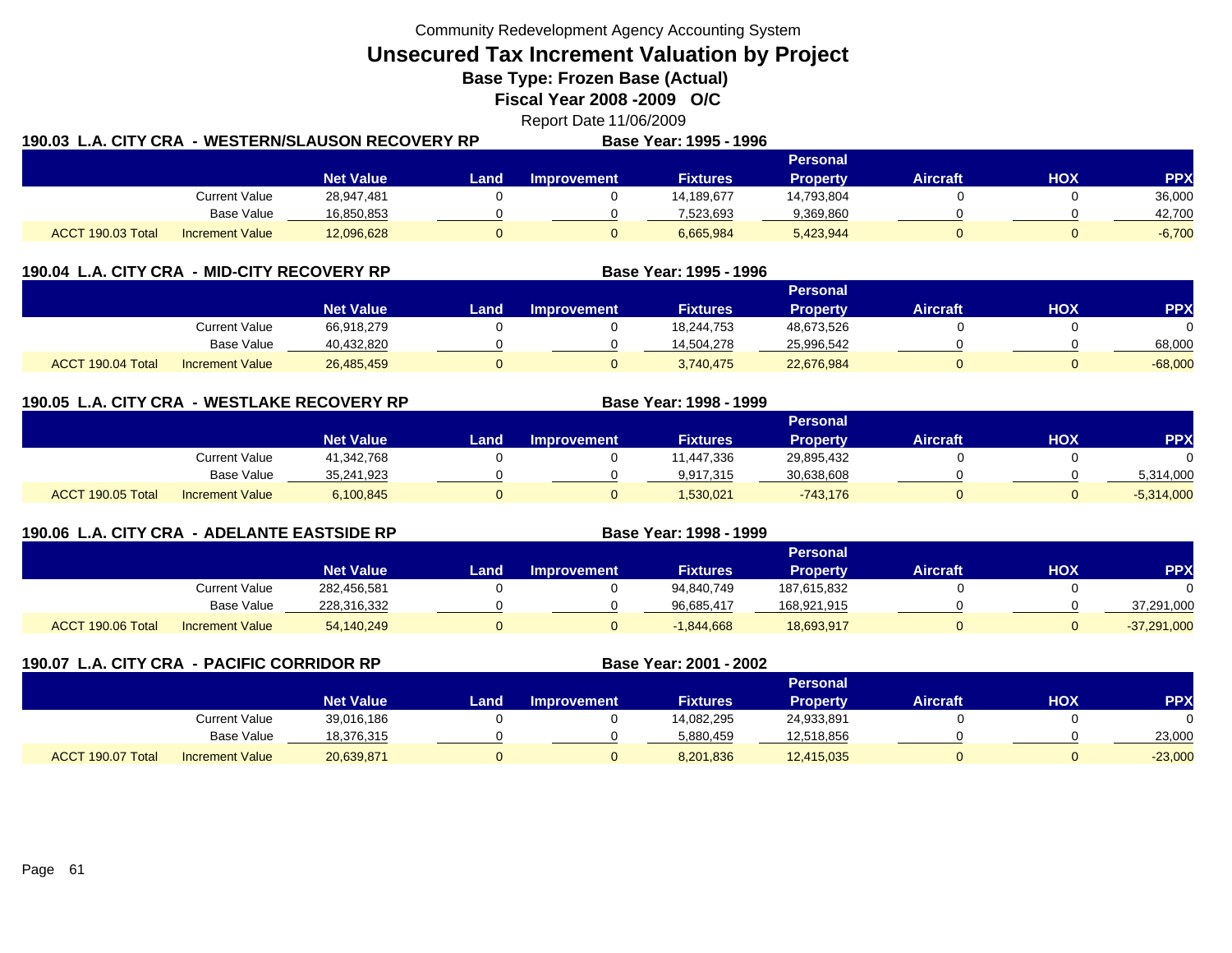Community Redevelopment Agency Accounting System

# Unsecured Tax Increment Valuation by Project

**Base Type: Frozen Base (Actual)**

**Fiscal Year 2008 -2009 O/C**

Report Date 11/06/2009

## 190.03 L.A. CITY CRA - WESTERN/SLAUSON RECOVERY RP

**Base Year: 1995 - 1996**

| | | Net Value | Land | Improvement | Fixtures | Personal Property | Aircraft | HOX | PPX |
|---|---|---|---|---|---|---|---|---|---|
| | Current Value | 28,947,481 | 0 | 0 | 14,189,677 | 14,793,804 | 0 | 0 | 36,000 |
| | Base Value | 16,850,853 | 0 | 0 | 7,523,693 | 9,369,860 | 0 | 0 | 42,700 |
| ACCT 190.03 Total | Increment Value | 12,096,628 | 0 | 0 | 6,665,984 | 5,423,944 | 0 | 0 | -6,700 |

## 190.04 L.A. CITY CRA - MID-CITY RECOVERY RP

**Base Year: 1995 - 1996**

| | | Net Value | Land | Improvement | Fixtures | Personal Property | Aircraft | HOX | PPX |
|---|---|---|---|---|---|---|---|---|---|
| | Current Value | 66,918,279 | 0 | 0 | 18,244,753 | 48,673,526 | 0 | 0 | 0 |
| | Base Value | 40,432,820 | 0 | 0 | 14,504,278 | 25,996,542 | 0 | 0 | 68,000 |
| ACCT 190.04 Total | Increment Value | 26,485,459 | 0 | 0 | 3,740,475 | 22,676,984 | 0 | 0 | -68,000 |

## 190.05 L.A. CITY CRA - WESTLAKE RECOVERY RP

**Base Year: 1998 - 1999**

| | | Net Value | Land | Improvement | Fixtures | Personal Property | Aircraft | HOX | PPX |
|---|---|---|---|---|---|---|---|---|---|
| | Current Value | 41,342,768 | 0 | 0 | 11,447,336 | 29,895,432 | 0 | 0 | 0 |
| | Base Value | 35,241,923 | 0 | 0 | 9,917,315 | 30,638,608 | 0 | 0 | 5,314,000 |
| ACCT 190.05 Total | Increment Value | 6,100,845 | 0 | 0 | 1,530,021 | -743,176 | 0 | 0 | -5,314,000 |

## 190.06 L.A. CITY CRA - ADELANTE EASTSIDE RP

**Base Year: 1998 - 1999**

| | | Net Value | Land | Improvement | Fixtures | Personal Property | Aircraft | HOX | PPX |
|---|---|---|---|---|---|---|---|---|---|
| | Current Value | 282,456,581 | 0 | 0 | 94,840,749 | 187,615,832 | 0 | 0 | 0 |
| | Base Value | 228,316,332 | 0 | 0 | 96,685,417 | 168,921,915 | 0 | 0 | 37,291,000 |
| ACCT 190.06 Total | Increment Value | 54,140,249 | 0 | 0 | -1,844,668 | 18,693,917 | 0 | 0 | -37,291,000 |

## 190.07 L.A. CITY CRA - PACIFIC CORRIDOR RP

**Base Year: 2001 - 2002**

| | | Net Value | Land | Improvement | Fixtures | Personal Property | Aircraft | HOX | PPX |
|---|---|---|---|---|---|---|---|---|---|
| | Current Value | 39,016,186 | 0 | 0 | 14,082,295 | 24,933,891 | 0 | 0 | 0 |
| | Base Value | 18,376,315 | 0 | 0 | 5,880,459 | 12,518,856 | 0 | 0 | 23,000 |
| ACCT 190.07 Total | Increment Value | 20,639,871 | 0 | 0 | 8,201,836 | 12,415,035 | 0 | 0 | -23,000 |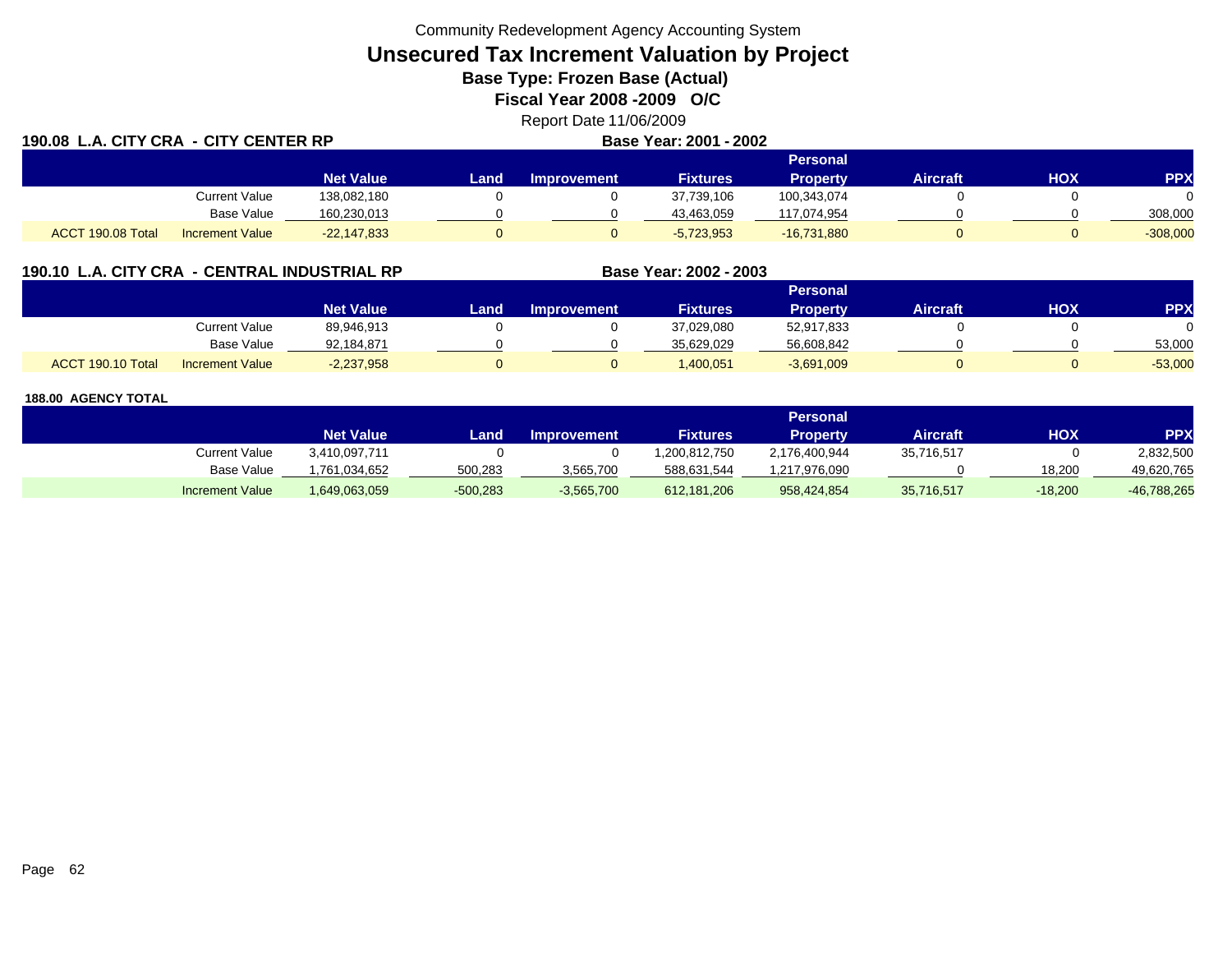Community Redevelopment Agency Accounting System

# Unsecured Tax Increment Valuation by Project

## Base Type: Frozen Base (Actual)

## Fiscal Year 2008 -2009 O/C

Report Date 11/06/2009

### 190.08 L.A. CITY CRA - CITY CENTER RP

**Base Year: 2001 - 2002**

| | | Net Value | Land | Improvement | Fixtures | Personal Property | Aircraft | HOX | PPX |
|---|---|---|---|---|---|---|---|---|---|
| | Current Value | 138,082,180 | 0 | 0 | 37,739,106 | 100,343,074 | 0 | 0 | 0 |
| | Base Value | 160,230,013 | 0 | 0 | 43,463,059 | 117,074,954 | 0 | 0 | 308,000 |
| ACCT 190.08 Total | Increment Value | -22,147,833 | 0 | 0 | -5,723,953 | -16,731,880 | 0 | 0 | -308,000 |

### 190.10 L.A. CITY CRA - CENTRAL INDUSTRIAL RP

**Base Year: 2002 - 2003**

| | | Net Value | Land | Improvement | Fixtures | Personal Property | Aircraft | HOX | PPX |
|---|---|---|---|---|---|---|---|---|---|
| | Current Value | 89,946,913 | 0 | 0 | 37,029,080 | 52,917,833 | 0 | 0 | 0 |
| | Base Value | 92,184,871 | 0 | 0 | 35,629,029 | 56,608,842 | 0 | 0 | 53,000 |
| ACCT 190.10 Total | Increment Value | -2,237,958 | 0 | 0 | 1,400,051 | -3,691,009 | 0 | 0 | -53,000 |

### 188.00 AGENCY TOTAL

| | | Net Value | Land | Improvement | Fixtures | Personal Property | Aircraft | HOX | PPX |
|---|---|---|---|---|---|---|---|---|---|
| | Current Value | 3,410,097,711 | 0 | 0 | 1,200,812,750 | 2,176,400,944 | 35,716,517 | 0 | 2,832,500 |
| | Base Value | 1,761,034,652 | 500,283 | 3,565,700 | 588,631,544 | 1,217,976,090 | 0 | 18,200 | 49,620,765 |
| | Increment Value | 1,649,063,059 | -500,283 | -3,565,700 | 612,181,206 | 958,424,854 | 35,716,517 | -18,200 | -46,788,265 |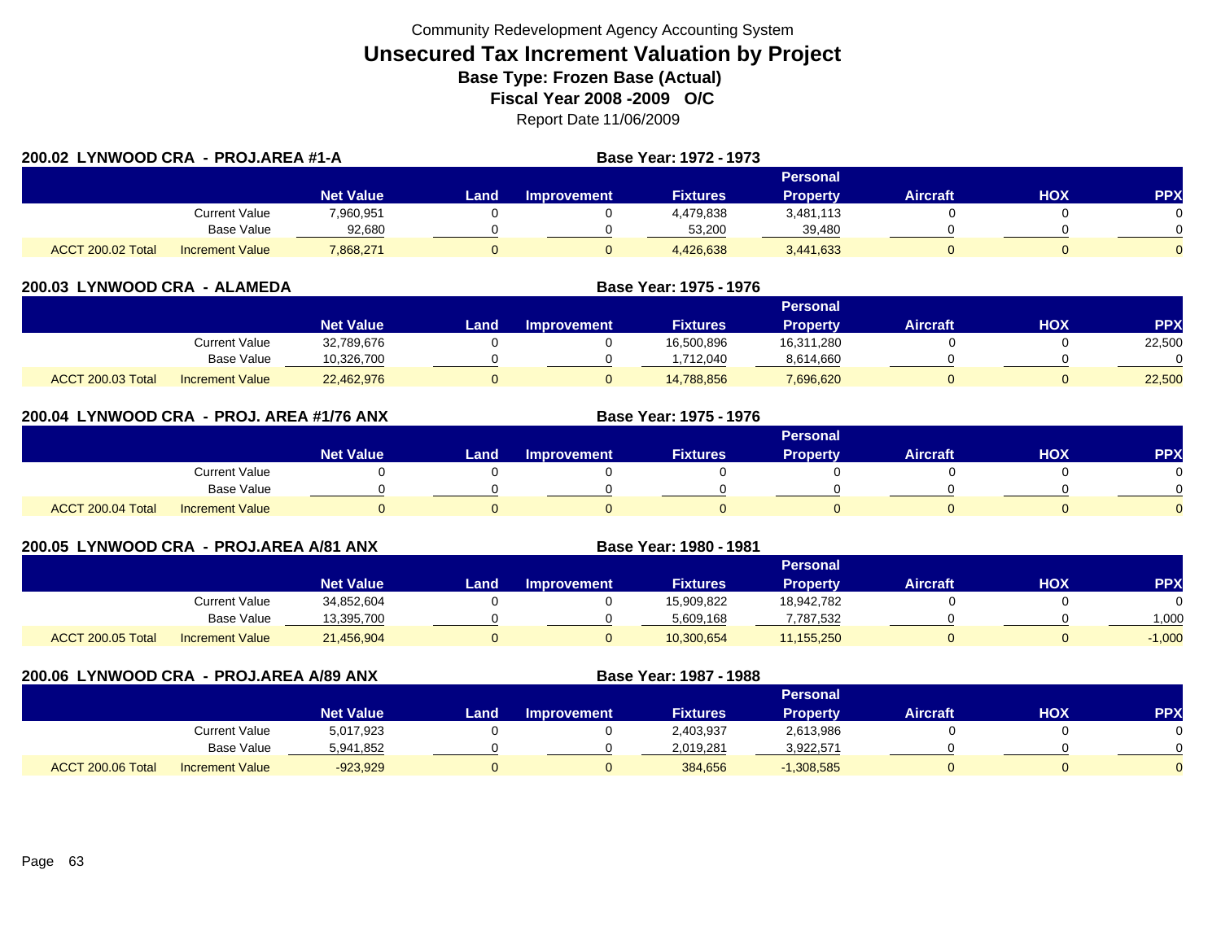Community Redevelopment Agency Accounting System

# Unsecured Tax Increment Valuation by Project

**Base Type: Frozen Base (Actual)**

**Fiscal Year 2008 -2009 O/C**

Report Date 11/06/2009

## 200.02 LYNWOOD CRA - PROJ.AREA #1-A

**Base Year: 1972 - 1973**

| | | Net Value | Land | Improvement | Fixtures | Personal Property | Aircraft | HOX | PPX |
|---|---|---|---|---|---|---|---|---|---|
| | Current Value | 7,960,951 | 0 | 0 | 4,479,838 | 3,481,113 | 0 | 0 | 0 |
| | Base Value | 92,680 | 0 | 0 | 53,200 | 39,480 | 0 | 0 | 0 |
| ACCT 200.02 Total | Increment Value | 7,868,271 | 0 | 0 | 4,426,638 | 3,441,633 | 0 | 0 | 0 |

## 200.03 LYNWOOD CRA - ALAMEDA

**Base Year: 1975 - 1976**

| | | Net Value | Land | Improvement | Fixtures | Personal Property | Aircraft | HOX | PPX |
|---|---|---|---|---|---|---|---|---|---|
| | Current Value | 32,789,676 | 0 | 0 | 16,500,896 | 16,311,280 | 0 | 0 | 22,500 |
| | Base Value | 10,326,700 | 0 | 0 | 1,712,040 | 8,614,660 | 0 | 0 | 0 |
| ACCT 200.03 Total | Increment Value | 22,462,976 | 0 | 0 | 14,788,856 | 7,696,620 | 0 | 0 | 22,500 |

## 200.04 LYNWOOD CRA - PROJ. AREA #1/76 ANX

**Base Year: 1975 - 1976**

| | | Net Value | Land | Improvement | Fixtures | Personal Property | Aircraft | HOX | PPX |
|---|---|---|---|---|---|---|---|---|---|
| | Current Value | 0 | 0 | 0 | 0 | 0 | 0 | 0 | 0 |
| | Base Value | 0 | 0 | 0 | 0 | 0 | 0 | 0 | 0 |
| ACCT 200.04 Total | Increment Value | 0 | 0 | 0 | 0 | 0 | 0 | 0 | 0 |

## 200.05 LYNWOOD CRA - PROJ.AREA A/81 ANX

**Base Year: 1980 - 1981**

| | | Net Value | Land | Improvement | Fixtures | Personal Property | Aircraft | HOX | PPX |
|---|---|---|---|---|---|---|---|---|---|
| | Current Value | 34,852,604 | 0 | 0 | 15,909,822 | 18,942,782 | 0 | 0 | 0 |
| | Base Value | 13,395,700 | 0 | 0 | 5,609,168 | 7,787,532 | 0 | 0 | 1,000 |
| ACCT 200.05 Total | Increment Value | 21,456,904 | 0 | 0 | 10,300,654 | 11,155,250 | 0 | 0 | -1,000 |

## 200.06 LYNWOOD CRA - PROJ.AREA A/89 ANX

**Base Year: 1987 - 1988**

| | | Net Value | Land | Improvement | Fixtures | Personal Property | Aircraft | HOX | PPX |
|---|---|---|---|---|---|---|---|---|---|
| | Current Value | 5,017,923 | 0 | 0 | 2,403,937 | 2,613,986 | 0 | 0 | 0 |
| | Base Value | 5,941,852 | 0 | 0 | 2,019,281 | 3,922,571 | 0 | 0 | 0 |
| ACCT 200.06 Total | Increment Value | -923,929 | 0 | 0 | 384,656 | -1,308,585 | 0 | 0 | 0 |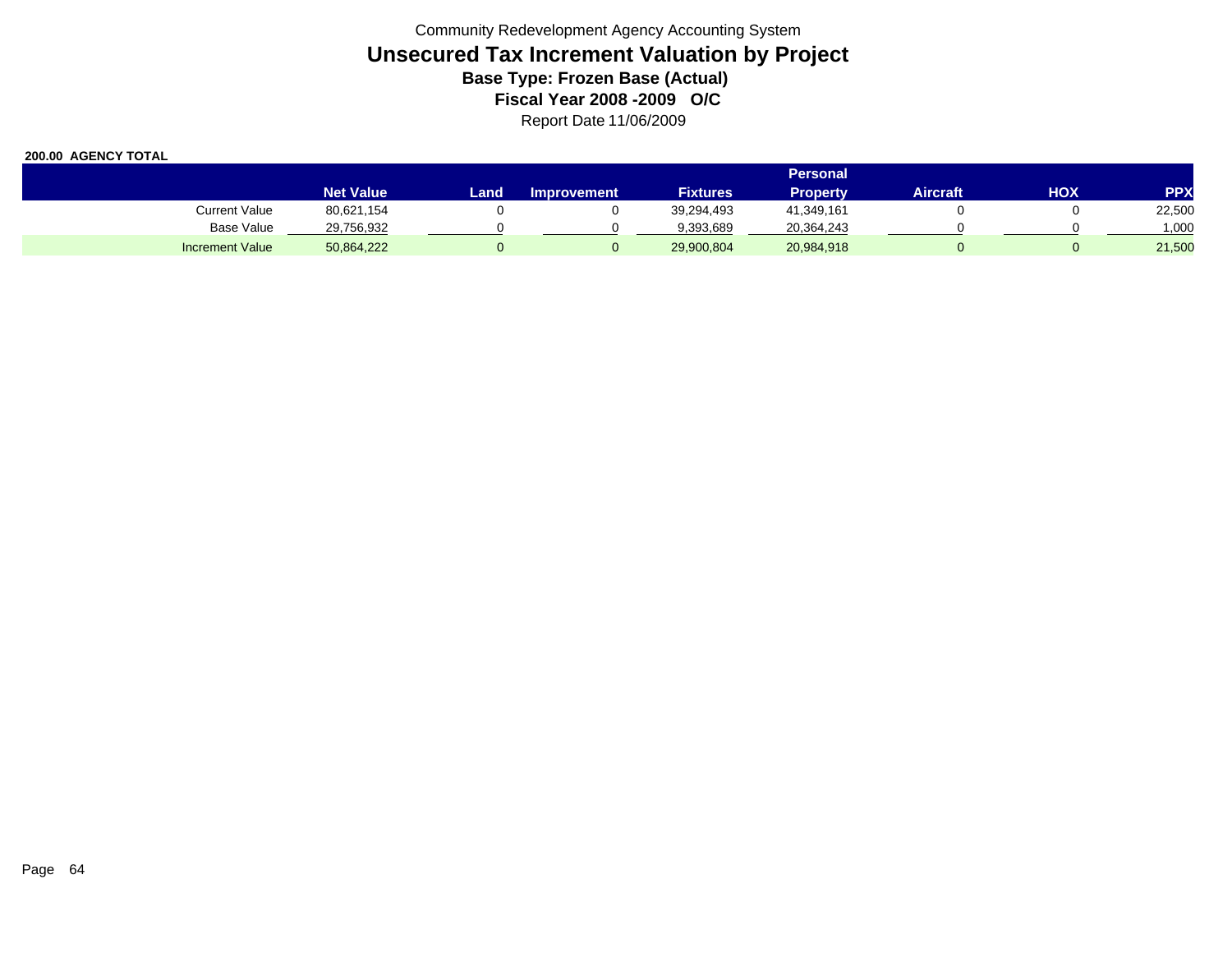Community Redevelopment Agency Accounting System

# Unsecured Tax Increment Valuation by Project

### Base Type: Frozen Base (Actual)

### Fiscal Year 2008 -2009 O/C

Report Date 11/06/2009

**200.00 AGENCY TOTAL**

| | Net Value | Land | Improvement | Fixtures | Personal Property | Aircraft | HOX | PPX |
|---|---|---|---|---|---|---|---|---|
| Current Value | 80,621,154 | 0 | 0 | 39,294,493 | 41,349,161 | 0 | 0 | 22,500 |
| Base Value | 29,756,932 | 0 | 0 | 9,393,689 | 20,364,243 | 0 | 0 | 1,000 |
| Increment Value | 50,864,222 | 0 | 0 | 29,900,804 | 20,984,918 | 0 | 0 | 21,500 |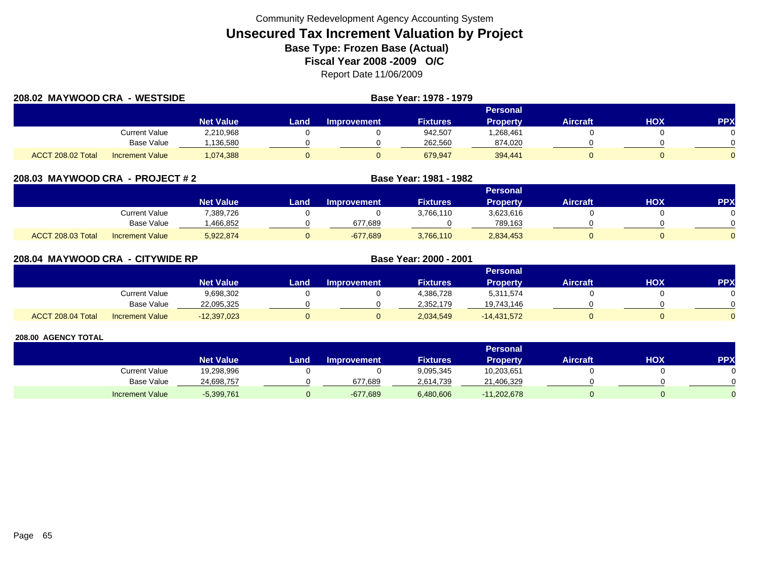Community Redevelopment Agency Accounting System

# Unsecured Tax Increment Valuation by Project

**Base Type: Frozen Base (Actual)**

**Fiscal Year 2008 -2009 O/C**

Report Date 11/06/2009

## 208.02 MAYWOOD CRA - WESTSIDE

**Base Year: 1978 - 1979**

| | | Net Value | Land | Improvement | Fixtures | Personal Property | Aircraft | HOX | PPX |
|---|---|---|---|---|---|---|---|---|---|
| | Current Value | 2,210,968 | 0 | 0 | 942,507 | 1,268,461 | 0 | 0 | 0 |
| | Base Value | 1,136,580 | 0 | 0 | 262,560 | 874,020 | 0 | 0 | 0 |
| ACCT 208.02 Total | Increment Value | 1,074,388 | 0 | 0 | 679,947 | 394,441 | 0 | 0 | 0 |

## 208.03 MAYWOOD CRA - PROJECT # 2

**Base Year: 1981 - 1982**

| | | Net Value | Land | Improvement | Fixtures | Personal Property | Aircraft | HOX | PPX |
|---|---|---|---|---|---|---|---|---|---|
| | Current Value | 7,389,726 | 0 | 0 | 3,766,110 | 3,623,616 | 0 | 0 | 0 |
| | Base Value | 1,466,852 | 0 | 677,689 | 0 | 789,163 | 0 | 0 | 0 |
| ACCT 208.03 Total | Increment Value | 5,922,874 | 0 | -677,689 | 3,766,110 | 2,834,453 | 0 | 0 | 0 |

## 208.04 MAYWOOD CRA - CITYWIDE RP

**Base Year: 2000 - 2001**

| | | Net Value | Land | Improvement | Fixtures | Personal Property | Aircraft | HOX | PPX |
|---|---|---|---|---|---|---|---|---|---|
| | Current Value | 9,698,302 | 0 | 0 | 4,386,728 | 5,311,574 | 0 | 0 | 0 |
| | Base Value | 22,095,325 | 0 | 0 | 2,352,179 | 19,743,146 | 0 | 0 | 0 |
| ACCT 208.04 Total | Increment Value | -12,397,023 | 0 | 0 | 2,034,549 | -14,431,572 | 0 | 0 | 0 |

## 208.00 AGENCY TOTAL

| | Net Value | Land | Improvement | Fixtures | Personal Property | Aircraft | HOX | PPX |
|---|---|---|---|---|---|---|---|---|
| Current Value | 19,298,996 | 0 | 0 | 9,095,345 | 10,203,651 | 0 | 0 | 0 |
| Base Value | 24,698,757 | 0 | 677,689 | 2,614,739 | 21,406,329 | 0 | 0 | 0 |
| Increment Value | -5,399,761 | 0 | -677,689 | 6,480,606 | -11,202,678 | 0 | 0 | 0 |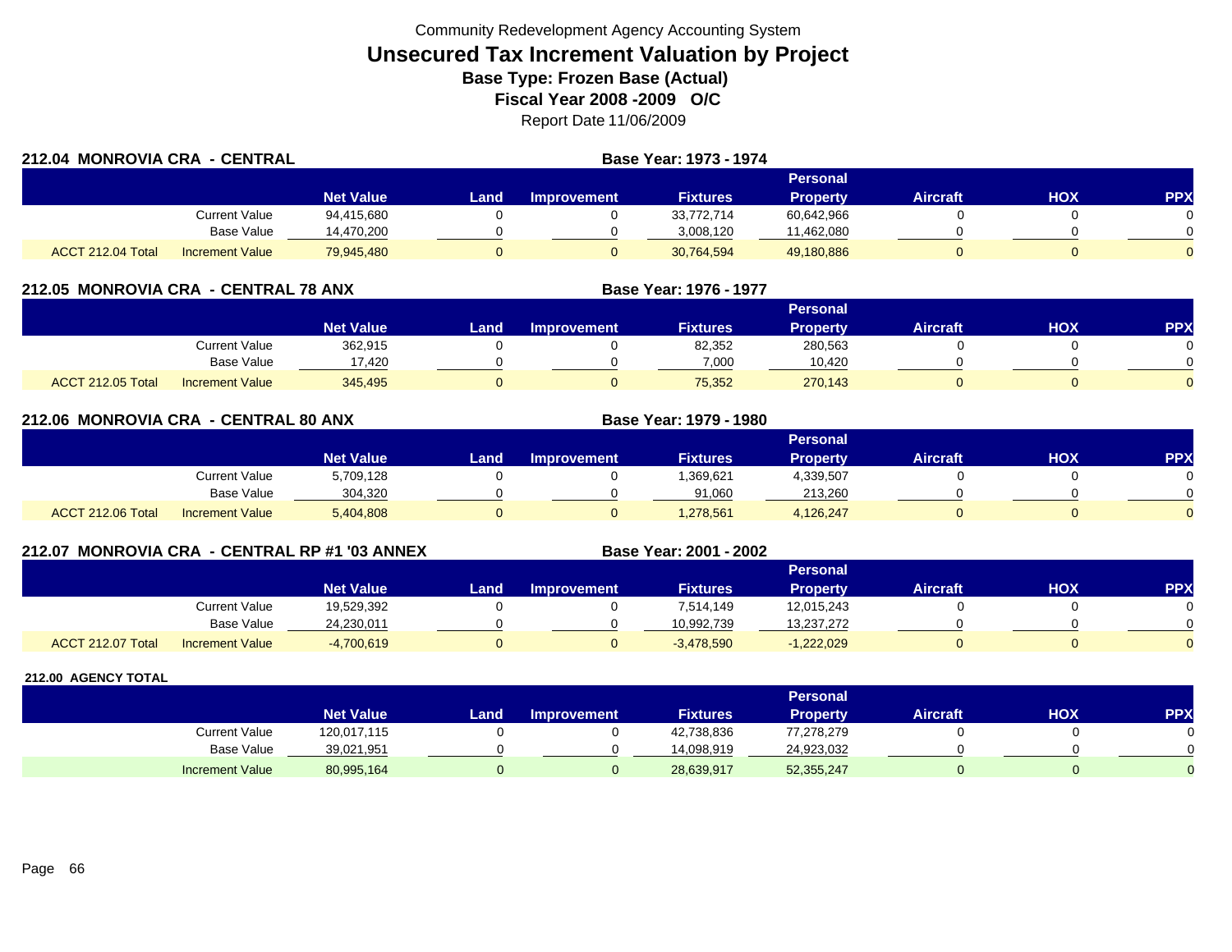Community Redevelopment Agency Accounting System

# Unsecured Tax Increment Valuation by Project

## Base Type: Frozen Base (Actual)

## Fiscal Year 2008 -2009 O/C

Report Date 11/06/2009

### 212.04 MONROVIA CRA - CENTRAL

Base Year: 1973 - 1974

| | | Net Value | Land | Improvement | Fixtures | Personal Property | Aircraft | HOX | PPX |
|---|---|---|---|---|---|---|---|---|---|
| | Current Value | 94,415,680 | 0 | 0 | 33,772,714 | 60,642,966 | 0 | 0 | 0 |
| | Base Value | 14,470,200 | 0 | 0 | 3,008,120 | 11,462,080 | 0 | 0 | 0 |
| ACCT 212.04 Total | Increment Value | 79,945,480 | 0 | 0 | 30,764,594 | 49,180,886 | 0 | 0 | 0 |

### 212.05 MONROVIA CRA - CENTRAL 78 ANX

Base Year: 1976 - 1977

| | | Net Value | Land | Improvement | Fixtures | Personal Property | Aircraft | HOX | PPX |
|---|---|---|---|---|---|---|---|---|---|
| | Current Value | 362,915 | 0 | 0 | 82,352 | 280,563 | 0 | 0 | 0 |
| | Base Value | 17,420 | 0 | 0 | 7,000 | 10,420 | 0 | 0 | 0 |
| ACCT 212.05 Total | Increment Value | 345,495 | 0 | 0 | 75,352 | 270,143 | 0 | 0 | 0 |

### 212.06 MONROVIA CRA - CENTRAL 80 ANX

Base Year: 1979 - 1980

| | | Net Value | Land | Improvement | Fixtures | Personal Property | Aircraft | HOX | PPX |
|---|---|---|---|---|---|---|---|---|---|
| | Current Value | 5,709,128 | 0 | 0 | 1,369,621 | 4,339,507 | 0 | 0 | 0 |
| | Base Value | 304,320 | 0 | 0 | 91,060 | 213,260 | 0 | 0 | 0 |
| ACCT 212.06 Total | Increment Value | 5,404,808 | 0 | 0 | 1,278,561 | 4,126,247 | 0 | 0 | 0 |

### 212.07 MONROVIA CRA - CENTRAL RP #1 '03 ANNEX

Base Year: 2001 - 2002

| | | Net Value | Land | Improvement | Fixtures | Personal Property | Aircraft | HOX | PPX |
|---|---|---|---|---|---|---|---|---|---|
| | Current Value | 19,529,392 | 0 | 0 | 7,514,149 | 12,015,243 | 0 | 0 | 0 |
| | Base Value | 24,230,011 | 0 | 0 | 10,992,739 | 13,237,272 | 0 | 0 | 0 |
| ACCT 212.07 Total | Increment Value | -4,700,619 | 0 | 0 | -3,478,590 | -1,222,029 | 0 | 0 | 0 |

### 212.00 AGENCY TOTAL

| | | Net Value | Land | Improvement | Fixtures | Personal Property | Aircraft | HOX | PPX |
|---|---|---|---|---|---|---|---|---|---|
| | Current Value | 120,017,115 | 0 | 0 | 42,738,836 | 77,278,279 | 0 | 0 | 0 |
| | Base Value | 39,021,951 | 0 | 0 | 14,098,919 | 24,923,032 | 0 | 0 | 0 |
| | Increment Value | 80,995,164 | 0 | 0 | 28,639,917 | 52,355,247 | 0 | 0 | 0 |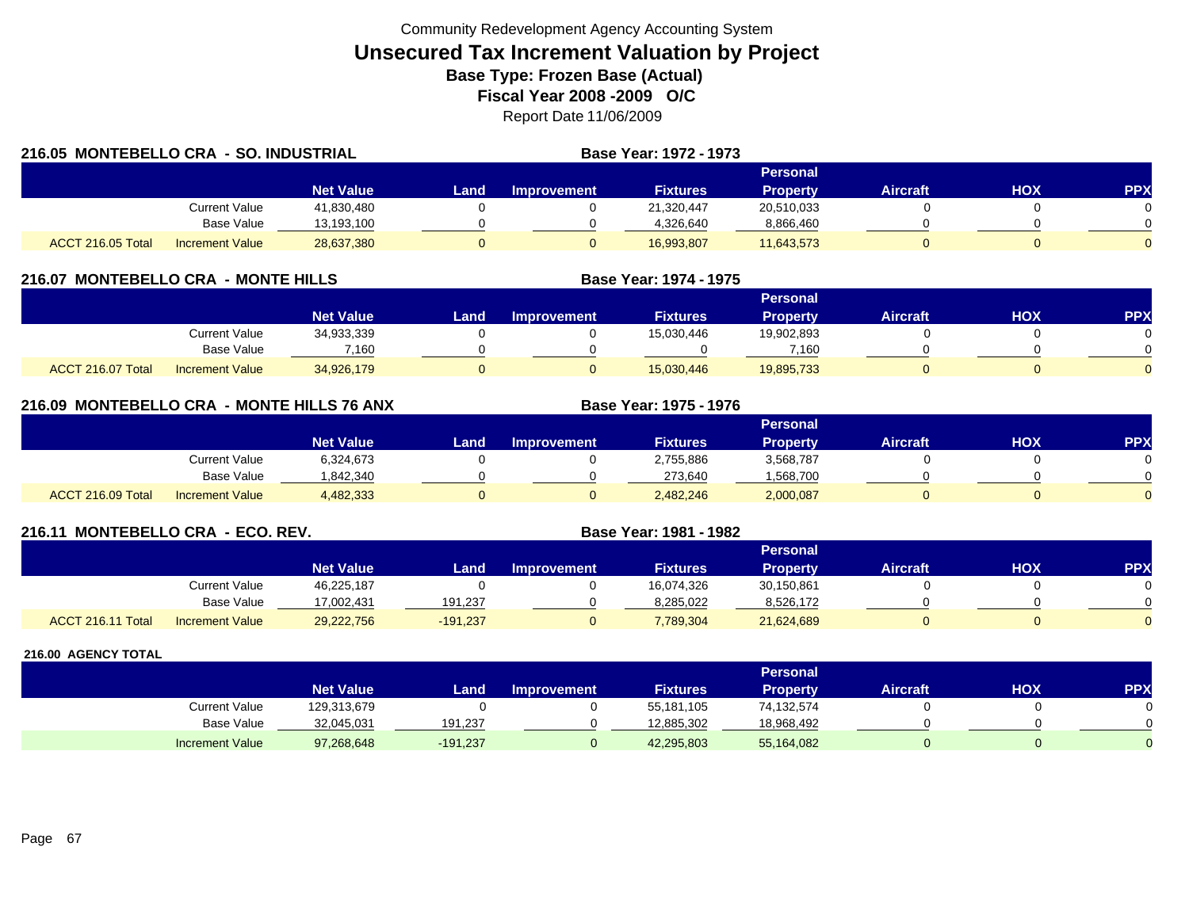Community Redevelopment Agency Accounting System

# Unsecured Tax Increment Valuation by Project

**Base Type: Frozen Base (Actual)**

**Fiscal Year 2008 -2009 O/C**

Report Date 11/06/2009

## 216.05 MONTEBELLO CRA - SO. INDUSTRIAL

**Base Year: 1972 - 1973**

| | | Net Value | Land | Improvement | Fixtures | Personal Property | Aircraft | HOX | PPX |
|---|---|---|---|---|---|---|---|---|---|
| | Current Value | 41,830,480 | 0 | 0 | 21,320,447 | 20,510,033 | 0 | 0 | 0 |
| | Base Value | 13,193,100 | 0 | 0 | 4,326,640 | 8,866,460 | 0 | 0 | 0 |
| ACCT 216.05 Total | Increment Value | 28,637,380 | 0 | 0 | 16,993,807 | 11,643,573 | 0 | 0 | 0 |

## 216.07 MONTEBELLO CRA - MONTE HILLS

**Base Year: 1974 - 1975**

| | | Net Value | Land | Improvement | Fixtures | Personal Property | Aircraft | HOX | PPX |
|---|---|---|---|---|---|---|---|---|---|
| | Current Value | 34,933,339 | 0 | 0 | 15,030,446 | 19,902,893 | 0 | 0 | 0 |
| | Base Value | 7,160 | 0 | 0 | 0 | 7,160 | 0 | 0 | 0 |
| ACCT 216.07 Total | Increment Value | 34,926,179 | 0 | 0 | 15,030,446 | 19,895,733 | 0 | 0 | 0 |

## 216.09 MONTEBELLO CRA - MONTE HILLS 76 ANX

**Base Year: 1975 - 1976**

| | | Net Value | Land | Improvement | Fixtures | Personal Property | Aircraft | HOX | PPX |
|---|---|---|---|---|---|---|---|---|---|
| | Current Value | 6,324,673 | 0 | 0 | 2,755,886 | 3,568,787 | 0 | 0 | 0 |
| | Base Value | 1,842,340 | 0 | 0 | 273,640 | 1,568,700 | 0 | 0 | 0 |
| ACCT 216.09 Total | Increment Value | 4,482,333 | 0 | 0 | 2,482,246 | 2,000,087 | 0 | 0 | 0 |

## 216.11 MONTEBELLO CRA - ECO. REV.

**Base Year: 1981 - 1982**

| | | Net Value | Land | Improvement | Fixtures | Personal Property | Aircraft | HOX | PPX |
|---|---|---|---|---|---|---|---|---|---|
| | Current Value | 46,225,187 | 0 | 0 | 16,074,326 | 30,150,861 | 0 | 0 | 0 |
| | Base Value | 17,002,431 | 191,237 | 0 | 8,285,022 | 8,526,172 | 0 | 0 | 0 |
| ACCT 216.11 Total | Increment Value | 29,222,756 | -191,237 | 0 | 7,789,304 | 21,624,689 | 0 | 0 | 0 |

## 216.00 AGENCY TOTAL

| | | Net Value | Land | Improvement | Fixtures | Personal Property | Aircraft | HOX | PPX |
|---|---|---|---|---|---|---|---|---|---|
| | Current Value | 129,313,679 | 0 | 0 | 55,181,105 | 74,132,574 | 0 | 0 | 0 |
| | Base Value | 32,045,031 | 191,237 | 0 | 12,885,302 | 18,968,492 | 0 | 0 | 0 |
| | Increment Value | 97,268,648 | -191,237 | 0 | 42,295,803 | 55,164,082 | 0 | 0 | 0 |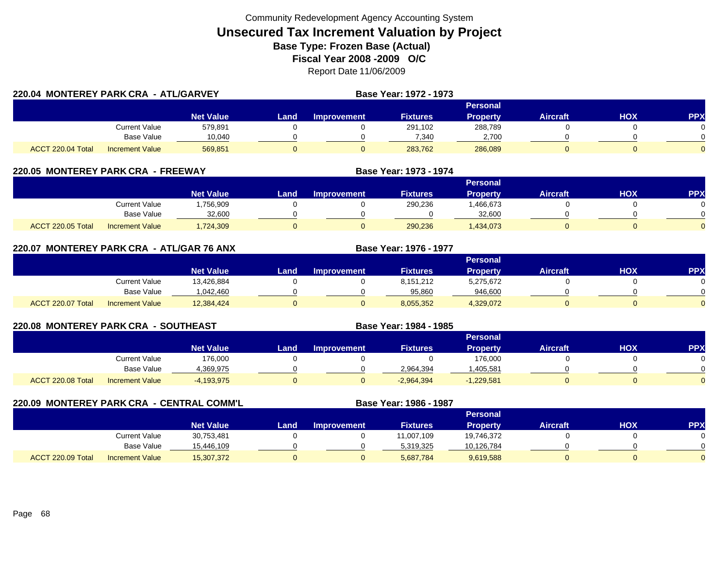Community Redevelopment Agency Accounting System

# Unsecured Tax Increment Valuation by Project

**Base Type: Frozen Base (Actual)**

**Fiscal Year 2008 -2009 O/C**

Report Date 11/06/2009

## 220.04 MONTEREY PARK CRA - ATL/GARVEY

**Base Year: 1972 - 1973**

| | | Net Value | Land | Improvement | Fixtures | Personal Property | Aircraft | HOX | PPX |
|---|---|---|---|---|---|---|---|---|---|
| | Current Value | 579,891 | 0 | 0 | 291,102 | 288,789 | 0 | 0 | 0 |
| | Base Value | 10,040 | 0 | 0 | 7,340 | 2,700 | 0 | 0 | 0 |
| ACCT 220.04 Total | Increment Value | 569,851 | 0 | 0 | 283,762 | 286,089 | 0 | 0 | 0 |

## 220.05 MONTEREY PARK CRA - FREEWAY

**Base Year: 1973 - 1974**

| | | Net Value | Land | Improvement | Fixtures | Personal Property | Aircraft | HOX | PPX |
|---|---|---|---|---|---|---|---|---|---|
| | Current Value | 1,756,909 | 0 | 0 | 290,236 | 1,466,673 | 0 | 0 | 0 |
| | Base Value | 32,600 | 0 | 0 | 0 | 32,600 | 0 | 0 | 0 |
| ACCT 220.05 Total | Increment Value | 1,724,309 | 0 | 0 | 290,236 | 1,434,073 | 0 | 0 | 0 |

## 220.07 MONTEREY PARK CRA - ATL/GAR 76 ANX

**Base Year: 1976 - 1977**

| | | Net Value | Land | Improvement | Fixtures | Personal Property | Aircraft | HOX | PPX |
|---|---|---|---|---|---|---|---|---|---|
| | Current Value | 13,426,884 | 0 | 0 | 8,151,212 | 5,275,672 | 0 | 0 | 0 |
| | Base Value | 1,042,460 | 0 | 0 | 95,860 | 946,600 | 0 | 0 | 0 |
| ACCT 220.07 Total | Increment Value | 12,384,424 | 0 | 0 | 8,055,352 | 4,329,072 | 0 | 0 | 0 |

## 220.08 MONTEREY PARK CRA - SOUTHEAST

**Base Year: 1984 - 1985**

| | | Net Value | Land | Improvement | Fixtures | Personal Property | Aircraft | HOX | PPX |
|---|---|---|---|---|---|---|---|---|---|
| | Current Value | 176,000 | 0 | 0 | 0 | 176,000 | 0 | 0 | 0 |
| | Base Value | 4,369,975 | 0 | 0 | 2,964,394 | 1,405,581 | 0 | 0 | 0 |
| ACCT 220.08 Total | Increment Value | -4,193,975 | 0 | 0 | -2,964,394 | -1,229,581 | 0 | 0 | 0 |

## 220.09 MONTEREY PARK CRA - CENTRAL COMM'L

**Base Year: 1986 - 1987**

| | | Net Value | Land | Improvement | Fixtures | Personal Property | Aircraft | HOX | PPX |
|---|---|---|---|---|---|---|---|---|---|
| | Current Value | 30,753,481 | 0 | 0 | 11,007,109 | 19,746,372 | 0 | 0 | 0 |
| | Base Value | 15,446,109 | 0 | 0 | 5,319,325 | 10,126,784 | 0 | 0 | 0 |
| ACCT 220.09 Total | Increment Value | 15,307,372 | 0 | 0 | 5,687,784 | 9,619,588 | 0 | 0 | 0 |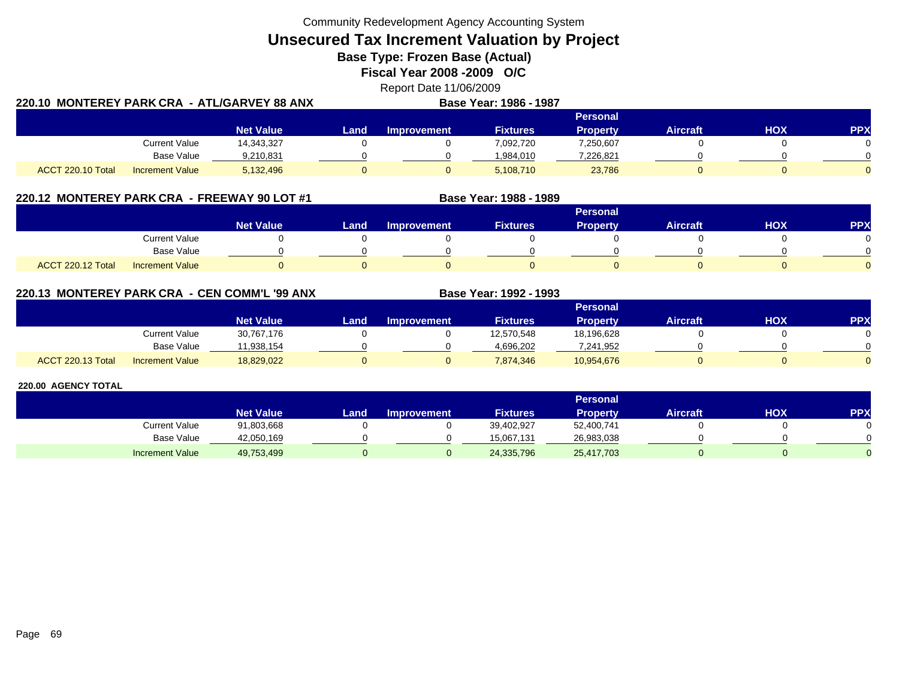Community Redevelopment Agency Accounting System

# Unsecured Tax Increment Valuation by Project

## Base Type: Frozen Base (Actual)

## Fiscal Year 2008 -2009 O/C

Report Date 11/06/2009

### 220.10 MONTEREY PARK CRA - ATL/GARVEY 88 ANX

**Base Year: 1986 - 1987**

| | | Net Value | Land | Improvement | Fixtures | Personal Property | Aircraft | HOX | PPX |
|---|---|---|---|---|---|---|---|---|---|
| | Current Value | 14,343,327 | 0 | 0 | 7,092,720 | 7,250,607 | 0 | 0 | 0 |
| | Base Value | 9,210,831 | 0 | 0 | 1,984,010 | 7,226,821 | 0 | 0 | 0 |
| ACCT 220.10 Total | Increment Value | 5,132,496 | 0 | 0 | 5,108,710 | 23,786 | 0 | 0 | 0 |

### 220.12 MONTEREY PARK CRA - FREEWAY 90 LOT #1

**Base Year: 1988 - 1989**

| | | Net Value | Land | Improvement | Fixtures | Personal Property | Aircraft | HOX | PPX |
|---|---|---|---|---|---|---|---|---|---|
| | Current Value | 0 | 0 | 0 | 0 | 0 | 0 | 0 | 0 |
| | Base Value | 0 | 0 | 0 | 0 | 0 | 0 | 0 | 0 |
| ACCT 220.12 Total | Increment Value | 0 | 0 | 0 | 0 | 0 | 0 | 0 | 0 |

### 220.13 MONTEREY PARK CRA - CEN COMM'L '99 ANX

**Base Year: 1992 - 1993**

| | | Net Value | Land | Improvement | Fixtures | Personal Property | Aircraft | HOX | PPX |
|---|---|---|---|---|---|---|---|---|---|
| | Current Value | 30,767,176 | 0 | 0 | 12,570,548 | 18,196,628 | 0 | 0 | 0 |
| | Base Value | 11,938,154 | 0 | 0 | 4,696,202 | 7,241,952 | 0 | 0 | 0 |
| ACCT 220.13 Total | Increment Value | 18,829,022 | 0 | 0 | 7,874,346 | 10,954,676 | 0 | 0 | 0 |

### 220.00 AGENCY TOTAL

| | Net Value | Land | Improvement | Fixtures | Personal Property | Aircraft | HOX | PPX |
|---|---|---|---|---|---|---|---|---|
| Current Value | 91,803,668 | 0 | 0 | 39,402,927 | 52,400,741 | 0 | 0 | 0 |
| Base Value | 42,050,169 | 0 | 0 | 15,067,131 | 26,983,038 | 0 | 0 | 0 |
| Increment Value | 49,753,499 | 0 | 0 | 24,335,796 | 25,417,703 | 0 | 0 | 0 |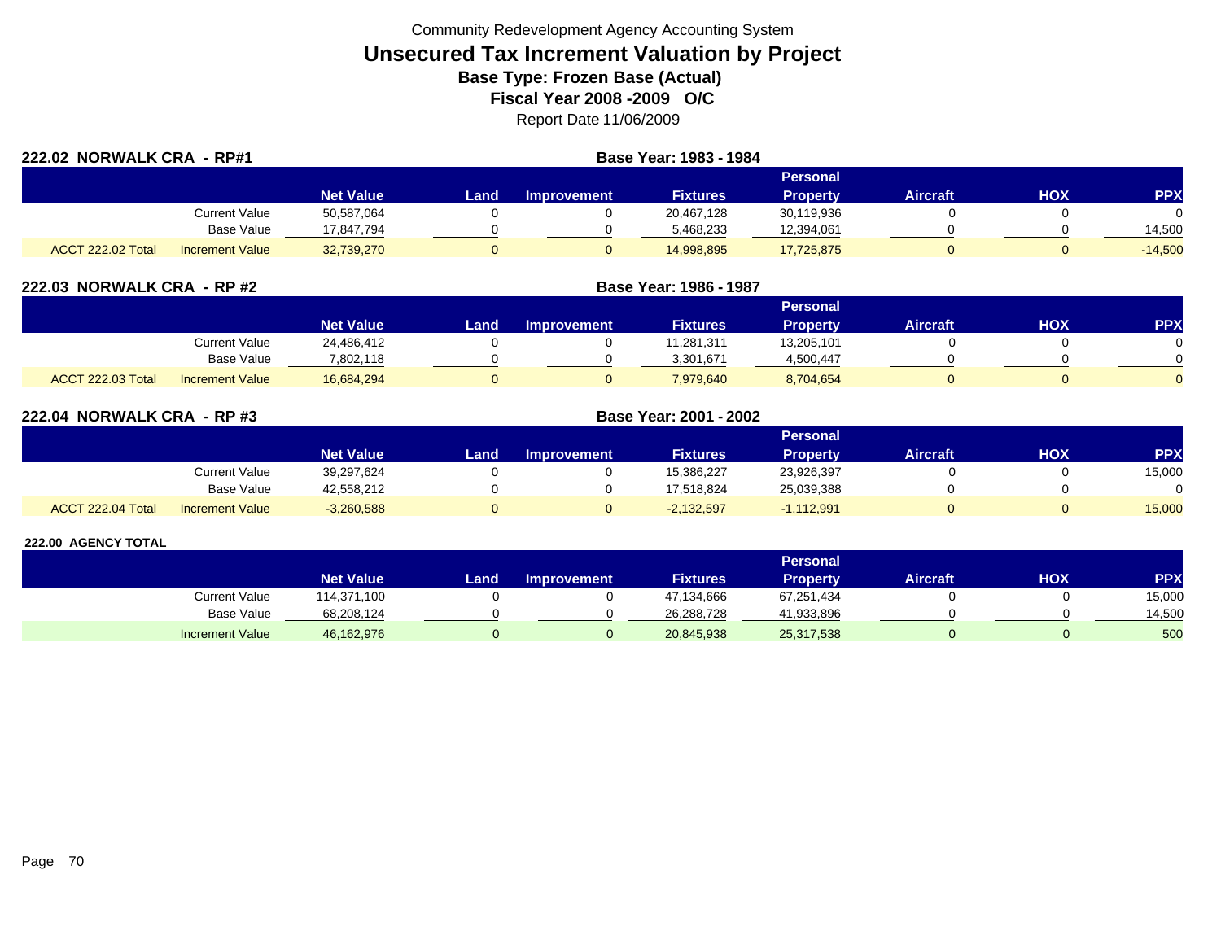Community Redevelopment Agency Accounting System

# Unsecured Tax Increment Valuation by Project

**Base Type: Frozen Base (Actual)**

**Fiscal Year 2008 -2009 O/C**

Report Date 11/06/2009

## 222.02 NORWALK CRA - RP#1

**Base Year: 1983 - 1984**

| | | Net Value | Land | Improvement | Fixtures | Personal Property | Aircraft | HOX | PPX |
|---|---|---|---|---|---|---|---|---|---|
| | Current Value | 50,587,064 | 0 | 0 | 20,467,128 | 30,119,936 | 0 | 0 | 0 |
| | Base Value | 17,847,794 | 0 | 0 | 5,468,233 | 12,394,061 | 0 | 0 | 14,500 |
| ACCT 222.02 Total | Increment Value | 32,739,270 | 0 | 0 | 14,998,895 | 17,725,875 | 0 | 0 | -14,500 |

## 222.03 NORWALK CRA - RP #2

**Base Year: 1986 - 1987**

| | | Net Value | Land | Improvement | Fixtures | Personal Property | Aircraft | HOX | PPX |
|---|---|---|---|---|---|---|---|---|---|
| | Current Value | 24,486,412 | 0 | 0 | 11,281,311 | 13,205,101 | 0 | 0 | 0 |
| | Base Value | 7,802,118 | 0 | 0 | 3,301,671 | 4,500,447 | 0 | 0 | 0 |
| ACCT 222.03 Total | Increment Value | 16,684,294 | 0 | 0 | 7,979,640 | 8,704,654 | 0 | 0 | 0 |

## 222.04 NORWALK CRA - RP #3

**Base Year: 2001 - 2002**

| | | Net Value | Land | Improvement | Fixtures | Personal Property | Aircraft | HOX | PPX |
|---|---|---|---|---|---|---|---|---|---|
| | Current Value | 39,297,624 | 0 | 0 | 15,386,227 | 23,926,397 | 0 | 0 | 15,000 |
| | Base Value | 42,558,212 | 0 | 0 | 17,518,824 | 25,039,388 | 0 | 0 | 0 |
| ACCT 222.04 Total | Increment Value | -3,260,588 | 0 | 0 | -2,132,597 | -1,112,991 | 0 | 0 | 15,000 |

## 222.00 AGENCY TOTAL

| | Net Value | Land | Improvement | Fixtures | Personal Property | Aircraft | HOX | PPX |
|---|---|---|---|---|---|---|---|---|
| Current Value | 114,371,100 | 0 | 0 | 47,134,666 | 67,251,434 | 0 | 0 | 15,000 |
| Base Value | 68,208,124 | 0 | 0 | 26,288,728 | 41,933,896 | 0 | 0 | 14,500 |
| Increment Value | 46,162,976 | 0 | 0 | 20,845,938 | 25,317,538 | 0 | 0 | 500 |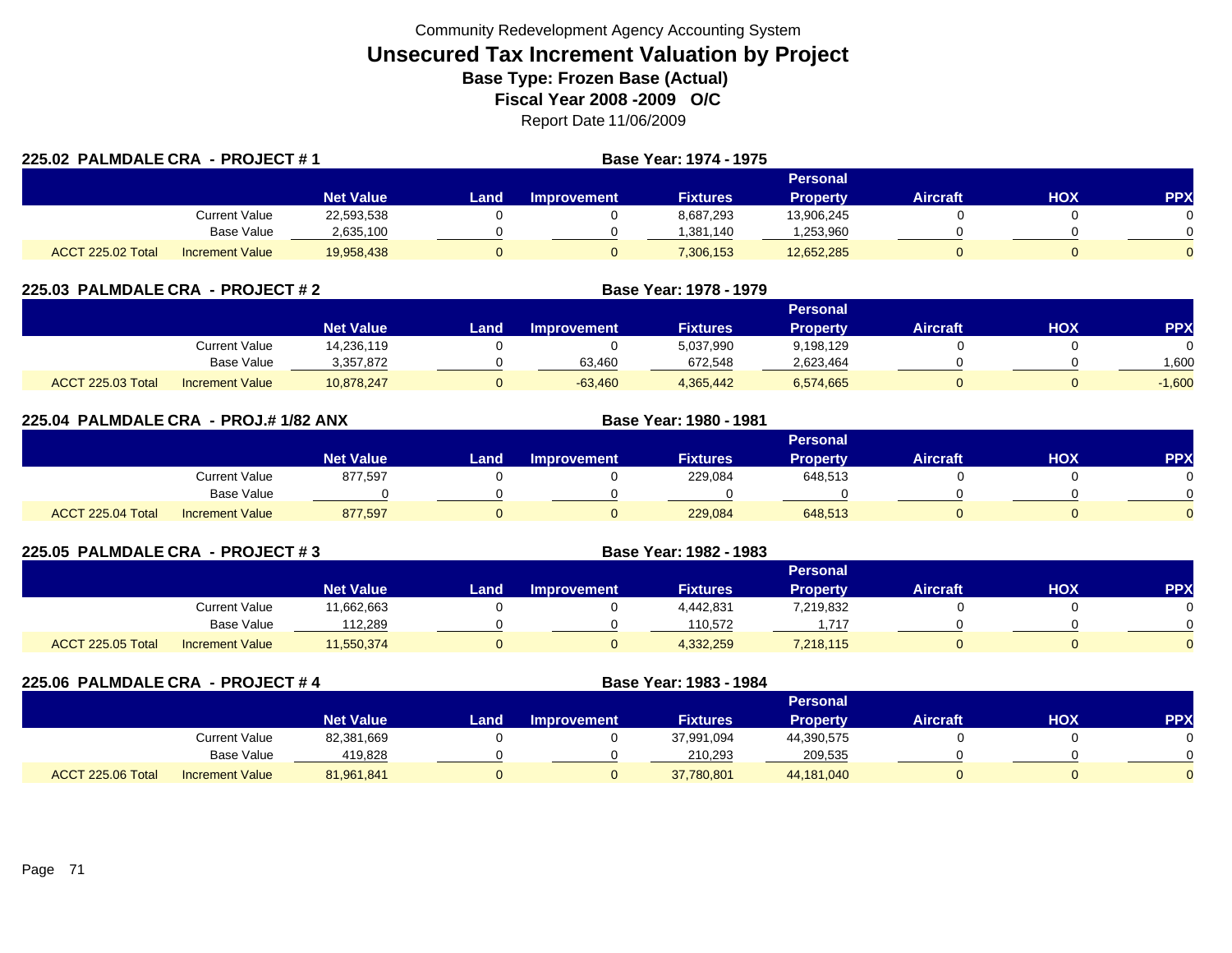Community Redevelopment Agency Accounting System

# Unsecured Tax Increment Valuation by Project

**Base Type: Frozen Base (Actual)**

**Fiscal Year 2008 -2009 O/C**

Report Date 11/06/2009

## 225.02 PALMDALE CRA - PROJECT # 1

**Base Year: 1974 - 1975**

| | | Net Value | Land | Improvement | Fixtures | Personal Property | Aircraft | HOX | PPX |
|---|---|---|---|---|---|---|---|---|---|
| | Current Value | 22,593,538 | 0 | 0 | 8,687,293 | 13,906,245 | 0 | 0 | 0 |
| | Base Value | 2,635,100 | 0 | 0 | 1,381,140 | 1,253,960 | 0 | 0 | 0 |
| ACCT 225.02 Total | Increment Value | 19,958,438 | 0 | 0 | 7,306,153 | 12,652,285 | 0 | 0 | 0 |

## 225.03 PALMDALE CRA - PROJECT # 2

**Base Year: 1978 - 1979**

| | | Net Value | Land | Improvement | Fixtures | Personal Property | Aircraft | HOX | PPX |
|---|---|---|---|---|---|---|---|---|---|
| | Current Value | 14,236,119 | 0 | 0 | 5,037,990 | 9,198,129 | 0 | 0 | 0 |
| | Base Value | 3,357,872 | 0 | 63,460 | 672,548 | 2,623,464 | 0 | 0 | 1,600 |
| ACCT 225.03 Total | Increment Value | 10,878,247 | 0 | -63,460 | 4,365,442 | 6,574,665 | 0 | 0 | -1,600 |

## 225.04 PALMDALE CRA - PROJ.# 1/82 ANX

**Base Year: 1980 - 1981**

| | | Net Value | Land | Improvement | Fixtures | Personal Property | Aircraft | HOX | PPX |
|---|---|---|---|---|---|---|---|---|---|
| | Current Value | 877,597 | 0 | 0 | 229,084 | 648,513 | 0 | 0 | 0 |
| | Base Value | 0 | 0 | 0 | 0 | 0 | 0 | 0 | 0 |
| ACCT 225.04 Total | Increment Value | 877,597 | 0 | 0 | 229,084 | 648,513 | 0 | 0 | 0 |

## 225.05 PALMDALE CRA - PROJECT # 3

**Base Year: 1982 - 1983**

| | | Net Value | Land | Improvement | Fixtures | Personal Property | Aircraft | HOX | PPX |
|---|---|---|---|---|---|---|---|---|---|
| | Current Value | 11,662,663 | 0 | 0 | 4,442,831 | 7,219,832 | 0 | 0 | 0 |
| | Base Value | 112,289 | 0 | 0 | 110,572 | 1,717 | 0 | 0 | 0 |
| ACCT 225.05 Total | Increment Value | 11,550,374 | 0 | 0 | 4,332,259 | 7,218,115 | 0 | 0 | 0 |

## 225.06 PALMDALE CRA - PROJECT # 4

**Base Year: 1983 - 1984**

| | | Net Value | Land | Improvement | Fixtures | Personal Property | Aircraft | HOX | PPX |
|---|---|---|---|---|---|---|---|---|---|
| | Current Value | 82,381,669 | 0 | 0 | 37,991,094 | 44,390,575 | 0 | 0 | 0 |
| | Base Value | 419,828 | 0 | 0 | 210,293 | 209,535 | 0 | 0 | 0 |
| ACCT 225.06 Total | Increment Value | 81,961,841 | 0 | 0 | 37,780,801 | 44,181,040 | 0 | 0 | 0 |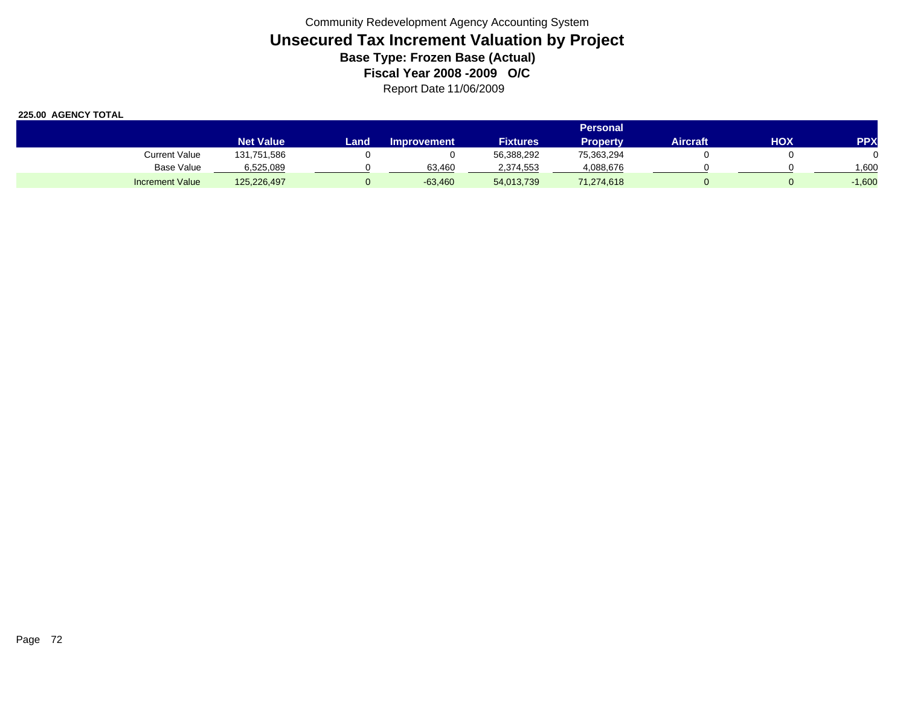Community Redevelopment Agency Accounting System

# Unsecured Tax Increment Valuation by Project

## Base Type: Frozen Base (Actual)

## Fiscal Year 2008 -2009 O/C

Report Date 11/06/2009

**225.00 AGENCY TOTAL**

| | Net Value | Land | Improvement | Fixtures | Personal Property | Aircraft | HOX | PPX |
|---|---|---|---|---|---|---|---|---|
| Current Value | 131,751,586 | 0 | 0 | 56,388,292 | 75,363,294 | 0 | 0 | 0 |
| Base Value | 6,525,089 | 0 | 63,460 | 2,374,553 | 4,088,676 | 0 | 0 | 1,600 |
| Increment Value | 125,226,497 | 0 | -63,460 | 54,013,739 | 71,274,618 | 0 | 0 | -1,600 |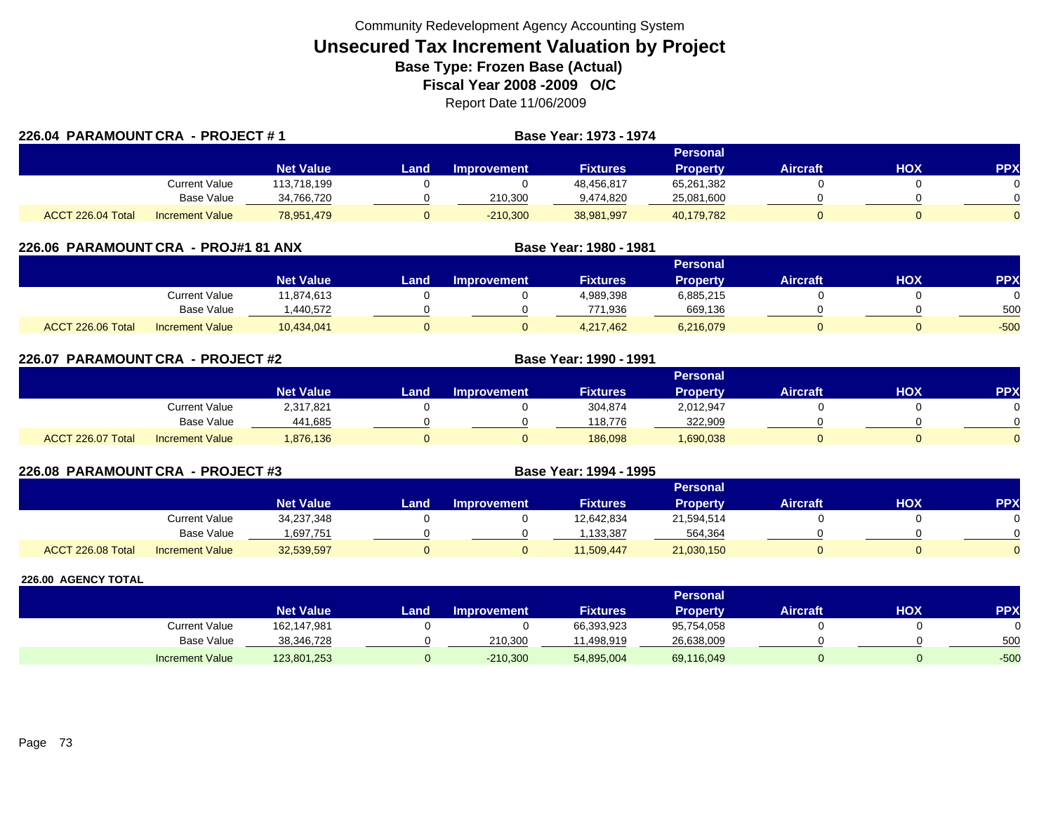Community Redevelopment Agency Accounting System

# Unsecured Tax Increment Valuation by Project

**Base Type: Frozen Base (Actual)**

**Fiscal Year 2008 -2009 O/C**

Report Date 11/06/2009

## 226.04 PARAMOUNT CRA - PROJECT # 1

**Base Year: 1973 - 1974**

| | | Net Value | Land | Improvement | Fixtures | Personal Property | Aircraft | HOX | PPX |
|---|---|---|---|---|---|---|---|---|---|
| | Current Value | 113,718,199 | 0 | 0 | 48,456,817 | 65,261,382 | 0 | 0 | 0 |
| | Base Value | 34,766,720 | 0 | 210,300 | 9,474,820 | 25,081,600 | 0 | 0 | 0 |
| ACCT 226.04 Total | Increment Value | 78,951,479 | 0 | -210,300 | 38,981,997 | 40,179,782 | 0 | 0 | 0 |

## 226.06 PARAMOUNT CRA - PROJ#1 81 ANX

**Base Year: 1980 - 1981**

| | | Net Value | Land | Improvement | Fixtures | Personal Property | Aircraft | HOX | PPX |
|---|---|---|---|---|---|---|---|---|---|
| | Current Value | 11,874,613 | 0 | 0 | 4,989,398 | 6,885,215 | 0 | 0 | 0 |
| | Base Value | 1,440,572 | 0 | 0 | 771,936 | 669,136 | 0 | 0 | 500 |
| ACCT 226.06 Total | Increment Value | 10,434,041 | 0 | 0 | 4,217,462 | 6,216,079 | 0 | 0 | -500 |

## 226.07 PARAMOUNT CRA - PROJECT #2

**Base Year: 1990 - 1991**

| | | Net Value | Land | Improvement | Fixtures | Personal Property | Aircraft | HOX | PPX |
|---|---|---|---|---|---|---|---|---|---|
| | Current Value | 2,317,821 | 0 | 0 | 304,874 | 2,012,947 | 0 | 0 | 0 |
| | Base Value | 441,685 | 0 | 0 | 118,776 | 322,909 | 0 | 0 | 0 |
| ACCT 226.07 Total | Increment Value | 1,876,136 | 0 | 0 | 186,098 | 1,690,038 | 0 | 0 | 0 |

## 226.08 PARAMOUNT CRA - PROJECT #3

**Base Year: 1994 - 1995**

| | | Net Value | Land | Improvement | Fixtures | Personal Property | Aircraft | HOX | PPX |
|---|---|---|---|---|---|---|---|---|---|
| | Current Value | 34,237,348 | 0 | 0 | 12,642,834 | 21,594,514 | 0 | 0 | 0 |
| | Base Value | 1,697,751 | 0 | 0 | 1,133,387 | 564,364 | 0 | 0 | 0 |
| ACCT 226.08 Total | Increment Value | 32,539,597 | 0 | 0 | 11,509,447 | 21,030,150 | 0 | 0 | 0 |

## 226.00 AGENCY TOTAL

| | | Net Value | Land | Improvement | Fixtures | Personal Property | Aircraft | HOX | PPX |
|---|---|---|---|---|---|---|---|---|---|
| | Current Value | 162,147,981 | 0 | 0 | 66,393,923 | 95,754,058 | 0 | 0 | 0 |
| | Base Value | 38,346,728 | 0 | 210,300 | 11,498,919 | 26,638,009 | 0 | 0 | 500 |
| | Increment Value | 123,801,253 | 0 | -210,300 | 54,895,004 | 69,116,049 | 0 | 0 | -500 |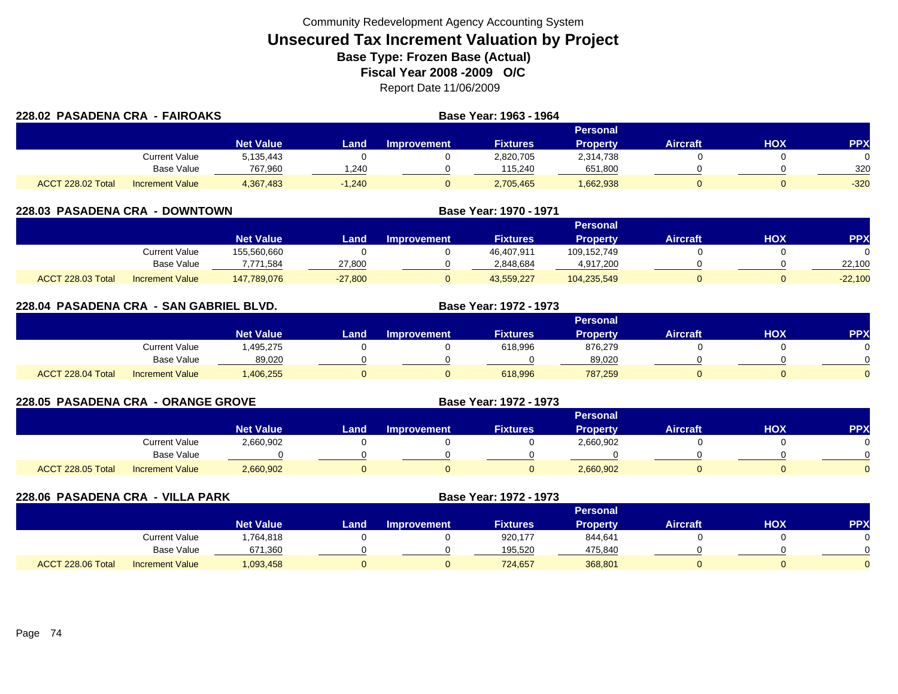Community Redevelopment Agency Accounting System

# Unsecured Tax Increment Valuation by Project

**Base Type: Frozen Base (Actual)**

**Fiscal Year 2008 -2009 O/C**

Report Date 11/06/2009

## 228.02 PASADENA CRA - FAIROAKS

**Base Year: 1963 - 1964**

| | | Net Value | Land | Improvement | Fixtures | Personal Property | Aircraft | HOX | PPX |
|---|---|---|---|---|---|---|---|---|---|
| | Current Value | 5,135,443 | 0 | 0 | 2,820,705 | 2,314,738 | 0 | 0 | 0 |
| | Base Value | 767,960 | 1,240 | 0 | 115,240 | 651,800 | 0 | 0 | 320 |
| ACCT 228.02 Total | Increment Value | 4,367,483 | -1,240 | 0 | 2,705,465 | 1,662,938 | 0 | 0 | -320 |

## 228.03 PASADENA CRA - DOWNTOWN

**Base Year: 1970 - 1971**

| | | Net Value | Land | Improvement | Fixtures | Personal Property | Aircraft | HOX | PPX |
|---|---|---|---|---|---|---|---|---|---|
| | Current Value | 155,560,660 | 0 | 0 | 46,407,911 | 109,152,749 | 0 | 0 | 0 |
| | Base Value | 7,771,584 | 27,800 | 0 | 2,848,684 | 4,917,200 | 0 | 0 | 22,100 |
| ACCT 228.03 Total | Increment Value | 147,789,076 | -27,800 | 0 | 43,559,227 | 104,235,549 | 0 | 0 | -22,100 |

## 228.04 PASADENA CRA - SAN GABRIEL BLVD.

**Base Year: 1972 - 1973**

| | | Net Value | Land | Improvement | Fixtures | Personal Property | Aircraft | HOX | PPX |
|---|---|---|---|---|---|---|---|---|---|
| | Current Value | 1,495,275 | 0 | 0 | 618,996 | 876,279 | 0 | 0 | 0 |
| | Base Value | 89,020 | 0 | 0 | 0 | 89,020 | 0 | 0 | 0 |
| ACCT 228.04 Total | Increment Value | 1,406,255 | 0 | 0 | 618,996 | 787,259 | 0 | 0 | 0 |

## 228.05 PASADENA CRA - ORANGE GROVE

**Base Year: 1972 - 1973**

| | | Net Value | Land | Improvement | Fixtures | Personal Property | Aircraft | HOX | PPX |
|---|---|---|---|---|---|---|---|---|---|
| | Current Value | 2,660,902 | 0 | 0 | 0 | 2,660,902 | 0 | 0 | 0 |
| | Base Value | 0 | 0 | 0 | 0 | 0 | 0 | 0 | 0 |
| ACCT 228.05 Total | Increment Value | 2,660,902 | 0 | 0 | 0 | 2,660,902 | 0 | 0 | 0 |

## 228.06 PASADENA CRA - VILLA PARK

**Base Year: 1972 - 1973**

| | | Net Value | Land | Improvement | Fixtures | Personal Property | Aircraft | HOX | PPX |
|---|---|---|---|---|---|---|---|---|---|
| | Current Value | 1,764,818 | 0 | 0 | 920,177 | 844,641 | 0 | 0 | 0 |
| | Base Value | 671,360 | 0 | 0 | 195,520 | 475,840 | 0 | 0 | 0 |
| ACCT 228.06 Total | Increment Value | 1,093,458 | 0 | 0 | 724,657 | 368,801 | 0 | 0 | 0 |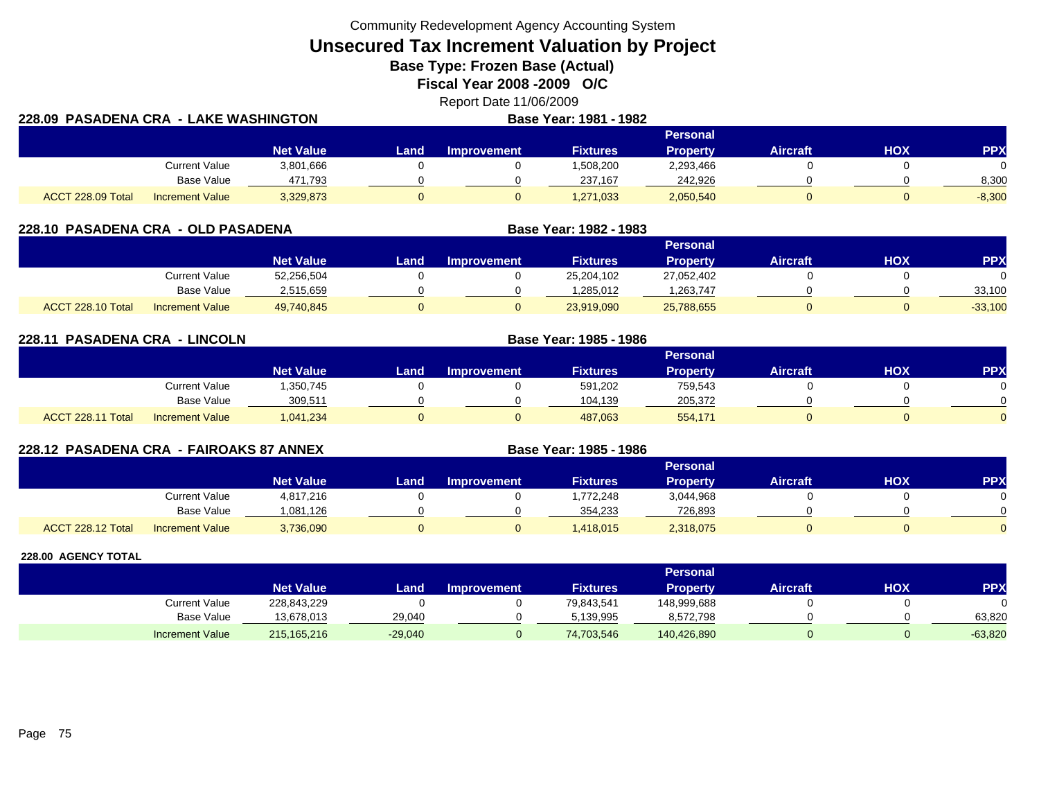Community Redevelopment Agency Accounting System

# Unsecured Tax Increment Valuation by Project

**Base Type: Frozen Base (Actual)**

**Fiscal Year 2008 -2009 O/C**

Report Date 11/06/2009

## 228.09 PASADENA CRA - LAKE WASHINGTON

**Base Year: 1981 - 1982**

| | | Net Value | Land | Improvement | Fixtures | Personal Property | Aircraft | HOX | PPX |
|---|---|---|---|---|---|---|---|---|---|
| | Current Value | 3,801,666 | 0 | 0 | 1,508,200 | 2,293,466 | 0 | 0 | 0 |
| | Base Value | 471,793 | 0 | 0 | 237,167 | 242,926 | 0 | 0 | 8,300 |
| ACCT 228.09 Total | Increment Value | 3,329,873 | 0 | 0 | 1,271,033 | 2,050,540 | 0 | 0 | -8,300 |

## 228.10 PASADENA CRA - OLD PASADENA

**Base Year: 1982 - 1983**

| | | Net Value | Land | Improvement | Fixtures | Personal Property | Aircraft | HOX | PPX |
|---|---|---|---|---|---|---|---|---|---|
| | Current Value | 52,256,504 | 0 | 0 | 25,204,102 | 27,052,402 | 0 | 0 | 0 |
| | Base Value | 2,515,659 | 0 | 0 | 1,285,012 | 1,263,747 | 0 | 0 | 33,100 |
| ACCT 228.10 Total | Increment Value | 49,740,845 | 0 | 0 | 23,919,090 | 25,788,655 | 0 | 0 | -33,100 |

## 228.11 PASADENA CRA - LINCOLN

**Base Year: 1985 - 1986**

| | | Net Value | Land | Improvement | Fixtures | Personal Property | Aircraft | HOX | PPX |
|---|---|---|---|---|---|---|---|---|---|
| | Current Value | 1,350,745 | 0 | 0 | 591,202 | 759,543 | 0 | 0 | 0 |
| | Base Value | 309,511 | 0 | 0 | 104,139 | 205,372 | 0 | 0 | 0 |
| ACCT 228.11 Total | Increment Value | 1,041,234 | 0 | 0 | 487,063 | 554,171 | 0 | 0 | 0 |

## 228.12 PASADENA CRA - FAIROAKS 87 ANNEX

**Base Year: 1985 - 1986**

| | | Net Value | Land | Improvement | Fixtures | Personal Property | Aircraft | HOX | PPX |
|---|---|---|---|---|---|---|---|---|---|
| | Current Value | 4,817,216 | 0 | 0 | 1,772,248 | 3,044,968 | 0 | 0 | 0 |
| | Base Value | 1,081,126 | 0 | 0 | 354,233 | 726,893 | 0 | 0 | 0 |
| ACCT 228.12 Total | Increment Value | 3,736,090 | 0 | 0 | 1,418,015 | 2,318,075 | 0 | 0 | 0 |

## 228.00 AGENCY TOTAL

| | Net Value | Land | Improvement | Fixtures | Personal Property | Aircraft | HOX | PPX |
|---|---|---|---|---|---|---|---|---|
| Current Value | 228,843,229 | 0 | 0 | 79,843,541 | 148,999,688 | 0 | 0 | 0 |
| Base Value | 13,678,013 | 29,040 | 0 | 5,139,995 | 8,572,798 | 0 | 0 | 63,820 |
| Increment Value | 215,165,216 | -29,040 | 0 | 74,703,546 | 140,426,890 | 0 | 0 | -63,820 |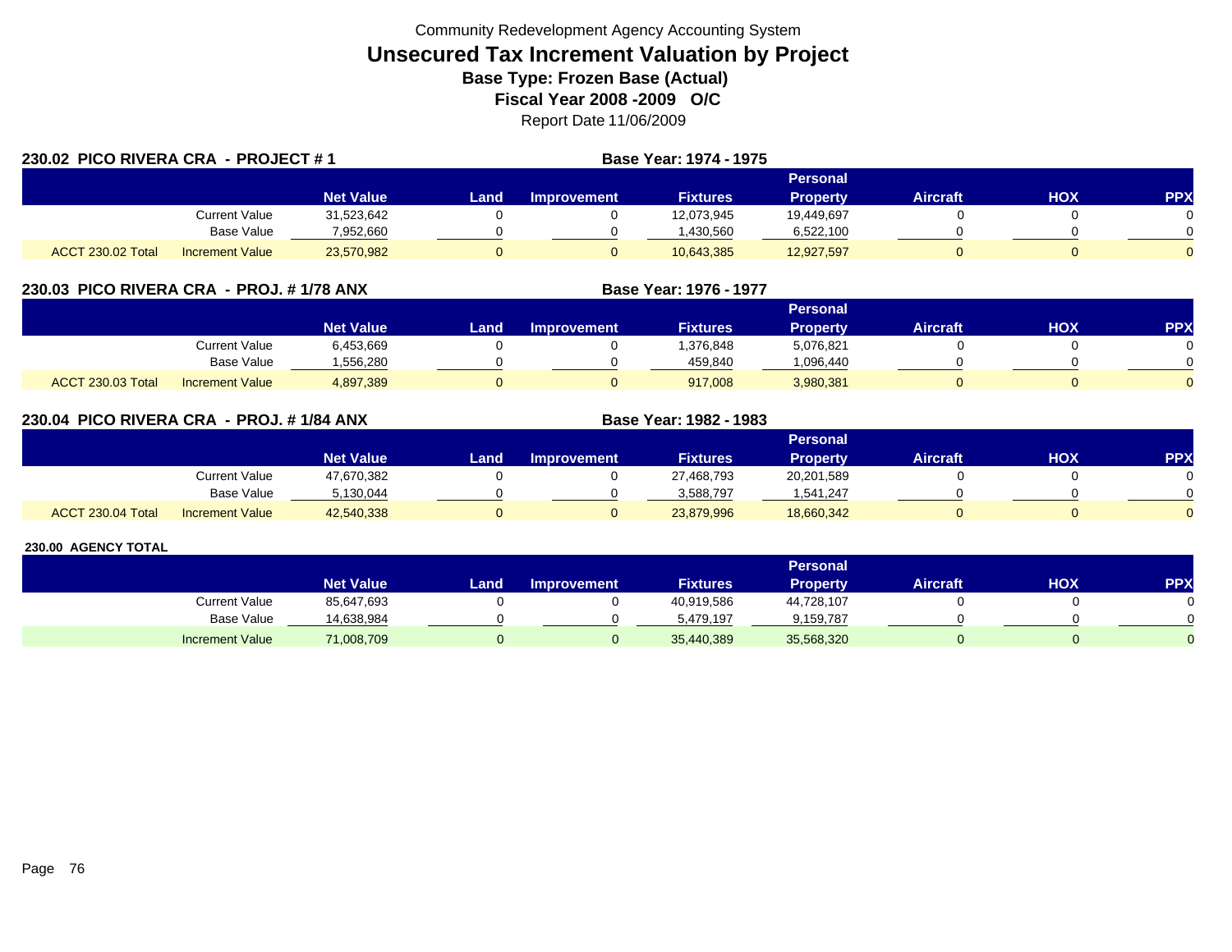Community Redevelopment Agency Accounting System

# Unsecured Tax Increment Valuation by Project

**Base Type: Frozen Base (Actual)**

**Fiscal Year 2008 -2009 O/C**

Report Date 11/06/2009

## 230.02 PICO RIVERA CRA - PROJECT # 1

**Base Year: 1974 - 1975**

| | | Net Value | Land | Improvement | Fixtures | Personal Property | Aircraft | HOX | PPX |
|---|---|---|---|---|---|---|---|---|---|
| | Current Value | 31,523,642 | 0 | 0 | 12,073,945 | 19,449,697 | 0 | 0 | 0 |
| | Base Value | 7,952,660 | 0 | 0 | 1,430,560 | 6,522,100 | 0 | 0 | 0 |
| ACCT 230.02 Total | Increment Value | 23,570,982 | 0 | 0 | 10,643,385 | 12,927,597 | 0 | 0 | 0 |

## 230.03 PICO RIVERA CRA - PROJ. # 1/78 ANX

**Base Year: 1976 - 1977**

| | | Net Value | Land | Improvement | Fixtures | Personal Property | Aircraft | HOX | PPX |
|---|---|---|---|---|---|---|---|---|---|
| | Current Value | 6,453,669 | 0 | 0 | 1,376,848 | 5,076,821 | 0 | 0 | 0 |
| | Base Value | 1,556,280 | 0 | 0 | 459,840 | 1,096,440 | 0 | 0 | 0 |
| ACCT 230.03 Total | Increment Value | 4,897,389 | 0 | 0 | 917,008 | 3,980,381 | 0 | 0 | 0 |

## 230.04 PICO RIVERA CRA - PROJ. # 1/84 ANX

**Base Year: 1982 - 1983**

| | | Net Value | Land | Improvement | Fixtures | Personal Property | Aircraft | HOX | PPX |
|---|---|---|---|---|---|---|---|---|---|
| | Current Value | 47,670,382 | 0 | 0 | 27,468,793 | 20,201,589 | 0 | 0 | 0 |
| | Base Value | 5,130,044 | 0 | 0 | 3,588,797 | 1,541,247 | 0 | 0 | 0 |
| ACCT 230.04 Total | Increment Value | 42,540,338 | 0 | 0 | 23,879,996 | 18,660,342 | 0 | 0 | 0 |

## 230.00 AGENCY TOTAL

| | Net Value | Land | Improvement | Fixtures | Personal Property | Aircraft | HOX | PPX |
|---|---|---|---|---|---|---|---|---|
| Current Value | 85,647,693 | 0 | 0 | 40,919,586 | 44,728,107 | 0 | 0 | 0 |
| Base Value | 14,638,984 | 0 | 0 | 5,479,197 | 9,159,787 | 0 | 0 | 0 |
| Increment Value | 71,008,709 | 0 | 0 | 35,440,389 | 35,568,320 | 0 | 0 | 0 |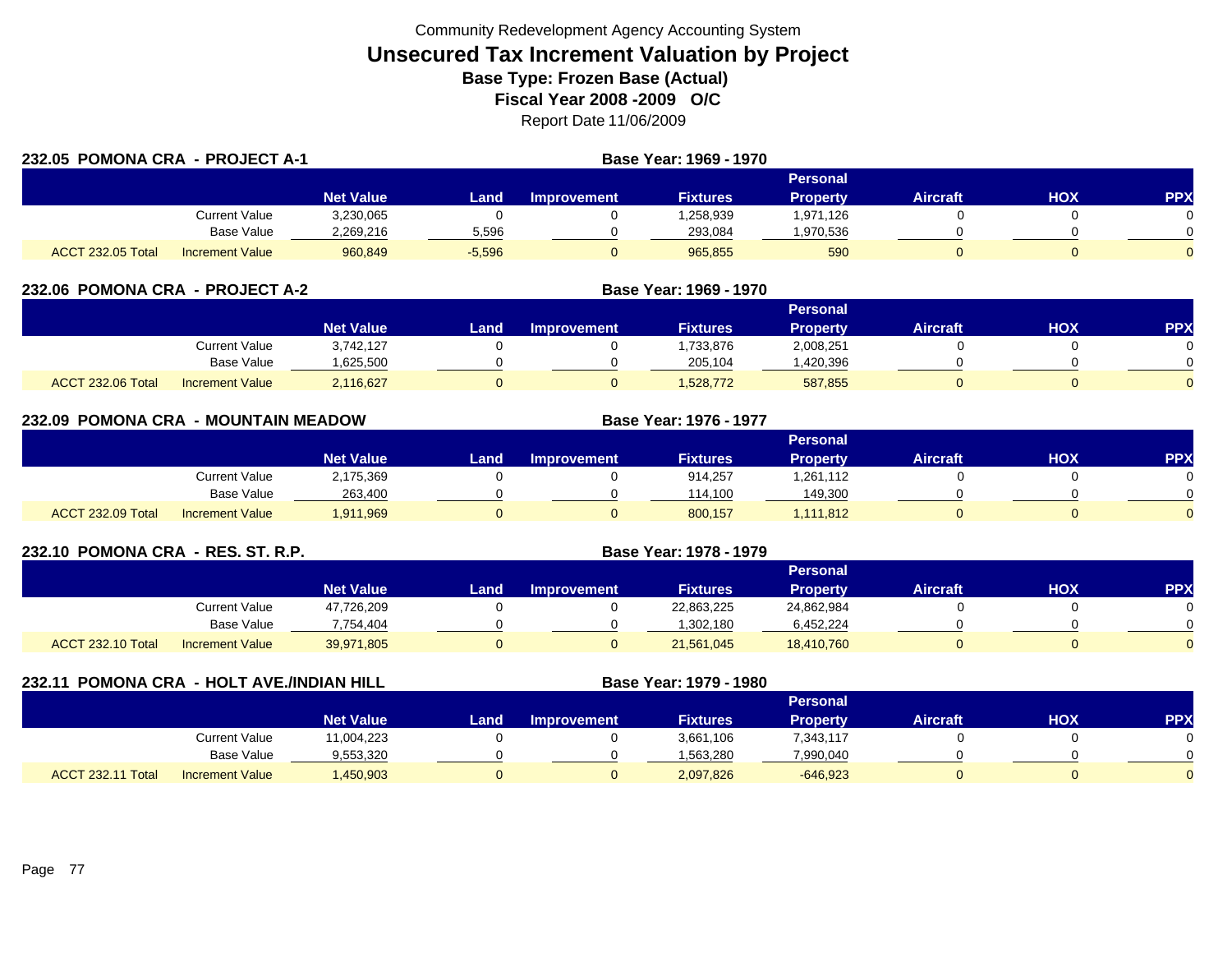Community Redevelopment Agency Accounting System

# Unsecured Tax Increment Valuation by Project

**Base Type: Frozen Base (Actual)**

**Fiscal Year 2008 -2009 O/C**

Report Date 11/06/2009

## 232.05 POMONA CRA - PROJECT A-1

**Base Year: 1969 - 1970**

| | | Net Value | Land | Improvement | Fixtures | Personal Property | Aircraft | HOX | PPX |
|---|---|---|---|---|---|---|---|---|---|
| | Current Value | 3,230,065 | 0 | 0 | 1,258,939 | 1,971,126 | 0 | 0 | 0 |
| | Base Value | 2,269,216 | 5,596 | 0 | 293,084 | 1,970,536 | 0 | 0 | 0 |
| ACCT 232.05 Total | Increment Value | 960,849 | -5,596 | 0 | 965,855 | 590 | 0 | 0 | 0 |

## 232.06 POMONA CRA - PROJECT A-2

**Base Year: 1969 - 1970**

| | | Net Value | Land | Improvement | Fixtures | Personal Property | Aircraft | HOX | PPX |
|---|---|---|---|---|---|---|---|---|---|
| | Current Value | 3,742,127 | 0 | 0 | 1,733,876 | 2,008,251 | 0 | 0 | 0 |
| | Base Value | 1,625,500 | 0 | 0 | 205,104 | 1,420,396 | 0 | 0 | 0 |
| ACCT 232.06 Total | Increment Value | 2,116,627 | 0 | 0 | 1,528,772 | 587,855 | 0 | 0 | 0 |

## 232.09 POMONA CRA - MOUNTAIN MEADOW

**Base Year: 1976 - 1977**

| | | Net Value | Land | Improvement | Fixtures | Personal Property | Aircraft | HOX | PPX |
|---|---|---|---|---|---|---|---|---|---|
| | Current Value | 2,175,369 | 0 | 0 | 914,257 | 1,261,112 | 0 | 0 | 0 |
| | Base Value | 263,400 | 0 | 0 | 114,100 | 149,300 | 0 | 0 | 0 |
| ACCT 232.09 Total | Increment Value | 1,911,969 | 0 | 0 | 800,157 | 1,111,812 | 0 | 0 | 0 |

## 232.10 POMONA CRA - RES. ST. R.P.

**Base Year: 1978 - 1979**

| | | Net Value | Land | Improvement | Fixtures | Personal Property | Aircraft | HOX | PPX |
|---|---|---|---|---|---|---|---|---|---|
| | Current Value | 47,726,209 | 0 | 0 | 22,863,225 | 24,862,984 | 0 | 0 | 0 |
| | Base Value | 7,754,404 | 0 | 0 | 1,302,180 | 6,452,224 | 0 | 0 | 0 |
| ACCT 232.10 Total | Increment Value | 39,971,805 | 0 | 0 | 21,561,045 | 18,410,760 | 0 | 0 | 0 |

## 232.11 POMONA CRA - HOLT AVE./INDIAN HILL

**Base Year: 1979 - 1980**

| | | Net Value | Land | Improvement | Fixtures | Personal Property | Aircraft | HOX | PPX |
|---|---|---|---|---|---|---|---|---|---|
| | Current Value | 11,004,223 | 0 | 0 | 3,661,106 | 7,343,117 | 0 | 0 | 0 |
| | Base Value | 9,553,320 | 0 | 0 | 1,563,280 | 7,990,040 | 0 | 0 | 0 |
| ACCT 232.11 Total | Increment Value | 1,450,903 | 0 | 0 | 2,097,826 | -646,923 | 0 | 0 | 0 |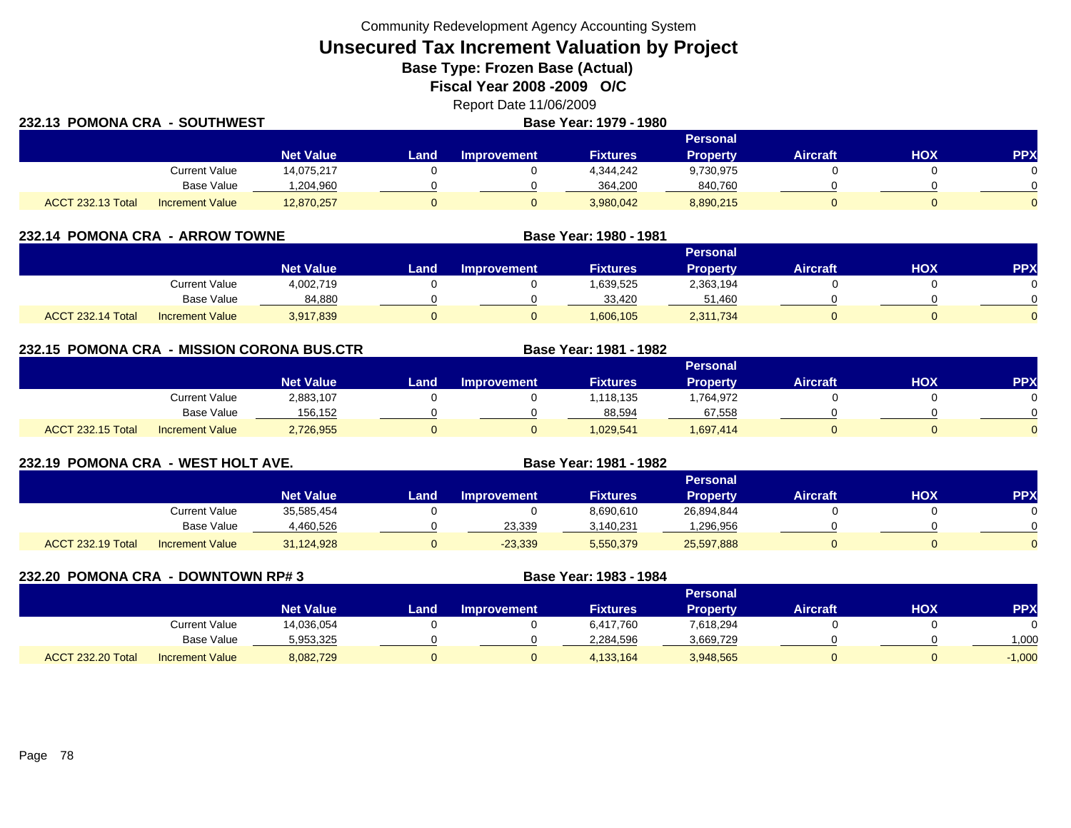Community Redevelopment Agency Accounting System

# Unsecured Tax Increment Valuation by Project

**Base Type: Frozen Base (Actual)**

**Fiscal Year 2008 -2009 O/C**

Report Date 11/06/2009

## 232.13 POMONA CRA - SOUTHWEST

**Base Year: 1979 - 1980**

| | | Net Value | Land | Improvement | Fixtures | Personal Property | Aircraft | HOX | PPX |
|---|---|---|---|---|---|---|---|---|---|
| | Current Value | 14,075,217 | 0 | 0 | 4,344,242 | 9,730,975 | 0 | 0 | 0 |
| | Base Value | 1,204,960 | 0 | 0 | 364,200 | 840,760 | 0 | 0 | 0 |
| ACCT 232.13 Total | Increment Value | 12,870,257 | 0 | 0 | 3,980,042 | 8,890,215 | 0 | 0 | 0 |

## 232.14 POMONA CRA - ARROW TOWNE

**Base Year: 1980 - 1981**

| | | Net Value | Land | Improvement | Fixtures | Personal Property | Aircraft | HOX | PPX |
|---|---|---|---|---|---|---|---|---|---|
| | Current Value | 4,002,719 | 0 | 0 | 1,639,525 | 2,363,194 | 0 | 0 | 0 |
| | Base Value | 84,880 | 0 | 0 | 33,420 | 51,460 | 0 | 0 | 0 |
| ACCT 232.14 Total | Increment Value | 3,917,839 | 0 | 0 | 1,606,105 | 2,311,734 | 0 | 0 | 0 |

## 232.15 POMONA CRA - MISSION CORONA BUS.CTR

**Base Year: 1981 - 1982**

| | | Net Value | Land | Improvement | Fixtures | Personal Property | Aircraft | HOX | PPX |
|---|---|---|---|---|---|---|---|---|---|
| | Current Value | 2,883,107 | 0 | 0 | 1,118,135 | 1,764,972 | 0 | 0 | 0 |
| | Base Value | 156,152 | 0 | 0 | 88,594 | 67,558 | 0 | 0 | 0 |
| ACCT 232.15 Total | Increment Value | 2,726,955 | 0 | 0 | 1,029,541 | 1,697,414 | 0 | 0 | 0 |

## 232.19 POMONA CRA - WEST HOLT AVE.

**Base Year: 1981 - 1982**

| | | Net Value | Land | Improvement | Fixtures | Personal Property | Aircraft | HOX | PPX |
|---|---|---|---|---|---|---|---|---|---|
| | Current Value | 35,585,454 | 0 | 0 | 8,690,610 | 26,894,844 | 0 | 0 | 0 |
| | Base Value | 4,460,526 | 0 | 23,339 | 3,140,231 | 1,296,956 | 0 | 0 | 0 |
| ACCT 232.19 Total | Increment Value | 31,124,928 | 0 | -23,339 | 5,550,379 | 25,597,888 | 0 | 0 | 0 |

## 232.20 POMONA CRA - DOWNTOWN RP# 3

**Base Year: 1983 - 1984**

| | | Net Value | Land | Improvement | Fixtures | Personal Property | Aircraft | HOX | PPX |
|---|---|---|---|---|---|---|---|---|---|
| | Current Value | 14,036,054 | 0 | 0 | 6,417,760 | 7,618,294 | 0 | 0 | 0 |
| | Base Value | 5,953,325 | 0 | 0 | 2,284,596 | 3,669,729 | 0 | 0 | 1,000 |
| ACCT 232.20 Total | Increment Value | 8,082,729 | 0 | 0 | 4,133,164 | 3,948,565 | 0 | 0 | -1,000 |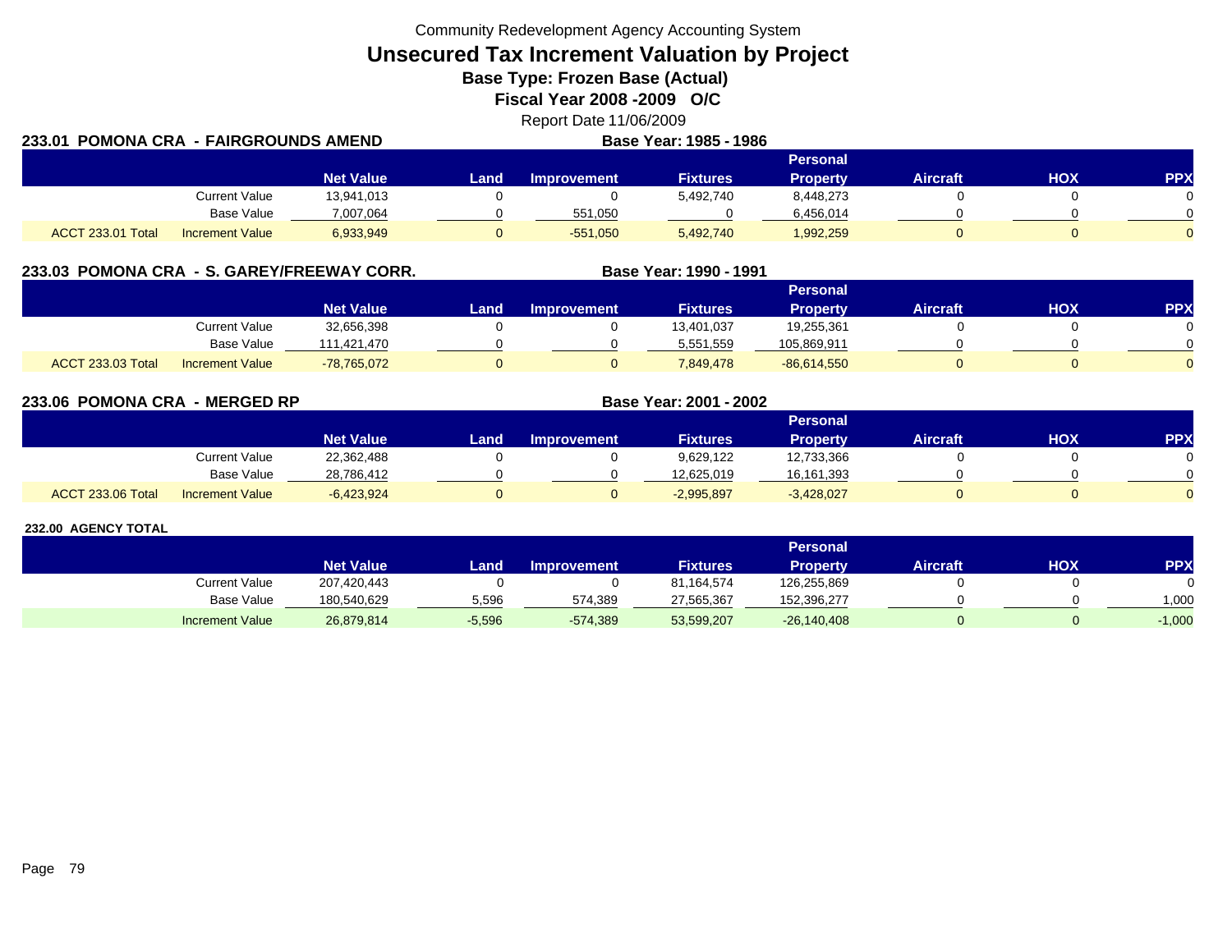Community Redevelopment Agency Accounting System

# Unsecured Tax Increment Valuation by Project

**Base Type: Frozen Base (Actual)**

**Fiscal Year 2008 -2009 O/C**

Report Date 11/06/2009

## 233.01 POMONA CRA - FAIRGROUNDS AMEND

**Base Year: 1985 - 1986**

| | | Net Value | Land | Improvement | Fixtures | Personal Property | Aircraft | HOX | PPX |
|---|---|---|---|---|---|---|---|---|---|
| | Current Value | 13,941,013 | 0 | 0 | 5,492,740 | 8,448,273 | 0 | 0 | 0 |
| | Base Value | 7,007,064 | 0 | 551,050 | 0 | 6,456,014 | 0 | 0 | 0 |
| ACCT 233.01 Total | Increment Value | 6,933,949 | 0 | -551,050 | 5,492,740 | 1,992,259 | 0 | 0 | 0 |

## 233.03 POMONA CRA - S. GAREY/FREEWAY CORR.

**Base Year: 1990 - 1991**

| | | Net Value | Land | Improvement | Fixtures | Personal Property | Aircraft | HOX | PPX |
|---|---|---|---|---|---|---|---|---|---|
| | Current Value | 32,656,398 | 0 | 0 | 13,401,037 | 19,255,361 | 0 | 0 | 0 |
| | Base Value | 111,421,470 | 0 | 0 | 5,551,559 | 105,869,911 | 0 | 0 | 0 |
| ACCT 233.03 Total | Increment Value | -78,765,072 | 0 | 0 | 7,849,478 | -86,614,550 | 0 | 0 | 0 |

## 233.06 POMONA CRA - MERGED RP

**Base Year: 2001 - 2002**

| | | Net Value | Land | Improvement | Fixtures | Personal Property | Aircraft | HOX | PPX |
|---|---|---|---|---|---|---|---|---|---|
| | Current Value | 22,362,488 | 0 | 0 | 9,629,122 | 12,733,366 | 0 | 0 | 0 |
| | Base Value | 28,786,412 | 0 | 0 | 12,625,019 | 16,161,393 | 0 | 0 | 0 |
| ACCT 233.06 Total | Increment Value | -6,423,924 | 0 | 0 | -2,995,897 | -3,428,027 | 0 | 0 | 0 |

## 232.00 AGENCY TOTAL

| | Net Value | Land | Improvement | Fixtures | Personal Property | Aircraft | HOX | PPX |
|---|---|---|---|---|---|---|---|---|
| Current Value | 207,420,443 | 0 | 0 | 81,164,574 | 126,255,869 | 0 | 0 | 0 |
| Base Value | 180,540,629 | 5,596 | 574,389 | 27,565,367 | 152,396,277 | 0 | 0 | 1,000 |
| Increment Value | 26,879,814 | -5,596 | -574,389 | 53,599,207 | -26,140,408 | 0 | 0 | -1,000 |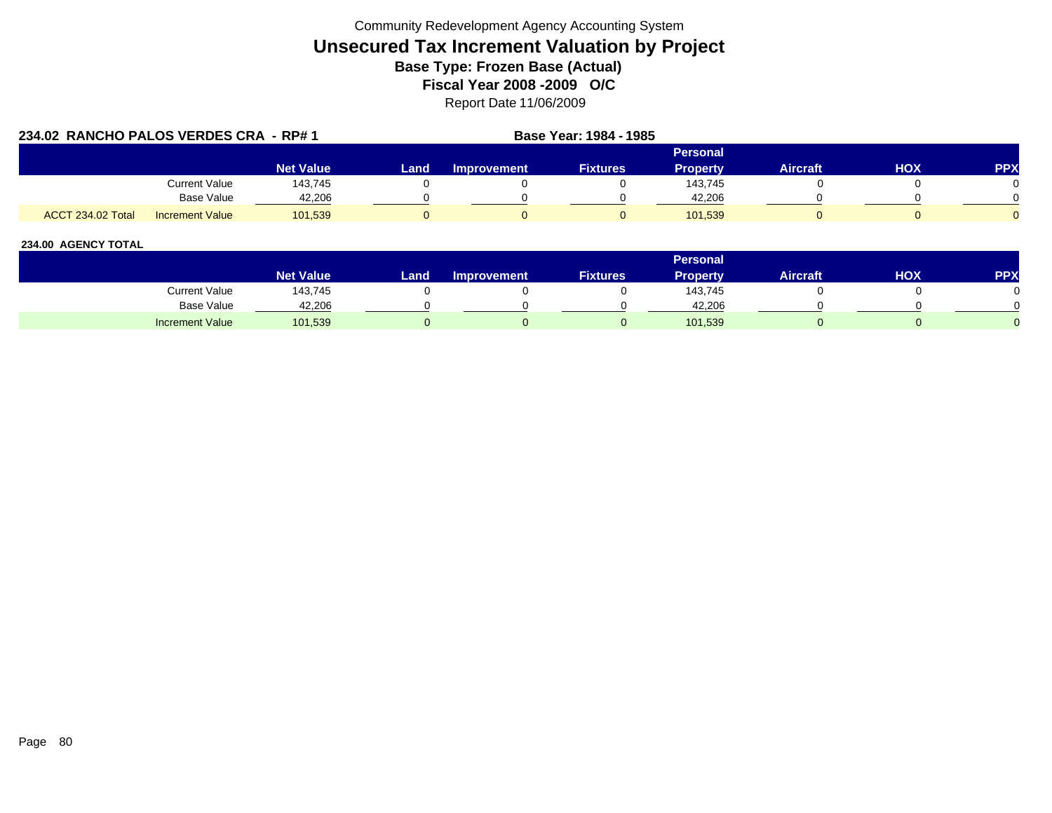Community Redevelopment Agency Accounting System

# Unsecured Tax Increment Valuation by Project

## Base Type: Frozen Base (Actual)

## Fiscal Year 2008 -2009 O/C

Report Date 11/06/2009

**234.02 RANCHO PALOS VERDES CRA - RP# 1** **Base Year: 1984 - 1985**

| | | Net Value | Land | Improvement | Fixtures | Personal Property | Aircraft | HOX | PPX |
|---|---|---|---|---|---|---|---|---|---|
| | Current Value | 143,745 | 0 | 0 | 0 | 143,745 | 0 | 0 | 0 |
| | Base Value | 42,206 | 0 | 0 | 0 | 42,206 | 0 | 0 | 0 |
| ACCT 234.02 Total | Increment Value | 101,539 | 0 | 0 | 0 | 101,539 | 0 | 0 | 0 |

**234.00 AGENCY TOTAL**

| | Net Value | Land | Improvement | Fixtures | Personal Property | Aircraft | HOX | PPX |
|---|---|---|---|---|---|---|---|---|
| Current Value | 143,745 | 0 | 0 | 0 | 143,745 | 0 | 0 | 0 |
| Base Value | 42,206 | 0 | 0 | 0 | 42,206 | 0 | 0 | 0 |
| Increment Value | 101,539 | 0 | 0 | 0 | 101,539 | 0 | 0 | 0 |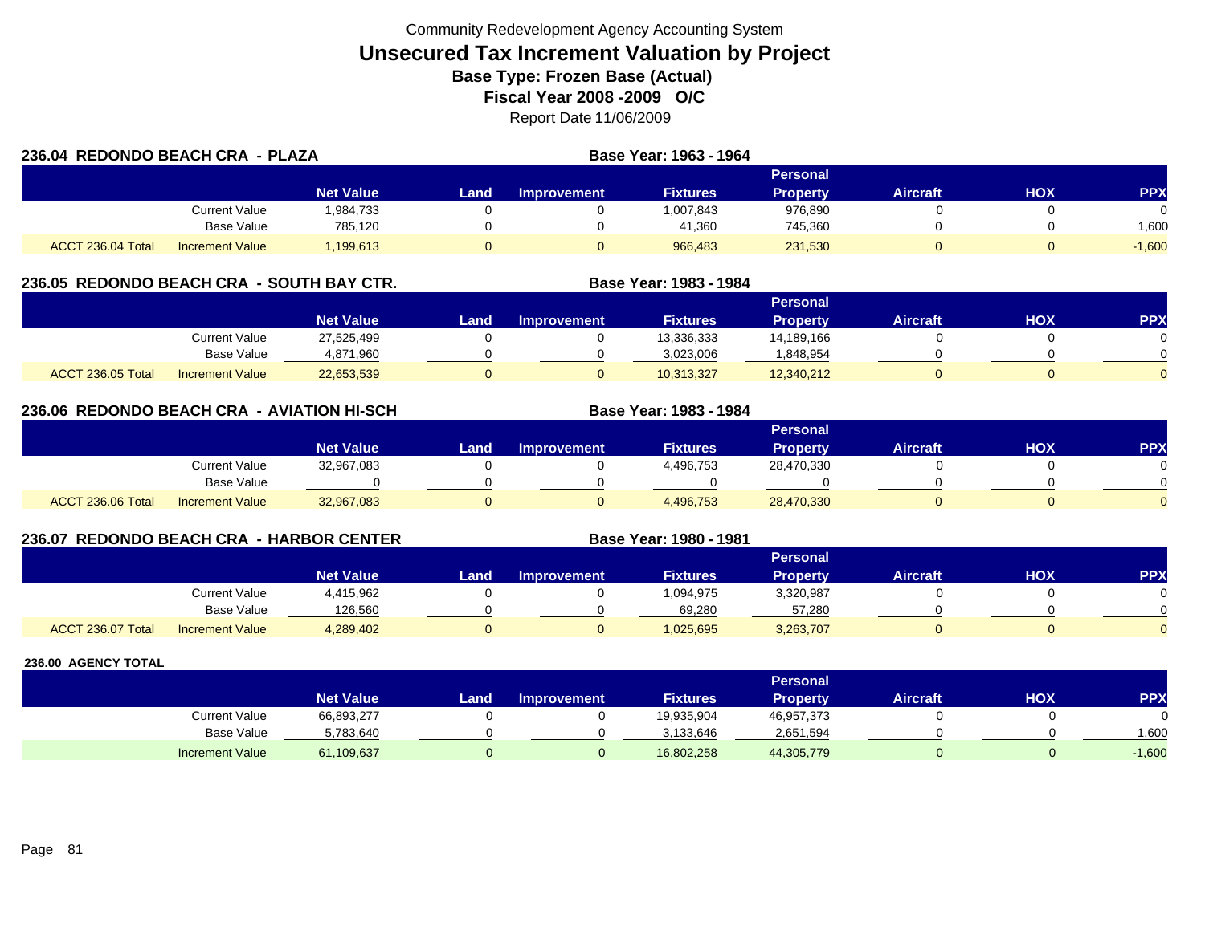Community Redevelopment Agency Accounting System

# Unsecured Tax Increment Valuation by Project

**Base Type: Frozen Base (Actual)**

**Fiscal Year 2008 -2009 O/C**

Report Date 11/06/2009

## 236.04 REDONDO BEACH CRA - PLAZA

**Base Year: 1963 - 1964**

| | | Net Value | Land | Improvement | Fixtures | Personal Property | Aircraft | HOX | PPX |
|---|---|---|---|---|---|---|---|---|---|
| | Current Value | 1,984,733 | 0 | 0 | 1,007,843 | 976,890 | 0 | 0 | 0 |
| | Base Value | 785,120 | 0 | 0 | 41,360 | 745,360 | 0 | 0 | 1,600 |
| ACCT 236.04 Total | Increment Value | 1,199,613 | 0 | 0 | 966,483 | 231,530 | 0 | 0 | -1,600 |

## 236.05 REDONDO BEACH CRA - SOUTH BAY CTR.

**Base Year: 1983 - 1984**

| | | Net Value | Land | Improvement | Fixtures | Personal Property | Aircraft | HOX | PPX |
|---|---|---|---|---|---|---|---|---|---|
| | Current Value | 27,525,499 | 0 | 0 | 13,336,333 | 14,189,166 | 0 | 0 | 0 |
| | Base Value | 4,871,960 | 0 | 0 | 3,023,006 | 1,848,954 | 0 | 0 | 0 |
| ACCT 236.05 Total | Increment Value | 22,653,539 | 0 | 0 | 10,313,327 | 12,340,212 | 0 | 0 | 0 |

## 236.06 REDONDO BEACH CRA - AVIATION HI-SCH

**Base Year: 1983 - 1984**

| | | Net Value | Land | Improvement | Fixtures | Personal Property | Aircraft | HOX | PPX |
|---|---|---|---|---|---|---|---|---|---|
| | Current Value | 32,967,083 | 0 | 0 | 4,496,753 | 28,470,330 | 0 | 0 | 0 |
| | Base Value | 0 | 0 | 0 | 0 | 0 | 0 | 0 | 0 |
| ACCT 236.06 Total | Increment Value | 32,967,083 | 0 | 0 | 4,496,753 | 28,470,330 | 0 | 0 | 0 |

## 236.07 REDONDO BEACH CRA - HARBOR CENTER

**Base Year: 1980 - 1981**

| | | Net Value | Land | Improvement | Fixtures | Personal Property | Aircraft | HOX | PPX |
|---|---|---|---|---|---|---|---|---|---|
| | Current Value | 4,415,962 | 0 | 0 | 1,094,975 | 3,320,987 | 0 | 0 | 0 |
| | Base Value | 126,560 | 0 | 0 | 69,280 | 57,280 | 0 | 0 | 0 |
| ACCT 236.07 Total | Increment Value | 4,289,402 | 0 | 0 | 1,025,695 | 3,263,707 | 0 | 0 | 0 |

## 236.00 AGENCY TOTAL

| | | Net Value | Land | Improvement | Fixtures | Personal Property | Aircraft | HOX | PPX |
|---|---|---|---|---|---|---|---|---|---|
| | Current Value | 66,893,277 | 0 | 0 | 19,935,904 | 46,957,373 | 0 | 0 | 0 |
| | Base Value | 5,783,640 | 0 | 0 | 3,133,646 | 2,651,594 | 0 | 0 | 1,600 |
| | Increment Value | 61,109,637 | 0 | 0 | 16,802,258 | 44,305,779 | 0 | 0 | -1,600 |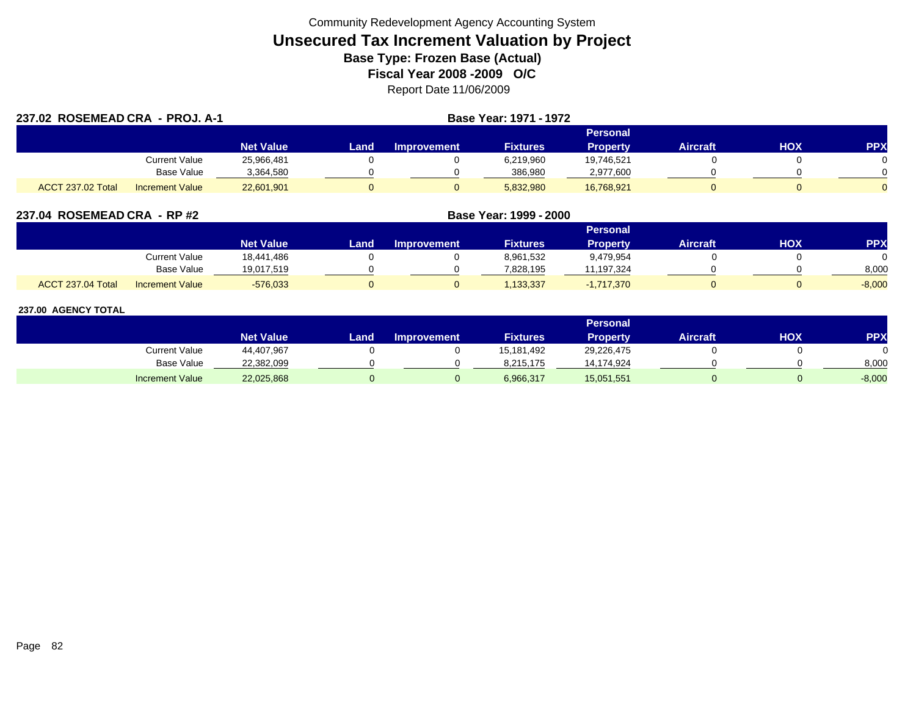Community Redevelopment Agency Accounting System

# Unsecured Tax Increment Valuation by Project

## Base Type: Frozen Base (Actual)

## Fiscal Year 2008 -2009 O/C

Report Date 11/06/2009

### 237.02 ROSEMEAD CRA - PROJ. A-1

**Base Year: 1971 - 1972**

| | | Net Value | Land | Improvement | Fixtures | Personal Property | Aircraft | HOX | PPX |
|---|---|---|---|---|---|---|---|---|---|
| | Current Value | 25,966,481 | 0 | 0 | 6,219,960 | 19,746,521 | 0 | 0 | 0 |
| | Base Value | 3,364,580 | 0 | 0 | 386,980 | 2,977,600 | 0 | 0 | 0 |
| ACCT 237.02 Total | Increment Value | 22,601,901 | 0 | 0 | 5,832,980 | 16,768,921 | 0 | 0 | 0 |

### 237.04 ROSEMEAD CRA - RP #2

**Base Year: 1999 - 2000**

| | | Net Value | Land | Improvement | Fixtures | Personal Property | Aircraft | HOX | PPX |
|---|---|---|---|---|---|---|---|---|---|
| | Current Value | 18,441,486 | 0 | 0 | 8,961,532 | 9,479,954 | 0 | 0 | 0 |
| | Base Value | 19,017,519 | 0 | 0 | 7,828,195 | 11,197,324 | 0 | 0 | 8,000 |
| ACCT 237.04 Total | Increment Value | -576,033 | 0 | 0 | 1,133,337 | -1,717,370 | 0 | 0 | -8,000 |

### 237.00 AGENCY TOTAL

| | | Net Value | Land | Improvement | Fixtures | Personal Property | Aircraft | HOX | PPX |
|---|---|---|---|---|---|---|---|---|---|
| | Current Value | 44,407,967 | 0 | 0 | 15,181,492 | 29,226,475 | 0 | 0 | 0 |
| | Base Value | 22,382,099 | 0 | 0 | 8,215,175 | 14,174,924 | 0 | 0 | 8,000 |
| | Increment Value | 22,025,868 | 0 | 0 | 6,966,317 | 15,051,551 | 0 | 0 | -8,000 |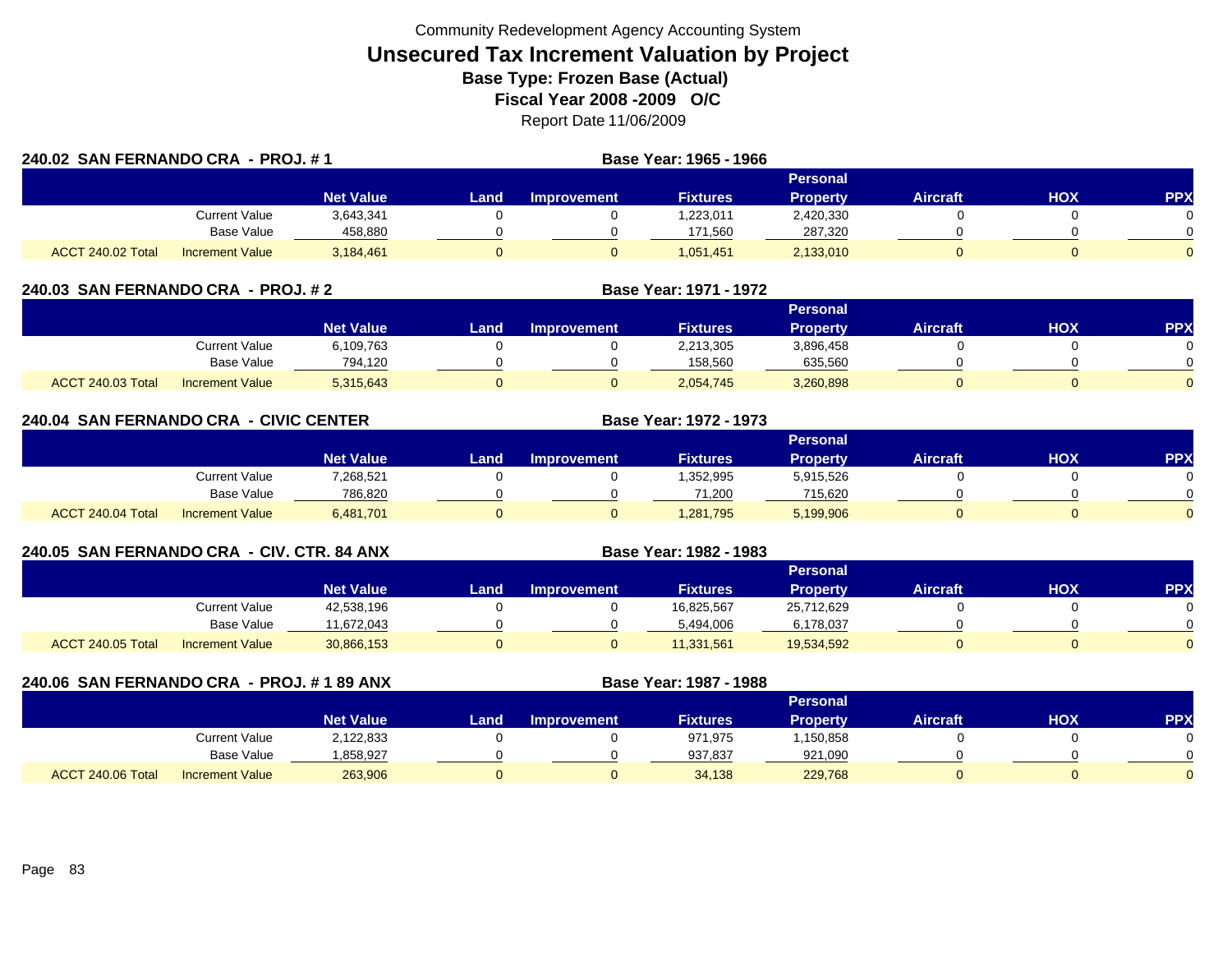Community Redevelopment Agency Accounting System

# Unsecured Tax Increment Valuation by Project

**Base Type: Frozen Base (Actual)**

**Fiscal Year 2008 -2009 O/C**

Report Date 11/06/2009

## 240.02 SAN FERNANDO CRA - PROJ. # 1

**Base Year: 1965 - 1966**

| | | Net Value | Land | Improvement | Fixtures | Personal Property | Aircraft | HOX | PPX |
|---|---|---|---|---|---|---|---|---|---|
| | Current Value | 3,643,341 | 0 | 0 | 1,223,011 | 2,420,330 | 0 | 0 | 0 |
| | Base Value | 458,880 | 0 | 0 | 171,560 | 287,320 | 0 | 0 | 0 |
| ACCT 240.02 Total | Increment Value | 3,184,461 | 0 | 0 | 1,051,451 | 2,133,010 | 0 | 0 | 0 |

## 240.03 SAN FERNANDO CRA - PROJ. # 2

**Base Year: 1971 - 1972**

| | | Net Value | Land | Improvement | Fixtures | Personal Property | Aircraft | HOX | PPX |
|---|---|---|---|---|---|---|---|---|---|
| | Current Value | 6,109,763 | 0 | 0 | 2,213,305 | 3,896,458 | 0 | 0 | 0 |
| | Base Value | 794,120 | 0 | 0 | 158,560 | 635,560 | 0 | 0 | 0 |
| ACCT 240.03 Total | Increment Value | 5,315,643 | 0 | 0 | 2,054,745 | 3,260,898 | 0 | 0 | 0 |

## 240.04 SAN FERNANDO CRA - CIVIC CENTER

**Base Year: 1972 - 1973**

| | | Net Value | Land | Improvement | Fixtures | Personal Property | Aircraft | HOX | PPX |
|---|---|---|---|---|---|---|---|---|---|
| | Current Value | 7,268,521 | 0 | 0 | 1,352,995 | 5,915,526 | 0 | 0 | 0 |
| | Base Value | 786,820 | 0 | 0 | 71,200 | 715,620 | 0 | 0 | 0 |
| ACCT 240.04 Total | Increment Value | 6,481,701 | 0 | 0 | 1,281,795 | 5,199,906 | 0 | 0 | 0 |

## 240.05 SAN FERNANDO CRA - CIV. CTR. 84 ANX

**Base Year: 1982 - 1983**

| | | Net Value | Land | Improvement | Fixtures | Personal Property | Aircraft | HOX | PPX |
|---|---|---|---|---|---|---|---|---|---|
| | Current Value | 42,538,196 | 0 | 0 | 16,825,567 | 25,712,629 | 0 | 0 | 0 |
| | Base Value | 11,672,043 | 0 | 0 | 5,494,006 | 6,178,037 | 0 | 0 | 0 |
| ACCT 240.05 Total | Increment Value | 30,866,153 | 0 | 0 | 11,331,561 | 19,534,592 | 0 | 0 | 0 |

## 240.06 SAN FERNANDO CRA - PROJ. # 1 89 ANX

**Base Year: 1987 - 1988**

| | | Net Value | Land | Improvement | Fixtures | Personal Property | Aircraft | HOX | PPX |
|---|---|---|---|---|---|---|---|---|---|
| | Current Value | 2,122,833 | 0 | 0 | 971,975 | 1,150,858 | 0 | 0 | 0 |
| | Base Value | 1,858,927 | 0 | 0 | 937,837 | 921,090 | 0 | 0 | 0 |
| ACCT 240.06 Total | Increment Value | 263,906 | 0 | 0 | 34,138 | 229,768 | 0 | 0 | 0 |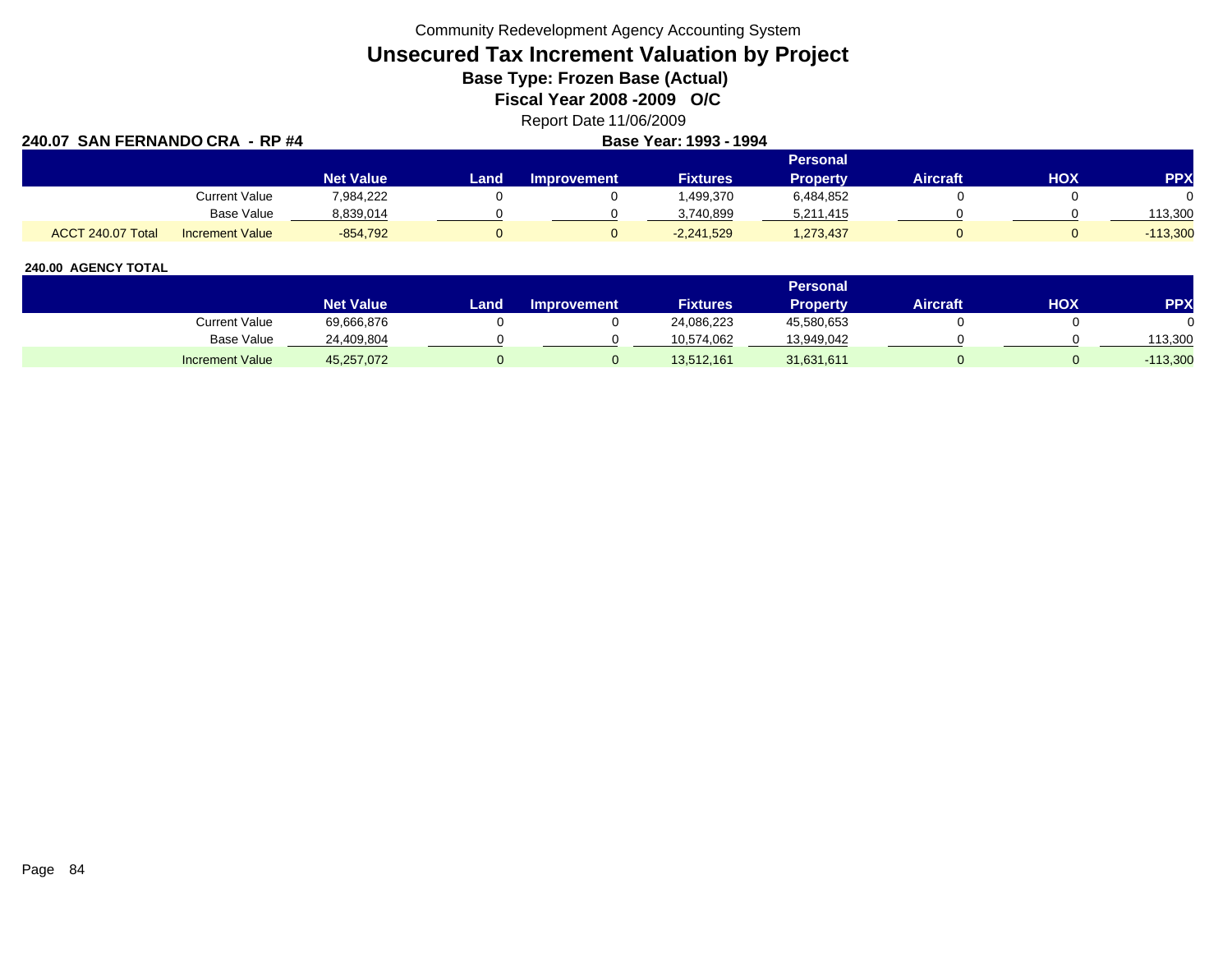Community Redevelopment Agency Accounting System

# Unsecured Tax Increment Valuation by Project

## Base Type: Frozen Base (Actual)

## Fiscal Year 2008 -2009 O/C

Report Date 11/06/2009

**240.07 SAN FERNANDO CRA - RP #4** **Base Year: 1993 - 1994**

| | | Net Value | Land | Improvement | Fixtures | Personal Property | Aircraft | HOX | PPX |
|---|---|---|---|---|---|---|---|---|---|
| | Current Value | 7,984,222 | 0 | 0 | 1,499,370 | 6,484,852 | 0 | 0 | 0 |
| | Base Value | 8,839,014 | 0 | 0 | 3,740,899 | 5,211,415 | 0 | 0 | 113,300 |
| ACCT 240.07 Total | Increment Value | -854,792 | 0 | 0 | -2,241,529 | 1,273,437 | 0 | 0 | -113,300 |

**240.00 AGENCY TOTAL**

| | | Net Value | Land | Improvement | Fixtures | Personal Property | Aircraft | HOX | PPX |
|---|---|---|---|---|---|---|---|---|---|
| | Current Value | 69,666,876 | 0 | 0 | 24,086,223 | 45,580,653 | 0 | 0 | 0 |
| | Base Value | 24,409,804 | 0 | 0 | 10,574,062 | 13,949,042 | 0 | 0 | 113,300 |
| | Increment Value | 45,257,072 | 0 | 0 | 13,512,161 | 31,631,611 | 0 | 0 | -113,300 |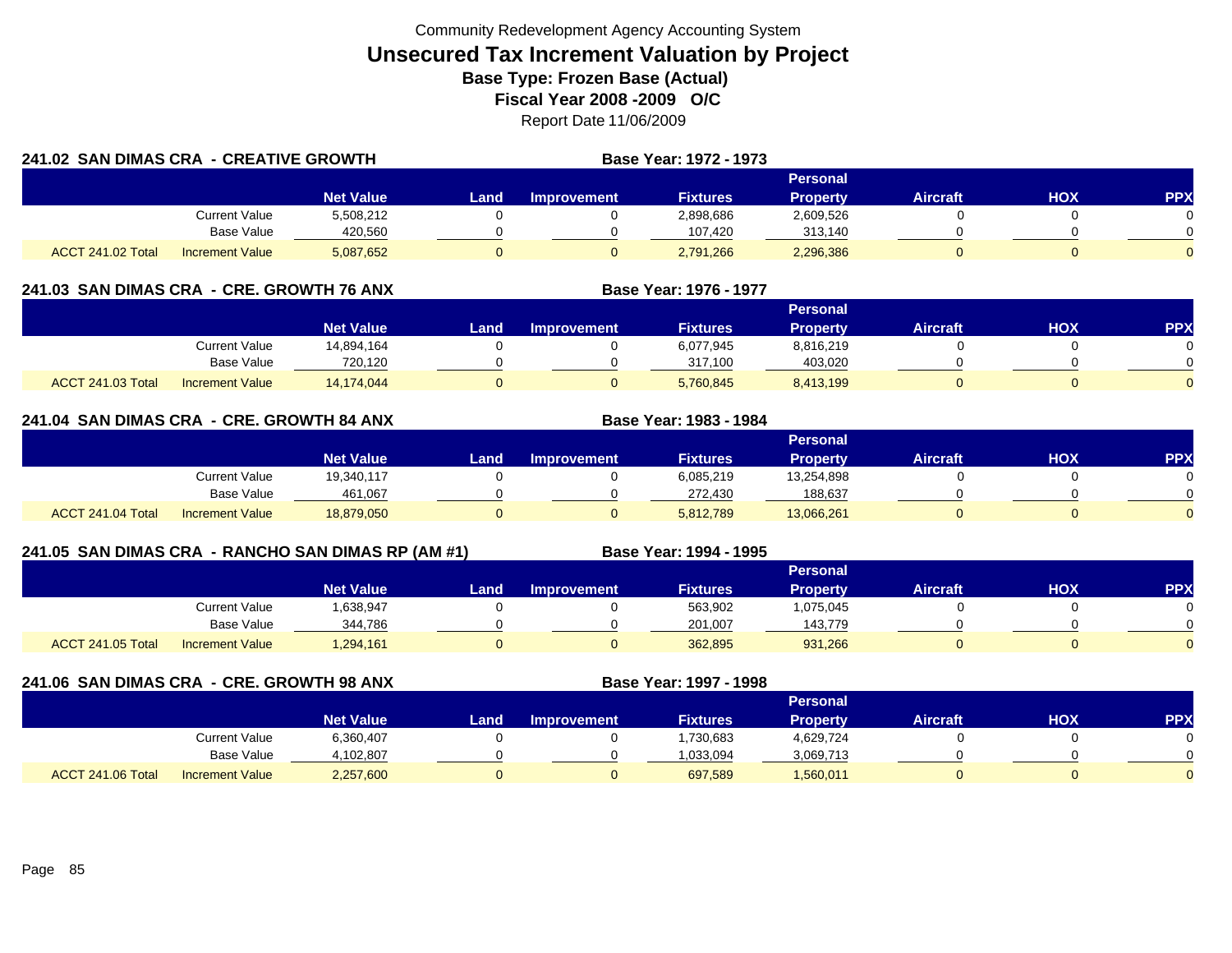Community Redevelopment Agency Accounting System

# Unsecured Tax Increment Valuation by Project

**Base Type: Frozen Base (Actual)**

**Fiscal Year 2008 -2009 O/C**

Report Date 11/06/2009

### 241.02 SAN DIMAS CRA - CREATIVE GROWTH

**Base Year: 1972 - 1973**

| | | Net Value | Land | Improvement | Fixtures | Personal Property | Aircraft | HOX | PPX |
|---|---|---|---|---|---|---|---|---|---|
| | Current Value | 5,508,212 | 0 | 0 | 2,898,686 | 2,609,526 | 0 | 0 | 0 |
| | Base Value | 420,560 | 0 | 0 | 107,420 | 313,140 | 0 | 0 | 0 |
| ACCT 241.02 Total | Increment Value | 5,087,652 | 0 | 0 | 2,791,266 | 2,296,386 | 0 | 0 | 0 |

### 241.03 SAN DIMAS CRA - CRE. GROWTH 76 ANX

**Base Year: 1976 - 1977**

| | | Net Value | Land | Improvement | Fixtures | Personal Property | Aircraft | HOX | PPX |
|---|---|---|---|---|---|---|---|---|---|
| | Current Value | 14,894,164 | 0 | 0 | 6,077,945 | 8,816,219 | 0 | 0 | 0 |
| | Base Value | 720,120 | 0 | 0 | 317,100 | 403,020 | 0 | 0 | 0 |
| ACCT 241.03 Total | Increment Value | 14,174,044 | 0 | 0 | 5,760,845 | 8,413,199 | 0 | 0 | 0 |

### 241.04 SAN DIMAS CRA - CRE. GROWTH 84 ANX

**Base Year: 1983 - 1984**

| | | Net Value | Land | Improvement | Fixtures | Personal Property | Aircraft | HOX | PPX |
|---|---|---|---|---|---|---|---|---|---|
| | Current Value | 19,340,117 | 0 | 0 | 6,085,219 | 13,254,898 | 0 | 0 | 0 |
| | Base Value | 461,067 | 0 | 0 | 272,430 | 188,637 | 0 | 0 | 0 |
| ACCT 241.04 Total | Increment Value | 18,879,050 | 0 | 0 | 5,812,789 | 13,066,261 | 0 | 0 | 0 |

### 241.05 SAN DIMAS CRA - RANCHO SAN DIMAS RP (AM #1)

**Base Year: 1994 - 1995**

| | | Net Value | Land | Improvement | Fixtures | Personal Property | Aircraft | HOX | PPX |
|---|---|---|---|---|---|---|---|---|---|
| | Current Value | 1,638,947 | 0 | 0 | 563,902 | 1,075,045 | 0 | 0 | 0 |
| | Base Value | 344,786 | 0 | 0 | 201,007 | 143,779 | 0 | 0 | 0 |
| ACCT 241.05 Total | Increment Value | 1,294,161 | 0 | 0 | 362,895 | 931,266 | 0 | 0 | 0 |

### 241.06 SAN DIMAS CRA - CRE. GROWTH 98 ANX

**Base Year: 1997 - 1998**

| | | Net Value | Land | Improvement | Fixtures | Personal Property | Aircraft | HOX | PPX |
|---|---|---|---|---|---|---|---|---|---|
| | Current Value | 6,360,407 | 0 | 0 | 1,730,683 | 4,629,724 | 0 | 0 | 0 |
| | Base Value | 4,102,807 | 0 | 0 | 1,033,094 | 3,069,713 | 0 | 0 | 0 |
| ACCT 241.06 Total | Increment Value | 2,257,600 | 0 | 0 | 697,589 | 1,560,011 | 0 | 0 | 0 |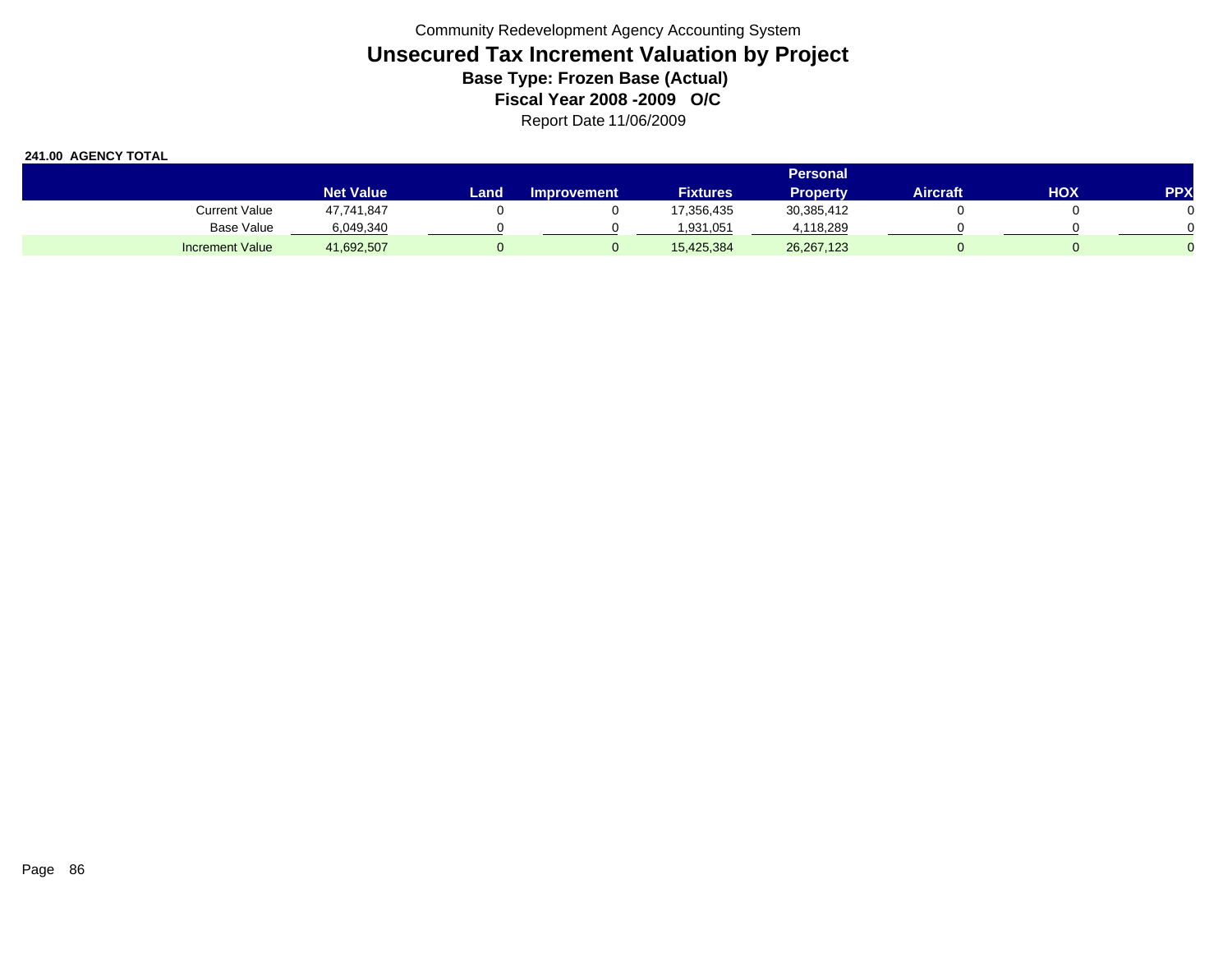Community Redevelopment Agency Accounting System

# Unsecured Tax Increment Valuation by Project

**Base Type: Frozen Base (Actual)**

**Fiscal Year 2008 -2009 O/C**

Report Date 11/06/2009

**241.00 AGENCY TOTAL**

| | Net Value | Land | Improvement | Fixtures | Personal Property | Aircraft | HOX | PPX |
|---|---|---|---|---|---|---|---|---|
| Current Value | 47,741,847 | 0 | 0 | 17,356,435 | 30,385,412 | 0 | 0 | 0 |
| Base Value | 6,049,340 | 0 | 0 | 1,931,051 | 4,118,289 | 0 | 0 | 0 |
| Increment Value | 41,692,507 | 0 | 0 | 15,425,384 | 26,267,123 | 0 | 0 | 0 |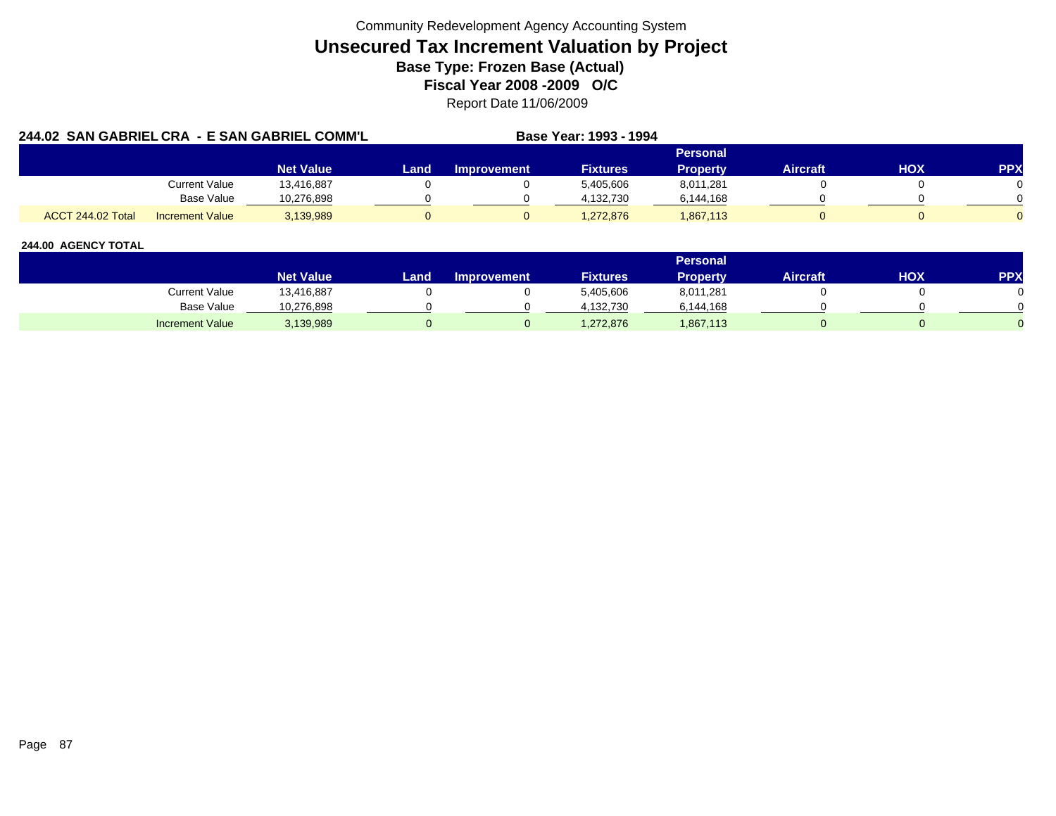Community Redevelopment Agency Accounting System

# Unsecured Tax Increment Valuation by Project

### Base Type: Frozen Base (Actual)

### Fiscal Year 2008 -2009 O/C

Report Date 11/06/2009

**244.02 SAN GABRIEL CRA - E SAN GABRIEL COMM'L** **Base Year: 1993 - 1994**

| | | Net Value | Land | Improvement | Fixtures | Personal Property | Aircraft | HOX | PPX |
|---|---|---|---|---|---|---|---|---|---|
| | Current Value | 13,416,887 | 0 | 0 | 5,405,606 | 8,011,281 | 0 | 0 | 0 |
| | Base Value | 10,276,898 | 0 | 0 | 4,132,730 | 6,144,168 | 0 | 0 | 0 |
| ACCT 244.02 Total | Increment Value | 3,139,989 | 0 | 0 | 1,272,876 | 1,867,113 | 0 | 0 | 0 |

**244.00 AGENCY TOTAL**

| | Net Value | Land | Improvement | Fixtures | Personal Property | Aircraft | HOX | PPX |
|---|---|---|---|---|---|---|---|---|
| Current Value | 13,416,887 | 0 | 0 | 5,405,606 | 8,011,281 | 0 | 0 | 0 |
| Base Value | 10,276,898 | 0 | 0 | 4,132,730 | 6,144,168 | 0 | 0 | 0 |
| Increment Value | 3,139,989 | 0 | 0 | 1,272,876 | 1,867,113 | 0 | 0 | 0 |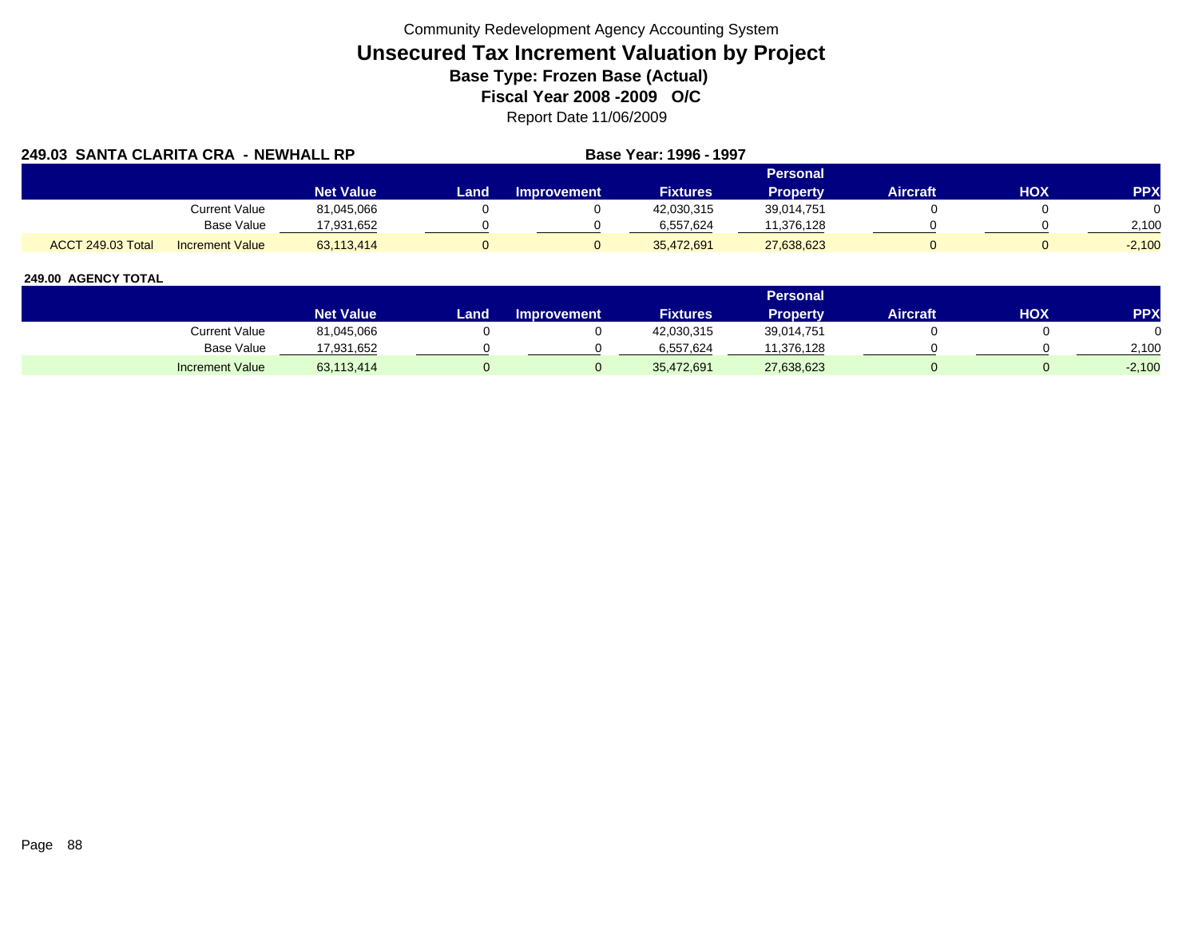Community Redevelopment Agency Accounting System

# Unsecured Tax Increment Valuation by Project

### Base Type: Frozen Base (Actual)

### Fiscal Year 2008 -2009 O/C

Report Date 11/06/2009

**249.03 SANTA CLARITA CRA - NEWHALL RP** **Base Year: 1996 - 1997**

| | | Net Value | Land | Improvement | Fixtures | Personal Property | Aircraft | HOX | PPX |
|---|---|---|---|---|---|---|---|---|---|
| | Current Value | 81,045,066 | 0 | 0 | 42,030,315 | 39,014,751 | 0 | 0 | 0 |
| | Base Value | 17,931,652 | 0 | 0 | 6,557,624 | 11,376,128 | 0 | 0 | 2,100 |
| ACCT 249.03 Total | Increment Value | 63,113,414 | 0 | 0 | 35,472,691 | 27,638,623 | 0 | 0 | -2,100 |

**249.00 AGENCY TOTAL**

| | Net Value | Land | Improvement | Fixtures | Personal Property | Aircraft | HOX | PPX |
|---|---|---|---|---|---|---|---|---|
| Current Value | 81,045,066 | 0 | 0 | 42,030,315 | 39,014,751 | 0 | 0 | 0 |
| Base Value | 17,931,652 | 0 | 0 | 6,557,624 | 11,376,128 | 0 | 0 | 2,100 |
| Increment Value | 63,113,414 | 0 | 0 | 35,472,691 | 27,638,623 | 0 | 0 | -2,100 |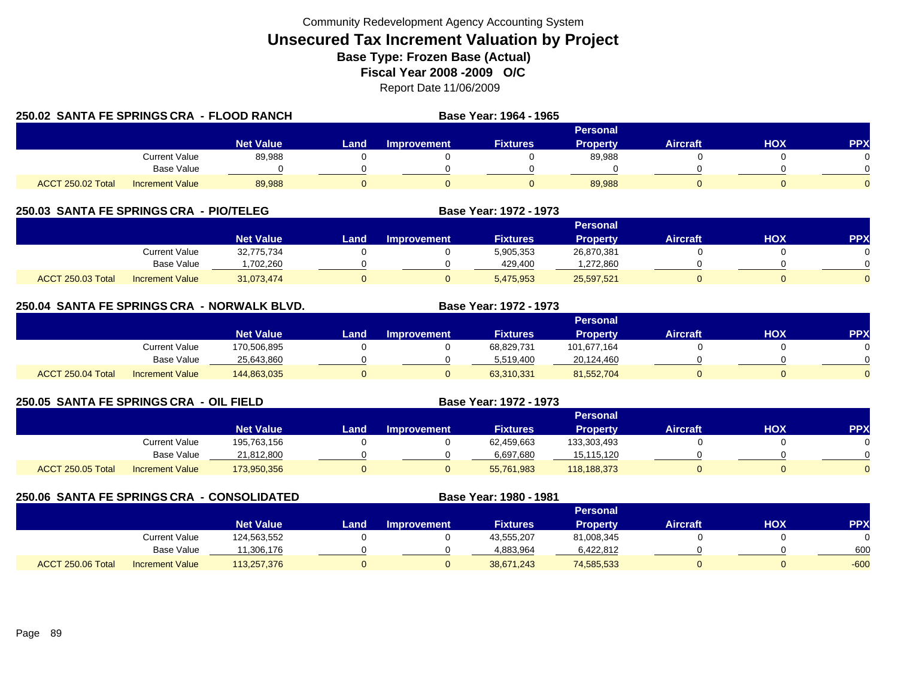Community Redevelopment Agency Accounting System

# Unsecured Tax Increment Valuation by Project

**Base Type: Frozen Base (Actual)**

**Fiscal Year 2008 -2009 O/C**

Report Date 11/06/2009

## 250.02 SANTA FE SPRINGS CRA - FLOOD RANCH

**Base Year: 1964 - 1965**

| | | Net Value | Land | Improvement | Fixtures | Personal Property | Aircraft | HOX | PPX |
|---|---|---|---|---|---|---|---|---|---|
| | Current Value | 89,988 | 0 | 0 | 0 | 89,988 | 0 | 0 | 0 |
| | Base Value | 0 | 0 | 0 | 0 | 0 | 0 | 0 | 0 |
| ACCT 250.02 Total | Increment Value | 89,988 | 0 | 0 | 0 | 89,988 | 0 | 0 | 0 |

## 250.03 SANTA FE SPRINGS CRA - PIO/TELEG

**Base Year: 1972 - 1973**

| | | Net Value | Land | Improvement | Fixtures | Personal Property | Aircraft | HOX | PPX |
|---|---|---|---|---|---|---|---|---|---|
| | Current Value | 32,775,734 | 0 | 0 | 5,905,353 | 26,870,381 | 0 | 0 | 0 |
| | Base Value | 1,702,260 | 0 | 0 | 429,400 | 1,272,860 | 0 | 0 | 0 |
| ACCT 250.03 Total | Increment Value | 31,073,474 | 0 | 0 | 5,475,953 | 25,597,521 | 0 | 0 | 0 |

## 250.04 SANTA FE SPRINGS CRA - NORWALK BLVD.

**Base Year: 1972 - 1973**

| | | Net Value | Land | Improvement | Fixtures | Personal Property | Aircraft | HOX | PPX |
|---|---|---|---|---|---|---|---|---|---|
| | Current Value | 170,506,895 | 0 | 0 | 68,829,731 | 101,677,164 | 0 | 0 | 0 |
| | Base Value | 25,643,860 | 0 | 0 | 5,519,400 | 20,124,460 | 0 | 0 | 0 |
| ACCT 250.04 Total | Increment Value | 144,863,035 | 0 | 0 | 63,310,331 | 81,552,704 | 0 | 0 | 0 |

## 250.05 SANTA FE SPRINGS CRA - OIL FIELD

**Base Year: 1972 - 1973**

| | | Net Value | Land | Improvement | Fixtures | Personal Property | Aircraft | HOX | PPX |
|---|---|---|---|---|---|---|---|---|---|
| | Current Value | 195,763,156 | 0 | 0 | 62,459,663 | 133,303,493 | 0 | 0 | 0 |
| | Base Value | 21,812,800 | 0 | 0 | 6,697,680 | 15,115,120 | 0 | 0 | 0 |
| ACCT 250.05 Total | Increment Value | 173,950,356 | 0 | 0 | 55,761,983 | 118,188,373 | 0 | 0 | 0 |

## 250.06 SANTA FE SPRINGS CRA - CONSOLIDATED

**Base Year: 1980 - 1981**

| | | Net Value | Land | Improvement | Fixtures | Personal Property | Aircraft | HOX | PPX |
|---|---|---|---|---|---|---|---|---|---|
| | Current Value | 124,563,552 | 0 | 0 | 43,555,207 | 81,008,345 | 0 | 0 | 0 |
| | Base Value | 11,306,176 | 0 | 0 | 4,883,964 | 6,422,812 | 0 | 0 | 600 |
| ACCT 250.06 Total | Increment Value | 113,257,376 | 0 | 0 | 38,671,243 | 74,585,533 | 0 | 0 | -600 |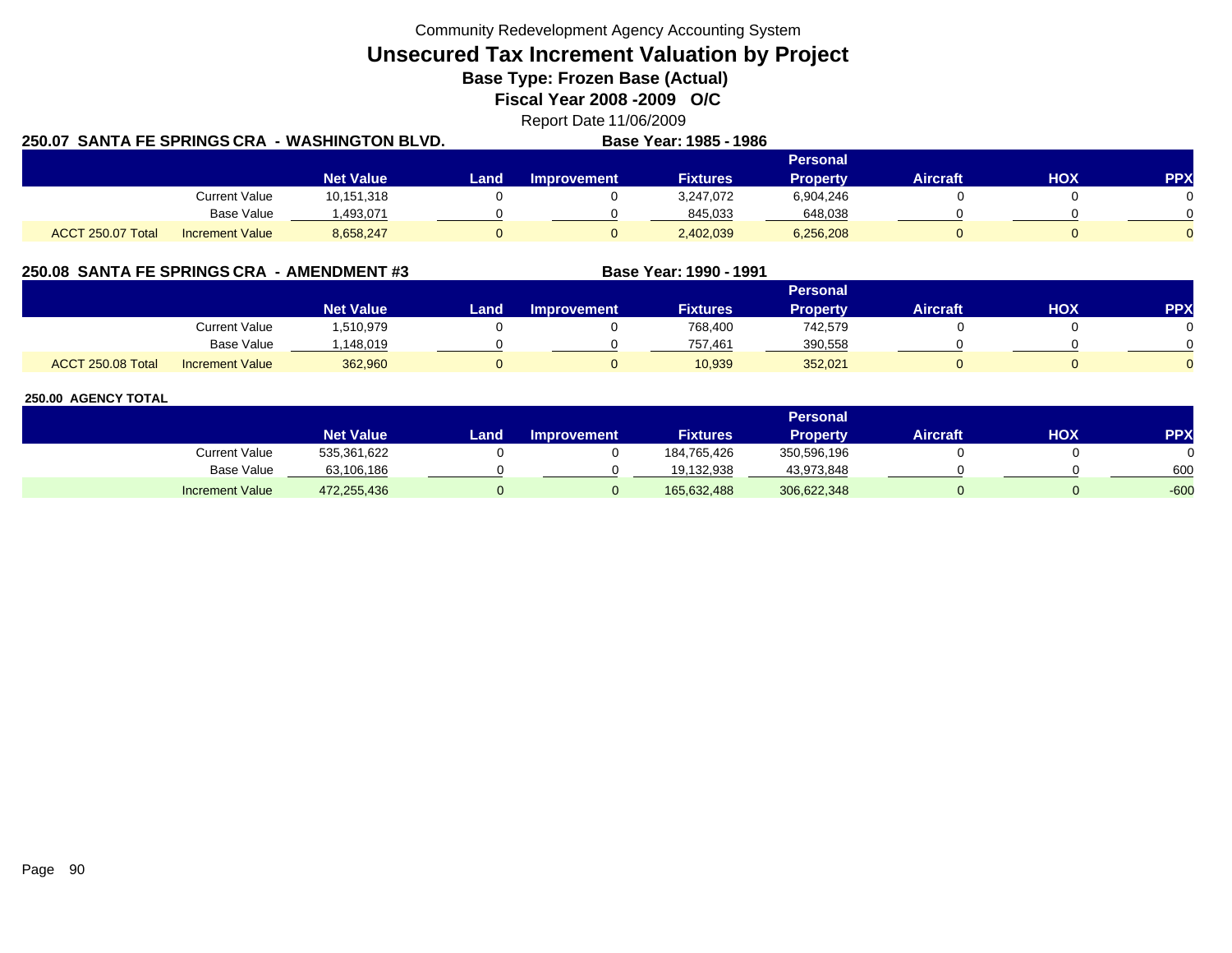Community Redevelopment Agency Accounting System

# Unsecured Tax Increment Valuation by Project

**Base Type: Frozen Base (Actual)**

**Fiscal Year 2008 -2009 O/C**

Report Date 11/06/2009

## 250.07 SANTA FE SPRINGS CRA - WASHINGTON BLVD.

**Base Year: 1985 - 1986**

| | | Net Value | Land | Improvement | Fixtures | Personal Property | Aircraft | HOX | PPX |
|---|---|---|---|---|---|---|---|---|---|
| | Current Value | 10,151,318 | 0 | 0 | 3,247,072 | 6,904,246 | 0 | 0 | 0 |
| | Base Value | 1,493,071 | 0 | 0 | 845,033 | 648,038 | 0 | 0 | 0 |
| ACCT 250.07 Total | Increment Value | 8,658,247 | 0 | 0 | 2,402,039 | 6,256,208 | 0 | 0 | 0 |

## 250.08 SANTA FE SPRINGS CRA - AMENDMENT #3

**Base Year: 1990 - 1991**

| | | Net Value | Land | Improvement | Fixtures | Personal Property | Aircraft | HOX | PPX |
|---|---|---|---|---|---|---|---|---|---|
| | Current Value | 1,510,979 | 0 | 0 | 768,400 | 742,579 | 0 | 0 | 0 |
| | Base Value | 1,148,019 | 0 | 0 | 757,461 | 390,558 | 0 | 0 | 0 |
| ACCT 250.08 Total | Increment Value | 362,960 | 0 | 0 | 10,939 | 352,021 | 0 | 0 | 0 |

## 250.00 AGENCY TOTAL

| | Net Value | Land | Improvement | Fixtures | Personal Property | Aircraft | HOX | PPX |
|---|---|---|---|---|---|---|---|---|
| Current Value | 535,361,622 | 0 | 0 | 184,765,426 | 350,596,196 | 0 | 0 | 0 |
| Base Value | 63,106,186 | 0 | 0 | 19,132,938 | 43,973,848 | 0 | 0 | 600 |
| Increment Value | 472,255,436 | 0 | 0 | 165,632,488 | 306,622,348 | 0 | 0 | -600 |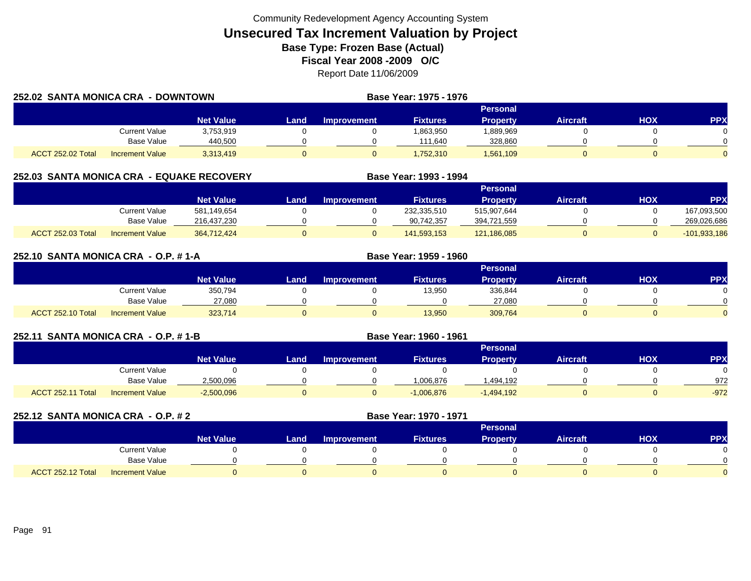Community Redevelopment Agency Accounting System

# Unsecured Tax Increment Valuation by Project

## Base Type: Frozen Base (Actual)

## Fiscal Year 2008 -2009 O/C

Report Date 11/06/2009

### 252.02 SANTA MONICA CRA - DOWNTOWN

Base Year: 1975 - 1976

| | | Net Value | Land | Improvement | Fixtures | Personal Property | Aircraft | HOX | PPX |
|---|---|---|---|---|---|---|---|---|---|
| | Current Value | 3,753,919 | 0 | 0 | 1,863,950 | 1,889,969 | 0 | 0 | 0 |
| | Base Value | 440,500 | 0 | 0 | 111,640 | 328,860 | 0 | 0 | 0 |
| ACCT 252.02 Total | Increment Value | 3,313,419 | 0 | 0 | 1,752,310 | 1,561,109 | 0 | 0 | 0 |

### 252.03 SANTA MONICA CRA - EQUAKE RECOVERY

Base Year: 1993 - 1994

| | | Net Value | Land | Improvement | Fixtures | Personal Property | Aircraft | HOX | PPX |
|---|---|---|---|---|---|---|---|---|---|
| | Current Value | 581,149,654 | 0 | 0 | 232,335,510 | 515,907,644 | 0 | 0 | 167,093,500 |
| | Base Value | 216,437,230 | 0 | 0 | 90,742,357 | 394,721,559 | 0 | 0 | 269,026,686 |
| ACCT 252.03 Total | Increment Value | 364,712,424 | 0 | 0 | 141,593,153 | 121,186,085 | 0 | 0 | -101,933,186 |

### 252.10 SANTA MONICA CRA - O.P. # 1-A

Base Year: 1959 - 1960

| | | Net Value | Land | Improvement | Fixtures | Personal Property | Aircraft | HOX | PPX |
|---|---|---|---|---|---|---|---|---|---|
| | Current Value | 350,794 | 0 | 0 | 13,950 | 336,844 | 0 | 0 | 0 |
| | Base Value | 27,080 | 0 | 0 | 0 | 27,080 | 0 | 0 | 0 |
| ACCT 252.10 Total | Increment Value | 323,714 | 0 | 0 | 13,950 | 309,764 | 0 | 0 | 0 |

### 252.11 SANTA MONICA CRA - O.P. # 1-B

Base Year: 1960 - 1961

| | | Net Value | Land | Improvement | Fixtures | Personal Property | Aircraft | HOX | PPX |
|---|---|---|---|---|---|---|---|---|---|
| | Current Value | 0 | 0 | 0 | 0 | 0 | 0 | 0 | 0 |
| | Base Value | 2,500,096 | 0 | 0 | 1,006,876 | 1,494,192 | 0 | 0 | 972 |
| ACCT 252.11 Total | Increment Value | -2,500,096 | 0 | 0 | -1,006,876 | -1,494,192 | 0 | 0 | -972 |

### 252.12 SANTA MONICA CRA - O.P. # 2

Base Year: 1970 - 1971

| | | Net Value | Land | Improvement | Fixtures | Personal Property | Aircraft | HOX | PPX |
|---|---|---|---|---|---|---|---|---|---|
| | Current Value | 0 | 0 | 0 | 0 | 0 | 0 | 0 | 0 |
| | Base Value | 0 | 0 | 0 | 0 | 0 | 0 | 0 | 0 |
| ACCT 252.12 Total | Increment Value | 0 | 0 | 0 | 0 | 0 | 0 | 0 | 0 |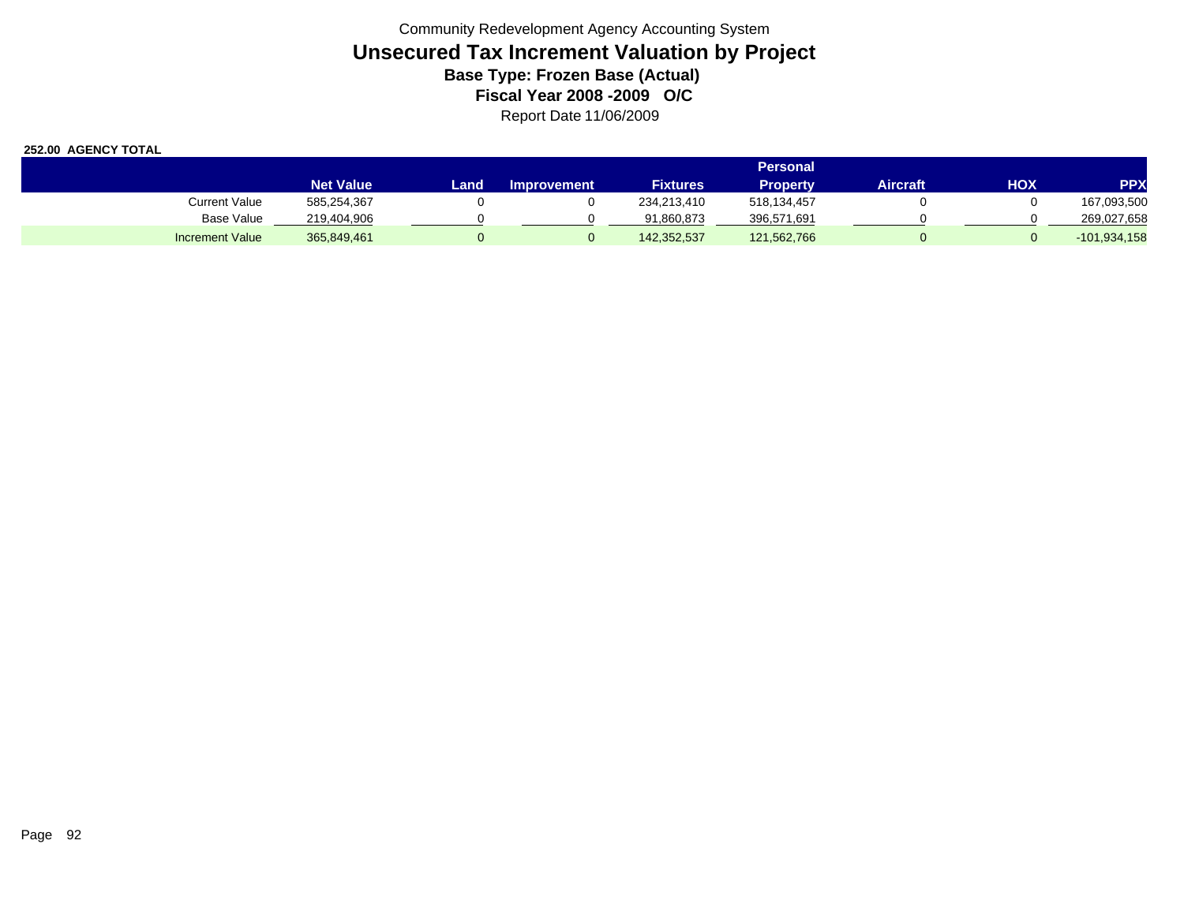Community Redevelopment Agency Accounting System

# Unsecured Tax Increment Valuation by Project

**Base Type: Frozen Base (Actual)**

**Fiscal Year 2008 -2009 O/C**

Report Date 11/06/2009

**252.00 AGENCY TOTAL**

| | Net Value | Land | Improvement | Fixtures | Personal Property | Aircraft | HOX | PPX |
|---|---|---|---|---|---|---|---|---|
| Current Value | 585,254,367 | 0 | 0 | 234,213,410 | 518,134,457 | 0 | 0 | 167,093,500 |
| Base Value | 219,404,906 | 0 | 0 | 91,860,873 | 396,571,691 | 0 | 0 | 269,027,658 |
| Increment Value | 365,849,461 | 0 | 0 | 142,352,537 | 121,562,766 | 0 | 0 | -101,934,158 |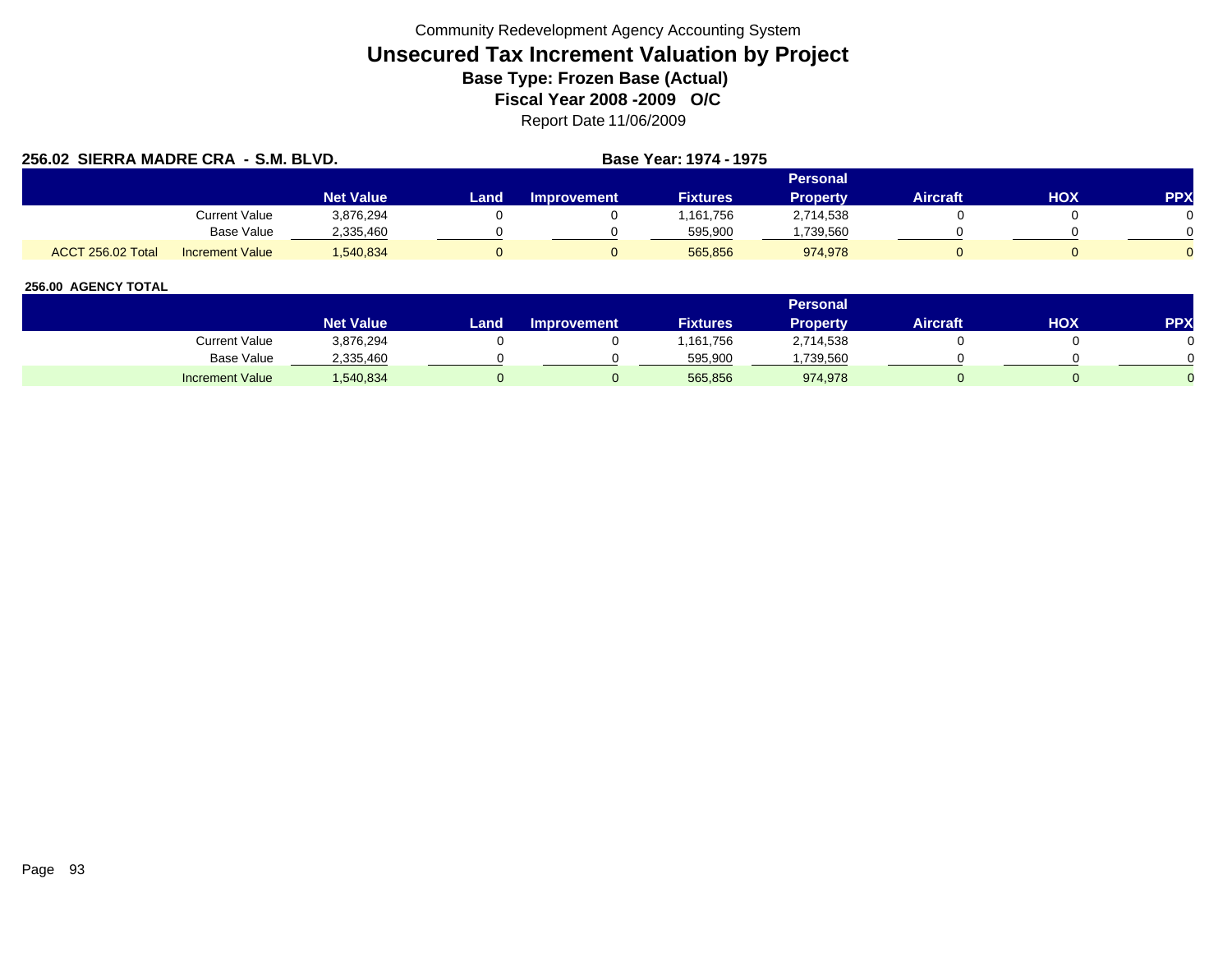Community Redevelopment Agency Accounting System

# Unsecured Tax Increment Valuation by Project

**Base Type: Frozen Base (Actual)**

**Fiscal Year 2008 -2009 O/C**

Report Date 11/06/2009

## 256.02 SIERRA MADRE CRA - S.M. BLVD.

**Base Year: 1974 - 1975**

| | | Net Value | Land | Improvement | Fixtures | Personal Property | Aircraft | HOX | PPX |
|---|---|---|---|---|---|---|---|---|---|
| | Current Value | 3,876,294 | 0 | 0 | 1,161,756 | 2,714,538 | 0 | 0 | 0 |
| | Base Value | 2,335,460 | 0 | 0 | 595,900 | 1,739,560 | 0 | 0 | 0 |
| ACCT 256.02 Total | Increment Value | 1,540,834 | 0 | 0 | 565,856 | 974,978 | 0 | 0 | 0 |

## 256.00 AGENCY TOTAL

| | Net Value | Land | Improvement | Fixtures | Personal Property | Aircraft | HOX | PPX |
|---|---|---|---|---|---|---|---|---|
| Current Value | 3,876,294 | 0 | 0 | 1,161,756 | 2,714,538 | 0 | 0 | 0 |
| Base Value | 2,335,460 | 0 | 0 | 595,900 | 1,739,560 | 0 | 0 | 0 |
| Increment Value | 1,540,834 | 0 | 0 | 565,856 | 974,978 | 0 | 0 | 0 |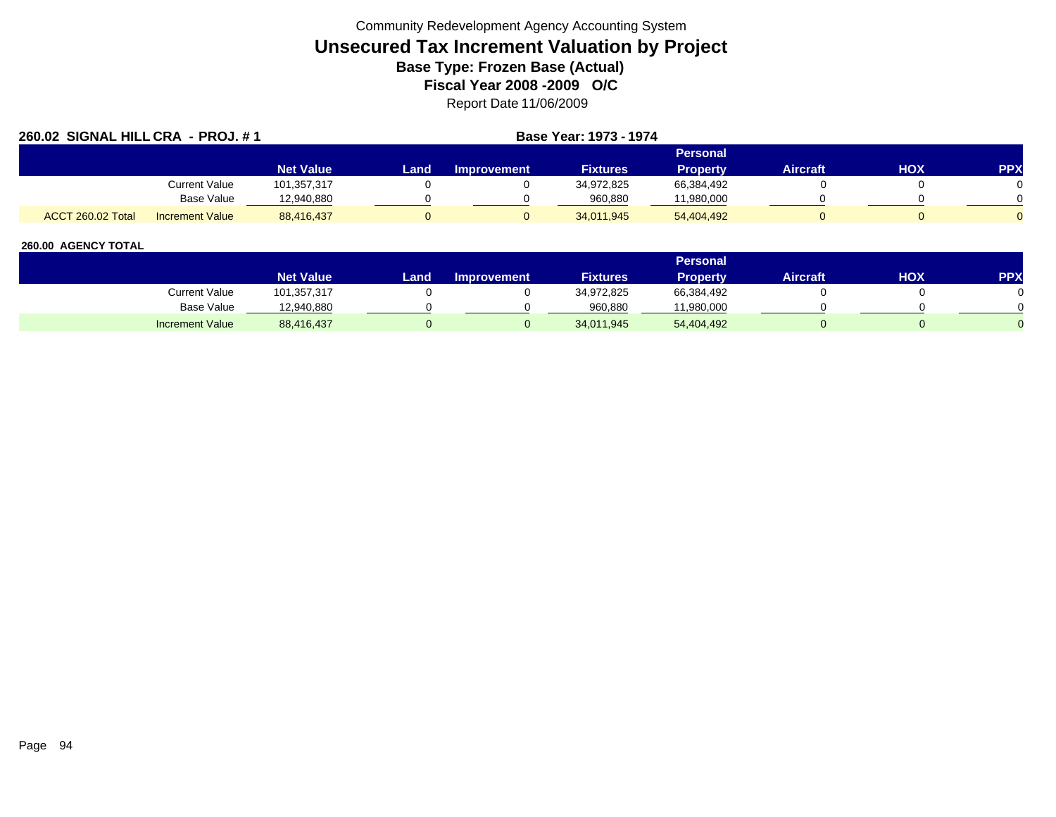Community Redevelopment Agency Accounting System

# Unsecured Tax Increment Valuation by Project

**Base Type: Frozen Base (Actual)**

**Fiscal Year 2008 -2009 O/C**

Report Date 11/06/2009

**260.02 SIGNAL HILL CRA - PROJ. # 1** **Base Year: 1973 - 1974**

| | | Net Value | Land | Improvement | Fixtures | Personal Property | Aircraft | HOX | PPX |
|---|---|---|---|---|---|---|---|---|---|
| | Current Value | 101,357,317 | 0 | 0 | 34,972,825 | 66,384,492 | 0 | 0 | 0 |
| | Base Value | 12,940,880 | 0 | 0 | 960,880 | 11,980,000 | 0 | 0 | 0 |
| ACCT 260.02 Total | Increment Value | 88,416,437 | 0 | 0 | 34,011,945 | 54,404,492 | 0 | 0 | 0 |

**260.00 AGENCY TOTAL**

| | Net Value | Land | Improvement | Fixtures | Personal Property | Aircraft | HOX | PPX |
|---|---|---|---|---|---|---|---|---|
| Current Value | 101,357,317 | 0 | 0 | 34,972,825 | 66,384,492 | 0 | 0 | 0 |
| Base Value | 12,940,880 | 0 | 0 | 960,880 | 11,980,000 | 0 | 0 | 0 |
| Increment Value | 88,416,437 | 0 | 0 | 34,011,945 | 54,404,492 | 0 | 0 | 0 |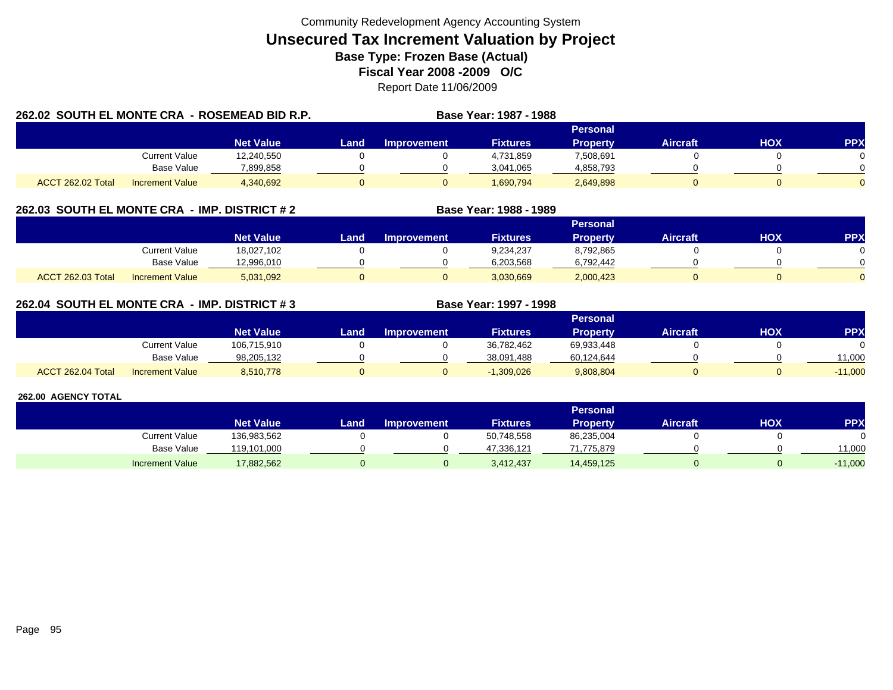Community Redevelopment Agency Accounting System

# Unsecured Tax Increment Valuation by Project

**Base Type: Frozen Base (Actual)**

**Fiscal Year 2008 -2009 O/C**

Report Date 11/06/2009

## 262.02 SOUTH EL MONTE CRA - ROSEMEAD BID R.P.

**Base Year: 1987 - 1988**

| | | Net Value | Land | Improvement | Fixtures | Personal Property | Aircraft | HOX | PPX |
|---|---|---|---|---|---|---|---|---|---|
| | Current Value | 12,240,550 | 0 | 0 | 4,731,859 | 7,508,691 | 0 | 0 | 0 |
| | Base Value | 7,899,858 | 0 | 0 | 3,041,065 | 4,858,793 | 0 | 0 | 0 |
| ACCT 262.02 Total | Increment Value | 4,340,692 | 0 | 0 | 1,690,794 | 2,649,898 | 0 | 0 | 0 |

## 262.03 SOUTH EL MONTE CRA - IMP. DISTRICT # 2

**Base Year: 1988 - 1989**

| | | Net Value | Land | Improvement | Fixtures | Personal Property | Aircraft | HOX | PPX |
|---|---|---|---|---|---|---|---|---|---|
| | Current Value | 18,027,102 | 0 | 0 | 9,234,237 | 8,792,865 | 0 | 0 | 0 |
| | Base Value | 12,996,010 | 0 | 0 | 6,203,568 | 6,792,442 | 0 | 0 | 0 |
| ACCT 262.03 Total | Increment Value | 5,031,092 | 0 | 0 | 3,030,669 | 2,000,423 | 0 | 0 | 0 |

## 262.04 SOUTH EL MONTE CRA - IMP. DISTRICT # 3

**Base Year: 1997 - 1998**

| | | Net Value | Land | Improvement | Fixtures | Personal Property | Aircraft | HOX | PPX |
|---|---|---|---|---|---|---|---|---|---|
| | Current Value | 106,715,910 | 0 | 0 | 36,782,462 | 69,933,448 | 0 | 0 | 0 |
| | Base Value | 98,205,132 | 0 | 0 | 38,091,488 | 60,124,644 | 0 | 0 | 11,000 |
| ACCT 262.04 Total | Increment Value | 8,510,778 | 0 | 0 | -1,309,026 | 9,808,804 | 0 | 0 | -11,000 |

## 262.00 AGENCY TOTAL

| | | Net Value | Land | Improvement | Fixtures | Personal Property | Aircraft | HOX | PPX |
|---|---|---|---|---|---|---|---|---|---|
| | Current Value | 136,983,562 | 0 | 0 | 50,748,558 | 86,235,004 | 0 | 0 | 0 |
| | Base Value | 119,101,000 | 0 | 0 | 47,336,121 | 71,775,879 | 0 | 0 | 11,000 |
| | Increment Value | 17,882,562 | 0 | 0 | 3,412,437 | 14,459,125 | 0 | 0 | -11,000 |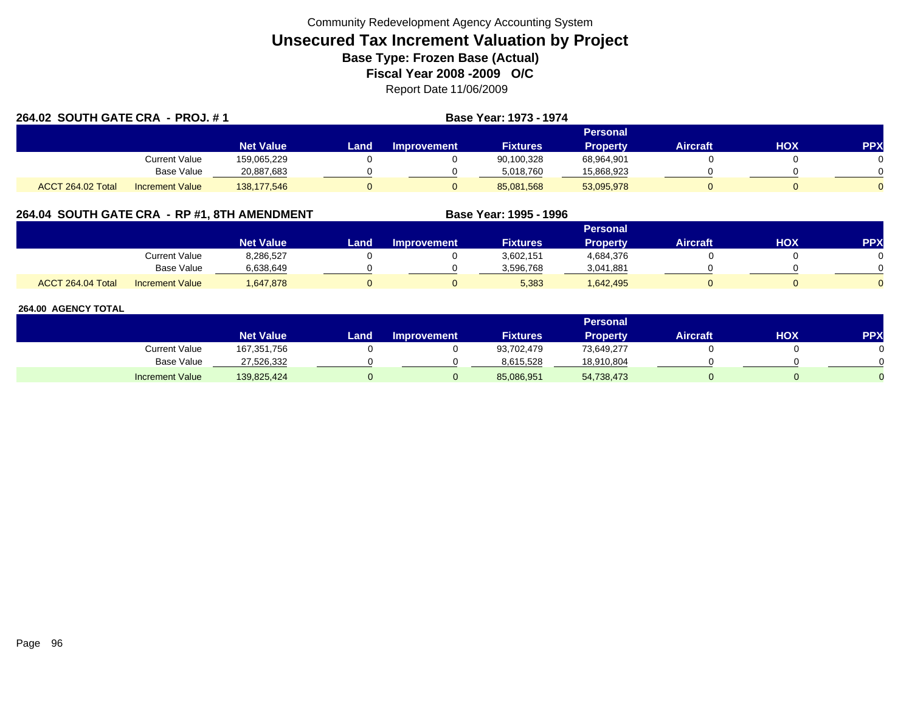Community Redevelopment Agency Accounting System

# Unsecured Tax Increment Valuation by Project

**Base Type: Frozen Base (Actual)**

**Fiscal Year 2008 -2009 O/C**

Report Date 11/06/2009

## 264.02 SOUTH GATE CRA - PROJ. # 1

**Base Year: 1973 - 1974**

| | | Net Value | Land | Improvement | Fixtures | Personal Property | Aircraft | HOX | PPX |
|---|---|---|---|---|---|---|---|---|---|
| | Current Value | 159,065,229 | 0 | 0 | 90,100,328 | 68,964,901 | 0 | 0 | 0 |
| | Base Value | 20,887,683 | 0 | 0 | 5,018,760 | 15,868,923 | 0 | 0 | 0 |
| ACCT 264.02 Total | Increment Value | 138,177,546 | 0 | 0 | 85,081,568 | 53,095,978 | 0 | 0 | 0 |

## 264.04 SOUTH GATE CRA - RP #1, 8TH AMENDMENT

**Base Year: 1995 - 1996**

| | | Net Value | Land | Improvement | Fixtures | Personal Property | Aircraft | HOX | PPX |
|---|---|---|---|---|---|---|---|---|---|
| | Current Value | 8,286,527 | 0 | 0 | 3,602,151 | 4,684,376 | 0 | 0 | 0 |
| | Base Value | 6,638,649 | 0 | 0 | 3,596,768 | 3,041,881 | 0 | 0 | 0 |
| ACCT 264.04 Total | Increment Value | 1,647,878 | 0 | 0 | 5,383 | 1,642,495 | 0 | 0 | 0 |

## 264.00 AGENCY TOTAL

| | | Net Value | Land | Improvement | Fixtures | Personal Property | Aircraft | HOX | PPX |
|---|---|---|---|---|---|---|---|---|---|
| | Current Value | 167,351,756 | 0 | 0 | 93,702,479 | 73,649,277 | 0 | 0 | 0 |
| | Base Value | 27,526,332 | 0 | 0 | 8,615,528 | 18,910,804 | 0 | 0 | 0 |
| | Increment Value | 139,825,424 | 0 | 0 | 85,086,951 | 54,738,473 | 0 | 0 | 0 |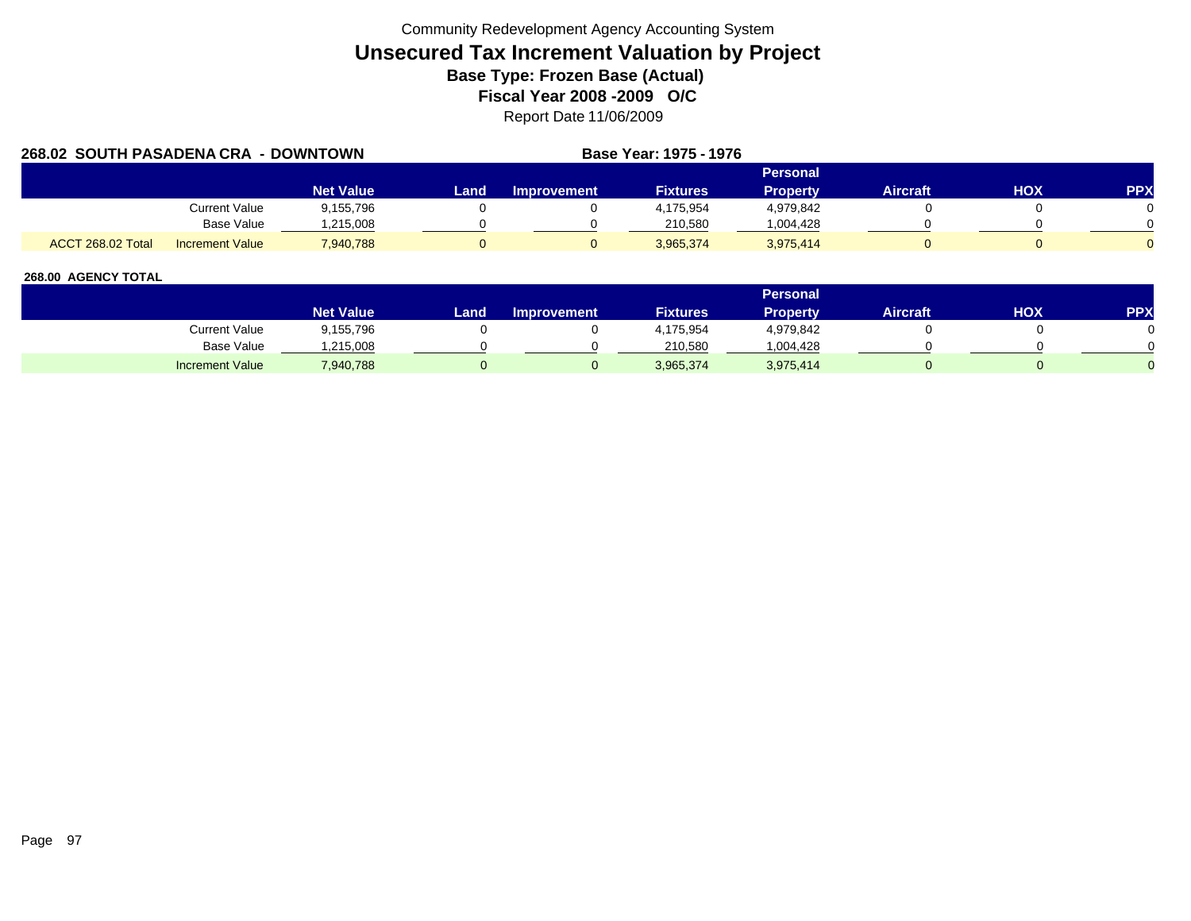Community Redevelopment Agency Accounting System

# Unsecured Tax Increment Valuation by Project

## Base Type: Frozen Base (Actual)

## Fiscal Year 2008 -2009 O/C

Report Date 11/06/2009

**268.02 SOUTH PASADENA CRA - DOWNTOWN** **Base Year: 1975 - 1976**

| | | Net Value | Land | Improvement | Fixtures | Personal Property | Aircraft | HOX | PPX |
|---|---|---|---|---|---|---|---|---|---|
| | Current Value | 9,155,796 | 0 | 0 | 4,175,954 | 4,979,842 | 0 | 0 | 0 |
| | Base Value | 1,215,008 | 0 | 0 | 210,580 | 1,004,428 | 0 | 0 | 0 |
| ACCT 268.02 Total | Increment Value | 7,940,788 | 0 | 0 | 3,965,374 | 3,975,414 | 0 | 0 | 0 |

**268.00 AGENCY TOTAL**

| | Net Value | Land | Improvement | Fixtures | Personal Property | Aircraft | HOX | PPX |
|---|---|---|---|---|---|---|---|---|
| Current Value | 9,155,796 | 0 | 0 | 4,175,954 | 4,979,842 | 0 | 0 | 0 |
| Base Value | 1,215,008 | 0 | 0 | 210,580 | 1,004,428 | 0 | 0 | 0 |
| Increment Value | 7,940,788 | 0 | 0 | 3,965,374 | 3,975,414 | 0 | 0 | 0 |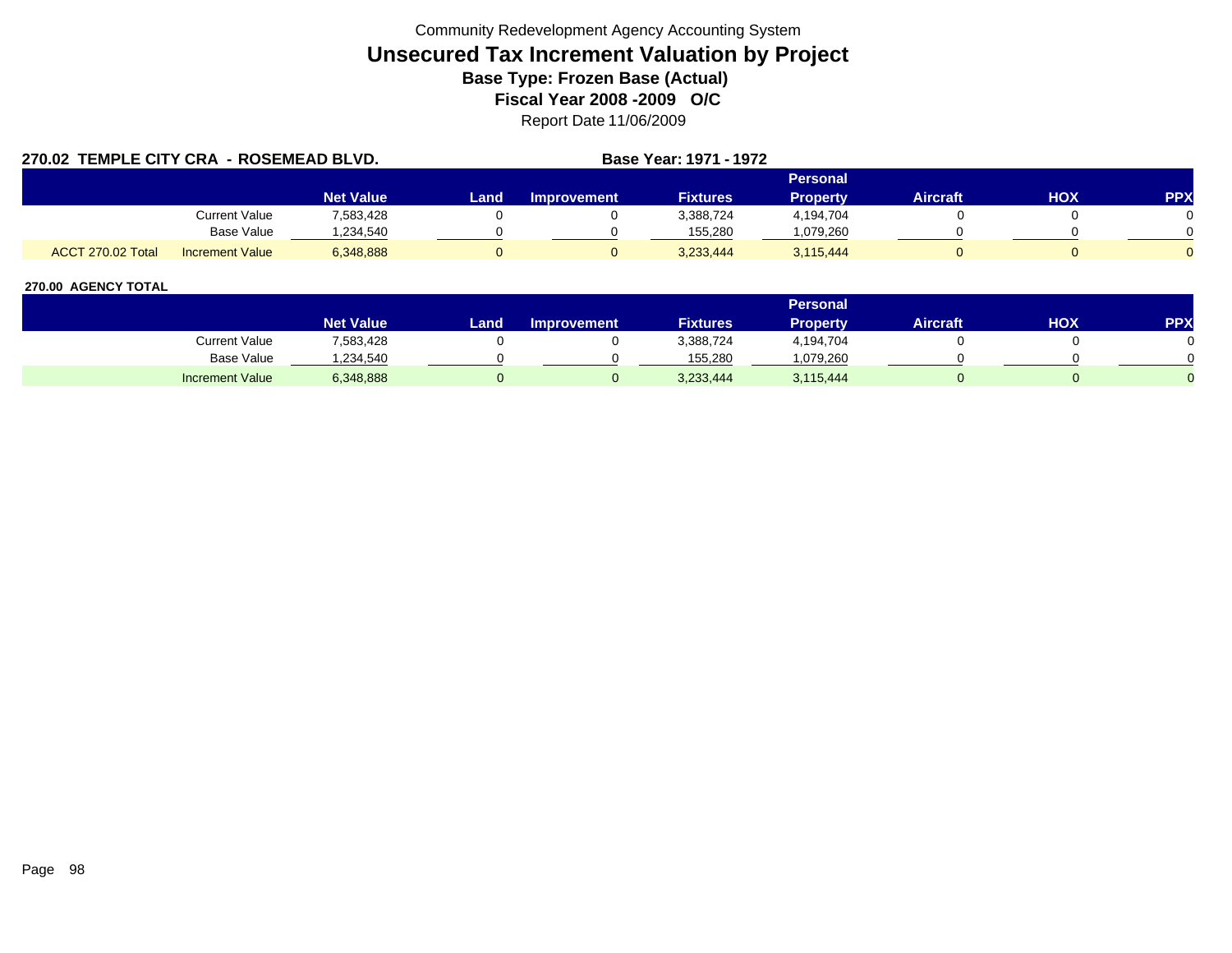Community Redevelopment Agency Accounting System

# Unsecured Tax Increment Valuation by Project

## Base Type: Frozen Base (Actual)

## Fiscal Year 2008 -2009 O/C

Report Date 11/06/2009

**270.02 TEMPLE CITY CRA - ROSEMEAD BLVD.** **Base Year: 1971 - 1972**

| | | Net Value | Land | Improvement | Fixtures | Personal Property | Aircraft | HOX | PPX |
|---|---|---|---|---|---|---|---|---|---|
| | Current Value | 7,583,428 | 0 | 0 | 3,388,724 | 4,194,704 | 0 | 0 | 0 |
| | Base Value | 1,234,540 | 0 | 0 | 155,280 | 1,079,260 | 0 | 0 | 0 |
| ACCT 270.02 Total | Increment Value | 6,348,888 | 0 | 0 | 3,233,444 | 3,115,444 | 0 | 0 | 0 |

**270.00 AGENCY TOTAL**

| | Net Value | Land | Improvement | Fixtures | Personal Property | Aircraft | HOX | PPX |
|---|---|---|---|---|---|---|---|---|
| Current Value | 7,583,428 | 0 | 0 | 3,388,724 | 4,194,704 | 0 | 0 | 0 |
| Base Value | 1,234,540 | 0 | 0 | 155,280 | 1,079,260 | 0 | 0 | 0 |
| Increment Value | 6,348,888 | 0 | 0 | 3,233,444 | 3,115,444 | 0 | 0 | 0 |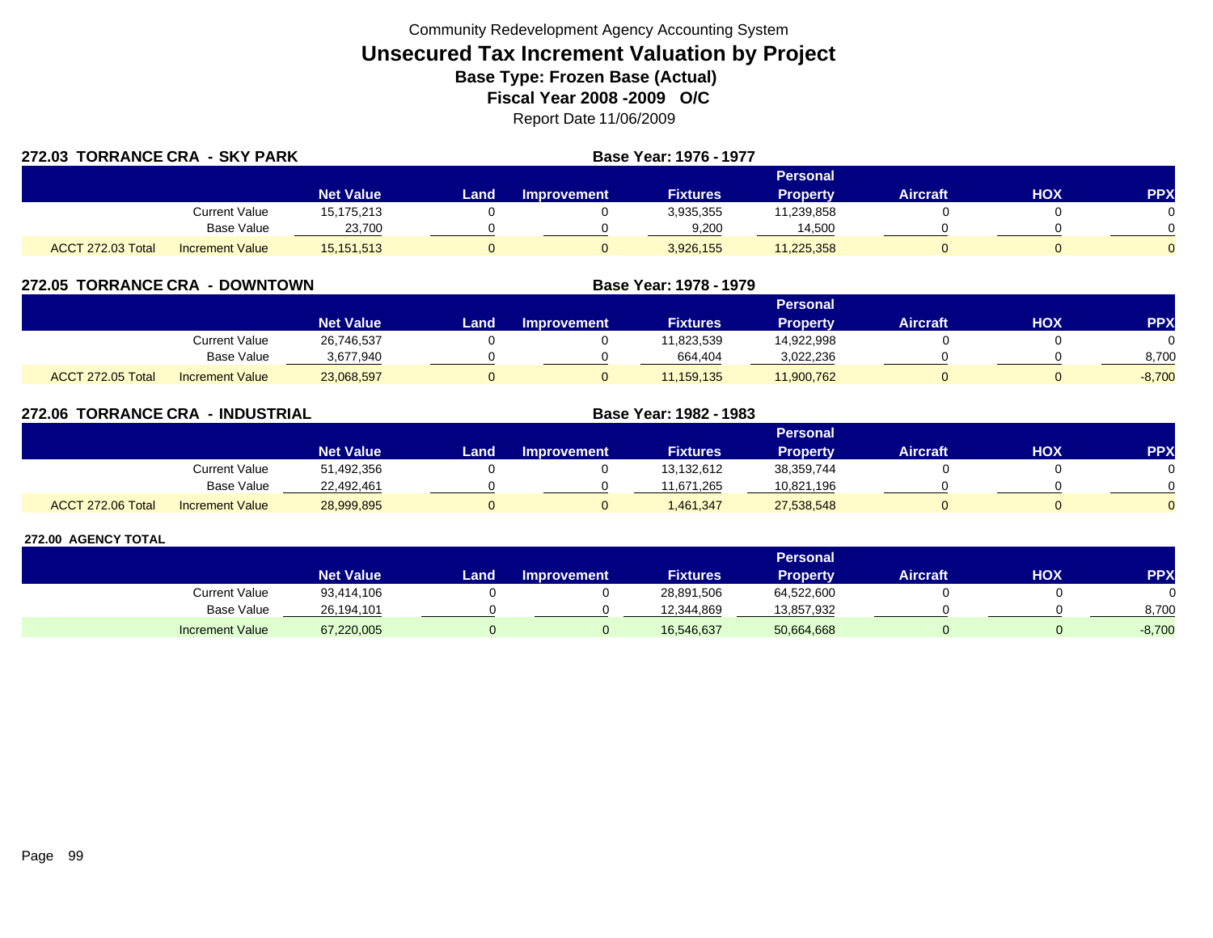Community Redevelopment Agency Accounting System

# Unsecured Tax Increment Valuation by Project

**Base Type: Frozen Base (Actual)**

**Fiscal Year 2008 -2009 O/C**

Report Date 11/06/2009

## 272.03 TORRANCE CRA - SKY PARK

**Base Year: 1976 - 1977**

| | | Net Value | Land | Improvement | Fixtures | Personal Property | Aircraft | HOX | PPX |
|---|---|---|---|---|---|---|---|---|---|
| | Current Value | 15,175,213 | 0 | 0 | 3,935,355 | 11,239,858 | 0 | 0 | 0 |
| | Base Value | 23,700 | 0 | 0 | 9,200 | 14,500 | 0 | 0 | 0 |
| ACCT 272.03 Total | Increment Value | 15,151,513 | 0 | 0 | 3,926,155 | 11,225,358 | 0 | 0 | 0 |

## 272.05 TORRANCE CRA - DOWNTOWN

**Base Year: 1978 - 1979**

| | | Net Value | Land | Improvement | Fixtures | Personal Property | Aircraft | HOX | PPX |
|---|---|---|---|---|---|---|---|---|---|
| | Current Value | 26,746,537 | 0 | 0 | 11,823,539 | 14,922,998 | 0 | 0 | 0 |
| | Base Value | 3,677,940 | 0 | 0 | 664,404 | 3,022,236 | 0 | 0 | 8,700 |
| ACCT 272.05 Total | Increment Value | 23,068,597 | 0 | 0 | 11,159,135 | 11,900,762 | 0 | 0 | -8,700 |

## 272.06 TORRANCE CRA - INDUSTRIAL

**Base Year: 1982 - 1983**

| | | Net Value | Land | Improvement | Fixtures | Personal Property | Aircraft | HOX | PPX |
|---|---|---|---|---|---|---|---|---|---|
| | Current Value | 51,492,356 | 0 | 0 | 13,132,612 | 38,359,744 | 0 | 0 | 0 |
| | Base Value | 22,492,461 | 0 | 0 | 11,671,265 | 10,821,196 | 0 | 0 | 0 |
| ACCT 272.06 Total | Increment Value | 28,999,895 | 0 | 0 | 1,461,347 | 27,538,548 | 0 | 0 | 0 |

## 272.00 AGENCY TOTAL

| | Net Value | Land | Improvement | Fixtures | Personal Property | Aircraft | HOX | PPX |
|---|---|---|---|---|---|---|---|---|
| Current Value | 93,414,106 | 0 | 0 | 28,891,506 | 64,522,600 | 0 | 0 | 0 |
| Base Value | 26,194,101 | 0 | 0 | 12,344,869 | 13,857,932 | 0 | 0 | 8,700 |
| Increment Value | 67,220,005 | 0 | 0 | 16,546,637 | 50,664,668 | 0 | 0 | -8,700 |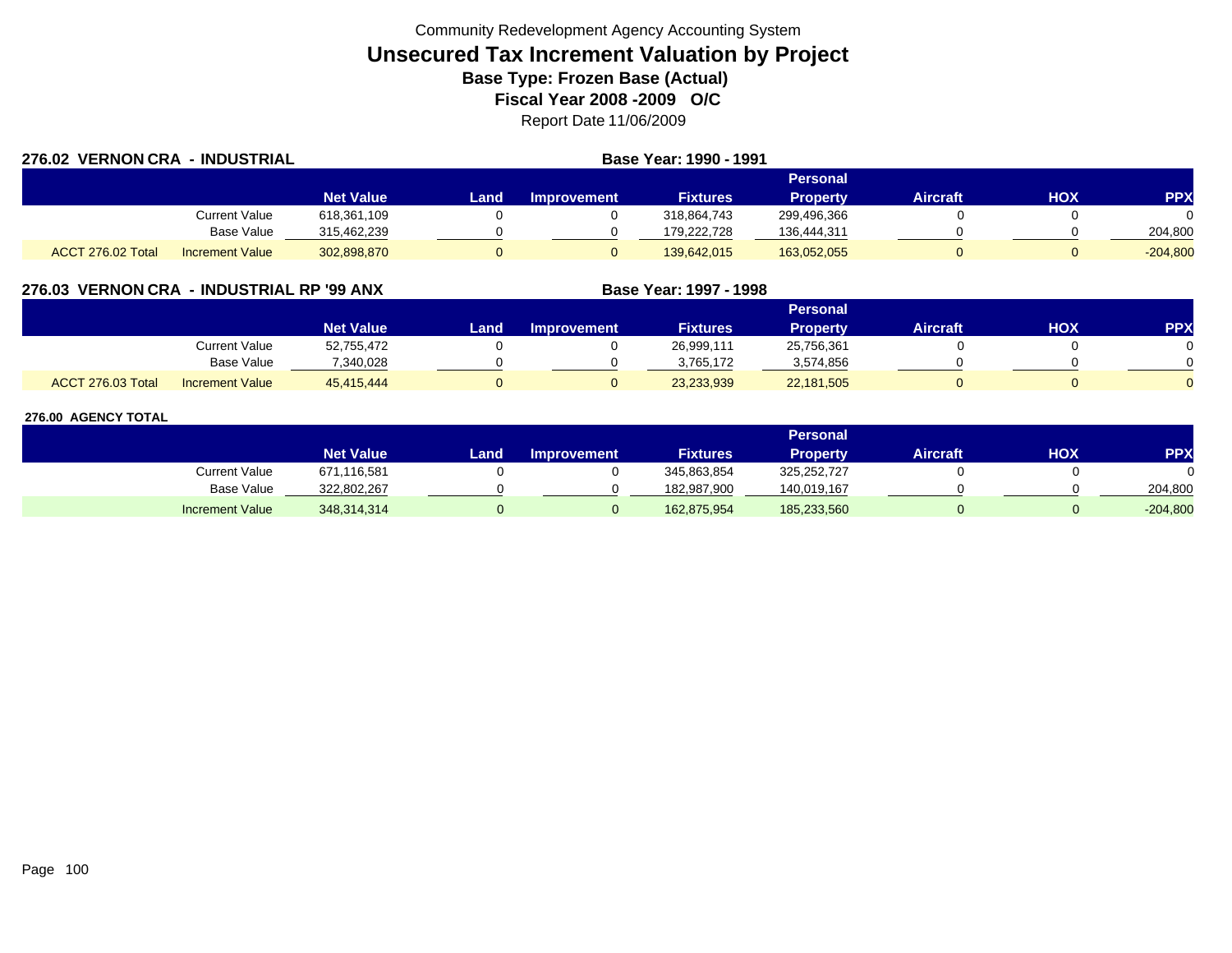Community Redevelopment Agency Accounting System

# Unsecured Tax Increment Valuation by Project

## Base Type: Frozen Base (Actual)

## Fiscal Year 2008 -2009 O/C

Report Date 11/06/2009

### 276.02 VERNON CRA - INDUSTRIAL

**Base Year: 1990 - 1991**

| | | Net Value | Land | Improvement | Fixtures | Personal Property | Aircraft | HOX | PPX |
|---|---|---|---|---|---|---|---|---|---|
| | Current Value | 618,361,109 | 0 | 0 | 318,864,743 | 299,496,366 | 0 | 0 | 0 |
| | Base Value | 315,462,239 | 0 | 0 | 179,222,728 | 136,444,311 | 0 | 0 | 204,800 |
| ACCT 276.02 Total | Increment Value | 302,898,870 | 0 | 0 | 139,642,015 | 163,052,055 | 0 | 0 | -204,800 |

### 276.03 VERNON CRA - INDUSTRIAL RP '99 ANX

**Base Year: 1997 - 1998**

| | | Net Value | Land | Improvement | Fixtures | Personal Property | Aircraft | HOX | PPX |
|---|---|---|---|---|---|---|---|---|---|
| | Current Value | 52,755,472 | 0 | 0 | 26,999,111 | 25,756,361 | 0 | 0 | 0 |
| | Base Value | 7,340,028 | 0 | 0 | 3,765,172 | 3,574,856 | 0 | 0 | 0 |
| ACCT 276.03 Total | Increment Value | 45,415,444 | 0 | 0 | 23,233,939 | 22,181,505 | 0 | 0 | 0 |

### 276.00 AGENCY TOTAL

| | Net Value | Land | Improvement | Fixtures | Personal Property | Aircraft | HOX | PPX |
|---|---|---|---|---|---|---|---|---|
| Current Value | 671,116,581 | 0 | 0 | 345,863,854 | 325,252,727 | 0 | 0 | 0 |
| Base Value | 322,802,267 | 0 | 0 | 182,987,900 | 140,019,167 | 0 | 0 | 204,800 |
| Increment Value | 348,314,314 | 0 | 0 | 162,875,954 | 185,233,560 | 0 | 0 | -204,800 |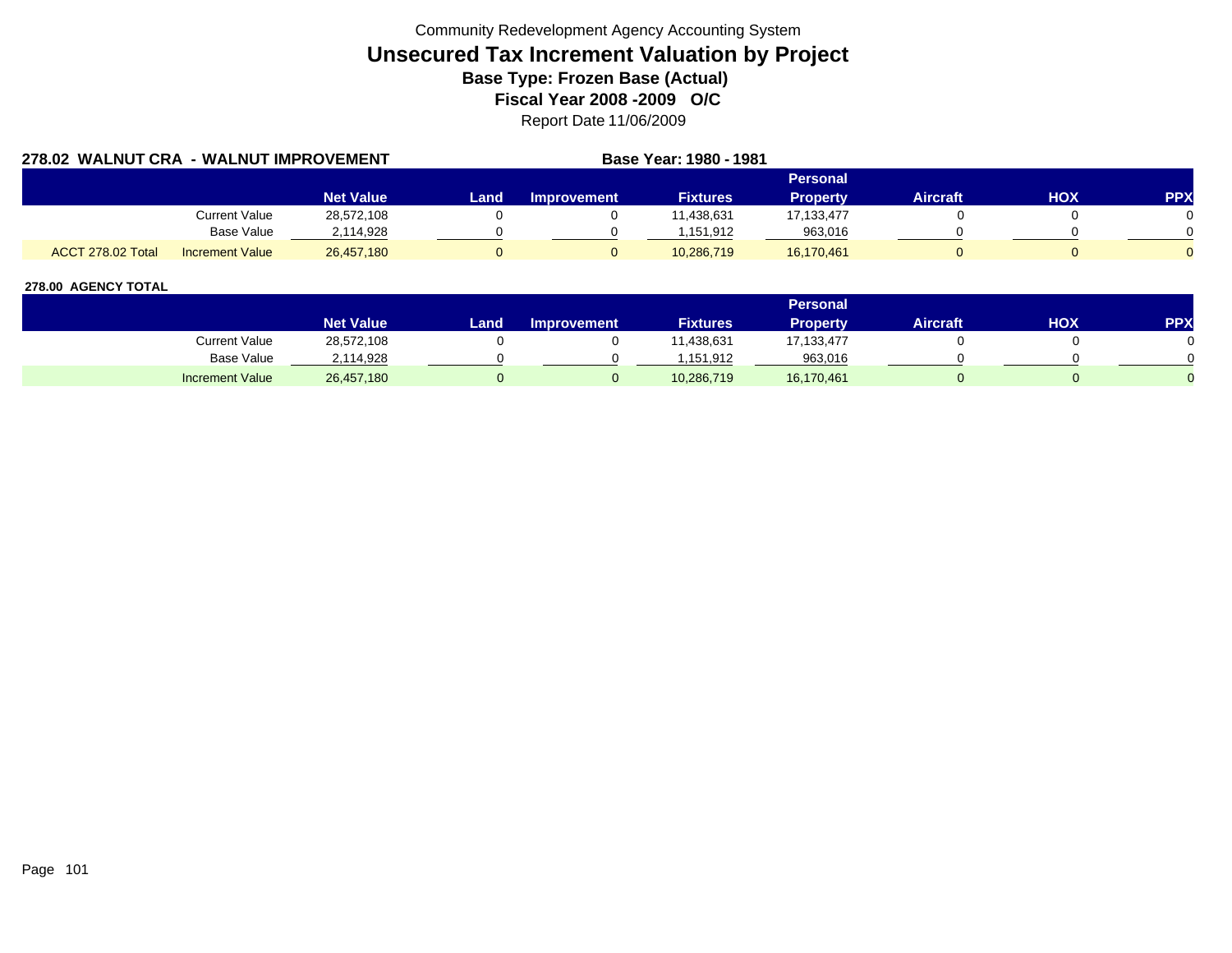Community Redevelopment Agency Accounting System

# Unsecured Tax Increment Valuation by Project

**Base Type: Frozen Base (Actual)**

**Fiscal Year 2008 -2009 O/C**

Report Date 11/06/2009

**278.02 WALNUT CRA - WALNUT IMPROVEMENT** **Base Year: 1980 - 1981**

| | | Net Value | Land | Improvement | Fixtures | Personal Property | Aircraft | HOX | PPX |
|---|---|---|---|---|---|---|---|---|---|
| | Current Value | 28,572,108 | 0 | 0 | 11,438,631 | 17,133,477 | 0 | 0 | 0 |
| | Base Value | 2,114,928 | 0 | 0 | 1,151,912 | 963,016 | 0 | 0 | 0 |
| ACCT 278.02 Total | Increment Value | 26,457,180 | 0 | 0 | 10,286,719 | 16,170,461 | 0 | 0 | 0 |

**278.00 AGENCY TOTAL**

| | Net Value | Land | Improvement | Fixtures | Personal Property | Aircraft | HOX | PPX |
|---|---|---|---|---|---|---|---|---|
| Current Value | 28,572,108 | 0 | 0 | 11,438,631 | 17,133,477 | 0 | 0 | 0 |
| Base Value | 2,114,928 | 0 | 0 | 1,151,912 | 963,016 | 0 | 0 | 0 |
| Increment Value | 26,457,180 | 0 | 0 | 10,286,719 | 16,170,461 | 0 | 0 | 0 |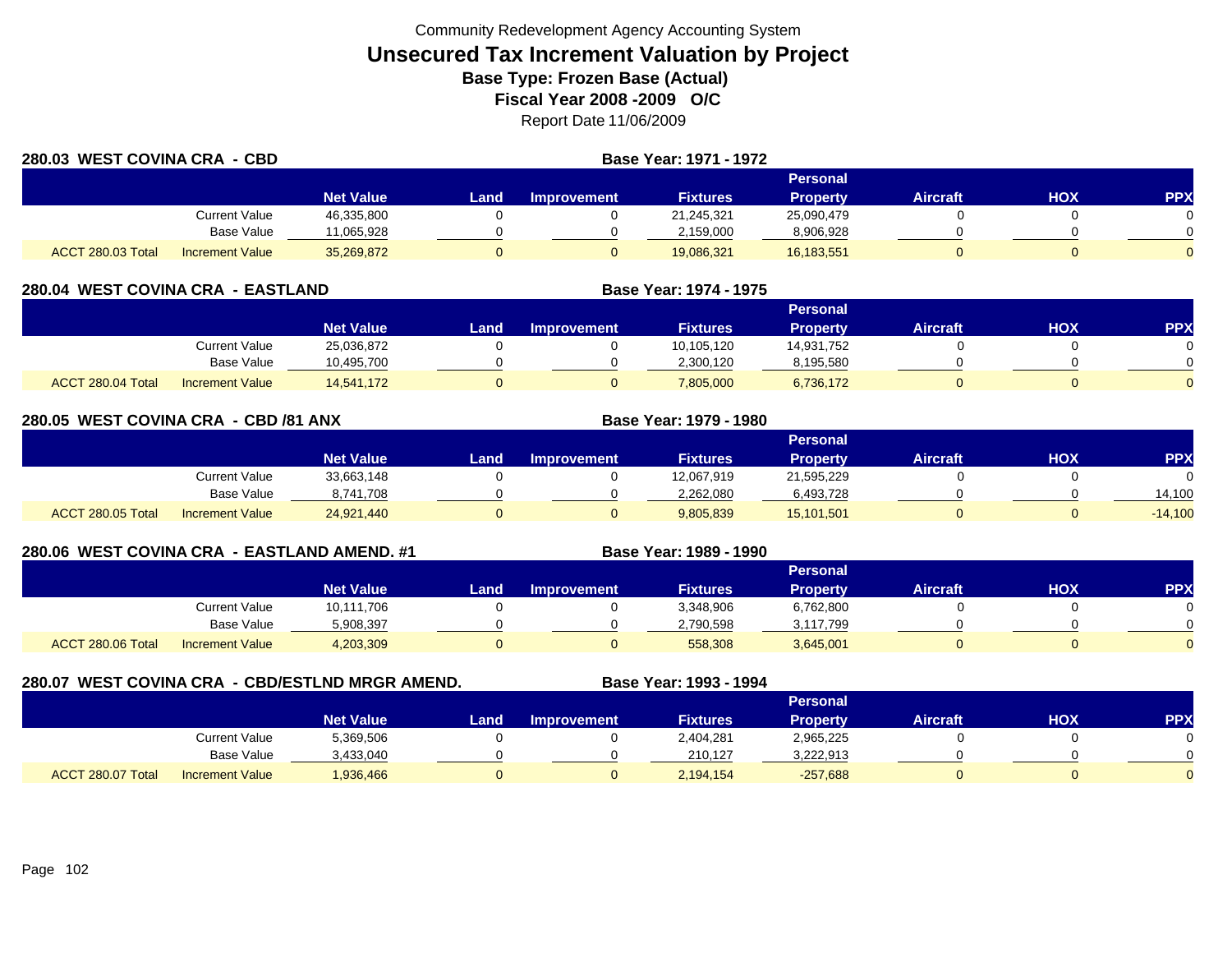Community Redevelopment Agency Accounting System

# Unsecured Tax Increment Valuation by Project

**Base Type: Frozen Base (Actual)**

**Fiscal Year 2008 -2009 O/C**

Report Date 11/06/2009

## 280.03 WEST COVINA CRA - CBD

**Base Year: 1971 - 1972**

| | | Net Value | Land | Improvement | Fixtures | Personal Property | Aircraft | HOX | PPX |
|---|---|---|---|---|---|---|---|---|---|
| | Current Value | 46,335,800 | 0 | 0 | 21,245,321 | 25,090,479 | 0 | 0 | 0 |
| | Base Value | 11,065,928 | 0 | 0 | 2,159,000 | 8,906,928 | 0 | 0 | 0 |
| ACCT 280.03 Total | Increment Value | 35,269,872 | 0 | 0 | 19,086,321 | 16,183,551 | 0 | 0 | 0 |

## 280.04 WEST COVINA CRA - EASTLAND

**Base Year: 1974 - 1975**

| | | Net Value | Land | Improvement | Fixtures | Personal Property | Aircraft | HOX | PPX |
|---|---|---|---|---|---|---|---|---|---|
| | Current Value | 25,036,872 | 0 | 0 | 10,105,120 | 14,931,752 | 0 | 0 | 0 |
| | Base Value | 10,495,700 | 0 | 0 | 2,300,120 | 8,195,580 | 0 | 0 | 0 |
| ACCT 280.04 Total | Increment Value | 14,541,172 | 0 | 0 | 7,805,000 | 6,736,172 | 0 | 0 | 0 |

## 280.05 WEST COVINA CRA - CBD /81 ANX

**Base Year: 1979 - 1980**

| | | Net Value | Land | Improvement | Fixtures | Personal Property | Aircraft | HOX | PPX |
|---|---|---|---|---|---|---|---|---|---|
| | Current Value | 33,663,148 | 0 | 0 | 12,067,919 | 21,595,229 | 0 | 0 | 0 |
| | Base Value | 8,741,708 | 0 | 0 | 2,262,080 | 6,493,728 | 0 | 0 | 14,100 |
| ACCT 280.05 Total | Increment Value | 24,921,440 | 0 | 0 | 9,805,839 | 15,101,501 | 0 | 0 | -14,100 |

## 280.06 WEST COVINA CRA - EASTLAND AMEND. #1

**Base Year: 1989 - 1990**

| | | Net Value | Land | Improvement | Fixtures | Personal Property | Aircraft | HOX | PPX |
|---|---|---|---|---|---|---|---|---|---|
| | Current Value | 10,111,706 | 0 | 0 | 3,348,906 | 6,762,800 | 0 | 0 | 0 |
| | Base Value | 5,908,397 | 0 | 0 | 2,790,598 | 3,117,799 | 0 | 0 | 0 |
| ACCT 280.06 Total | Increment Value | 4,203,309 | 0 | 0 | 558,308 | 3,645,001 | 0 | 0 | 0 |

## 280.07 WEST COVINA CRA - CBD/ESTLND MRGR AMEND.

**Base Year: 1993 - 1994**

| | | Net Value | Land | Improvement | Fixtures | Personal Property | Aircraft | HOX | PPX |
|---|---|---|---|---|---|---|---|---|---|
| | Current Value | 5,369,506 | 0 | 0 | 2,404,281 | 2,965,225 | 0 | 0 | 0 |
| | Base Value | 3,433,040 | 0 | 0 | 210,127 | 3,222,913 | 0 | 0 | 0 |
| ACCT 280.07 Total | Increment Value | 1,936,466 | 0 | 0 | 2,194,154 | -257,688 | 0 | 0 | 0 |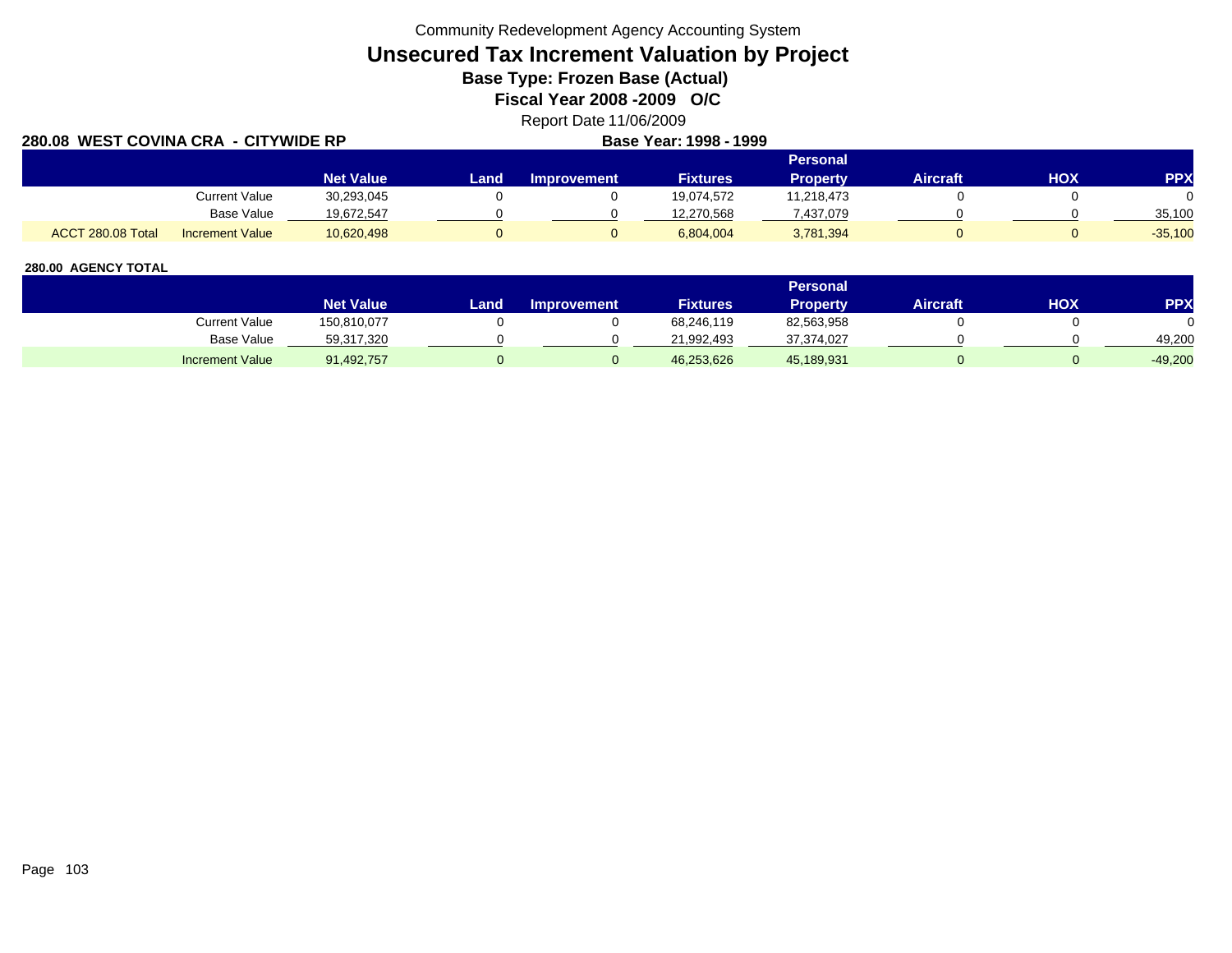Community Redevelopment Agency Accounting System

# Unsecured Tax Increment Valuation by Project

## Base Type: Frozen Base (Actual)

## Fiscal Year 2008 -2009 O/C

Report Date 11/06/2009

**280.08 WEST COVINA CRA - CITYWIDE RP** **Base Year: 1998 - 1999**

| | | Net Value | Land | Improvement | Fixtures | Personal Property | Aircraft | HOX | PPX |
|---|---|---|---|---|---|---|---|---|---|
| | Current Value | 30,293,045 | 0 | 0 | 19,074,572 | 11,218,473 | 0 | 0 | 0 |
| | Base Value | 19,672,547 | 0 | 0 | 12,270,568 | 7,437,079 | 0 | 0 | 35,100 |
| ACCT 280.08 Total | Increment Value | 10,620,498 | 0 | 0 | 6,804,004 | 3,781,394 | 0 | 0 | -35,100 |

**280.00 AGENCY TOTAL**

| | Net Value | Land | Improvement | Fixtures | Personal Property | Aircraft | HOX | PPX |
|---|---|---|---|---|---|---|---|---|
| Current Value | 150,810,077 | 0 | 0 | 68,246,119 | 82,563,958 | 0 | 0 | 0 |
| Base Value | 59,317,320 | 0 | 0 | 21,992,493 | 37,374,027 | 0 | 0 | 49,200 |
| Increment Value | 91,492,757 | 0 | 0 | 46,253,626 | 45,189,931 | 0 | 0 | -49,200 |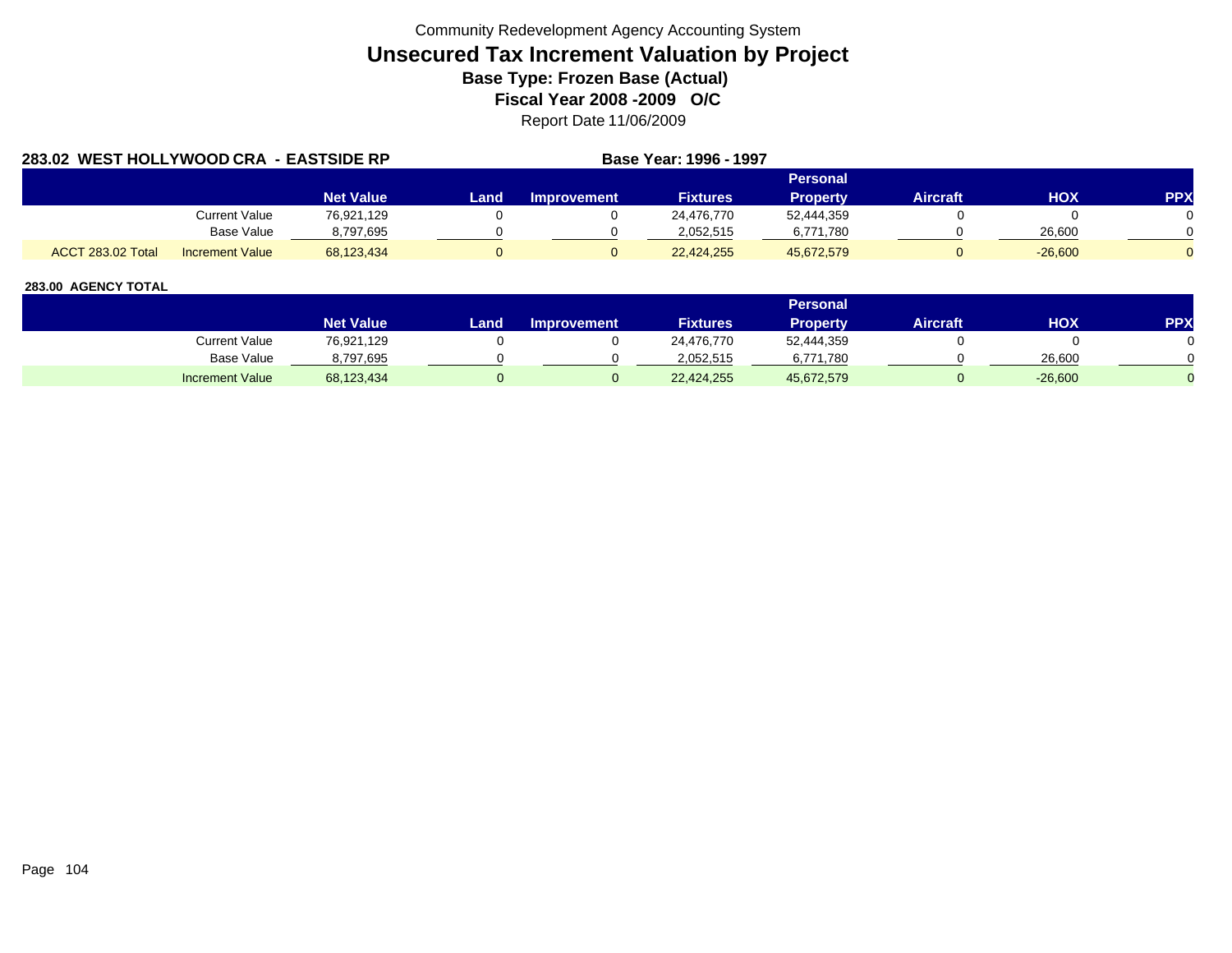Community Redevelopment Agency Accounting System

# Unsecured Tax Increment Valuation by Project

### Base Type: Frozen Base (Actual)

### Fiscal Year 2008 -2009 O/C

Report Date 11/06/2009

**283.02 WEST HOLLYWOOD CRA - EASTSIDE RP** **Base Year: 1996 - 1997**

| | | Net Value | Land | Improvement | Fixtures | Personal Property | Aircraft | HOX | PPX |
|---|---|---|---|---|---|---|---|---|---|
| | Current Value | 76,921,129 | 0 | 0 | 24,476,770 | 52,444,359 | 0 | 0 | 0 |
| | Base Value | 8,797,695 | 0 | 0 | 2,052,515 | 6,771,780 | 0 | 26,600 | 0 |
| ACCT 283.02 Total | Increment Value | 68,123,434 | 0 | 0 | 22,424,255 | 45,672,579 | 0 | -26,600 | 0 |

**283.00 AGENCY TOTAL**

| | Net Value | Land | Improvement | Fixtures | Personal Property | Aircraft | HOX | PPX |
|---|---|---|---|---|---|---|---|---|
| Current Value | 76,921,129 | 0 | 0 | 24,476,770 | 52,444,359 | 0 | 0 | 0 |
| Base Value | 8,797,695 | 0 | 0 | 2,052,515 | 6,771,780 | 0 | 26,600 | 0 |
| Increment Value | 68,123,434 | 0 | 0 | 22,424,255 | 45,672,579 | 0 | -26,600 | 0 |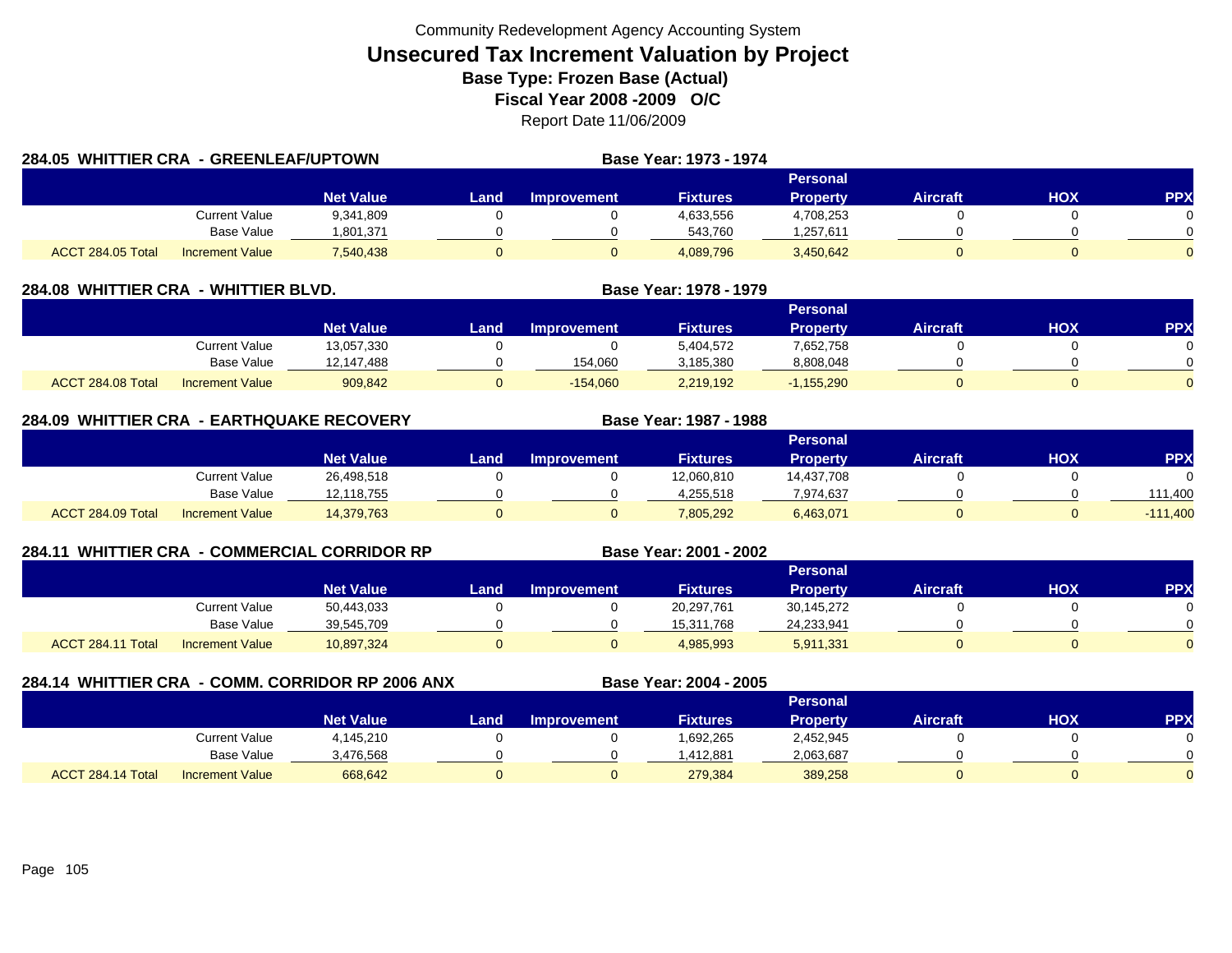Community Redevelopment Agency Accounting System

# Unsecured Tax Increment Valuation by Project

## Base Type: Frozen Base (Actual)

## Fiscal Year 2008 -2009 O/C

Report Date 11/06/2009

### 284.05 WHITTIER CRA - GREENLEAF/UPTOWN

Base Year: 1973 - 1974

| | | Net Value | Land | Improvement | Fixtures | Personal Property | Aircraft | HOX | PPX |
|---|---|---|---|---|---|---|---|---|---|
| | Current Value | 9,341,809 | 0 | 0 | 4,633,556 | 4,708,253 | 0 | 0 | 0 |
| | Base Value | 1,801,371 | 0 | 0 | 543,760 | 1,257,611 | 0 | 0 | 0 |
| ACCT 284.05 Total | Increment Value | 7,540,438 | 0 | 0 | 4,089,796 | 3,450,642 | 0 | 0 | 0 |

### 284.08 WHITTIER CRA - WHITTIER BLVD.

Base Year: 1978 - 1979

| | | Net Value | Land | Improvement | Fixtures | Personal Property | Aircraft | HOX | PPX |
|---|---|---|---|---|---|---|---|---|---|
| | Current Value | 13,057,330 | 0 | 0 | 5,404,572 | 7,652,758 | 0 | 0 | 0 |
| | Base Value | 12,147,488 | 0 | 154,060 | 3,185,380 | 8,808,048 | 0 | 0 | 0 |
| ACCT 284.08 Total | Increment Value | 909,842 | 0 | -154,060 | 2,219,192 | -1,155,290 | 0 | 0 | 0 |

### 284.09 WHITTIER CRA - EARTHQUAKE RECOVERY

Base Year: 1987 - 1988

| | | Net Value | Land | Improvement | Fixtures | Personal Property | Aircraft | HOX | PPX |
|---|---|---|---|---|---|---|---|---|---|
| | Current Value | 26,498,518 | 0 | 0 | 12,060,810 | 14,437,708 | 0 | 0 | 0 |
| | Base Value | 12,118,755 | 0 | 0 | 4,255,518 | 7,974,637 | 0 | 0 | 111,400 |
| ACCT 284.09 Total | Increment Value | 14,379,763 | 0 | 0 | 7,805,292 | 6,463,071 | 0 | 0 | -111,400 |

### 284.11 WHITTIER CRA - COMMERCIAL CORRIDOR RP

Base Year: 2001 - 2002

| | | Net Value | Land | Improvement | Fixtures | Personal Property | Aircraft | HOX | PPX |
|---|---|---|---|---|---|---|---|---|---|
| | Current Value | 50,443,033 | 0 | 0 | 20,297,761 | 30,145,272 | 0 | 0 | 0 |
| | Base Value | 39,545,709 | 0 | 0 | 15,311,768 | 24,233,941 | 0 | 0 | 0 |
| ACCT 284.11 Total | Increment Value | 10,897,324 | 0 | 0 | 4,985,993 | 5,911,331 | 0 | 0 | 0 |

### 284.14 WHITTIER CRA - COMM. CORRIDOR RP 2006 ANX

Base Year: 2004 - 2005

| | | Net Value | Land | Improvement | Fixtures | Personal Property | Aircraft | HOX | PPX |
|---|---|---|---|---|---|---|---|---|---|
| | Current Value | 4,145,210 | 0 | 0 | 1,692,265 | 2,452,945 | 0 | 0 | 0 |
| | Base Value | 3,476,568 | 0 | 0 | 1,412,881 | 2,063,687 | 0 | 0 | 0 |
| ACCT 284.14 Total | Increment Value | 668,642 | 0 | 0 | 279,384 | 389,258 | 0 | 0 | 0 |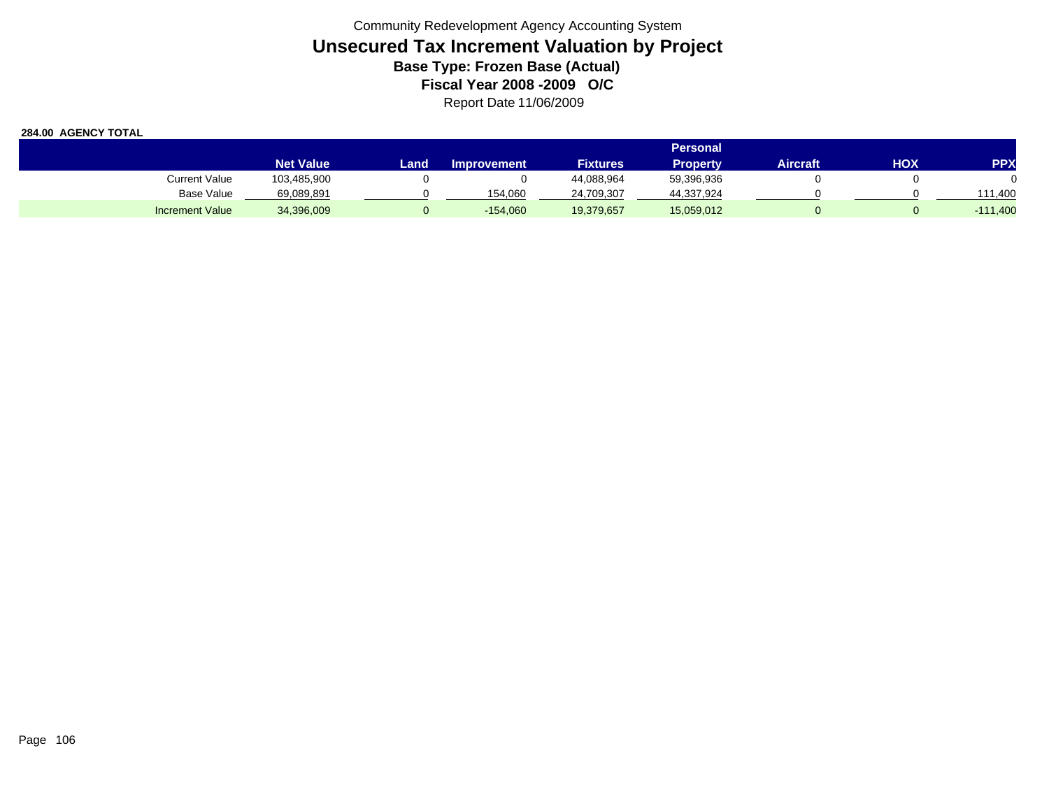Community Redevelopment Agency Accounting System

# Unsecured Tax Increment Valuation by Project

**Base Type: Frozen Base (Actual)**

**Fiscal Year 2008 -2009 O/C**

Report Date 11/06/2009

**284.00 AGENCY TOTAL**

| | Net Value | Land | Improvement | Fixtures | Personal Property | Aircraft | HOX | PPX |
|---|---|---|---|---|---|---|---|---|
| Current Value | 103,485,900 | 0 | 0 | 44,088,964 | 59,396,936 | 0 | 0 | 0 |
| Base Value | 69,089,891 | 0 | 154,060 | 24,709,307 | 44,337,924 | 0 | 0 | 111,400 |
| Increment Value | 34,396,009 | 0 | -154,060 | 19,379,657 | 15,059,012 | 0 | 0 | -111,400 |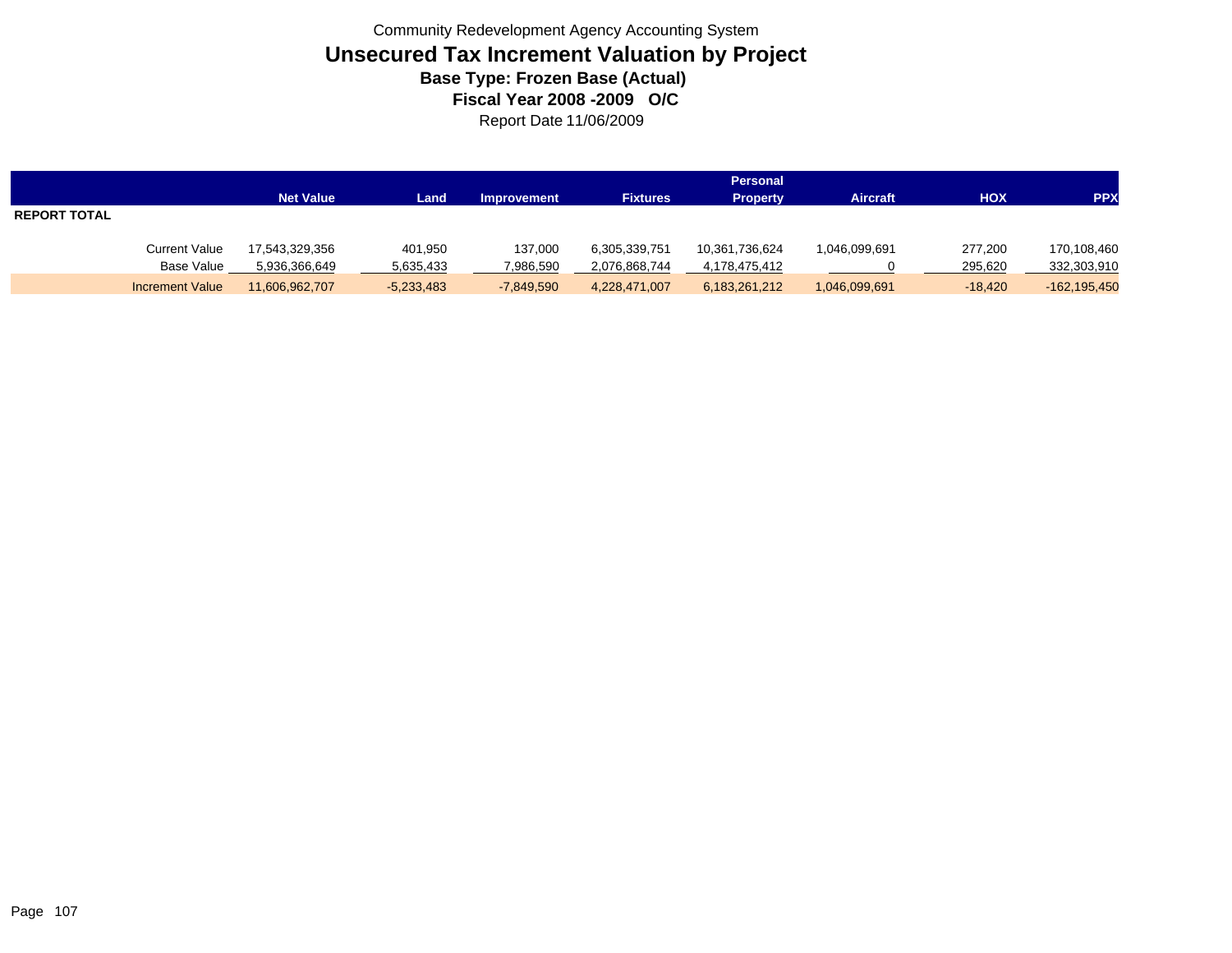Community Redevelopment Agency Accounting System

# Unsecured Tax Increment Valuation by Project

### Base Type: Frozen Base (Actual)

### Fiscal Year 2008 -2009 O/C

Report Date 11/06/2009

| | Net Value | Land | Improvement | Fixtures | Personal Property | Aircraft | HOX | PPX |
|---|---|---|---|---|---|---|---|---|
| **REPORT TOTAL** | | | | | | | | |
| Current Value | 17,543,329,356 | 401,950 | 137,000 | 6,305,339,751 | 10,361,736,624 | 1,046,099,691 | 277,200 | 170,108,460 |
| Base Value | 5,936,366,649 | 5,635,433 | 7,986,590 | 2,076,868,744 | 4,178,475,412 | 0 | 295,620 | 332,303,910 |
| Increment Value | 11,606,962,707 | -5,233,483 | -7,849,590 | 4,228,471,007 | 6,183,261,212 | 1,046,099,691 | -18,420 | -162,195,450 |